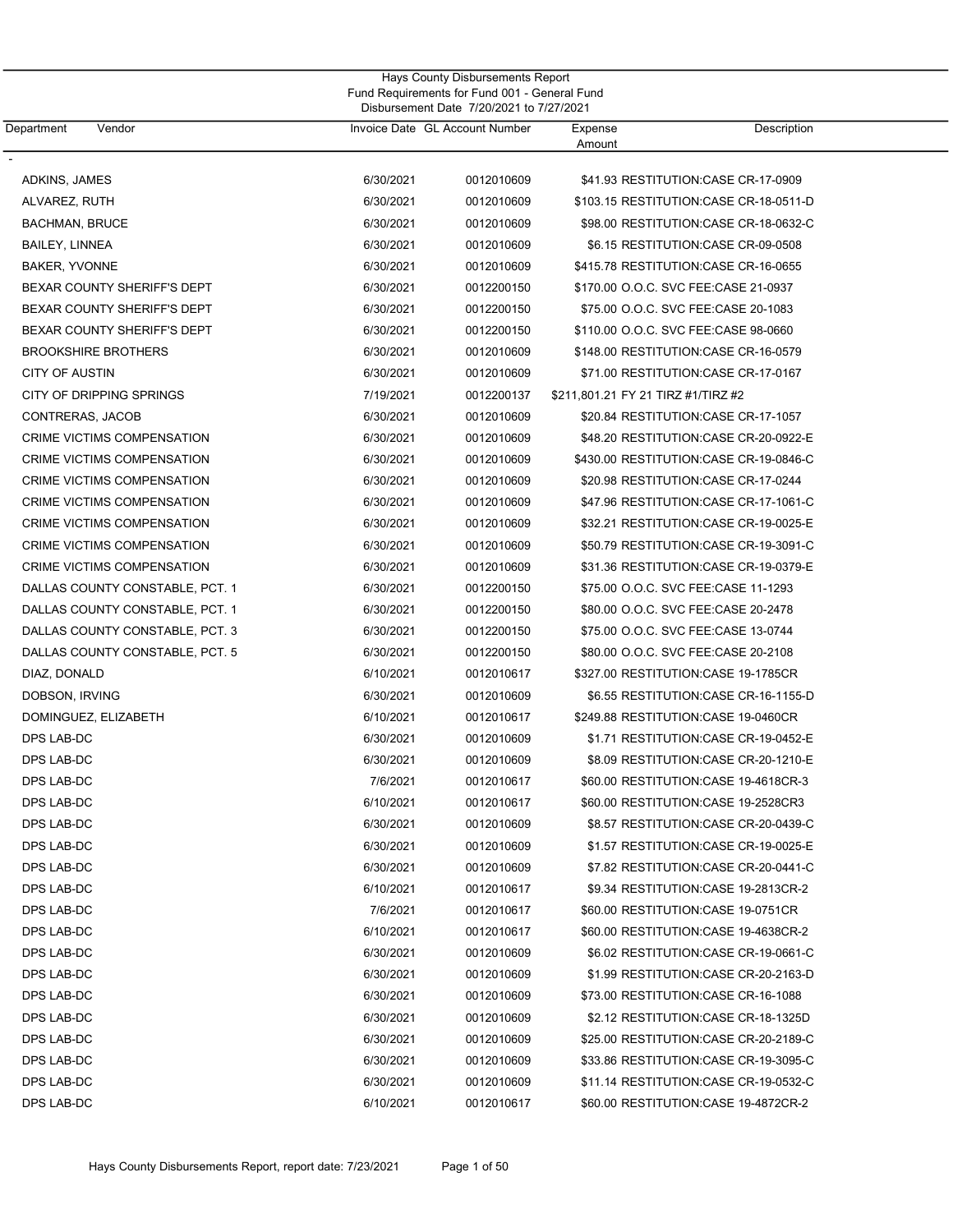Hays County Disbursements Report

Fund Requirements for Fund 001 - General Fund

Disbursement Date 7/20/2021 to 7/27/2021

| Department | Vendor | Invoice Date | GL Account Number | Expense Amount | Description |
|---|---|---|---|---|---|
| - | | | | | |
| | ADKINS, JAMES | 6/30/2021 | 0012010609 | $41.93 | RESTITUTION:CASE CR-17-0909 |
| | ALVAREZ, RUTH | 6/30/2021 | 0012010609 | $103.15 | RESTITUTION:CASE CR-18-0511-D |
| | BACHMAN, BRUCE | 6/30/2021 | 0012010609 | $98.00 | RESTITUTION:CASE CR-18-0632-C |
| | BAILEY, LINNEA | 6/30/2021 | 0012010609 | $6.15 | RESTITUTION:CASE CR-09-0508 |
| | BAKER, YVONNE | 6/30/2021 | 0012010609 | $415.78 | RESTITUTION:CASE CR-16-0655 |
| | BEXAR COUNTY SHERIFF'S DEPT | 6/30/2021 | 0012200150 | $170.00 | O.O.C. SVC FEE:CASE 21-0937 |
| | BEXAR COUNTY SHERIFF'S DEPT | 6/30/2021 | 0012200150 | $75.00 | O.O.C. SVC FEE:CASE 20-1083 |
| | BEXAR COUNTY SHERIFF'S DEPT | 6/30/2021 | 0012200150 | $110.00 | O.O.C. SVC FEE:CASE 98-0660 |
| | BROOKSHIRE BROTHERS | 6/30/2021 | 0012010609 | $148.00 | RESTITUTION:CASE CR-16-0579 |
| | CITY OF AUSTIN | 6/30/2021 | 0012010609 | $71.00 | RESTITUTION:CASE CR-17-0167 |
| | CITY OF DRIPPING SPRINGS | 7/19/2021 | 0012200137 | $211,801.21 | FY 21 TIRZ #1/TIRZ #2 |
| | CONTRERAS, JACOB | 6/30/2021 | 0012010609 | $20.84 | RESTITUTION:CASE CR-17-1057 |
| | CRIME VICTIMS COMPENSATION | 6/30/2021 | 0012010609 | $48.20 | RESTITUTION:CASE CR-20-0922-E |
| | CRIME VICTIMS COMPENSATION | 6/30/2021 | 0012010609 | $430.00 | RESTITUTION:CASE CR-19-0846-C |
| | CRIME VICTIMS COMPENSATION | 6/30/2021 | 0012010609 | $20.98 | RESTITUTION:CASE CR-17-0244 |
| | CRIME VICTIMS COMPENSATION | 6/30/2021 | 0012010609 | $47.96 | RESTITUTION:CASE CR-17-1061-C |
| | CRIME VICTIMS COMPENSATION | 6/30/2021 | 0012010609 | $32.21 | RESTITUTION:CASE CR-19-0025-E |
| | CRIME VICTIMS COMPENSATION | 6/30/2021 | 0012010609 | $50.79 | RESTITUTION:CASE CR-19-3091-C |
| | CRIME VICTIMS COMPENSATION | 6/30/2021 | 0012010609 | $31.36 | RESTITUTION:CASE CR-19-0379-E |
| | DALLAS COUNTY CONSTABLE, PCT. 1 | 6/30/2021 | 0012200150 | $75.00 | O.O.C. SVC FEE:CASE 11-1293 |
| | DALLAS COUNTY CONSTABLE, PCT. 1 | 6/30/2021 | 0012200150 | $80.00 | O.O.C. SVC FEE:CASE 20-2478 |
| | DALLAS COUNTY CONSTABLE, PCT. 3 | 6/30/2021 | 0012200150 | $75.00 | O.O.C. SVC FEE:CASE 13-0744 |
| | DALLAS COUNTY CONSTABLE, PCT. 5 | 6/30/2021 | 0012200150 | $80.00 | O.O.C. SVC FEE:CASE 20-2108 |
| | DIAZ, DONALD | 6/10/2021 | 0012010617 | $327.00 | RESTITUTION:CASE 19-1785CR |
| | DOBSON, IRVING | 6/30/2021 | 0012010609 | $6.55 | RESTITUTION:CASE CR-16-1155-D |
| | DOMINGUEZ, ELIZABETH | 6/10/2021 | 0012010617 | $249.88 | RESTITUTION:CASE 19-0460CR |
| | DPS LAB-DC | 6/30/2021 | 0012010609 | $1.71 | RESTITUTION:CASE CR-19-0452-E |
| | DPS LAB-DC | 6/30/2021 | 0012010609 | $8.09 | RESTITUTION:CASE CR-20-1210-E |
| | DPS LAB-DC | 7/6/2021 | 0012010617 | $60.00 | RESTITUTION:CASE 19-4618CR-3 |
| | DPS LAB-DC | 6/10/2021 | 0012010617 | $60.00 | RESTITUTION:CASE 19-2528CR3 |
| | DPS LAB-DC | 6/30/2021 | 0012010609 | $8.57 | RESTITUTION:CASE CR-20-0439-C |
| | DPS LAB-DC | 6/30/2021 | 0012010609 | $1.57 | RESTITUTION:CASE CR-19-0025-E |
| | DPS LAB-DC | 6/30/2021 | 0012010609 | $7.82 | RESTITUTION:CASE CR-20-0441-C |
| | DPS LAB-DC | 6/10/2021 | 0012010617 | $9.34 | RESTITUTION:CASE 19-2813CR-2 |
| | DPS LAB-DC | 7/6/2021 | 0012010617 | $60.00 | RESTITUTION:CASE 19-0751CR |
| | DPS LAB-DC | 6/10/2021 | 0012010617 | $60.00 | RESTITUTION:CASE 19-4638CR-2 |
| | DPS LAB-DC | 6/30/2021 | 0012010609 | $6.02 | RESTITUTION:CASE CR-19-0661-C |
| | DPS LAB-DC | 6/30/2021 | 0012010609 | $1.99 | RESTITUTION:CASE CR-20-2163-D |
| | DPS LAB-DC | 6/30/2021 | 0012010609 | $73.00 | RESTITUTION:CASE CR-16-1088 |
| | DPS LAB-DC | 6/30/2021 | 0012010609 | $2.12 | RESTITUTION:CASE CR-18-1325D |
| | DPS LAB-DC | 6/30/2021 | 0012010609 | $25.00 | RESTITUTION:CASE CR-20-2189-C |
| | DPS LAB-DC | 6/30/2021 | 0012010609 | $33.86 | RESTITUTION:CASE CR-19-3095-C |
| | DPS LAB-DC | 6/30/2021 | 0012010609 | $11.14 | RESTITUTION:CASE CR-19-0532-C |
| | DPS LAB-DC | 6/10/2021 | 0012010617 | $60.00 | RESTITUTION:CASE 19-4872CR-2 |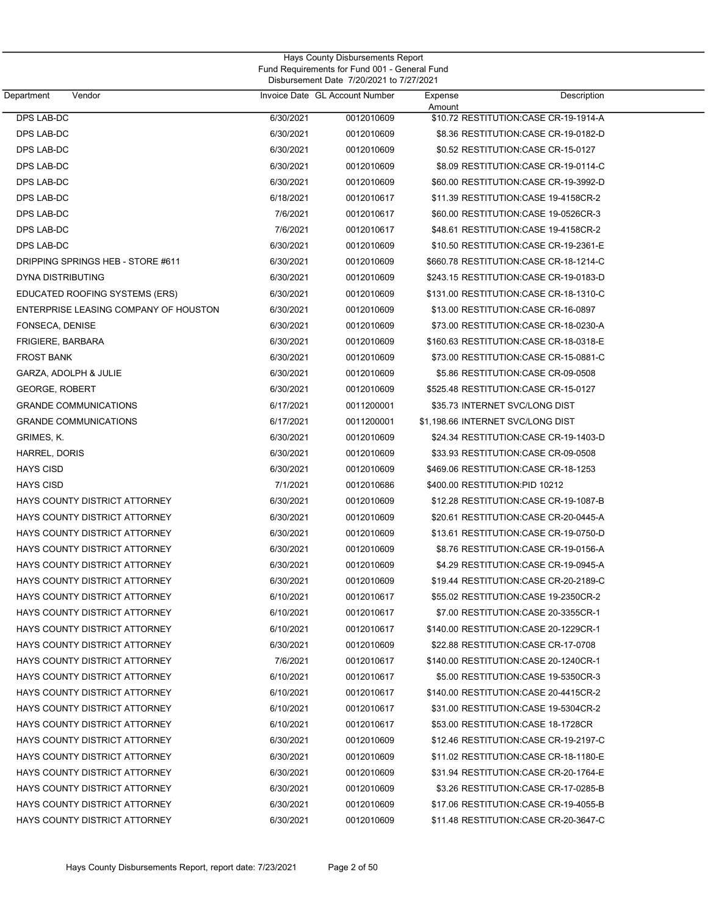Hays County Disbursements Report
Fund Requirements for Fund 001 - General Fund
Disbursement Date 7/20/2021 to 7/27/2021

| Department | Vendor | Invoice Date | GL Account Number | Expense Amount | Description |
|---|---|---|---|---|---|
| DPS LAB-DC | | 6/30/2021 | 0012010609 | $10.72 | RESTITUTION:CASE CR-19-1914-A |
| DPS LAB-DC | | 6/30/2021 | 0012010609 | $8.36 | RESTITUTION:CASE CR-19-0182-D |
| DPS LAB-DC | | 6/30/2021 | 0012010609 | $0.52 | RESTITUTION:CASE CR-15-0127 |
| DPS LAB-DC | | 6/30/2021 | 0012010609 | $8.09 | RESTITUTION:CASE CR-19-0114-C |
| DPS LAB-DC | | 6/30/2021 | 0012010609 | $60.00 | RESTITUTION:CASE CR-19-3992-D |
| DPS LAB-DC | | 6/18/2021 | 0012010617 | $11.39 | RESTITUTION:CASE 19-4158CR-2 |
| DPS LAB-DC | | 7/6/2021 | 0012010617 | $60.00 | RESTITUTION:CASE 19-0526CR-3 |
| DPS LAB-DC | | 7/6/2021 | 0012010617 | $48.61 | RESTITUTION:CASE 19-4158CR-2 |
| DPS LAB-DC | | 6/30/2021 | 0012010609 | $10.50 | RESTITUTION:CASE CR-19-2361-E |
| DRIPPING SPRINGS HEB - STORE #611 | | 6/30/2021 | 0012010609 | $660.78 | RESTITUTION:CASE CR-18-1214-C |
| DYNA DISTRIBUTING | | 6/30/2021 | 0012010609 | $243.15 | RESTITUTION:CASE CR-19-0183-D |
| EDUCATED ROOFING SYSTEMS (ERS) | | 6/30/2021 | 0012010609 | $131.00 | RESTITUTION:CASE CR-18-1310-C |
| ENTERPRISE LEASING COMPANY OF HOUSTON | | 6/30/2021 | 0012010609 | $13.00 | RESTITUTION:CASE CR-16-0897 |
| FONSECA, DENISE | | 6/30/2021 | 0012010609 | $73.00 | RESTITUTION:CASE CR-18-0230-A |
| FRIGIERE, BARBARA | | 6/30/2021 | 0012010609 | $160.63 | RESTITUTION:CASE CR-18-0318-E |
| FROST BANK | | 6/30/2021 | 0012010609 | $73.00 | RESTITUTION:CASE CR-15-0881-C |
| GARZA, ADOLPH & JULIE | | 6/30/2021 | 0012010609 | $5.86 | RESTITUTION:CASE CR-09-0508 |
| GEORGE, ROBERT | | 6/30/2021 | 0012010609 | $525.48 | RESTITUTION:CASE CR-15-0127 |
| GRANDE COMMUNICATIONS | | 6/17/2021 | 0011200001 | $35.73 | INTERNET SVC/LONG DIST |
| GRANDE COMMUNICATIONS | | 6/17/2021 | 0011200001 | $1,198.66 | INTERNET SVC/LONG DIST |
| GRIMES, K. | | 6/30/2021 | 0012010609 | $24.34 | RESTITUTION:CASE CR-19-1403-D |
| HARREL, DORIS | | 6/30/2021 | 0012010609 | $33.93 | RESTITUTION:CASE CR-09-0508 |
| HAYS CISD | | 6/30/2021 | 0012010609 | $469.06 | RESTITUTION:CASE CR-18-1253 |
| HAYS CISD | | 7/1/2021 | 0012010686 | $400.00 | RESTITUTION:PID 10212 |
| HAYS COUNTY DISTRICT ATTORNEY | | 6/30/2021 | 0012010609 | $12.28 | RESTITUTION:CASE CR-19-1087-B |
| HAYS COUNTY DISTRICT ATTORNEY | | 6/30/2021 | 0012010609 | $20.61 | RESTITUTION:CASE CR-20-0445-A |
| HAYS COUNTY DISTRICT ATTORNEY | | 6/30/2021 | 0012010609 | $13.61 | RESTITUTION:CASE CR-19-0750-D |
| HAYS COUNTY DISTRICT ATTORNEY | | 6/30/2021 | 0012010609 | $8.76 | RESTITUTION:CASE CR-19-0156-A |
| HAYS COUNTY DISTRICT ATTORNEY | | 6/30/2021 | 0012010609 | $4.29 | RESTITUTION:CASE CR-19-0945-A |
| HAYS COUNTY DISTRICT ATTORNEY | | 6/30/2021 | 0012010609 | $19.44 | RESTITUTION:CASE CR-20-2189-C |
| HAYS COUNTY DISTRICT ATTORNEY | | 6/10/2021 | 0012010617 | $55.02 | RESTITUTION:CASE 19-2350CR-2 |
| HAYS COUNTY DISTRICT ATTORNEY | | 6/10/2021 | 0012010617 | $7.00 | RESTITUTION:CASE 20-3355CR-1 |
| HAYS COUNTY DISTRICT ATTORNEY | | 6/10/2021 | 0012010617 | $140.00 | RESTITUTION:CASE 20-1229CR-1 |
| HAYS COUNTY DISTRICT ATTORNEY | | 6/30/2021 | 0012010609 | $22.88 | RESTITUTION:CASE CR-17-0708 |
| HAYS COUNTY DISTRICT ATTORNEY | | 7/6/2021 | 0012010617 | $140.00 | RESTITUTION:CASE 20-1240CR-1 |
| HAYS COUNTY DISTRICT ATTORNEY | | 6/10/2021 | 0012010617 | $5.00 | RESTITUTION:CASE 19-5350CR-3 |
| HAYS COUNTY DISTRICT ATTORNEY | | 6/10/2021 | 0012010617 | $140.00 | RESTITUTION:CASE 20-4415CR-2 |
| HAYS COUNTY DISTRICT ATTORNEY | | 6/10/2021 | 0012010617 | $31.00 | RESTITUTION:CASE 19-5304CR-2 |
| HAYS COUNTY DISTRICT ATTORNEY | | 6/10/2021 | 0012010617 | $53.00 | RESTITUTION:CASE 18-1728CR |
| HAYS COUNTY DISTRICT ATTORNEY | | 6/30/2021 | 0012010609 | $12.46 | RESTITUTION:CASE CR-19-2197-C |
| HAYS COUNTY DISTRICT ATTORNEY | | 6/30/2021 | 0012010609 | $11.02 | RESTITUTION:CASE CR-18-1180-E |
| HAYS COUNTY DISTRICT ATTORNEY | | 6/30/2021 | 0012010609 | $31.94 | RESTITUTION:CASE CR-20-1764-E |
| HAYS COUNTY DISTRICT ATTORNEY | | 6/30/2021 | 0012010609 | $3.26 | RESTITUTION:CASE CR-17-0285-B |
| HAYS COUNTY DISTRICT ATTORNEY | | 6/30/2021 | 0012010609 | $17.06 | RESTITUTION:CASE CR-19-4055-B |
| HAYS COUNTY DISTRICT ATTORNEY | | 6/30/2021 | 0012010609 | $11.48 | RESTITUTION:CASE CR-20-3647-C |

Hays County Disbursements Report, report date: 7/23/2021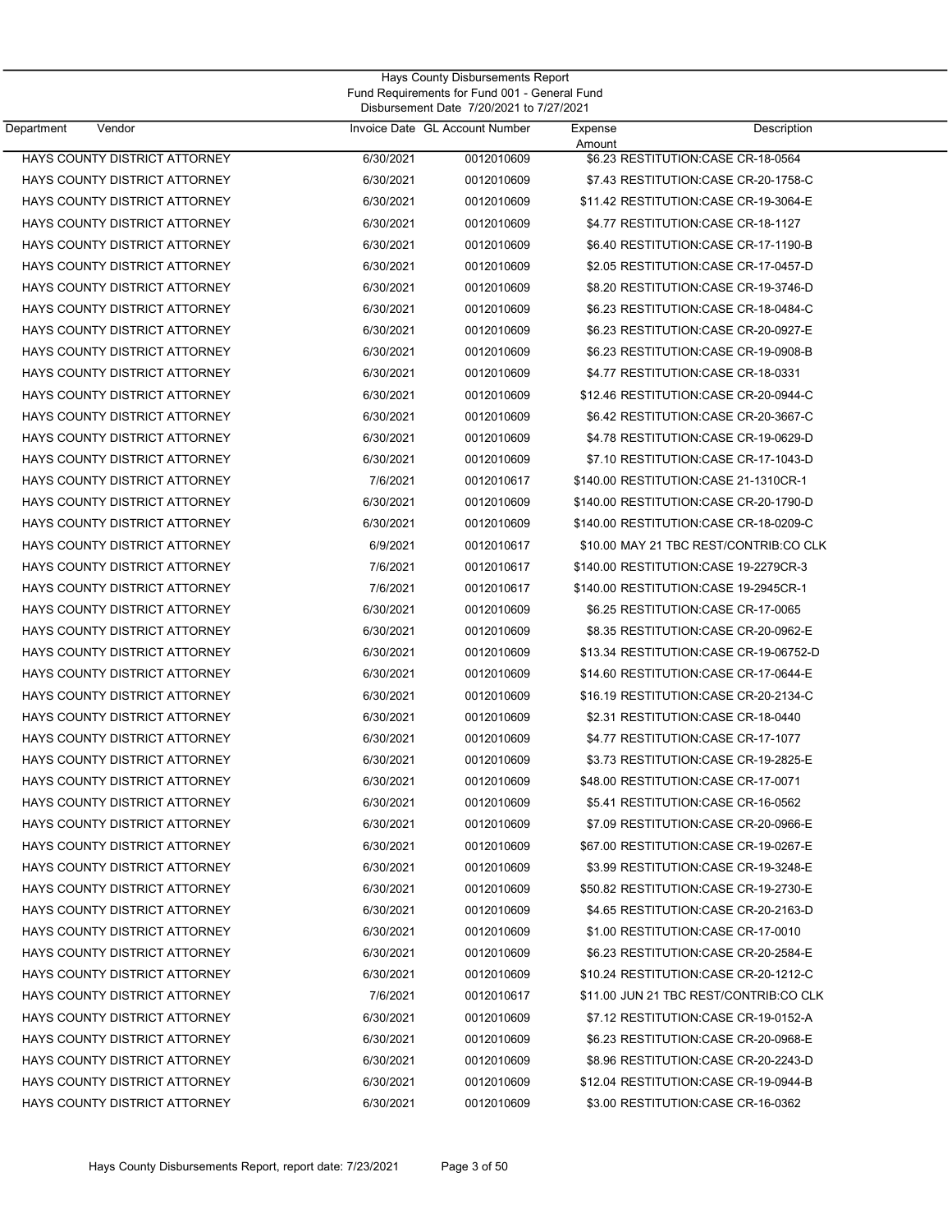Hays County Disbursements Report
Fund Requirements for Fund 001 - General Fund
Disbursement Date 7/20/2021 to 7/27/2021

| Department Vendor | Invoice Date | GL Account Number | Expense Amount | Description |
|---|---|---|---|---|
| HAYS COUNTY DISTRICT ATTORNEY | 6/30/2021 | 0012010609 | $6.23 | RESTITUTION:CASE CR-18-0564 |
| HAYS COUNTY DISTRICT ATTORNEY | 6/30/2021 | 0012010609 | $7.43 | RESTITUTION:CASE CR-20-1758-C |
| HAYS COUNTY DISTRICT ATTORNEY | 6/30/2021 | 0012010609 | $11.42 | RESTITUTION:CASE CR-19-3064-E |
| HAYS COUNTY DISTRICT ATTORNEY | 6/30/2021 | 0012010609 | $4.77 | RESTITUTION:CASE CR-18-1127 |
| HAYS COUNTY DISTRICT ATTORNEY | 6/30/2021 | 0012010609 | $6.40 | RESTITUTION:CASE CR-17-1190-B |
| HAYS COUNTY DISTRICT ATTORNEY | 6/30/2021 | 0012010609 | $2.05 | RESTITUTION:CASE CR-17-0457-D |
| HAYS COUNTY DISTRICT ATTORNEY | 6/30/2021 | 0012010609 | $8.20 | RESTITUTION:CASE CR-19-3746-D |
| HAYS COUNTY DISTRICT ATTORNEY | 6/30/2021 | 0012010609 | $6.23 | RESTITUTION:CASE CR-18-0484-C |
| HAYS COUNTY DISTRICT ATTORNEY | 6/30/2021 | 0012010609 | $6.23 | RESTITUTION:CASE CR-20-0927-E |
| HAYS COUNTY DISTRICT ATTORNEY | 6/30/2021 | 0012010609 | $6.23 | RESTITUTION:CASE CR-19-0908-B |
| HAYS COUNTY DISTRICT ATTORNEY | 6/30/2021 | 0012010609 | $4.77 | RESTITUTION:CASE CR-18-0331 |
| HAYS COUNTY DISTRICT ATTORNEY | 6/30/2021 | 0012010609 | $12.46 | RESTITUTION:CASE CR-20-0944-C |
| HAYS COUNTY DISTRICT ATTORNEY | 6/30/2021 | 0012010609 | $6.42 | RESTITUTION:CASE CR-20-3667-C |
| HAYS COUNTY DISTRICT ATTORNEY | 6/30/2021 | 0012010609 | $4.78 | RESTITUTION:CASE CR-19-0629-D |
| HAYS COUNTY DISTRICT ATTORNEY | 6/30/2021 | 0012010609 | $7.10 | RESTITUTION:CASE CR-17-1043-D |
| HAYS COUNTY DISTRICT ATTORNEY | 7/6/2021 | 0012010617 | $140.00 | RESTITUTION:CASE 21-1310CR-1 |
| HAYS COUNTY DISTRICT ATTORNEY | 6/30/2021 | 0012010609 | $140.00 | RESTITUTION:CASE CR-20-1790-D |
| HAYS COUNTY DISTRICT ATTORNEY | 6/30/2021 | 0012010609 | $140.00 | RESTITUTION:CASE CR-18-0209-C |
| HAYS COUNTY DISTRICT ATTORNEY | 6/9/2021 | 0012010617 | $10.00 | MAY 21 TBC REST/CONTRIB:CO CLK |
| HAYS COUNTY DISTRICT ATTORNEY | 7/6/2021 | 0012010617 | $140.00 | RESTITUTION:CASE 19-2279CR-3 |
| HAYS COUNTY DISTRICT ATTORNEY | 7/6/2021 | 0012010617 | $140.00 | RESTITUTION:CASE 19-2945CR-1 |
| HAYS COUNTY DISTRICT ATTORNEY | 6/30/2021 | 0012010609 | $6.25 | RESTITUTION:CASE CR-17-0065 |
| HAYS COUNTY DISTRICT ATTORNEY | 6/30/2021 | 0012010609 | $8.35 | RESTITUTION:CASE CR-20-0962-E |
| HAYS COUNTY DISTRICT ATTORNEY | 6/30/2021 | 0012010609 | $13.34 | RESTITUTION:CASE CR-19-06752-D |
| HAYS COUNTY DISTRICT ATTORNEY | 6/30/2021 | 0012010609 | $14.60 | RESTITUTION:CASE CR-17-0644-E |
| HAYS COUNTY DISTRICT ATTORNEY | 6/30/2021 | 0012010609 | $16.19 | RESTITUTION:CASE CR-20-2134-C |
| HAYS COUNTY DISTRICT ATTORNEY | 6/30/2021 | 0012010609 | $2.31 | RESTITUTION:CASE CR-18-0440 |
| HAYS COUNTY DISTRICT ATTORNEY | 6/30/2021 | 0012010609 | $4.77 | RESTITUTION:CASE CR-17-1077 |
| HAYS COUNTY DISTRICT ATTORNEY | 6/30/2021 | 0012010609 | $3.73 | RESTITUTION:CASE CR-19-2825-E |
| HAYS COUNTY DISTRICT ATTORNEY | 6/30/2021 | 0012010609 | $48.00 | RESTITUTION:CASE CR-17-0071 |
| HAYS COUNTY DISTRICT ATTORNEY | 6/30/2021 | 0012010609 | $5.41 | RESTITUTION:CASE CR-16-0562 |
| HAYS COUNTY DISTRICT ATTORNEY | 6/30/2021 | 0012010609 | $7.09 | RESTITUTION:CASE CR-20-0966-E |
| HAYS COUNTY DISTRICT ATTORNEY | 6/30/2021 | 0012010609 | $67.00 | RESTITUTION:CASE CR-19-0267-E |
| HAYS COUNTY DISTRICT ATTORNEY | 6/30/2021 | 0012010609 | $3.99 | RESTITUTION:CASE CR-19-3248-E |
| HAYS COUNTY DISTRICT ATTORNEY | 6/30/2021 | 0012010609 | $50.82 | RESTITUTION:CASE CR-19-2730-E |
| HAYS COUNTY DISTRICT ATTORNEY | 6/30/2021 | 0012010609 | $4.65 | RESTITUTION:CASE CR-20-2163-D |
| HAYS COUNTY DISTRICT ATTORNEY | 6/30/2021 | 0012010609 | $1.00 | RESTITUTION:CASE CR-17-0010 |
| HAYS COUNTY DISTRICT ATTORNEY | 6/30/2021 | 0012010609 | $6.23 | RESTITUTION:CASE CR-20-2584-E |
| HAYS COUNTY DISTRICT ATTORNEY | 6/30/2021 | 0012010609 | $10.24 | RESTITUTION:CASE CR-20-1212-C |
| HAYS COUNTY DISTRICT ATTORNEY | 7/6/2021 | 0012010617 | $11.00 | JUN 21 TBC REST/CONTRIB:CO CLK |
| HAYS COUNTY DISTRICT ATTORNEY | 6/30/2021 | 0012010609 | $7.12 | RESTITUTION:CASE CR-19-0152-A |
| HAYS COUNTY DISTRICT ATTORNEY | 6/30/2021 | 0012010609 | $6.23 | RESTITUTION:CASE CR-20-0968-E |
| HAYS COUNTY DISTRICT ATTORNEY | 6/30/2021 | 0012010609 | $8.96 | RESTITUTION:CASE CR-20-2243-D |
| HAYS COUNTY DISTRICT ATTORNEY | 6/30/2021 | 0012010609 | $12.04 | RESTITUTION:CASE CR-19-0944-B |
| HAYS COUNTY DISTRICT ATTORNEY | 6/30/2021 | 0012010609 | $3.00 | RESTITUTION:CASE CR-16-0362 |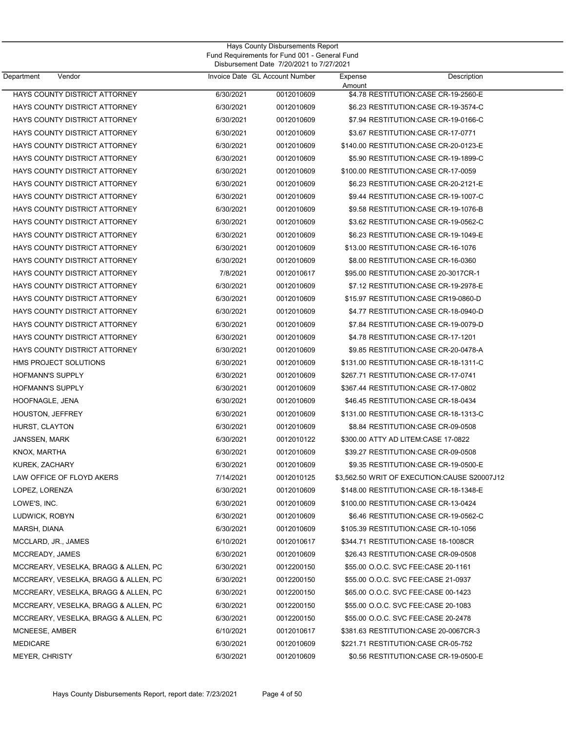Hays County Disbursements Report
Fund Requirements for Fund 001 - General Fund
Disbursement Date 7/20/2021 to 7/27/2021

| Department | Vendor | Invoice Date | GL Account Number | Expense Amount | Description |
|---|---|---|---|---|---|
| | HAYS COUNTY DISTRICT ATTORNEY | 6/30/2021 | 0012010609 | $4.78 | RESTITUTION:CASE CR-19-2560-E |
| | HAYS COUNTY DISTRICT ATTORNEY | 6/30/2021 | 0012010609 | $6.23 | RESTITUTION:CASE CR-19-3574-C |
| | HAYS COUNTY DISTRICT ATTORNEY | 6/30/2021 | 0012010609 | $7.94 | RESTITUTION:CASE CR-19-0166-C |
| | HAYS COUNTY DISTRICT ATTORNEY | 6/30/2021 | 0012010609 | $3.67 | RESTITUTION:CASE CR-17-0771 |
| | HAYS COUNTY DISTRICT ATTORNEY | 6/30/2021 | 0012010609 | $140.00 | RESTITUTION:CASE CR-20-0123-E |
| | HAYS COUNTY DISTRICT ATTORNEY | 6/30/2021 | 0012010609 | $5.90 | RESTITUTION:CASE CR-19-1899-C |
| | HAYS COUNTY DISTRICT ATTORNEY | 6/30/2021 | 0012010609 | $100.00 | RESTITUTION:CASE CR-17-0059 |
| | HAYS COUNTY DISTRICT ATTORNEY | 6/30/2021 | 0012010609 | $6.23 | RESTITUTION:CASE CR-20-2121-E |
| | HAYS COUNTY DISTRICT ATTORNEY | 6/30/2021 | 0012010609 | $9.44 | RESTITUTION:CASE CR-19-1007-C |
| | HAYS COUNTY DISTRICT ATTORNEY | 6/30/2021 | 0012010609 | $9.58 | RESTITUTION:CASE CR-19-1076-B |
| | HAYS COUNTY DISTRICT ATTORNEY | 6/30/2021 | 0012010609 | $3.62 | RESTITUTION:CASE CR-19-0562-C |
| | HAYS COUNTY DISTRICT ATTORNEY | 6/30/2021 | 0012010609 | $6.23 | RESTITUTION:CASE CR-19-1049-E |
| | HAYS COUNTY DISTRICT ATTORNEY | 6/30/2021 | 0012010609 | $13.00 | RESTITUTION:CASE CR-16-1076 |
| | HAYS COUNTY DISTRICT ATTORNEY | 6/30/2021 | 0012010609 | $8.00 | RESTITUTION:CASE CR-16-0360 |
| | HAYS COUNTY DISTRICT ATTORNEY | 7/8/2021 | 0012010617 | $95.00 | RESTITUTION:CASE 20-3017CR-1 |
| | HAYS COUNTY DISTRICT ATTORNEY | 6/30/2021 | 0012010609 | $7.12 | RESTITUTION:CASE CR-19-2978-E |
| | HAYS COUNTY DISTRICT ATTORNEY | 6/30/2021 | 0012010609 | $15.97 | RESTITUTION:CASE CR19-0860-D |
| | HAYS COUNTY DISTRICT ATTORNEY | 6/30/2021 | 0012010609 | $4.77 | RESTITUTION:CASE CR-18-0940-D |
| | HAYS COUNTY DISTRICT ATTORNEY | 6/30/2021 | 0012010609 | $7.84 | RESTITUTION:CASE CR-19-0079-D |
| | HAYS COUNTY DISTRICT ATTORNEY | 6/30/2021 | 0012010609 | $4.78 | RESTITUTION:CASE CR-17-1201 |
| | HAYS COUNTY DISTRICT ATTORNEY | 6/30/2021 | 0012010609 | $9.85 | RESTITUTION:CASE CR-20-0478-A |
| | HMS PROJECT SOLUTIONS | 6/30/2021 | 0012010609 | $131.00 | RESTITUTION:CASE CR-18-1311-C |
| | HOFMANN'S SUPPLY | 6/30/2021 | 0012010609 | $267.71 | RESTITUTION:CASE CR-17-0741 |
| | HOFMANN'S SUPPLY | 6/30/2021 | 0012010609 | $367.44 | RESTITUTION:CASE CR-17-0802 |
| | HOOFNAGLE, JENA | 6/30/2021 | 0012010609 | $46.45 | RESTITUTION:CASE CR-18-0434 |
| | HOUSTON, JEFFREY | 6/30/2021 | 0012010609 | $131.00 | RESTITUTION:CASE CR-18-1313-C |
| | HURST, CLAYTON | 6/30/2021 | 0012010609 | $8.84 | RESTITUTION:CASE CR-09-0508 |
| | JANSSEN, MARK | 6/30/2021 | 0012010122 | $300.00 | ATTY AD LITEM:CASE 17-0822 |
| | KNOX, MARTHA | 6/30/2021 | 0012010609 | $39.27 | RESTITUTION:CASE CR-09-0508 |
| | KUREK, ZACHARY | 6/30/2021 | 0012010609 | $9.35 | RESTITUTION:CASE CR-19-0500-E |
| | LAW OFFICE OF FLOYD AKERS | 7/14/2021 | 0012010125 | $3,562.50 | WRIT OF EXECUTION:CAUSE S20007J12 |
| | LOPEZ, LORENZA | 6/30/2021 | 0012010609 | $148.00 | RESTITUTION:CASE CR-18-1348-E |
| | LOWE'S, INC. | 6/30/2021 | 0012010609 | $100.00 | RESTITUTION:CASE CR-13-0424 |
| | LUDWICK, ROBYN | 6/30/2021 | 0012010609 | $6.46 | RESTITUTION:CASE CR-19-0562-C |
| | MARSH, DIANA | 6/30/2021 | 0012010609 | $105.39 | RESTITUTION:CASE CR-10-1056 |
| | MCCLARD, JR., JAMES | 6/10/2021 | 0012010617 | $344.71 | RESTITUTION:CASE 18-1008CR |
| | MCCREADY, JAMES | 6/30/2021 | 0012010609 | $26.43 | RESTITUTION:CASE CR-09-0508 |
| | MCCREARY, VESELKA, BRAGG & ALLEN, PC | 6/30/2021 | 0012200150 | $55.00 | O.O.C. SVC FEE:CASE 20-1161 |
| | MCCREARY, VESELKA, BRAGG & ALLEN, PC | 6/30/2021 | 0012200150 | $55.00 | O.O.C. SVC FEE:CASE 21-0937 |
| | MCCREARY, VESELKA, BRAGG & ALLEN, PC | 6/30/2021 | 0012200150 | $65.00 | O.O.C. SVC FEE:CASE 00-1423 |
| | MCCREARY, VESELKA, BRAGG & ALLEN, PC | 6/30/2021 | 0012200150 | $55.00 | O.O.C. SVC FEE:CASE 20-1083 |
| | MCCREARY, VESELKA, BRAGG & ALLEN, PC | 6/30/2021 | 0012200150 | $55.00 | O.O.C. SVC FEE:CASE 20-2478 |
| | MCNEESE, AMBER | 6/10/2021 | 0012010617 | $381.63 | RESTITUTION:CASE 20-0067CR-3 |
| | MEDICARE | 6/30/2021 | 0012010609 | $221.71 | RESTITUTION:CASE CR-05-752 |
| | MEYER, CHRISTY | 6/30/2021 | 0012010609 | $0.56 | RESTITUTION:CASE CR-19-0500-E |

Hays County Disbursements Report, report date: 7/23/2021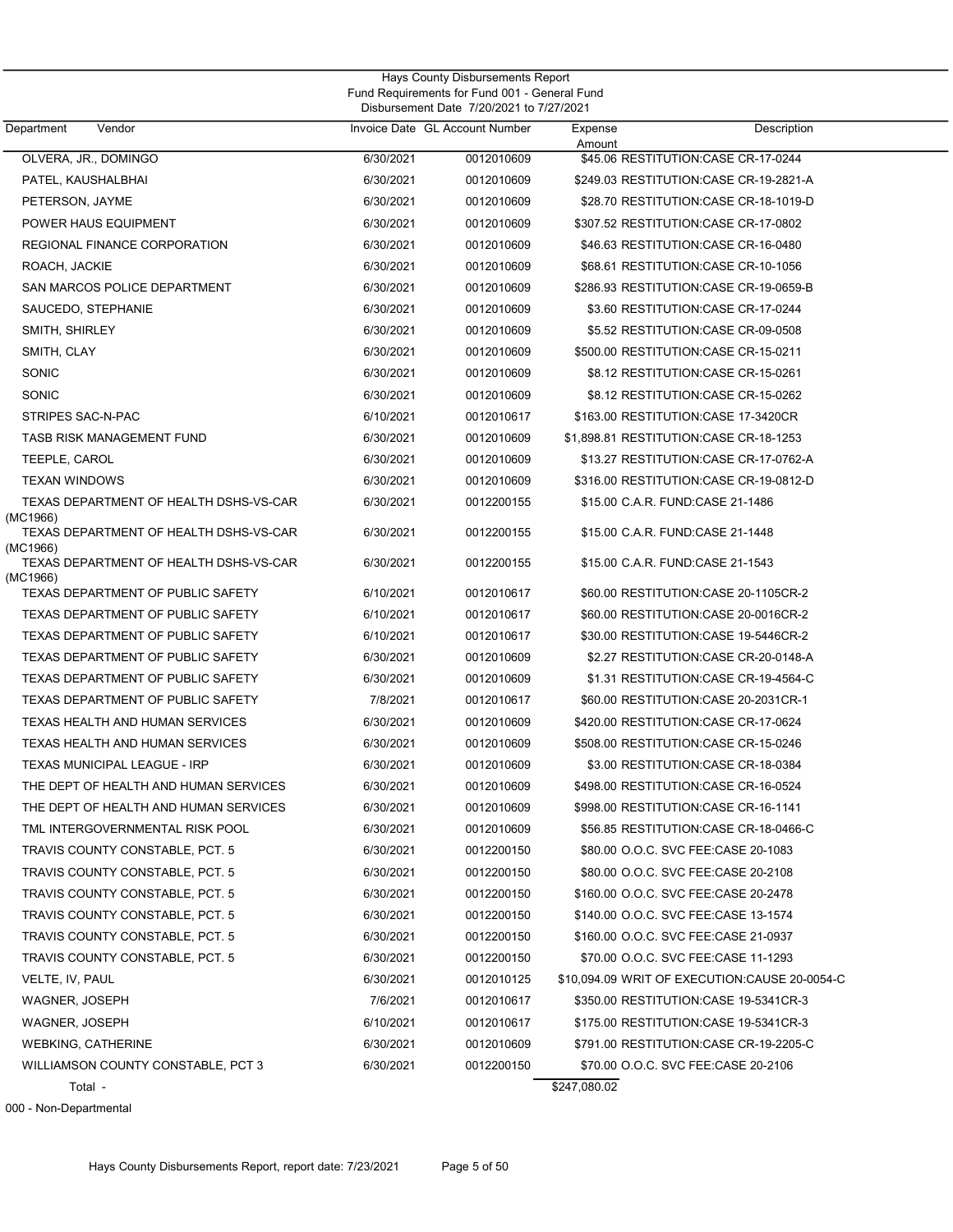Hays County Disbursements Report
Fund Requirements for Fund 001 - General Fund
Disbursement Date 7/20/2021 to 7/27/2021

| Department Vendor | Invoice Date | GL Account Number | Expense Amount | Description |
|---|---|---|---|---|
| OLVERA, JR., DOMINGO | 6/30/2021 | 0012010609 | $45.06 | RESTITUTION:CASE CR-17-0244 |
| PATEL, KAUSHALBHAI | 6/30/2021 | 0012010609 | $249.03 | RESTITUTION:CASE CR-19-2821-A |
| PETERSON, JAYME | 6/30/2021 | 0012010609 | $28.70 | RESTITUTION:CASE CR-18-1019-D |
| POWER HAUS EQUIPMENT | 6/30/2021 | 0012010609 | $307.52 | RESTITUTION:CASE CR-17-0802 |
| REGIONAL FINANCE CORPORATION | 6/30/2021 | 0012010609 | $46.63 | RESTITUTION:CASE CR-16-0480 |
| ROACH, JACKIE | 6/30/2021 | 0012010609 | $68.61 | RESTITUTION:CASE CR-10-1056 |
| SAN MARCOS POLICE DEPARTMENT | 6/30/2021 | 0012010609 | $286.93 | RESTITUTION:CASE CR-19-0659-B |
| SAUCEDO, STEPHANIE | 6/30/2021 | 0012010609 | $3.60 | RESTITUTION:CASE CR-17-0244 |
| SMITH, SHIRLEY | 6/30/2021 | 0012010609 | $5.52 | RESTITUTION:CASE CR-09-0508 |
| SMITH, CLAY | 6/30/2021 | 0012010609 | $500.00 | RESTITUTION:CASE CR-15-0211 |
| SONIC | 6/30/2021 | 0012010609 | $8.12 | RESTITUTION:CASE CR-15-0261 |
| SONIC | 6/30/2021 | 0012010609 | $8.12 | RESTITUTION:CASE CR-15-0262 |
| STRIPES SAC-N-PAC | 6/10/2021 | 0012010617 | $163.00 | RESTITUTION:CASE 17-3420CR |
| TASB RISK MANAGEMENT FUND | 6/30/2021 | 0012010609 | $1,898.81 | RESTITUTION:CASE CR-18-1253 |
| TEEPLE, CAROL | 6/30/2021 | 0012010609 | $13.27 | RESTITUTION:CASE CR-17-0762-A |
| TEXAN WINDOWS | 6/30/2021 | 0012010609 | $316.00 | RESTITUTION:CASE CR-19-0812-D |
| TEXAS DEPARTMENT OF HEALTH DSHS-VS-CAR (MC1966) | 6/30/2021 | 0012200155 | $15.00 | C.A.R. FUND:CASE 21-1486 |
| TEXAS DEPARTMENT OF HEALTH DSHS-VS-CAR (MC1966) | 6/30/2021 | 0012200155 | $15.00 | C.A.R. FUND:CASE 21-1448 |
| TEXAS DEPARTMENT OF HEALTH DSHS-VS-CAR (MC1966) | 6/30/2021 | 0012200155 | $15.00 | C.A.R. FUND:CASE 21-1543 |
| TEXAS DEPARTMENT OF PUBLIC SAFETY | 6/10/2021 | 0012010617 | $60.00 | RESTITUTION:CASE 20-1105CR-2 |
| TEXAS DEPARTMENT OF PUBLIC SAFETY | 6/10/2021 | 0012010617 | $60.00 | RESTITUTION:CASE 20-0016CR-2 |
| TEXAS DEPARTMENT OF PUBLIC SAFETY | 6/10/2021 | 0012010617 | $30.00 | RESTITUTION:CASE 19-5446CR-2 |
| TEXAS DEPARTMENT OF PUBLIC SAFETY | 6/30/2021 | 0012010609 | $2.27 | RESTITUTION:CASE CR-20-0148-A |
| TEXAS DEPARTMENT OF PUBLIC SAFETY | 6/30/2021 | 0012010609 | $1.31 | RESTITUTION:CASE CR-19-4564-C |
| TEXAS DEPARTMENT OF PUBLIC SAFETY | 7/8/2021 | 0012010617 | $60.00 | RESTITUTION:CASE 20-2031CR-1 |
| TEXAS HEALTH AND HUMAN SERVICES | 6/30/2021 | 0012010609 | $420.00 | RESTITUTION:CASE CR-17-0624 |
| TEXAS HEALTH AND HUMAN SERVICES | 6/30/2021 | 0012010609 | $508.00 | RESTITUTION:CASE CR-15-0246 |
| TEXAS MUNICIPAL LEAGUE - IRP | 6/30/2021 | 0012010609 | $3.00 | RESTITUTION:CASE CR-18-0384 |
| THE DEPT OF HEALTH AND HUMAN SERVICES | 6/30/2021 | 0012010609 | $498.00 | RESTITUTION:CASE CR-16-0524 |
| THE DEPT OF HEALTH AND HUMAN SERVICES | 6/30/2021 | 0012010609 | $998.00 | RESTITUTION:CASE CR-16-1141 |
| TML INTERGOVERNMENTAL RISK POOL | 6/30/2021 | 0012010609 | $56.85 | RESTITUTION:CASE CR-18-0466-C |
| TRAVIS COUNTY CONSTABLE, PCT. 5 | 6/30/2021 | 0012200150 | $80.00 | O.O.C. SVC FEE:CASE 20-1083 |
| TRAVIS COUNTY CONSTABLE, PCT. 5 | 6/30/2021 | 0012200150 | $80.00 | O.O.C. SVC FEE:CASE 20-2108 |
| TRAVIS COUNTY CONSTABLE, PCT. 5 | 6/30/2021 | 0012200150 | $160.00 | O.O.C. SVC FEE:CASE 20-2478 |
| TRAVIS COUNTY CONSTABLE, PCT. 5 | 6/30/2021 | 0012200150 | $140.00 | O.O.C. SVC FEE:CASE 13-1574 |
| TRAVIS COUNTY CONSTABLE, PCT. 5 | 6/30/2021 | 0012200150 | $160.00 | O.O.C. SVC FEE:CASE 21-0937 |
| TRAVIS COUNTY CONSTABLE, PCT. 5 | 6/30/2021 | 0012200150 | $70.00 | O.O.C. SVC FEE:CASE 11-1293 |
| VELTE, IV, PAUL | 6/30/2021 | 0012010125 | $10,094.09 | WRIT OF EXECUTION:CAUSE 20-0054-C |
| WAGNER, JOSEPH | 7/6/2021 | 0012010617 | $350.00 | RESTITUTION:CASE 19-5341CR-3 |
| WAGNER, JOSEPH | 6/10/2021 | 0012010617 | $175.00 | RESTITUTION:CASE 19-5341CR-3 |
| WEBKING, CATHERINE | 6/30/2021 | 0012010609 | $791.00 | RESTITUTION:CASE CR-19-2205-C |
| WILLIAMSON COUNTY CONSTABLE, PCT 3 | 6/30/2021 | 0012200150 | $70.00 | O.O.C. SVC FEE:CASE 20-2106 |
| Total - | | | $247,080.02 | |

000 - Non-Departmental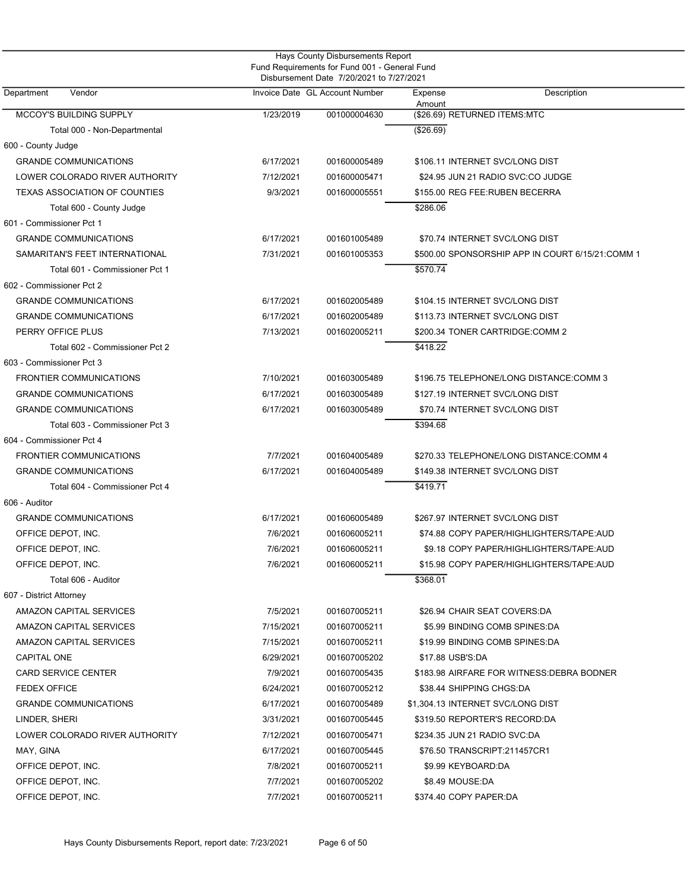Hays County Disbursements Report
Fund Requirements for Fund 001 - General Fund
Disbursement Date 7/20/2021 to 7/27/2021

| Department Vendor | Invoice Date | GL Account Number | Expense Amount | Description |
|---|---|---|---|---|
| MCCOY'S BUILDING SUPPLY | 1/23/2019 | 001000004630 | ($26.69) | RETURNED ITEMS:MTC |
| Total 000 - Non-Departmental | | | ($26.69) | |
| 600 - County Judge | | | | |
| GRANDE COMMUNICATIONS | 6/17/2021 | 001600005489 | $106.11 | INTERNET SVC/LONG DIST |
| LOWER COLORADO RIVER AUTHORITY | 7/12/2021 | 001600005471 | $24.95 | JUN 21 RADIO SVC:CO JUDGE |
| TEXAS ASSOCIATION OF COUNTIES | 9/3/2021 | 001600005551 | $155.00 | REG FEE:RUBEN BECERRA |
| Total 600 - County Judge | | | $286.06 | |
| 601 - Commissioner Pct 1 | | | | |
| GRANDE COMMUNICATIONS | 6/17/2021 | 001601005489 | $70.74 | INTERNET SVC/LONG DIST |
| SAMARITAN'S FEET INTERNATIONAL | 7/31/2021 | 001601005353 | $500.00 | SPONSORSHIP APP IN COURT 6/15/21:COMM 1 |
| Total 601 - Commissioner Pct 1 | | | $570.74 | |
| 602 - Commissioner Pct 2 | | | | |
| GRANDE COMMUNICATIONS | 6/17/2021 | 001602005489 | $104.15 | INTERNET SVC/LONG DIST |
| GRANDE COMMUNICATIONS | 6/17/2021 | 001602005489 | $113.73 | INTERNET SVC/LONG DIST |
| PERRY OFFICE PLUS | 7/13/2021 | 001602005211 | $200.34 | TONER CARTRIDGE:COMM 2 |
| Total 602 - Commissioner Pct 2 | | | $418.22 | |
| 603 - Commissioner Pct 3 | | | | |
| FRONTIER COMMUNICATIONS | 7/10/2021 | 001603005489 | $196.75 | TELEPHONE/LONG DISTANCE:COMM 3 |
| GRANDE COMMUNICATIONS | 6/17/2021 | 001603005489 | $127.19 | INTERNET SVC/LONG DIST |
| GRANDE COMMUNICATIONS | 6/17/2021 | 001603005489 | $70.74 | INTERNET SVC/LONG DIST |
| Total 603 - Commissioner Pct 3 | | | $394.68 | |
| 604 - Commissioner Pct 4 | | | | |
| FRONTIER COMMUNICATIONS | 7/7/2021 | 001604005489 | $270.33 | TELEPHONE/LONG DISTANCE:COMM 4 |
| GRANDE COMMUNICATIONS | 6/17/2021 | 001604005489 | $149.38 | INTERNET SVC/LONG DIST |
| Total 604 - Commissioner Pct 4 | | | $419.71 | |
| 606 - Auditor | | | | |
| GRANDE COMMUNICATIONS | 6/17/2021 | 001606005489 | $267.97 | INTERNET SVC/LONG DIST |
| OFFICE DEPOT, INC. | 7/6/2021 | 001606005211 | $74.88 | COPY PAPER/HIGHLIGHTERS/TAPE:AUD |
| OFFICE DEPOT, INC. | 7/6/2021 | 001606005211 | $9.18 | COPY PAPER/HIGHLIGHTERS/TAPE:AUD |
| OFFICE DEPOT, INC. | 7/6/2021 | 001606005211 | $15.98 | COPY PAPER/HIGHLIGHTERS/TAPE:AUD |
| Total 606 - Auditor | | | $368.01 | |
| 607 - District Attorney | | | | |
| AMAZON CAPITAL SERVICES | 7/5/2021 | 001607005211 | $26.94 | CHAIR SEAT COVERS:DA |
| AMAZON CAPITAL SERVICES | 7/15/2021 | 001607005211 | $5.99 | BINDING COMB SPINES:DA |
| AMAZON CAPITAL SERVICES | 7/15/2021 | 001607005211 | $19.99 | BINDING COMB SPINES:DA |
| CAPITAL ONE | 6/29/2021 | 001607005202 | $17.88 | USB'S:DA |
| CARD SERVICE CENTER | 7/9/2021 | 001607005435 | $183.98 | AIRFARE FOR WITNESS:DEBRA BODNER |
| FEDEX OFFICE | 6/24/2021 | 001607005212 | $38.44 | SHIPPING CHGS:DA |
| GRANDE COMMUNICATIONS | 6/17/2021 | 001607005489 | $1,304.13 | INTERNET SVC/LONG DIST |
| LINDER, SHERI | 3/31/2021 | 001607005445 | $319.50 | REPORTER'S RECORD:DA |
| LOWER COLORADO RIVER AUTHORITY | 7/12/2021 | 001607005471 | $234.35 | JUN 21 RADIO SVC:DA |
| MAY, GINA | 6/17/2021 | 001607005445 | $76.50 | TRANSCRIPT:211457CR1 |
| OFFICE DEPOT, INC. | 7/8/2021 | 001607005211 | $9.99 | KEYBOARD:DA |
| OFFICE DEPOT, INC. | 7/7/2021 | 001607005202 | $8.49 | MOUSE:DA |
| OFFICE DEPOT, INC. | 7/7/2021 | 001607005211 | $374.40 | COPY PAPER:DA |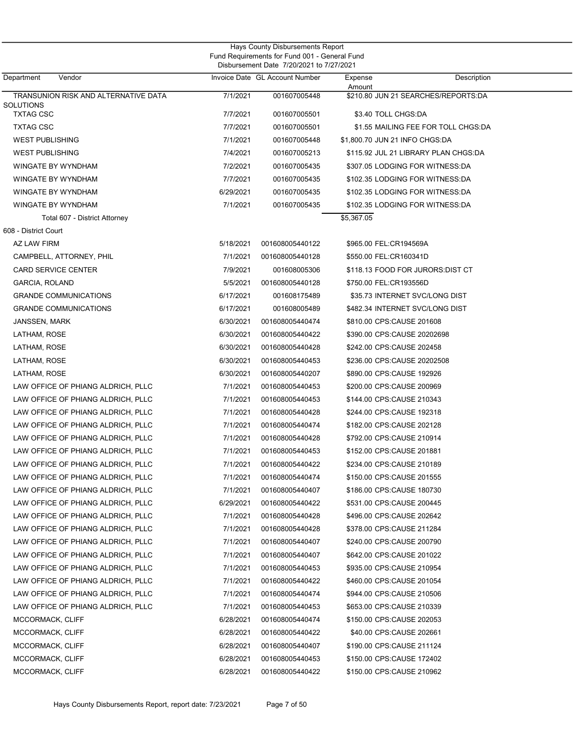Hays County Disbursements Report
Fund Requirements for Fund 001 - General Fund
Disbursement Date 7/20/2021 to 7/27/2021

| Department | Vendor | Invoice Date | GL Account Number | Expense Amount | Description |
|---|---|---|---|---|---|
| | TRANSUNION RISK AND ALTERNATIVE DATA SOLUTIONS | 7/1/2021 | 001607005448 | $210.80 | JUN 21 SEARCHES/REPORTS:DA |
| | TXTAG CSC | 7/7/2021 | 001607005501 | $3.40 | TOLL CHGS:DA |
| | TXTAG CSC | 7/7/2021 | 001607005501 | $1.55 | MAILING FEE FOR TOLL CHGS:DA |
| | WEST PUBLISHING | 7/1/2021 | 001607005448 | $1,800.70 | JUN 21 INFO CHGS:DA |
| | WEST PUBLISHING | 7/4/2021 | 001607005213 | $115.92 | JUL 21 LIBRARY PLAN CHGS:DA |
| | WINGATE BY WYNDHAM | 7/2/2021 | 001607005435 | $307.05 | LODGING FOR WITNESS:DA |
| | WINGATE BY WYNDHAM | 7/7/2021 | 001607005435 | $102.35 | LODGING FOR WITNESS:DA |
| | WINGATE BY WYNDHAM | 6/29/2021 | 001607005435 | $102.35 | LODGING FOR WITNESS:DA |
| | WINGATE BY WYNDHAM | 7/1/2021 | 001607005435 | $102.35 | LODGING FOR WITNESS:DA |
| | Total 607 - District Attorney | | | $5,367.05 | |
| 608 - District Court | | | | | |
| | AZ LAW FIRM | 5/18/2021 | 001608005440122 | $965.00 | FEL:CR194569A |
| | CAMPBELL, ATTORNEY, PHIL | 7/1/2021 | 001608005440128 | $550.00 | FEL:CR160341D |
| | CARD SERVICE CENTER | 7/9/2021 | 001608005306 | $118.13 | FOOD FOR JURORS:DIST CT |
| | GARCIA, ROLAND | 5/5/2021 | 001608005440128 | $750.00 | FEL:CR193556D |
| | GRANDE COMMUNICATIONS | 6/17/2021 | 001608175489 | $35.73 | INTERNET SVC/LONG DIST |
| | GRANDE COMMUNICATIONS | 6/17/2021 | 001608005489 | $482.34 | INTERNET SVC/LONG DIST |
| | JANSSEN, MARK | 6/30/2021 | 001608005440474 | $810.00 | CPS:CAUSE 201608 |
| | LATHAM, ROSE | 6/30/2021 | 001608005440422 | $390.00 | CPS:CAUSE 20202698 |
| | LATHAM, ROSE | 6/30/2021 | 001608005440428 | $242.00 | CPS:CAUSE 202458 |
| | LATHAM, ROSE | 6/30/2021 | 001608005440453 | $236.00 | CPS:CAUSE 20202508 |
| | LATHAM, ROSE | 6/30/2021 | 001608005440207 | $890.00 | CPS:CAUSE 192926 |
| | LAW OFFICE OF PHIANG ALDRICH, PLLC | 7/1/2021 | 001608005440453 | $200.00 | CPS:CAUSE 200969 |
| | LAW OFFICE OF PHIANG ALDRICH, PLLC | 7/1/2021 | 001608005440453 | $144.00 | CPS:CAUSE 210343 |
| | LAW OFFICE OF PHIANG ALDRICH, PLLC | 7/1/2021 | 001608005440428 | $244.00 | CPS:CAUSE 192318 |
| | LAW OFFICE OF PHIANG ALDRICH, PLLC | 7/1/2021 | 001608005440474 | $182.00 | CPS:CAUSE 202128 |
| | LAW OFFICE OF PHIANG ALDRICH, PLLC | 7/1/2021 | 001608005440428 | $792.00 | CPS:CAUSE 210914 |
| | LAW OFFICE OF PHIANG ALDRICH, PLLC | 7/1/2021 | 001608005440453 | $152.00 | CPS:CAUSE 201881 |
| | LAW OFFICE OF PHIANG ALDRICH, PLLC | 7/1/2021 | 001608005440422 | $234.00 | CPS:CAUSE 210189 |
| | LAW OFFICE OF PHIANG ALDRICH, PLLC | 7/1/2021 | 001608005440474 | $150.00 | CPS:CAUSE 201555 |
| | LAW OFFICE OF PHIANG ALDRICH, PLLC | 7/1/2021 | 001608005440407 | $186.00 | CPS:CAUSE 180730 |
| | LAW OFFICE OF PHIANG ALDRICH, PLLC | 6/29/2021 | 001608005440422 | $531.00 | CPS:CAUSE 200445 |
| | LAW OFFICE OF PHIANG ALDRICH, PLLC | 7/1/2021 | 001608005440428 | $496.00 | CPS:CAUSE 202642 |
| | LAW OFFICE OF PHIANG ALDRICH, PLLC | 7/1/2021 | 001608005440428 | $378.00 | CPS:CAUSE 211284 |
| | LAW OFFICE OF PHIANG ALDRICH, PLLC | 7/1/2021 | 001608005440407 | $240.00 | CPS:CAUSE 200790 |
| | LAW OFFICE OF PHIANG ALDRICH, PLLC | 7/1/2021 | 001608005440407 | $642.00 | CPS:CAUSE 201022 |
| | LAW OFFICE OF PHIANG ALDRICH, PLLC | 7/1/2021 | 001608005440453 | $935.00 | CPS:CAUSE 210954 |
| | LAW OFFICE OF PHIANG ALDRICH, PLLC | 7/1/2021 | 001608005440422 | $460.00 | CPS:CAUSE 201054 |
| | LAW OFFICE OF PHIANG ALDRICH, PLLC | 7/1/2021 | 001608005440474 | $944.00 | CPS:CAUSE 210506 |
| | LAW OFFICE OF PHIANG ALDRICH, PLLC | 7/1/2021 | 001608005440453 | $653.00 | CPS:CAUSE 210339 |
| | MCCORMACK, CLIFF | 6/28/2021 | 001608005440474 | $150.00 | CPS:CAUSE 202053 |
| | MCCORMACK, CLIFF | 6/28/2021 | 001608005440422 | $40.00 | CPS:CAUSE 202661 |
| | MCCORMACK, CLIFF | 6/28/2021 | 001608005440407 | $190.00 | CPS:CAUSE 211124 |
| | MCCORMACK, CLIFF | 6/28/2021 | 001608005440453 | $150.00 | CPS:CAUSE 172402 |
| | MCCORMACK, CLIFF | 6/28/2021 | 001608005440422 | $150.00 | CPS:CAUSE 210962 |

Hays County Disbursements Report, report date: 7/23/2021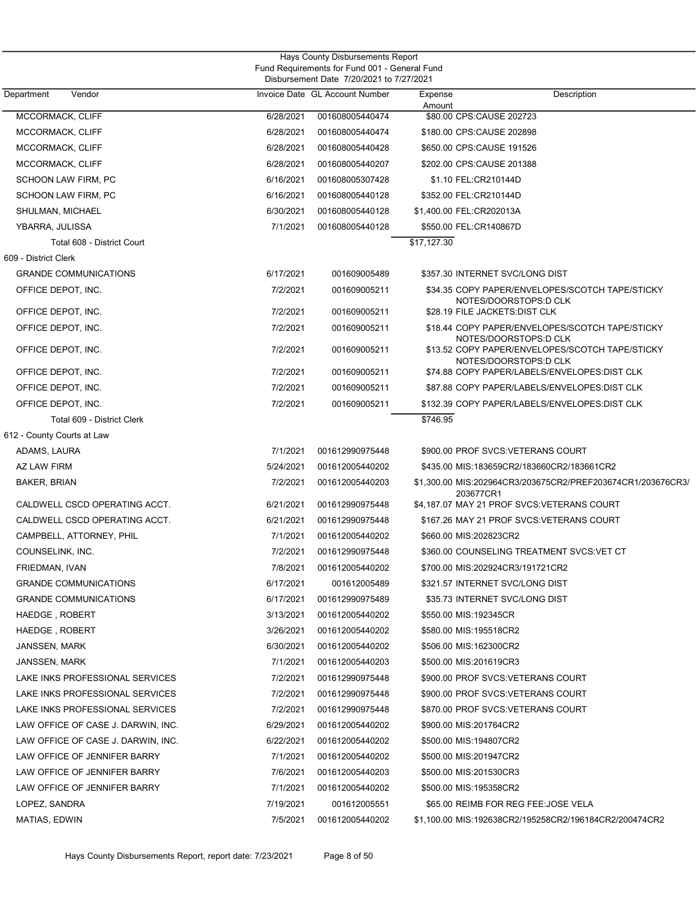Hays County Disbursements Report
Fund Requirements for Fund 001 - General Fund
Disbursement Date 7/20/2021 to 7/27/2021

| Department Vendor | Invoice Date | GL Account Number | Expense Amount | Description |
|---|---|---|---|---|
| MCCORMACK, CLIFF | 6/28/2021 | 001608005440474 | $80.00 | CPS:CAUSE 202723 |
| MCCORMACK, CLIFF | 6/28/2021 | 001608005440474 | $180.00 | CPS:CAUSE 202898 |
| MCCORMACK, CLIFF | 6/28/2021 | 001608005440428 | $650.00 | CPS:CAUSE 191526 |
| MCCORMACK, CLIFF | 6/28/2021 | 001608005440207 | $202.00 | CPS:CAUSE 201388 |
| SCHOON LAW FIRM, PC | 6/16/2021 | 001608005307428 | $1.10 | FEL:CR210144D |
| SCHOON LAW FIRM, PC | 6/16/2021 | 001608005440128 | $352.00 | FEL:CR210144D |
| SHULMAN, MICHAEL | 6/30/2021 | 001608005440128 | $1,400.00 | FEL:CR202013A |
| YBARRA, JULISSA | 7/1/2021 | 001608005440128 | $550.00 | FEL:CR140867D |
| Total 608 - District Court | | | $17,127.30 | |
| 609 - District Clerk | | | | |
| GRANDE COMMUNICATIONS | 6/17/2021 | 001609005489 | $357.30 | INTERNET SVC/LONG DIST |
| OFFICE DEPOT, INC. | 7/2/2021 | 001609005211 | $34.35 | COPY PAPER/ENVELOPES/SCOTCH TAPE/STICKY NOTES/DOORSTOPS:D CLK |
| OFFICE DEPOT, INC. | 7/2/2021 | 001609005211 | $28.19 | FILE JACKETS:DIST CLK |
| OFFICE DEPOT, INC. | 7/2/2021 | 001609005211 | $18.44 | COPY PAPER/ENVELOPES/SCOTCH TAPE/STICKY NOTES/DOORSTOPS:D CLK |
| OFFICE DEPOT, INC. | 7/2/2021 | 001609005211 | $13.52 | COPY PAPER/ENVELOPES/SCOTCH TAPE/STICKY NOTES/DOORSTOPS:D CLK |
| OFFICE DEPOT, INC. | 7/2/2021 | 001609005211 | $74.88 | COPY PAPER/LABELS/ENVELOPES:DIST CLK |
| OFFICE DEPOT, INC. | 7/2/2021 | 001609005211 | $87.88 | COPY PAPER/LABELS/ENVELOPES:DIST CLK |
| OFFICE DEPOT, INC. | 7/2/2021 | 001609005211 | $132.39 | COPY PAPER/LABELS/ENVELOPES:DIST CLK |
| Total 609 - District Clerk | | | $746.95 | |
| 612 - County Courts at Law | | | | |
| ADAMS, LAURA | 7/1/2021 | 001612990975448 | $900.00 | PROF SVCS:VETERANS COURT |
| AZ LAW FIRM | 5/24/2021 | 001612005440202 | $435.00 | MIS:183659CR2/183660CR2/183661CR2 |
| BAKER, BRIAN | 7/2/2021 | 001612005440203 | $1,300.00 | MIS:202964CR3/203675CR2/PREF203674CR1/203676CR3/203677CR1 |
| CALDWELL CSCD OPERATING ACCT. | 6/21/2021 | 001612990975448 | $4,187.07 | MAY 21 PROF SVCS:VETERANS COURT |
| CALDWELL CSCD OPERATING ACCT. | 6/21/2021 | 001612990975448 | $167.26 | MAY 21 PROF SVCS:VETERANS COURT |
| CAMPBELL, ATTORNEY, PHIL | 7/1/2021 | 001612005440202 | $660.00 | MIS:202823CR2 |
| COUNSELINK, INC. | 7/2/2021 | 001612990975448 | $360.00 | COUNSELING TREATMENT SVCS:VET CT |
| FRIEDMAN, IVAN | 7/8/2021 | 001612005440202 | $700.00 | MIS:202924CR3/191721CR2 |
| GRANDE COMMUNICATIONS | 6/17/2021 | 001612005489 | $321.57 | INTERNET SVC/LONG DIST |
| GRANDE COMMUNICATIONS | 6/17/2021 | 001612990975489 | $35.73 | INTERNET SVC/LONG DIST |
| HAEDGE , ROBERT | 3/13/2021 | 001612005440202 | $550.00 | MIS:192345CR |
| HAEDGE , ROBERT | 3/26/2021 | 001612005440202 | $580.00 | MIS:195518CR2 |
| JANSSEN, MARK | 6/30/2021 | 001612005440202 | $506.00 | MIS:162300CR2 |
| JANSSEN, MARK | 7/1/2021 | 001612005440203 | $500.00 | MIS:201619CR3 |
| LAKE INKS PROFESSIONAL SERVICES | 7/2/2021 | 001612990975448 | $900.00 | PROF SVCS:VETERANS COURT |
| LAKE INKS PROFESSIONAL SERVICES | 7/2/2021 | 001612990975448 | $900.00 | PROF SVCS:VETERANS COURT |
| LAKE INKS PROFESSIONAL SERVICES | 7/2/2021 | 001612990975448 | $870.00 | PROF SVCS:VETERANS COURT |
| LAW OFFICE OF CASE J. DARWIN, INC. | 6/29/2021 | 001612005440202 | $900.00 | MIS:201764CR2 |
| LAW OFFICE OF CASE J. DARWIN, INC. | 6/22/2021 | 001612005440202 | $500.00 | MIS:194807CR2 |
| LAW OFFICE OF JENNIFER BARRY | 7/1/2021 | 001612005440202 | $500.00 | MIS:201947CR2 |
| LAW OFFICE OF JENNIFER BARRY | 7/6/2021 | 001612005440203 | $500.00 | MIS:201530CR3 |
| LAW OFFICE OF JENNIFER BARRY | 7/1/2021 | 001612005440202 | $500.00 | MIS:195358CR2 |
| LOPEZ, SANDRA | 7/19/2021 | 001612005551 | $65.00 | REIMB FOR REG FEE:JOSE VELA |
| MATIAS, EDWIN | 7/5/2021 | 001612005440202 | $1,100.00 | MIS:192638CR2/195258CR2/196184CR2/200474CR2 |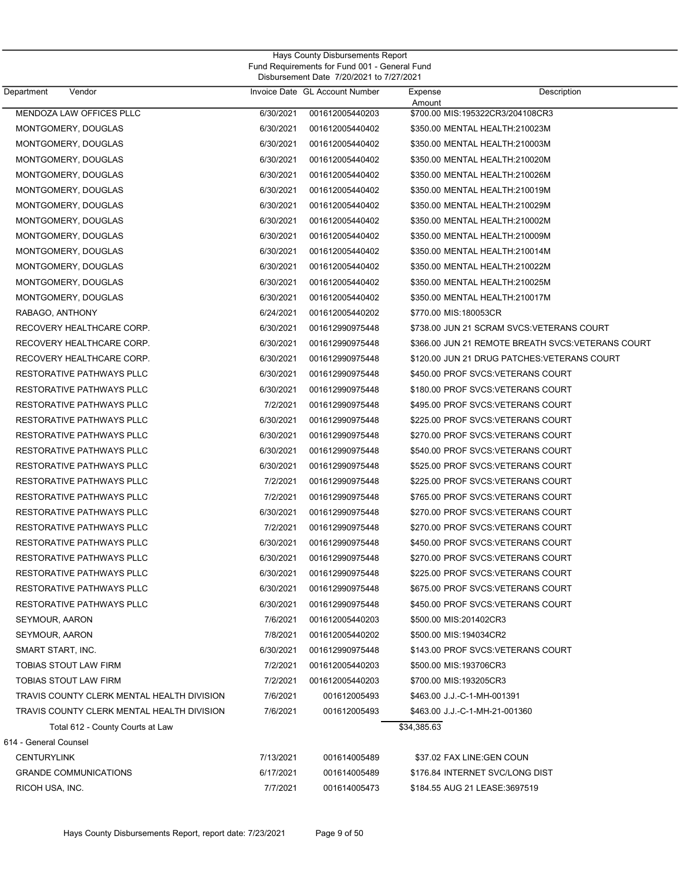Hays County Disbursements Report
Fund Requirements for Fund 001 - General Fund
Disbursement Date 7/20/2021 to 7/27/2021

| Department Vendor | Invoice Date | GL Account Number | Expense Amount | Description |
|---|---|---|---|---|
| MENDOZA LAW OFFICES PLLC | 6/30/2021 | 001612005440203 | $700.00 | MIS:195322CR3/204108CR3 |
| MONTGOMERY, DOUGLAS | 6/30/2021 | 001612005440402 | $350.00 | MENTAL HEALTH:210023M |
| MONTGOMERY, DOUGLAS | 6/30/2021 | 001612005440402 | $350.00 | MENTAL HEALTH:210003M |
| MONTGOMERY, DOUGLAS | 6/30/2021 | 001612005440402 | $350.00 | MENTAL HEALTH:210020M |
| MONTGOMERY, DOUGLAS | 6/30/2021 | 001612005440402 | $350.00 | MENTAL HEALTH:210026M |
| MONTGOMERY, DOUGLAS | 6/30/2021 | 001612005440402 | $350.00 | MENTAL HEALTH:210019M |
| MONTGOMERY, DOUGLAS | 6/30/2021 | 001612005440402 | $350.00 | MENTAL HEALTH:210029M |
| MONTGOMERY, DOUGLAS | 6/30/2021 | 001612005440402 | $350.00 | MENTAL HEALTH:210002M |
| MONTGOMERY, DOUGLAS | 6/30/2021 | 001612005440402 | $350.00 | MENTAL HEALTH:210009M |
| MONTGOMERY, DOUGLAS | 6/30/2021 | 001612005440402 | $350.00 | MENTAL HEALTH:210014M |
| MONTGOMERY, DOUGLAS | 6/30/2021 | 001612005440402 | $350.00 | MENTAL HEALTH:210022M |
| MONTGOMERY, DOUGLAS | 6/30/2021 | 001612005440402 | $350.00 | MENTAL HEALTH:210025M |
| MONTGOMERY, DOUGLAS | 6/30/2021 | 001612005440402 | $350.00 | MENTAL HEALTH:210017M |
| RABAGO, ANTHONY | 6/24/2021 | 001612005440202 | $770.00 | MIS:180053CR |
| RECOVERY HEALTHCARE CORP. | 6/30/2021 | 001612990975448 | $738.00 | JUN 21 SCRAM SVCS:VETERANS COURT |
| RECOVERY HEALTHCARE CORP. | 6/30/2021 | 001612990975448 | $366.00 | JUN 21 REMOTE BREATH SVCS:VETERANS COURT |
| RECOVERY HEALTHCARE CORP. | 6/30/2021 | 001612990975448 | $120.00 | JUN 21 DRUG PATCHES:VETERANS COURT |
| RESTORATIVE PATHWAYS PLLC | 6/30/2021 | 001612990975448 | $450.00 | PROF SVCS:VETERANS COURT |
| RESTORATIVE PATHWAYS PLLC | 6/30/2021 | 001612990975448 | $180.00 | PROF SVCS:VETERANS COURT |
| RESTORATIVE PATHWAYS PLLC | 7/2/2021 | 001612990975448 | $495.00 | PROF SVCS:VETERANS COURT |
| RESTORATIVE PATHWAYS PLLC | 6/30/2021 | 001612990975448 | $225.00 | PROF SVCS:VETERANS COURT |
| RESTORATIVE PATHWAYS PLLC | 6/30/2021 | 001612990975448 | $270.00 | PROF SVCS:VETERANS COURT |
| RESTORATIVE PATHWAYS PLLC | 6/30/2021 | 001612990975448 | $540.00 | PROF SVCS:VETERANS COURT |
| RESTORATIVE PATHWAYS PLLC | 6/30/2021 | 001612990975448 | $525.00 | PROF SVCS:VETERANS COURT |
| RESTORATIVE PATHWAYS PLLC | 7/2/2021 | 001612990975448 | $225.00 | PROF SVCS:VETERANS COURT |
| RESTORATIVE PATHWAYS PLLC | 7/2/2021 | 001612990975448 | $765.00 | PROF SVCS:VETERANS COURT |
| RESTORATIVE PATHWAYS PLLC | 6/30/2021 | 001612990975448 | $270.00 | PROF SVCS:VETERANS COURT |
| RESTORATIVE PATHWAYS PLLC | 7/2/2021 | 001612990975448 | $270.00 | PROF SVCS:VETERANS COURT |
| RESTORATIVE PATHWAYS PLLC | 6/30/2021 | 001612990975448 | $450.00 | PROF SVCS:VETERANS COURT |
| RESTORATIVE PATHWAYS PLLC | 6/30/2021 | 001612990975448 | $270.00 | PROF SVCS:VETERANS COURT |
| RESTORATIVE PATHWAYS PLLC | 6/30/2021 | 001612990975448 | $225.00 | PROF SVCS:VETERANS COURT |
| RESTORATIVE PATHWAYS PLLC | 6/30/2021 | 001612990975448 | $675.00 | PROF SVCS:VETERANS COURT |
| RESTORATIVE PATHWAYS PLLC | 6/30/2021 | 001612990975448 | $450.00 | PROF SVCS:VETERANS COURT |
| SEYMOUR, AARON | 7/6/2021 | 001612005440203 | $500.00 | MIS:201402CR3 |
| SEYMOUR, AARON | 7/8/2021 | 001612005440202 | $500.00 | MIS:194034CR2 |
| SMART START, INC. | 6/30/2021 | 001612990975448 | $143.00 | PROF SVCS:VETERANS COURT |
| TOBIAS STOUT LAW FIRM | 7/2/2021 | 001612005440203 | $500.00 | MIS:193706CR3 |
| TOBIAS STOUT LAW FIRM | 7/2/2021 | 001612005440203 | $700.00 | MIS:193205CR3 |
| TRAVIS COUNTY CLERK MENTAL HEALTH DIVISION | 7/6/2021 | 001612005493 | $463.00 | J.J.-C-1-MH-001391 |
| TRAVIS COUNTY CLERK MENTAL HEALTH DIVISION | 7/6/2021 | 001612005493 | $463.00 | J.J.-C-1-MH-21-001360 |
| Total 612 - County Courts at Law | | | $34,385.63 | |
| 614 - General Counsel | | | | |
| CENTURYLINK | 7/13/2021 | 001614005489 | $37.02 | FAX LINE:GEN COUN |
| GRANDE COMMUNICATIONS | 6/17/2021 | 001614005489 | $176.84 | INTERNET SVC/LONG DIST |
| RICOH USA, INC. | 7/7/2021 | 001614005473 | $184.55 | AUG 21 LEASE:3697519 |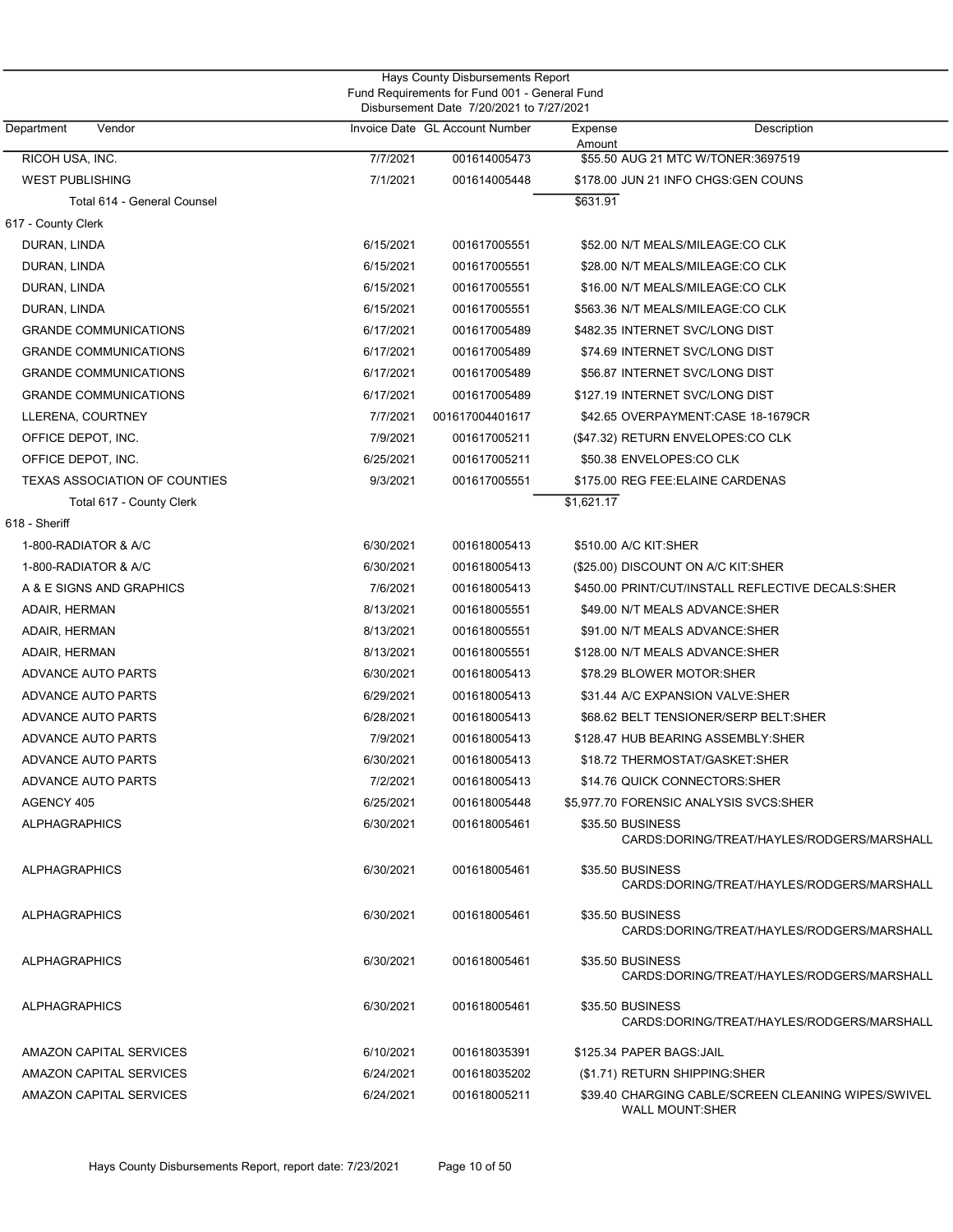Hays County Disbursements Report
Fund Requirements for Fund 001 - General Fund
Disbursement Date 7/20/2021 to 7/27/2021

| Department Vendor | Invoice Date | GL Account Number | Expense Amount | Description |
|---|---|---|---|---|
| RICOH USA, INC. | 7/7/2021 | 001614005473 | $55.50 | AUG 21 MTC W/TONER:3697519 |
| WEST PUBLISHING | 7/1/2021 | 001614005448 | $178.00 | JUN 21 INFO CHGS:GEN COUNS |
| Total 614 - General Counsel | | | $631.91 | |
| 617 - County Clerk | | | | |
| DURAN, LINDA | 6/15/2021 | 001617005551 | $52.00 | N/T MEALS/MILEAGE:CO CLK |
| DURAN, LINDA | 6/15/2021 | 001617005551 | $28.00 | N/T MEALS/MILEAGE:CO CLK |
| DURAN, LINDA | 6/15/2021 | 001617005551 | $16.00 | N/T MEALS/MILEAGE:CO CLK |
| DURAN, LINDA | 6/15/2021 | 001617005551 | $563.36 | N/T MEALS/MILEAGE:CO CLK |
| GRANDE COMMUNICATIONS | 6/17/2021 | 001617005489 | $482.35 | INTERNET SVC/LONG DIST |
| GRANDE COMMUNICATIONS | 6/17/2021 | 001617005489 | $74.69 | INTERNET SVC/LONG DIST |
| GRANDE COMMUNICATIONS | 6/17/2021 | 001617005489 | $56.87 | INTERNET SVC/LONG DIST |
| GRANDE COMMUNICATIONS | 6/17/2021 | 001617005489 | $127.19 | INTERNET SVC/LONG DIST |
| LLERENA, COURTNEY | 7/7/2021 | 001617004401617 | $42.65 | OVERPAYMENT:CASE 18-1679CR |
| OFFICE DEPOT, INC. | 7/9/2021 | 001617005211 | ($47.32) | RETURN ENVELOPES:CO CLK |
| OFFICE DEPOT, INC. | 6/25/2021 | 001617005211 | $50.38 | ENVELOPES:CO CLK |
| TEXAS ASSOCIATION OF COUNTIES | 9/3/2021 | 001617005551 | $175.00 | REG FEE:ELAINE CARDENAS |
| Total 617 - County Clerk | | | $1,621.17 | |
| 618 - Sheriff | | | | |
| 1-800-RADIATOR & A/C | 6/30/2021 | 001618005413 | $510.00 | A/C KIT:SHER |
| 1-800-RADIATOR & A/C | 6/30/2021 | 001618005413 | ($25.00) | DISCOUNT ON A/C KIT:SHER |
| A & E SIGNS AND GRAPHICS | 7/6/2021 | 001618005413 | $450.00 | PRINT/CUT/INSTALL REFLECTIVE DECALS:SHER |
| ADAIR, HERMAN | 8/13/2021 | 001618005551 | $49.00 | N/T MEALS ADVANCE:SHER |
| ADAIR, HERMAN | 8/13/2021 | 001618005551 | $91.00 | N/T MEALS ADVANCE:SHER |
| ADAIR, HERMAN | 8/13/2021 | 001618005551 | $128.00 | N/T MEALS ADVANCE:SHER |
| ADVANCE AUTO PARTS | 6/30/2021 | 001618005413 | $78.29 | BLOWER MOTOR:SHER |
| ADVANCE AUTO PARTS | 6/29/2021 | 001618005413 | $31.44 | A/C EXPANSION VALVE:SHER |
| ADVANCE AUTO PARTS | 6/28/2021 | 001618005413 | $68.62 | BELT TENSIONER/SERP BELT:SHER |
| ADVANCE AUTO PARTS | 7/9/2021 | 001618005413 | $128.47 | HUB BEARING ASSEMBLY:SHER |
| ADVANCE AUTO PARTS | 6/30/2021 | 001618005413 | $18.72 | THERMOSTAT/GASKET:SHER |
| ADVANCE AUTO PARTS | 7/2/2021 | 001618005413 | $14.76 | QUICK CONNECTORS:SHER |
| AGENCY 405 | 6/25/2021 | 001618005448 | $5,977.70 | FORENSIC ANALYSIS SVCS:SHER |
| ALPHAGRAPHICS | 6/30/2021 | 001618005461 | $35.50 | BUSINESS CARDS:DORING/TREAT/HAYLES/RODGERS/MARSHALL |
| ALPHAGRAPHICS | 6/30/2021 | 001618005461 | $35.50 | BUSINESS CARDS:DORING/TREAT/HAYLES/RODGERS/MARSHALL |
| ALPHAGRAPHICS | 6/30/2021 | 001618005461 | $35.50 | BUSINESS CARDS:DORING/TREAT/HAYLES/RODGERS/MARSHALL |
| ALPHAGRAPHICS | 6/30/2021 | 001618005461 | $35.50 | BUSINESS CARDS:DORING/TREAT/HAYLES/RODGERS/MARSHALL |
| ALPHAGRAPHICS | 6/30/2021 | 001618005461 | $35.50 | BUSINESS CARDS:DORING/TREAT/HAYLES/RODGERS/MARSHALL |
| AMAZON CAPITAL SERVICES | 6/10/2021 | 001618035391 | $125.34 | PAPER BAGS:JAIL |
| AMAZON CAPITAL SERVICES | 6/24/2021 | 001618035202 | ($1.71) | RETURN SHIPPING:SHER |
| AMAZON CAPITAL SERVICES | 6/24/2021 | 001618005211 | $39.40 | CHARGING CABLE/SCREEN CLEANING WIPES/SWIVEL WALL MOUNT:SHER |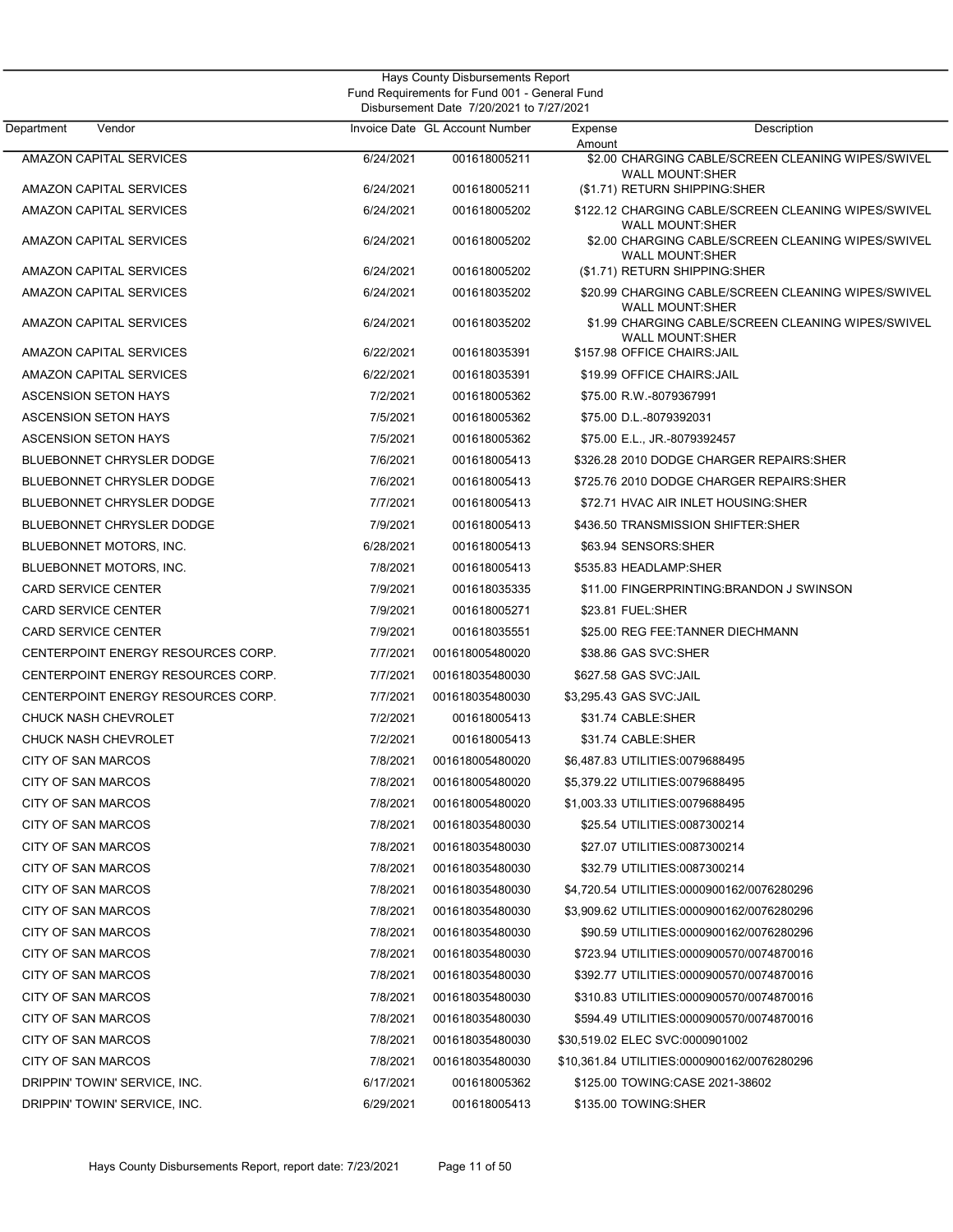Hays County Disbursements Report
Fund Requirements for Fund 001 - General Fund
Disbursement Date 7/20/2021 to 7/27/2021

| Department | Vendor | Invoice Date | GL Account Number | Expense Amount | Description |
|---|---|---|---|---|---|
| | AMAZON CAPITAL SERVICES | 6/24/2021 | 001618005211 | $2.00 | CHARGING CABLE/SCREEN CLEANING WIPES/SWIVEL WALL MOUNT:SHER |
| | AMAZON CAPITAL SERVICES | 6/24/2021 | 001618005211 | ($1.71) | RETURN SHIPPING:SHER |
| | AMAZON CAPITAL SERVICES | 6/24/2021 | 001618005202 | $122.12 | CHARGING CABLE/SCREEN CLEANING WIPES/SWIVEL WALL MOUNT:SHER |
| | AMAZON CAPITAL SERVICES | 6/24/2021 | 001618005202 | $2.00 | CHARGING CABLE/SCREEN CLEANING WIPES/SWIVEL WALL MOUNT:SHER |
| | AMAZON CAPITAL SERVICES | 6/24/2021 | 001618005202 | ($1.71) | RETURN SHIPPING:SHER |
| | AMAZON CAPITAL SERVICES | 6/24/2021 | 001618035202 | $20.99 | CHARGING CABLE/SCREEN CLEANING WIPES/SWIVEL WALL MOUNT:SHER |
| | AMAZON CAPITAL SERVICES | 6/24/2021 | 001618035202 | $1.99 | CHARGING CABLE/SCREEN CLEANING WIPES/SWIVEL WALL MOUNT:SHER |
| | AMAZON CAPITAL SERVICES | 6/22/2021 | 001618035391 | $157.98 | OFFICE CHAIRS:JAIL |
| | AMAZON CAPITAL SERVICES | 6/22/2021 | 001618035391 | $19.99 | OFFICE CHAIRS:JAIL |
| | ASCENSION SETON HAYS | 7/2/2021 | 001618005362 | $75.00 | R.W.-8079367991 |
| | ASCENSION SETON HAYS | 7/5/2021 | 001618005362 | $75.00 | D.L.-8079392031 |
| | ASCENSION SETON HAYS | 7/5/2021 | 001618005362 | $75.00 | E.L., JR.-8079392457 |
| | BLUEBONNET CHRYSLER DODGE | 7/6/2021 | 001618005413 | $326.28 | 2010 DODGE CHARGER REPAIRS:SHER |
| | BLUEBONNET CHRYSLER DODGE | 7/6/2021 | 001618005413 | $725.76 | 2010 DODGE CHARGER REPAIRS:SHER |
| | BLUEBONNET CHRYSLER DODGE | 7/7/2021 | 001618005413 | $72.71 | HVAC AIR INLET HOUSING:SHER |
| | BLUEBONNET CHRYSLER DODGE | 7/9/2021 | 001618005413 | $436.50 | TRANSMISSION SHIFTER:SHER |
| | BLUEBONNET MOTORS, INC. | 6/28/2021 | 001618005413 | $63.94 | SENSORS:SHER |
| | BLUEBONNET MOTORS, INC. | 7/8/2021 | 001618005413 | $535.83 | HEADLAMP:SHER |
| | CARD SERVICE CENTER | 7/9/2021 | 001618035335 | $11.00 | FINGERPRINTING:BRANDON J SWINSON |
| | CARD SERVICE CENTER | 7/9/2021 | 001618005271 | $23.81 | FUEL:SHER |
| | CARD SERVICE CENTER | 7/9/2021 | 001618035551 | $25.00 | REG FEE:TANNER DIECHMANN |
| | CENTERPOINT ENERGY RESOURCES CORP. | 7/7/2021 | 001618005480020 | $38.86 | GAS SVC:SHER |
| | CENTERPOINT ENERGY RESOURCES CORP. | 7/7/2021 | 001618035480030 | $627.58 | GAS SVC:JAIL |
| | CENTERPOINT ENERGY RESOURCES CORP. | 7/7/2021 | 001618035480030 | $3,295.43 | GAS SVC:JAIL |
| | CHUCK NASH CHEVROLET | 7/2/2021 | 001618005413 | $31.74 | CABLE:SHER |
| | CHUCK NASH CHEVROLET | 7/2/2021 | 001618005413 | $31.74 | CABLE:SHER |
| | CITY OF SAN MARCOS | 7/8/2021 | 001618005480020 | $6,487.83 | UTILITIES:0079688495 |
| | CITY OF SAN MARCOS | 7/8/2021 | 001618005480020 | $5,379.22 | UTILITIES:0079688495 |
| | CITY OF SAN MARCOS | 7/8/2021 | 001618005480020 | $1,003.33 | UTILITIES:0079688495 |
| | CITY OF SAN MARCOS | 7/8/2021 | 001618035480030 | $25.54 | UTILITIES:0087300214 |
| | CITY OF SAN MARCOS | 7/8/2021 | 001618035480030 | $27.07 | UTILITIES:0087300214 |
| | CITY OF SAN MARCOS | 7/8/2021 | 001618035480030 | $32.79 | UTILITIES:0087300214 |
| | CITY OF SAN MARCOS | 7/8/2021 | 001618035480030 | $4,720.54 | UTILITIES:0000900162/0076280296 |
| | CITY OF SAN MARCOS | 7/8/2021 | 001618035480030 | $3,909.62 | UTILITIES:0000900162/0076280296 |
| | CITY OF SAN MARCOS | 7/8/2021 | 001618035480030 | $90.59 | UTILITIES:0000900162/0076280296 |
| | CITY OF SAN MARCOS | 7/8/2021 | 001618035480030 | $723.94 | UTILITIES:0000900570/0074870016 |
| | CITY OF SAN MARCOS | 7/8/2021 | 001618035480030 | $392.77 | UTILITIES:0000900570/0074870016 |
| | CITY OF SAN MARCOS | 7/8/2021 | 001618035480030 | $310.83 | UTILITIES:0000900570/0074870016 |
| | CITY OF SAN MARCOS | 7/8/2021 | 001618035480030 | $594.49 | UTILITIES:0000900570/0074870016 |
| | CITY OF SAN MARCOS | 7/8/2021 | 001618035480030 | $30,519.02 | ELEC SVC:0000901002 |
| | CITY OF SAN MARCOS | 7/8/2021 | 001618035480030 | $10,361.84 | UTILITIES:0000900162/0076280296 |
| | DRIPPIN' TOWIN' SERVICE, INC. | 6/17/2021 | 001618005362 | $125.00 | TOWING:CASE 2021-38602 |
| | DRIPPIN' TOWIN' SERVICE, INC. | 6/29/2021 | 001618005413 | $135.00 | TOWING:SHER |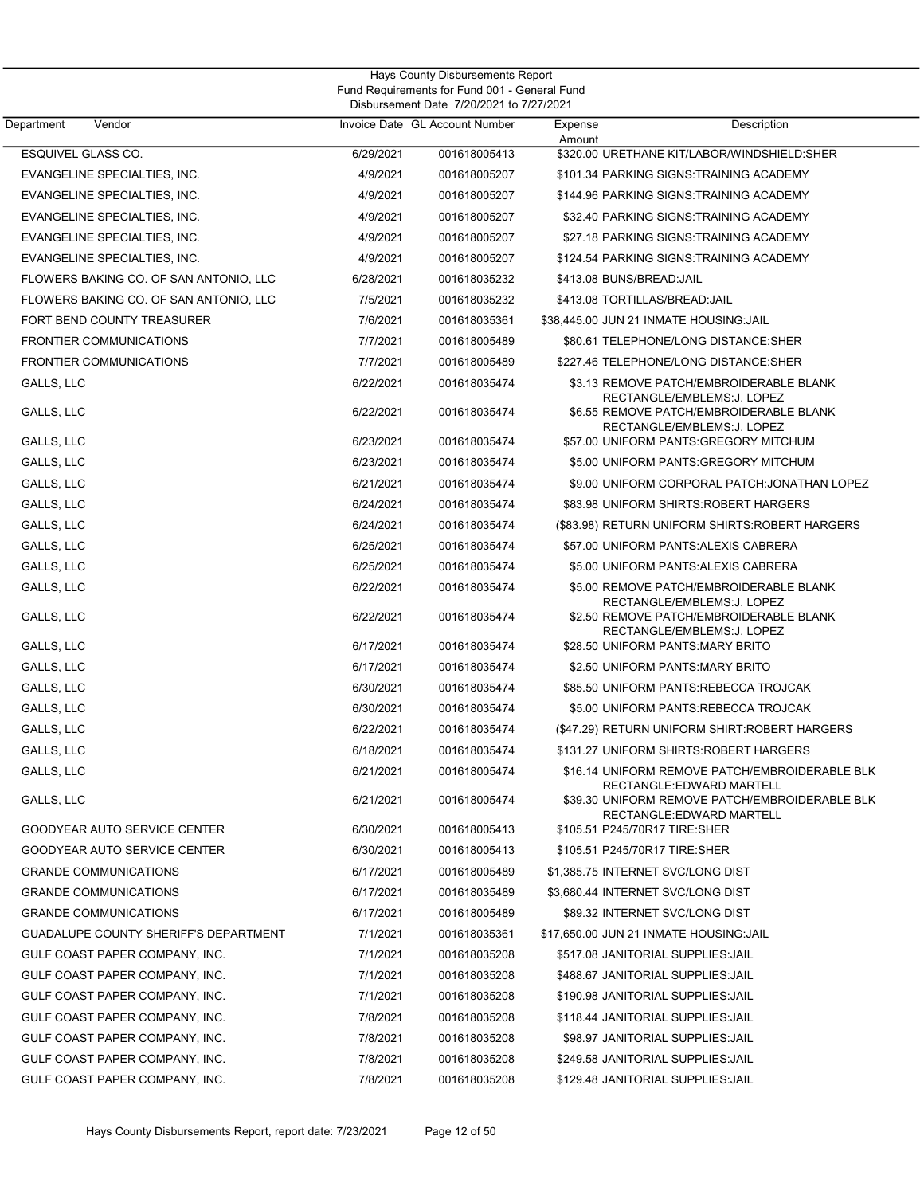Hays County Disbursements Report
Fund Requirements for Fund 001 - General Fund
Disbursement Date 7/20/2021 to 7/27/2021

| Department Vendor | Invoice Date | GL Account Number | Expense Amount | Description |
|---|---|---|---|---|
| ESQUIVEL GLASS CO. | 6/29/2021 | 001618005413 | $320.00 | URETHANE KIT/LABOR/WINDSHIELD:SHER |
| EVANGELINE SPECIALTIES, INC. | 4/9/2021 | 001618005207 | $101.34 | PARKING SIGNS:TRAINING ACADEMY |
| EVANGELINE SPECIALTIES, INC. | 4/9/2021 | 001618005207 | $144.96 | PARKING SIGNS:TRAINING ACADEMY |
| EVANGELINE SPECIALTIES, INC. | 4/9/2021 | 001618005207 | $32.40 | PARKING SIGNS:TRAINING ACADEMY |
| EVANGELINE SPECIALTIES, INC. | 4/9/2021 | 001618005207 | $27.18 | PARKING SIGNS:TRAINING ACADEMY |
| EVANGELINE SPECIALTIES, INC. | 4/9/2021 | 001618005207 | $124.54 | PARKING SIGNS:TRAINING ACADEMY |
| FLOWERS BAKING CO. OF SAN ANTONIO, LLC | 6/28/2021 | 001618035232 | $413.08 | BUNS/BREAD:JAIL |
| FLOWERS BAKING CO. OF SAN ANTONIO, LLC | 7/5/2021 | 001618035232 | $413.08 | TORTILLAS/BREAD:JAIL |
| FORT BEND COUNTY TREASURER | 7/6/2021 | 001618035361 | $38,445.00 | JUN 21 INMATE HOUSING:JAIL |
| FRONTIER COMMUNICATIONS | 7/7/2021 | 001618005489 | $80.61 | TELEPHONE/LONG DISTANCE:SHER |
| FRONTIER COMMUNICATIONS | 7/7/2021 | 001618005489 | $227.46 | TELEPHONE/LONG DISTANCE:SHER |
| GALLS, LLC | 6/22/2021 | 001618035474 | $3.13 | REMOVE PATCH/EMBROIDERABLE BLANK RECTANGLE/EMBLEMS:J. LOPEZ |
| GALLS, LLC | 6/22/2021 | 001618035474 | $6.55 | REMOVE PATCH/EMBROIDERABLE BLANK RECTANGLE/EMBLEMS:J. LOPEZ |
| GALLS, LLC | 6/23/2021 | 001618035474 | $57.00 | UNIFORM PANTS:GREGORY MITCHUM |
| GALLS, LLC | 6/23/2021 | 001618035474 | $5.00 | UNIFORM PANTS:GREGORY MITCHUM |
| GALLS, LLC | 6/21/2021 | 001618035474 | $9.00 | UNIFORM CORPORAL PATCH:JONATHAN LOPEZ |
| GALLS, LLC | 6/24/2021 | 001618035474 | $83.98 | UNIFORM SHIRTS:ROBERT HARGERS |
| GALLS, LLC | 6/24/2021 | 001618035474 | ($83.98) | RETURN UNIFORM SHIRTS:ROBERT HARGERS |
| GALLS, LLC | 6/25/2021 | 001618035474 | $57.00 | UNIFORM PANTS:ALEXIS CABRERA |
| GALLS, LLC | 6/25/2021 | 001618035474 | $5.00 | UNIFORM PANTS:ALEXIS CABRERA |
| GALLS, LLC | 6/22/2021 | 001618035474 | $5.00 | REMOVE PATCH/EMBROIDERABLE BLANK RECTANGLE/EMBLEMS:J. LOPEZ |
| GALLS, LLC | 6/22/2021 | 001618035474 | $2.50 | REMOVE PATCH/EMBROIDERABLE BLANK RECTANGLE/EMBLEMS:J. LOPEZ |
| GALLS, LLC | 6/17/2021 | 001618035474 | $28.50 | UNIFORM PANTS:MARY BRITO |
| GALLS, LLC | 6/17/2021 | 001618035474 | $2.50 | UNIFORM PANTS:MARY BRITO |
| GALLS, LLC | 6/30/2021 | 001618035474 | $85.50 | UNIFORM PANTS:REBECCA TROJCAK |
| GALLS, LLC | 6/30/2021 | 001618035474 | $5.00 | UNIFORM PANTS:REBECCA TROJCAK |
| GALLS, LLC | 6/22/2021 | 001618035474 | ($47.29) | RETURN UNIFORM SHIRT:ROBERT HARGERS |
| GALLS, LLC | 6/18/2021 | 001618035474 | $131.27 | UNIFORM SHIRTS:ROBERT HARGERS |
| GALLS, LLC | 6/21/2021 | 001618005474 | $16.14 | UNIFORM REMOVE PATCH/EMBROIDERABLE BLK RECTANGLE:EDWARD MARTELL |
| GALLS, LLC | 6/21/2021 | 001618005474 | $39.30 | UNIFORM REMOVE PATCH/EMBROIDERABLE BLK RECTANGLE:EDWARD MARTELL |
| GOODYEAR AUTO SERVICE CENTER | 6/30/2021 | 001618005413 | $105.51 | P245/70R17 TIRE:SHER |
| GOODYEAR AUTO SERVICE CENTER | 6/30/2021 | 001618005413 | $105.51 | P245/70R17 TIRE:SHER |
| GRANDE COMMUNICATIONS | 6/17/2021 | 001618005489 | $1,385.75 | INTERNET SVC/LONG DIST |
| GRANDE COMMUNICATIONS | 6/17/2021 | 001618035489 | $3,680.44 | INTERNET SVC/LONG DIST |
| GRANDE COMMUNICATIONS | 6/17/2021 | 001618005489 | $89.32 | INTERNET SVC/LONG DIST |
| GUADALUPE COUNTY SHERIFF'S DEPARTMENT | 7/1/2021 | 001618035361 | $17,650.00 | JUN 21 INMATE HOUSING:JAIL |
| GULF COAST PAPER COMPANY, INC. | 7/1/2021 | 001618035208 | $517.08 | JANITORIAL SUPPLIES:JAIL |
| GULF COAST PAPER COMPANY, INC. | 7/1/2021 | 001618035208 | $488.67 | JANITORIAL SUPPLIES:JAIL |
| GULF COAST PAPER COMPANY, INC. | 7/1/2021 | 001618035208 | $190.98 | JANITORIAL SUPPLIES:JAIL |
| GULF COAST PAPER COMPANY, INC. | 7/8/2021 | 001618035208 | $118.44 | JANITORIAL SUPPLIES:JAIL |
| GULF COAST PAPER COMPANY, INC. | 7/8/2021 | 001618035208 | $98.97 | JANITORIAL SUPPLIES:JAIL |
| GULF COAST PAPER COMPANY, INC. | 7/8/2021 | 001618035208 | $249.58 | JANITORIAL SUPPLIES:JAIL |
| GULF COAST PAPER COMPANY, INC. | 7/8/2021 | 001618035208 | $129.48 | JANITORIAL SUPPLIES:JAIL |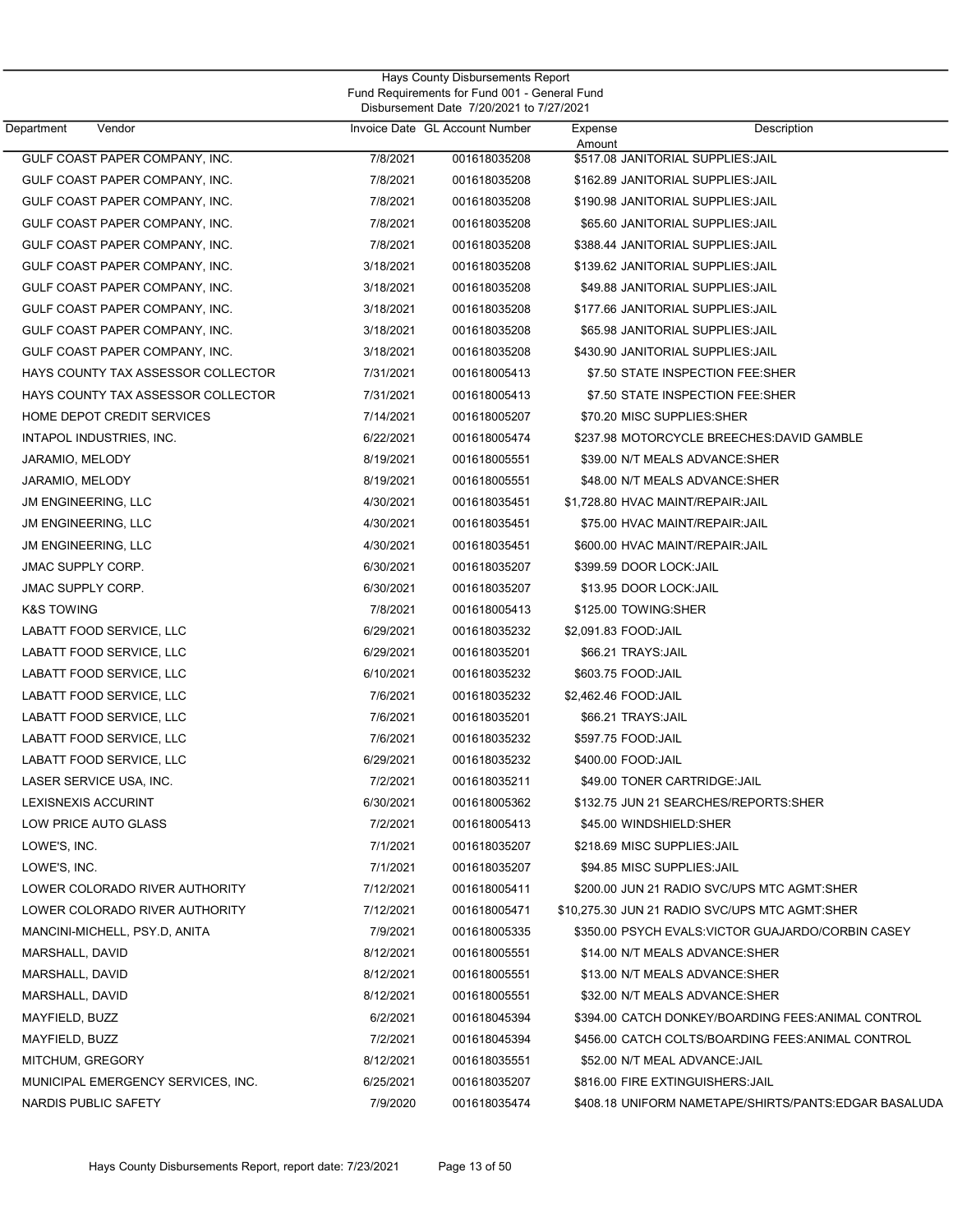Hays County Disbursements Report
Fund Requirements for Fund 001 - General Fund
Disbursement Date 7/20/2021 to 7/27/2021

| Department Vendor | Invoice Date | GL Account Number | Expense Amount | Description |
|---|---|---|---|---|
| GULF COAST PAPER COMPANY, INC. | 7/8/2021 | 001618035208 | $517.08 | JANITORIAL SUPPLIES:JAIL |
| GULF COAST PAPER COMPANY, INC. | 7/8/2021 | 001618035208 | $162.89 | JANITORIAL SUPPLIES:JAIL |
| GULF COAST PAPER COMPANY, INC. | 7/8/2021 | 001618035208 | $190.98 | JANITORIAL SUPPLIES:JAIL |
| GULF COAST PAPER COMPANY, INC. | 7/8/2021 | 001618035208 | $65.60 | JANITORIAL SUPPLIES:JAIL |
| GULF COAST PAPER COMPANY, INC. | 7/8/2021 | 001618035208 | $388.44 | JANITORIAL SUPPLIES:JAIL |
| GULF COAST PAPER COMPANY, INC. | 3/18/2021 | 001618035208 | $139.62 | JANITORIAL SUPPLIES:JAIL |
| GULF COAST PAPER COMPANY, INC. | 3/18/2021 | 001618035208 | $49.88 | JANITORIAL SUPPLIES:JAIL |
| GULF COAST PAPER COMPANY, INC. | 3/18/2021 | 001618035208 | $177.66 | JANITORIAL SUPPLIES:JAIL |
| GULF COAST PAPER COMPANY, INC. | 3/18/2021 | 001618035208 | $65.98 | JANITORIAL SUPPLIES:JAIL |
| GULF COAST PAPER COMPANY, INC. | 3/18/2021 | 001618035208 | $430.90 | JANITORIAL SUPPLIES:JAIL |
| HAYS COUNTY TAX ASSESSOR COLLECTOR | 7/31/2021 | 001618005413 | $7.50 | STATE INSPECTION FEE:SHER |
| HAYS COUNTY TAX ASSESSOR COLLECTOR | 7/31/2021 | 001618005413 | $7.50 | STATE INSPECTION FEE:SHER |
| HOME DEPOT CREDIT SERVICES | 7/14/2021 | 001618005207 | $70.20 | MISC SUPPLIES:SHER |
| INTAPOL INDUSTRIES, INC. | 6/22/2021 | 001618005474 | $237.98 | MOTORCYCLE BREECHES:DAVID GAMBLE |
| JARAMIO, MELODY | 8/19/2021 | 001618005551 | $39.00 | N/T MEALS ADVANCE:SHER |
| JARAMIO, MELODY | 8/19/2021 | 001618005551 | $48.00 | N/T MEALS ADVANCE:SHER |
| JM ENGINEERING, LLC | 4/30/2021 | 001618035451 | $1,728.80 | HVAC MAINT/REPAIR:JAIL |
| JM ENGINEERING, LLC | 4/30/2021 | 001618035451 | $75.00 | HVAC MAINT/REPAIR:JAIL |
| JM ENGINEERING, LLC | 4/30/2021 | 001618035451 | $600.00 | HVAC MAINT/REPAIR:JAIL |
| JMAC SUPPLY CORP. | 6/30/2021 | 001618035207 | $399.59 | DOOR LOCK:JAIL |
| JMAC SUPPLY CORP. | 6/30/2021 | 001618035207 | $13.95 | DOOR LOCK:JAIL |
| K&S TOWING | 7/8/2021 | 001618005413 | $125.00 | TOWING:SHER |
| LABATT FOOD SERVICE, LLC | 6/29/2021 | 001618035232 | $2,091.83 | FOOD:JAIL |
| LABATT FOOD SERVICE, LLC | 6/29/2021 | 001618035201 | $66.21 | TRAYS:JAIL |
| LABATT FOOD SERVICE, LLC | 6/10/2021 | 001618035232 | $603.75 | FOOD:JAIL |
| LABATT FOOD SERVICE, LLC | 7/6/2021 | 001618035232 | $2,462.46 | FOOD:JAIL |
| LABATT FOOD SERVICE, LLC | 7/6/2021 | 001618035201 | $66.21 | TRAYS:JAIL |
| LABATT FOOD SERVICE, LLC | 7/6/2021 | 001618035232 | $597.75 | FOOD:JAIL |
| LABATT FOOD SERVICE, LLC | 6/29/2021 | 001618035232 | $400.00 | FOOD:JAIL |
| LASER SERVICE USA, INC. | 7/2/2021 | 001618035211 | $49.00 | TONER CARTRIDGE:JAIL |
| LEXISNEXIS ACCURINT | 6/30/2021 | 001618005362 | $132.75 | JUN 21 SEARCHES/REPORTS:SHER |
| LOW PRICE AUTO GLASS | 7/2/2021 | 001618005413 | $45.00 | WINDSHIELD:SHER |
| LOWE'S, INC. | 7/1/2021 | 001618035207 | $218.69 | MISC SUPPLIES:JAIL |
| LOWE'S, INC. | 7/1/2021 | 001618035207 | $94.85 | MISC SUPPLIES:JAIL |
| LOWER COLORADO RIVER AUTHORITY | 7/12/2021 | 001618005411 | $200.00 | JUN 21 RADIO SVC/UPS MTC AGMT:SHER |
| LOWER COLORADO RIVER AUTHORITY | 7/12/2021 | 001618005471 | $10,275.30 | JUN 21 RADIO SVC/UPS MTC AGMT:SHER |
| MANCINI-MICHELL, PSY.D, ANITA | 7/9/2021 | 001618005335 | $350.00 | PSYCH EVALS:VICTOR GUAJARDO/CORBIN CASEY |
| MARSHALL, DAVID | 8/12/2021 | 001618005551 | $14.00 | N/T MEALS ADVANCE:SHER |
| MARSHALL, DAVID | 8/12/2021 | 001618005551 | $13.00 | N/T MEALS ADVANCE:SHER |
| MARSHALL, DAVID | 8/12/2021 | 001618005551 | $32.00 | N/T MEALS ADVANCE:SHER |
| MAYFIELD, BUZZ | 6/2/2021 | 001618045394 | $394.00 | CATCH DONKEY/BOARDING FEES:ANIMAL CONTROL |
| MAYFIELD, BUZZ | 7/2/2021 | 001618045394 | $456.00 | CATCH COLTS/BOARDING FEES:ANIMAL CONTROL |
| MITCHUM, GREGORY | 8/12/2021 | 001618035551 | $52.00 | N/T MEAL ADVANCE:JAIL |
| MUNICIPAL EMERGENCY SERVICES, INC. | 6/25/2021 | 001618035207 | $816.00 | FIRE EXTINGUISHERS:JAIL |
| NARDIS PUBLIC SAFETY | 7/9/2020 | 001618035474 | $408.18 | UNIFORM NAMETAPE/SHIRTS/PANTS:EDGAR BASALUDA |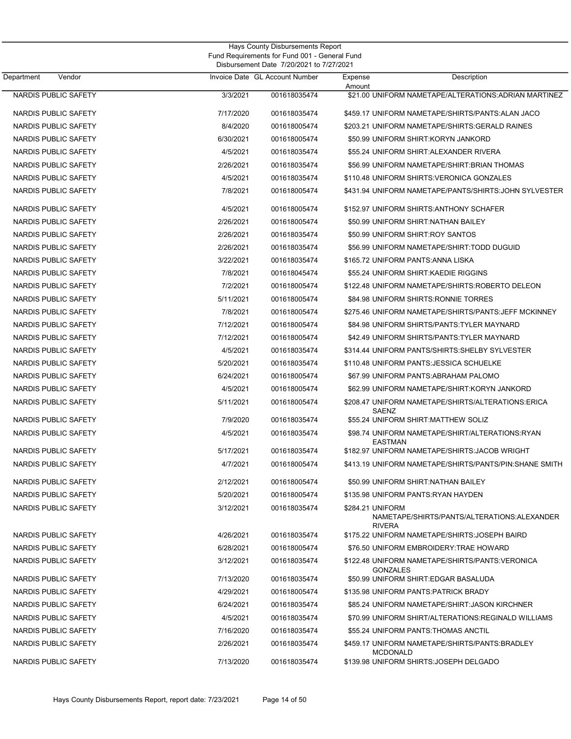Hays County Disbursements Report
Fund Requirements for Fund 001 - General Fund
Disbursement Date 7/20/2021 to 7/27/2021

| Department | Vendor | Invoice Date | GL Account Number | Expense Amount | Description |
|---|---|---|---|---|---|
| | NARDIS PUBLIC SAFETY | 3/3/2021 | 001618035474 | $21.00 | UNIFORM NAMETAPE/ALTERATIONS:ADRIAN MARTINEZ |
| | NARDIS PUBLIC SAFETY | 7/17/2020 | 001618035474 | $459.17 | UNIFORM NAMETAPE/SHIRTS/PANTS:ALAN JACO |
| | NARDIS PUBLIC SAFETY | 8/4/2020 | 001618005474 | $203.21 | UNIFORM NAMETAPE/SHIRTS:GERALD RAINES |
| | NARDIS PUBLIC SAFETY | 6/30/2021 | 001618005474 | $50.99 | UNIFORM SHIRT:KORYN JANKORD |
| | NARDIS PUBLIC SAFETY | 4/5/2021 | 001618035474 | $55.24 | UNIFORM SHIRT:ALEXANDER RIVERA |
| | NARDIS PUBLIC SAFETY | 2/26/2021 | 001618035474 | $56.99 | UNIFORM NAMETAPE/SHIRT:BRIAN THOMAS |
| | NARDIS PUBLIC SAFETY | 4/5/2021 | 001618035474 | $110.48 | UNIFORM SHIRTS:VERONICA GONZALES |
| | NARDIS PUBLIC SAFETY | 7/8/2021 | 001618005474 | $431.94 | UNIFORM NAMETAPE/PANTS/SHIRTS:JOHN SYLVESTER |
| | NARDIS PUBLIC SAFETY | 4/5/2021 | 001618005474 | $152.97 | UNIFORM SHIRTS:ANTHONY SCHAFER |
| | NARDIS PUBLIC SAFETY | 2/26/2021 | 001618005474 | $50.99 | UNIFORM SHIRT:NATHAN BAILEY |
| | NARDIS PUBLIC SAFETY | 2/26/2021 | 001618035474 | $50.99 | UNIFORM SHIRT:ROY SANTOS |
| | NARDIS PUBLIC SAFETY | 2/26/2021 | 001618035474 | $56.99 | UNIFORM NAMETAPE/SHIRT:TODD DUGUID |
| | NARDIS PUBLIC SAFETY | 3/22/2021 | 001618035474 | $165.72 | UNIFORM PANTS:ANNA LISKA |
| | NARDIS PUBLIC SAFETY | 7/8/2021 | 001618045474 | $55.24 | UNIFORM SHIRT:KAEDIE RIGGINS |
| | NARDIS PUBLIC SAFETY | 7/2/2021 | 001618005474 | $122.48 | UNIFORM NAMETAPE/SHIRTS:ROBERTO DELEON |
| | NARDIS PUBLIC SAFETY | 5/11/2021 | 001618005474 | $84.98 | UNIFORM SHIRTS:RONNIE TORRES |
| | NARDIS PUBLIC SAFETY | 7/8/2021 | 001618005474 | $275.46 | UNIFORM NAMETAPE/SHIRTS/PANTS:JEFF MCKINNEY |
| | NARDIS PUBLIC SAFETY | 7/12/2021 | 001618005474 | $84.98 | UNIFORM SHIRTS/PANTS:TYLER MAYNARD |
| | NARDIS PUBLIC SAFETY | 7/12/2021 | 001618005474 | $42.49 | UNIFORM SHIRTS/PANTS:TYLER MAYNARD |
| | NARDIS PUBLIC SAFETY | 4/5/2021 | 001618035474 | $314.44 | UNIFORM PANTS/SHIRTS:SHELBY SYLVESTER |
| | NARDIS PUBLIC SAFETY | 5/20/2021 | 001618035474 | $110.48 | UNIFORM PANTS:JESSICA SCHUELKE |
| | NARDIS PUBLIC SAFETY | 6/24/2021 | 001618005474 | $67.99 | UNIFORM PANTS:ABRAHAM PALOMO |
| | NARDIS PUBLIC SAFETY | 4/5/2021 | 001618005474 | $62.99 | UNIFORM NAMETAPE/SHIRT:KORYN JANKORD |
| | NARDIS PUBLIC SAFETY | 5/11/2021 | 001618005474 | $208.47 | UNIFORM NAMETAPE/SHIRTS/ALTERATIONS:ERICA SAENZ |
| | NARDIS PUBLIC SAFETY | 7/9/2020 | 001618035474 | $55.24 | UNIFORM SHIRT:MATTHEW SOLIZ |
| | NARDIS PUBLIC SAFETY | 4/5/2021 | 001618035474 | $98.74 | UNIFORM NAMETAPE/SHIRT/ALTERATIONS:RYAN EASTMAN |
| | NARDIS PUBLIC SAFETY | 5/17/2021 | 001618035474 | $182.97 | UNIFORM NAMETAPE/SHIRTS:JACOB WRIGHT |
| | NARDIS PUBLIC SAFETY | 4/7/2021 | 001618005474 | $413.19 | UNIFORM NAMETAPE/SHIRTS/PANTS/PIN:SHANE SMITH |
| | NARDIS PUBLIC SAFETY | 2/12/2021 | 001618005474 | $50.99 | UNIFORM SHIRT:NATHAN BAILEY |
| | NARDIS PUBLIC SAFETY | 5/20/2021 | 001618005474 | $135.98 | UNIFORM PANTS:RYAN HAYDEN |
| | NARDIS PUBLIC SAFETY | 3/12/2021 | 001618035474 | $284.21 | UNIFORM NAMETAPE/SHIRTS/PANTS/ALTERATIONS:ALEXANDER RIVERA |
| | NARDIS PUBLIC SAFETY | 4/26/2021 | 001618035474 | $175.22 | UNIFORM NAMETAPE/SHIRTS:JOSEPH BAIRD |
| | NARDIS PUBLIC SAFETY | 6/28/2021 | 001618005474 | $76.50 | UNIFORM EMBROIDERY:TRAE HOWARD |
| | NARDIS PUBLIC SAFETY | 3/12/2021 | 001618035474 | $122.48 | UNIFORM NAMETAPE/SHIRTS/PANTS:VERONICA GONZALES |
| | NARDIS PUBLIC SAFETY | 7/13/2020 | 001618035474 | $50.99 | UNIFORM SHIRT:EDGAR BASALUDA |
| | NARDIS PUBLIC SAFETY | 4/29/2021 | 001618005474 | $135.98 | UNIFORM PANTS:PATRICK BRADY |
| | NARDIS PUBLIC SAFETY | 6/24/2021 | 001618035474 | $85.24 | UNIFORM NAMETAPE/SHIRT:JASON KIRCHNER |
| | NARDIS PUBLIC SAFETY | 4/5/2021 | 001618035474 | $70.99 | UNIFORM SHIRT/ALTERATIONS:REGINALD WILLIAMS |
| | NARDIS PUBLIC SAFETY | 7/16/2020 | 001618035474 | $55.24 | UNIFORM PANTS:THOMAS ANCTIL |
| | NARDIS PUBLIC SAFETY | 2/26/2021 | 001618035474 | $459.17 | UNIFORM NAMETAPE/SHIRTS/PANTS:BRADLEY MCDONALD |
| | NARDIS PUBLIC SAFETY | 7/13/2020 | 001618035474 | $139.98 | UNIFORM SHIRTS:JOSEPH DELGADO |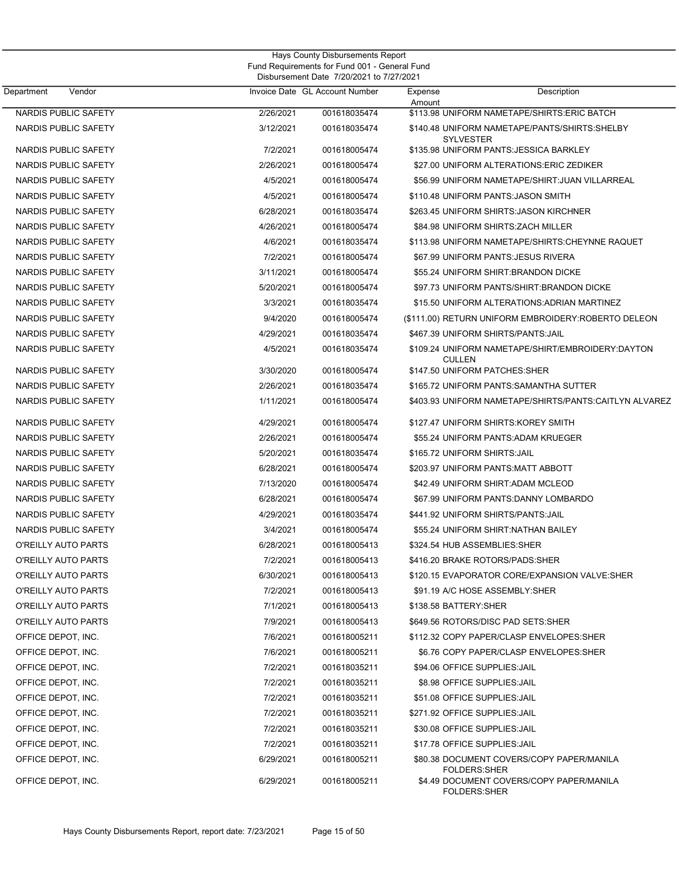Hays County Disbursements Report
Fund Requirements for Fund 001 - General Fund
Disbursement Date 7/20/2021 to 7/27/2021

| Department | Vendor | Invoice Date | GL Account Number | Expense Amount | Description |
|---|---|---|---|---|---|
| | NARDIS PUBLIC SAFETY | 2/26/2021 | 001618035474 | $113.98 | UNIFORM NAMETAPE/SHIRTS:ERIC BATCH |
| | NARDIS PUBLIC SAFETY | 3/12/2021 | 001618035474 | $140.48 | UNIFORM NAMETAPE/PANTS/SHIRTS:SHELBY SYLVESTER |
| | NARDIS PUBLIC SAFETY | 7/2/2021 | 001618005474 | $135.98 | UNIFORM PANTS:JESSICA BARKLEY |
| | NARDIS PUBLIC SAFETY | 2/26/2021 | 001618005474 | $27.00 | UNIFORM ALTERATIONS:ERIC ZEDIKER |
| | NARDIS PUBLIC SAFETY | 4/5/2021 | 001618005474 | $56.99 | UNIFORM NAMETAPE/SHIRT:JUAN VILLARREAL |
| | NARDIS PUBLIC SAFETY | 4/5/2021 | 001618005474 | $110.48 | UNIFORM PANTS:JASON SMITH |
| | NARDIS PUBLIC SAFETY | 6/28/2021 | 001618035474 | $263.45 | UNIFORM SHIRTS:JASON KIRCHNER |
| | NARDIS PUBLIC SAFETY | 4/26/2021 | 001618005474 | $84.98 | UNIFORM SHIRTS:ZACH MILLER |
| | NARDIS PUBLIC SAFETY | 4/6/2021 | 001618035474 | $113.98 | UNIFORM NAMETAPE/SHIRTS:CHEYNNE RAQUET |
| | NARDIS PUBLIC SAFETY | 7/2/2021 | 001618005474 | $67.99 | UNIFORM PANTS:JESUS RIVERA |
| | NARDIS PUBLIC SAFETY | 3/11/2021 | 001618005474 | $55.24 | UNIFORM SHIRT:BRANDON DICKE |
| | NARDIS PUBLIC SAFETY | 5/20/2021 | 001618005474 | $97.73 | UNIFORM PANTS/SHIRT:BRANDON DICKE |
| | NARDIS PUBLIC SAFETY | 3/3/2021 | 001618035474 | $15.50 | UNIFORM ALTERATIONS:ADRIAN MARTINEZ |
| | NARDIS PUBLIC SAFETY | 9/4/2020 | 001618005474 | ($111.00) | RETURN UNIFORM EMBROIDERY:ROBERTO DELEON |
| | NARDIS PUBLIC SAFETY | 4/29/2021 | 001618035474 | $467.39 | UNIFORM SHIRTS/PANTS:JAIL |
| | NARDIS PUBLIC SAFETY | 4/5/2021 | 001618035474 | $109.24 | UNIFORM NAMETAPE/SHIRT/EMBROIDERY:DAYTON CULLEN |
| | NARDIS PUBLIC SAFETY | 3/30/2020 | 001618005474 | $147.50 | UNIFORM PATCHES:SHER |
| | NARDIS PUBLIC SAFETY | 2/26/2021 | 001618035474 | $165.72 | UNIFORM PANTS:SAMANTHA SUTTER |
| | NARDIS PUBLIC SAFETY | 1/11/2021 | 001618005474 | $403.93 | UNIFORM NAMETAPE/SHIRTS/PANTS:CAITLYN ALVAREZ |
| | NARDIS PUBLIC SAFETY | 4/29/2021 | 001618005474 | $127.47 | UNIFORM SHIRTS:KOREY SMITH |
| | NARDIS PUBLIC SAFETY | 2/26/2021 | 001618005474 | $55.24 | UNIFORM PANTS:ADAM KRUEGER |
| | NARDIS PUBLIC SAFETY | 5/20/2021 | 001618035474 | $165.72 | UNIFORM SHIRTS:JAIL |
| | NARDIS PUBLIC SAFETY | 6/28/2021 | 001618005474 | $203.97 | UNIFORM PANTS:MATT ABBOTT |
| | NARDIS PUBLIC SAFETY | 7/13/2020 | 001618005474 | $42.49 | UNIFORM SHIRT:ADAM MCLEOD |
| | NARDIS PUBLIC SAFETY | 6/28/2021 | 001618005474 | $67.99 | UNIFORM PANTS:DANNY LOMBARDO |
| | NARDIS PUBLIC SAFETY | 4/29/2021 | 001618035474 | $441.92 | UNIFORM SHIRTS/PANTS:JAIL |
| | NARDIS PUBLIC SAFETY | 3/4/2021 | 001618005474 | $55.24 | UNIFORM SHIRT:NATHAN BAILEY |
| | O'REILLY AUTO PARTS | 6/28/2021 | 001618005413 | $324.54 | HUB ASSEMBLIES:SHER |
| | O'REILLY AUTO PARTS | 7/2/2021 | 001618005413 | $416.20 | BRAKE ROTORS/PADS:SHER |
| | O'REILLY AUTO PARTS | 6/30/2021 | 001618005413 | $120.15 | EVAPORATOR CORE/EXPANSION VALVE:SHER |
| | O'REILLY AUTO PARTS | 7/2/2021 | 001618005413 | $91.19 | A/C HOSE ASSEMBLY:SHER |
| | O'REILLY AUTO PARTS | 7/1/2021 | 001618005413 | $138.58 | BATTERY:SHER |
| | O'REILLY AUTO PARTS | 7/9/2021 | 001618005413 | $649.56 | ROTORS/DISC PAD SETS:SHER |
| | OFFICE DEPOT, INC. | 7/6/2021 | 001618005211 | $112.32 | COPY PAPER/CLASP ENVELOPES:SHER |
| | OFFICE DEPOT, INC. | 7/6/2021 | 001618005211 | $6.76 | COPY PAPER/CLASP ENVELOPES:SHER |
| | OFFICE DEPOT, INC. | 7/2/2021 | 001618035211 | $94.06 | OFFICE SUPPLIES:JAIL |
| | OFFICE DEPOT, INC. | 7/2/2021 | 001618035211 | $8.98 | OFFICE SUPPLIES:JAIL |
| | OFFICE DEPOT, INC. | 7/2/2021 | 001618035211 | $51.08 | OFFICE SUPPLIES:JAIL |
| | OFFICE DEPOT, INC. | 7/2/2021 | 001618035211 | $271.92 | OFFICE SUPPLIES:JAIL |
| | OFFICE DEPOT, INC. | 7/2/2021 | 001618035211 | $30.08 | OFFICE SUPPLIES:JAIL |
| | OFFICE DEPOT, INC. | 7/2/2021 | 001618035211 | $17.78 | OFFICE SUPPLIES:JAIL |
| | OFFICE DEPOT, INC. | 6/29/2021 | 001618005211 | $80.38 | DOCUMENT COVERS/COPY PAPER/MANILA FOLDERS:SHER |
| | OFFICE DEPOT, INC. | 6/29/2021 | 001618005211 | $4.49 | DOCUMENT COVERS/COPY PAPER/MANILA FOLDERS:SHER |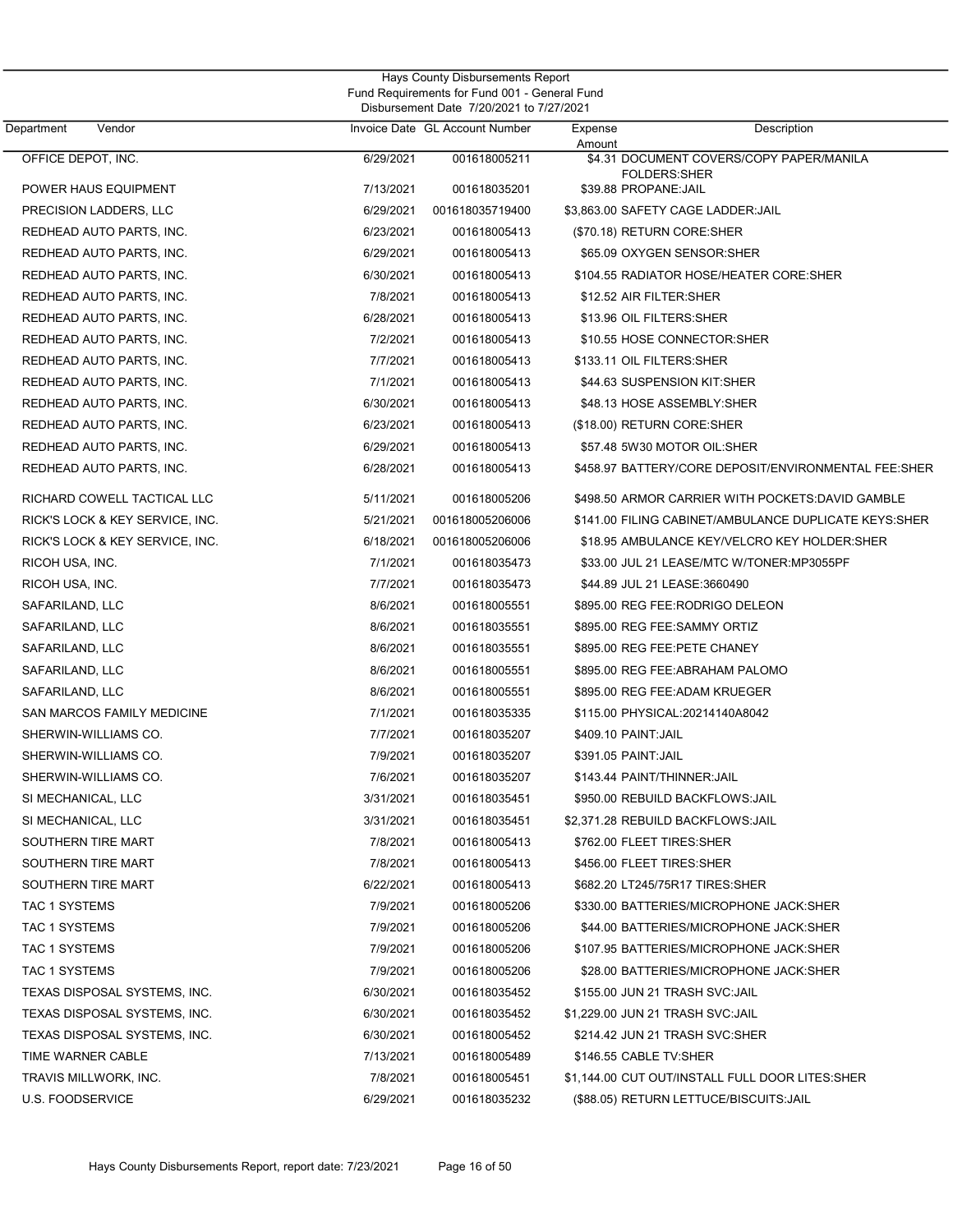Hays County Disbursements Report
Fund Requirements for Fund 001 - General Fund
Disbursement Date 7/20/2021 to 7/27/2021

| Department | Vendor | Invoice Date | GL Account Number | Expense Amount | Description |
|---|---|---|---|---|---|
| | OFFICE DEPOT, INC. | 6/29/2021 | 001618005211 | $4.31 | DOCUMENT COVERS/COPY PAPER/MANILA FOLDERS:SHER |
| | POWER HAUS EQUIPMENT | 7/13/2021 | 001618035201 | $39.88 | PROPANE:JAIL |
| | PRECISION LADDERS, LLC | 6/29/2021 | 001618035719400 | $3,863.00 | SAFETY CAGE LADDER:JAIL |
| | REDHEAD AUTO PARTS, INC. | 6/23/2021 | 001618005413 | ($70.18) | RETURN CORE:SHER |
| | REDHEAD AUTO PARTS, INC. | 6/29/2021 | 001618005413 | $65.09 | OXYGEN SENSOR:SHER |
| | REDHEAD AUTO PARTS, INC. | 6/30/2021 | 001618005413 | $104.55 | RADIATOR HOSE/HEATER CORE:SHER |
| | REDHEAD AUTO PARTS, INC. | 7/8/2021 | 001618005413 | $12.52 | AIR FILTER:SHER |
| | REDHEAD AUTO PARTS, INC. | 6/28/2021 | 001618005413 | $13.96 | OIL FILTERS:SHER |
| | REDHEAD AUTO PARTS, INC. | 7/2/2021 | 001618005413 | $10.55 | HOSE CONNECTOR:SHER |
| | REDHEAD AUTO PARTS, INC. | 7/7/2021 | 001618005413 | $133.11 | OIL FILTERS:SHER |
| | REDHEAD AUTO PARTS, INC. | 7/1/2021 | 001618005413 | $44.63 | SUSPENSION KIT:SHER |
| | REDHEAD AUTO PARTS, INC. | 6/30/2021 | 001618005413 | $48.13 | HOSE ASSEMBLY:SHER |
| | REDHEAD AUTO PARTS, INC. | 6/23/2021 | 001618005413 | ($18.00) | RETURN CORE:SHER |
| | REDHEAD AUTO PARTS, INC. | 6/29/2021 | 001618005413 | $57.48 | 5W30 MOTOR OIL:SHER |
| | REDHEAD AUTO PARTS, INC. | 6/28/2021 | 001618005413 | $458.97 | BATTERY/CORE DEPOSIT/ENVIRONMENTAL FEE:SHER |
| | RICHARD COWELL TACTICAL LLC | 5/11/2021 | 001618005206 | $498.50 | ARMOR CARRIER WITH POCKETS:DAVID GAMBLE |
| | RICK'S LOCK & KEY SERVICE, INC. | 5/21/2021 | 001618005206006 | $141.00 | FILING CABINET/AMBULANCE DUPLICATE KEYS:SHER |
| | RICK'S LOCK & KEY SERVICE, INC. | 6/18/2021 | 001618005206006 | $18.95 | AMBULANCE KEY/VELCRO KEY HOLDER:SHER |
| | RICOH USA, INC. | 7/1/2021 | 001618035473 | $33.00 | JUL 21 LEASE/MTC W/TONER:MP3055PF |
| | RICOH USA, INC. | 7/7/2021 | 001618035473 | $44.89 | JUL 21 LEASE:3660490 |
| | SAFARILAND, LLC | 8/6/2021 | 001618005551 | $895.00 | REG FEE:RODRIGO DELEON |
| | SAFARILAND, LLC | 8/6/2021 | 001618035551 | $895.00 | REG FEE:SAMMY ORTIZ |
| | SAFARILAND, LLC | 8/6/2021 | 001618035551 | $895.00 | REG FEE:PETE CHANEY |
| | SAFARILAND, LLC | 8/6/2021 | 001618005551 | $895.00 | REG FEE:ABRAHAM PALOMO |
| | SAFARILAND, LLC | 8/6/2021 | 001618005551 | $895.00 | REG FEE:ADAM KRUEGER |
| | SAN MARCOS FAMILY MEDICINE | 7/1/2021 | 001618035335 | $115.00 | PHYSICAL:20214140A8042 |
| | SHERWIN-WILLIAMS CO. | 7/7/2021 | 001618035207 | $409.10 | PAINT:JAIL |
| | SHERWIN-WILLIAMS CO. | 7/9/2021 | 001618035207 | $391.05 | PAINT:JAIL |
| | SHERWIN-WILLIAMS CO. | 7/6/2021 | 001618035207 | $143.44 | PAINT/THINNER:JAIL |
| | SI MECHANICAL, LLC | 3/31/2021 | 001618035451 | $950.00 | REBUILD BACKFLOWS:JAIL |
| | SI MECHANICAL, LLC | 3/31/2021 | 001618035451 | $2,371.28 | REBUILD BACKFLOWS:JAIL |
| | SOUTHERN TIRE MART | 7/8/2021 | 001618005413 | $762.00 | FLEET TIRES:SHER |
| | SOUTHERN TIRE MART | 7/8/2021 | 001618005413 | $456.00 | FLEET TIRES:SHER |
| | SOUTHERN TIRE MART | 6/22/2021 | 001618005413 | $682.20 | LT245/75R17 TIRES:SHER |
| | TAC 1 SYSTEMS | 7/9/2021 | 001618005206 | $330.00 | BATTERIES/MICROPHONE JACK:SHER |
| | TAC 1 SYSTEMS | 7/9/2021 | 001618005206 | $44.00 | BATTERIES/MICROPHONE JACK:SHER |
| | TAC 1 SYSTEMS | 7/9/2021 | 001618005206 | $107.95 | BATTERIES/MICROPHONE JACK:SHER |
| | TAC 1 SYSTEMS | 7/9/2021 | 001618005206 | $28.00 | BATTERIES/MICROPHONE JACK:SHER |
| | TEXAS DISPOSAL SYSTEMS, INC. | 6/30/2021 | 001618035452 | $155.00 | JUN 21 TRASH SVC:JAIL |
| | TEXAS DISPOSAL SYSTEMS, INC. | 6/30/2021 | 001618035452 | $1,229.00 | JUN 21 TRASH SVC:JAIL |
| | TEXAS DISPOSAL SYSTEMS, INC. | 6/30/2021 | 001618005452 | $214.42 | JUN 21 TRASH SVC:SHER |
| | TIME WARNER CABLE | 7/13/2021 | 001618005489 | $146.55 | CABLE TV:SHER |
| | TRAVIS MILLWORK, INC. | 7/8/2021 | 001618005451 | $1,144.00 | CUT OUT/INSTALL FULL DOOR LITES:SHER |
| | U.S. FOODSERVICE | 6/29/2021 | 001618035232 | ($88.05) | RETURN LETTUCE/BISCUITS:JAIL |

Hays County Disbursements Report, report date: 7/23/2021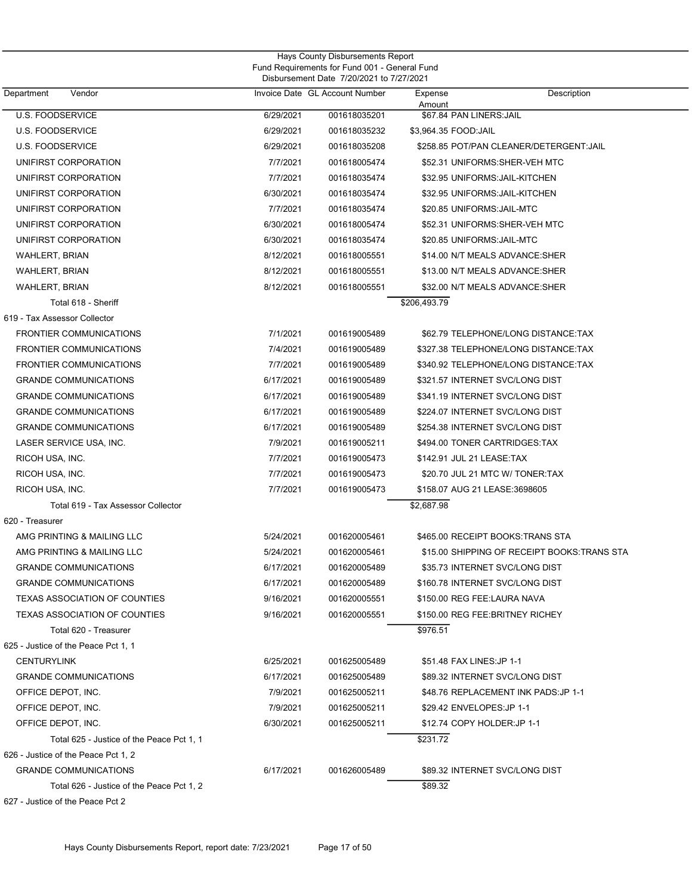Hays County Disbursements Report
Fund Requirements for Fund 001 - General Fund
Disbursement Date 7/20/2021 to 7/27/2021

| Department | Vendor | Invoice Date | GL Account Number | Expense Amount | Description |
|---|---|---|---|---|---|
| | U.S. FOODSERVICE | 6/29/2021 | 001618035201 | $67.84 | PAN LINERS:JAIL |
| | U.S. FOODSERVICE | 6/29/2021 | 001618035232 | $3,964.35 | FOOD:JAIL |
| | U.S. FOODSERVICE | 6/29/2021 | 001618035208 | $258.85 | POT/PAN CLEANER/DETERGENT:JAIL |
| | UNIFIRST CORPORATION | 7/7/2021 | 001618005474 | $52.31 | UNIFORMS:SHER-VEH MTC |
| | UNIFIRST CORPORATION | 7/7/2021 | 001618035474 | $32.95 | UNIFORMS:JAIL-KITCHEN |
| | UNIFIRST CORPORATION | 6/30/2021 | 001618035474 | $32.95 | UNIFORMS:JAIL-KITCHEN |
| | UNIFIRST CORPORATION | 7/7/2021 | 001618035474 | $20.85 | UNIFORMS:JAIL-MTC |
| | UNIFIRST CORPORATION | 6/30/2021 | 001618005474 | $52.31 | UNIFORMS:SHER-VEH MTC |
| | UNIFIRST CORPORATION | 6/30/2021 | 001618035474 | $20.85 | UNIFORMS:JAIL-MTC |
| | WAHLERT, BRIAN | 8/12/2021 | 001618005551 | $14.00 | N/T MEALS ADVANCE:SHER |
| | WAHLERT, BRIAN | 8/12/2021 | 001618005551 | $13.00 | N/T MEALS ADVANCE:SHER |
| | WAHLERT, BRIAN | 8/12/2021 | 001618005551 | $32.00 | N/T MEALS ADVANCE:SHER |
| Total 618 - Sheriff | | | | $206,493.79 | |
| 619 - Tax Assessor Collector | | | | | |
| | FRONTIER COMMUNICATIONS | 7/1/2021 | 001619005489 | $62.79 | TELEPHONE/LONG DISTANCE:TAX |
| | FRONTIER COMMUNICATIONS | 7/4/2021 | 001619005489 | $327.38 | TELEPHONE/LONG DISTANCE:TAX |
| | FRONTIER COMMUNICATIONS | 7/7/2021 | 001619005489 | $340.92 | TELEPHONE/LONG DISTANCE:TAX |
| | GRANDE COMMUNICATIONS | 6/17/2021 | 001619005489 | $321.57 | INTERNET SVC/LONG DIST |
| | GRANDE COMMUNICATIONS | 6/17/2021 | 001619005489 | $341.19 | INTERNET SVC/LONG DIST |
| | GRANDE COMMUNICATIONS | 6/17/2021 | 001619005489 | $224.07 | INTERNET SVC/LONG DIST |
| | GRANDE COMMUNICATIONS | 6/17/2021 | 001619005489 | $254.38 | INTERNET SVC/LONG DIST |
| | LASER SERVICE USA, INC. | 7/9/2021 | 001619005211 | $494.00 | TONER CARTRIDGES:TAX |
| | RICOH USA, INC. | 7/7/2021 | 001619005473 | $142.91 | JUL 21 LEASE:TAX |
| | RICOH USA, INC. | 7/7/2021 | 001619005473 | $20.70 | JUL 21 MTC W/ TONER:TAX |
| | RICOH USA, INC. | 7/7/2021 | 001619005473 | $158.07 | AUG 21 LEASE:3698605 |
| Total 619 - Tax Assessor Collector | | | | $2,687.98 | |
| 620 - Treasurer | | | | | |
| | AMG PRINTING & MAILING LLC | 5/24/2021 | 001620005461 | $465.00 | RECEIPT BOOKS:TRANS STA |
| | AMG PRINTING & MAILING LLC | 5/24/2021 | 001620005461 | $15.00 | SHIPPING OF RECEIPT BOOKS:TRANS STA |
| | GRANDE COMMUNICATIONS | 6/17/2021 | 001620005489 | $35.73 | INTERNET SVC/LONG DIST |
| | GRANDE COMMUNICATIONS | 6/17/2021 | 001620005489 | $160.78 | INTERNET SVC/LONG DIST |
| | TEXAS ASSOCIATION OF COUNTIES | 9/16/2021 | 001620005551 | $150.00 | REG FEE:LAURA NAVA |
| | TEXAS ASSOCIATION OF COUNTIES | 9/16/2021 | 001620005551 | $150.00 | REG FEE:BRITNEY RICHEY |
| Total 620 - Treasurer | | | | $976.51 | |
| 625 - Justice of the Peace Pct 1, 1 | | | | | |
| | CENTURYLINK | 6/25/2021 | 001625005489 | $51.48 | FAX LINES:JP 1-1 |
| | GRANDE COMMUNICATIONS | 6/17/2021 | 001625005489 | $89.32 | INTERNET SVC/LONG DIST |
| | OFFICE DEPOT, INC. | 7/9/2021 | 001625005211 | $48.76 | REPLACEMENT INK PADS:JP 1-1 |
| | OFFICE DEPOT, INC. | 7/9/2021 | 001625005211 | $29.42 | ENVELOPES:JP 1-1 |
| | OFFICE DEPOT, INC. | 6/30/2021 | 001625005211 | $12.74 | COPY HOLDER:JP 1-1 |
| Total 625 - Justice of the Peace Pct 1, 1 | | | | $231.72 | |
| 626 - Justice of the Peace Pct 1, 2 | | | | | |
| | GRANDE COMMUNICATIONS | 6/17/2021 | 001626005489 | $89.32 | INTERNET SVC/LONG DIST |
| Total 626 - Justice of the Peace Pct 1, 2 | | | | $89.32 | |
| 627 - Justice of the Peace Pct 2 | | | | | |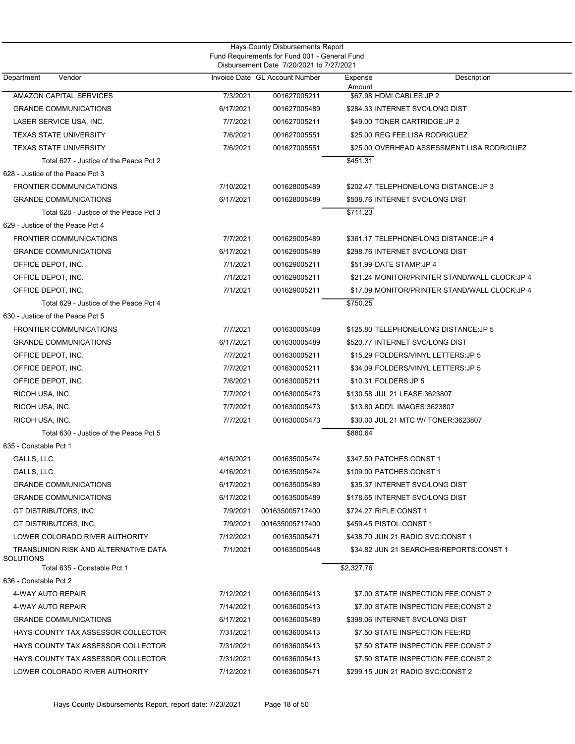Hays County Disbursements Report
Fund Requirements for Fund 001 - General Fund
Disbursement Date 7/20/2021 to 7/27/2021

| Department / Vendor | Invoice Date | GL Account Number | Expense Amount | Description |
|---|---|---|---|---|
| AMAZON CAPITAL SERVICES | 7/3/2021 | 001627005211 | $67.98 | HDMI CABLES:JP 2 |
| GRANDE COMMUNICATIONS | 6/17/2021 | 001627005489 | $284.33 | INTERNET SVC/LONG DIST |
| LASER SERVICE USA, INC. | 7/7/2021 | 001627005211 | $49.00 | TONER CARTRIDGE:JP 2 |
| TEXAS STATE UNIVERSITY | 7/6/2021 | 001627005551 | $25.00 | REG FEE:LISA RODRIGUEZ |
| TEXAS STATE UNIVERSITY | 7/6/2021 | 001627005551 | $25.00 | OVERHEAD ASSESSMENT:LISA RODRIGUEZ |
| Total 627 - Justice of the Peace Pct 2 | | | $451.31 | |
| 628 - Justice of the Peace Pct 3 | | | | |
| FRONTIER COMMUNICATIONS | 7/10/2021 | 001628005489 | $202.47 | TELEPHONE/LONG DISTANCE:JP 3 |
| GRANDE COMMUNICATIONS | 6/17/2021 | 001628005489 | $508.76 | INTERNET SVC/LONG DIST |
| Total 628 - Justice of the Peace Pct 3 | | | $711.23 | |
| 629 - Justice of the Peace Pct 4 | | | | |
| FRONTIER COMMUNICATIONS | 7/7/2021 | 001629005489 | $361.17 | TELEPHONE/LONG DISTANCE:JP 4 |
| GRANDE COMMUNICATIONS | 6/17/2021 | 001629005489 | $298.76 | INTERNET SVC/LONG DIST |
| OFFICE DEPOT, INC. | 7/1/2021 | 001629005211 | $51.99 | DATE STAMP:JP 4 |
| OFFICE DEPOT, INC. | 7/1/2021 | 001629005211 | $21.24 | MONITOR/PRINTER STAND/WALL CLOCK:JP 4 |
| OFFICE DEPOT, INC. | 7/1/2021 | 001629005211 | $17.09 | MONITOR/PRINTER STAND/WALL CLOCK:JP 4 |
| Total 629 - Justice of the Peace Pct 4 | | | $750.25 | |
| 630 - Justice of the Peace Pct 5 | | | | |
| FRONTIER COMMUNICATIONS | 7/7/2021 | 001630005489 | $125.80 | TELEPHONE/LONG DISTANCE:JP 5 |
| GRANDE COMMUNICATIONS | 6/17/2021 | 001630005489 | $520.77 | INTERNET SVC/LONG DIST |
| OFFICE DEPOT, INC. | 7/7/2021 | 001630005211 | $15.29 | FOLDERS/VINYL LETTERS:JP 5 |
| OFFICE DEPOT, INC. | 7/7/2021 | 001630005211 | $34.09 | FOLDERS/VINYL LETTERS:JP 5 |
| OFFICE DEPOT, INC. | 7/6/2021 | 001630005211 | $10.31 | FOLDERS:JP 5 |
| RICOH USA, INC. | 7/7/2021 | 001630005473 | $130.58 | JUL 21 LEASE:3623807 |
| RICOH USA, INC. | 7/7/2021 | 001630005473 | $13.80 | ADD'L IMAGES:3623807 |
| RICOH USA, INC. | 7/7/2021 | 001630005473 | $30.00 | JUL 21 MTC W/ TONER:3623807 |
| Total 630 - Justice of the Peace Pct 5 | | | $880.64 | |
| 635 - Constable Pct 1 | | | | |
| GALLS, LLC | 4/16/2021 | 001635005474 | $347.50 | PATCHES:CONST 1 |
| GALLS, LLC | 4/16/2021 | 001635005474 | $109.00 | PATCHES:CONST 1 |
| GRANDE COMMUNICATIONS | 6/17/2021 | 001635005489 | $35.37 | INTERNET SVC/LONG DIST |
| GRANDE COMMUNICATIONS | 6/17/2021 | 001635005489 | $178.65 | INTERNET SVC/LONG DIST |
| GT DISTRIBUTORS, INC. | 7/9/2021 | 001635005717400 | $724.27 | RIFLE:CONST 1 |
| GT DISTRIBUTORS, INC. | 7/9/2021 | 001635005717400 | $459.45 | PISTOL:CONST 1 |
| LOWER COLORADO RIVER AUTHORITY | 7/12/2021 | 001635005471 | $438.70 | JUN 21 RADIO SVC:CONST 1 |
| TRANSUNION RISK AND ALTERNATIVE DATA SOLUTIONS | 7/1/2021 | 001635005448 | $34.82 | JUN 21 SEARCHES/REPORTS:CONST 1 |
| Total 635 - Constable Pct 1 | | | $2,327.76 | |
| 636 - Constable Pct 2 | | | | |
| 4-WAY AUTO REPAIR | 7/12/2021 | 001636005413 | $7.00 | STATE INSPECTION FEE:CONST 2 |
| 4-WAY AUTO REPAIR | 7/14/2021 | 001636005413 | $7.00 | STATE INSPECTION FEE:CONST 2 |
| GRANDE COMMUNICATIONS | 6/17/2021 | 001636005489 | $398.06 | INTERNET SVC/LONG DIST |
| HAYS COUNTY TAX ASSESSOR COLLECTOR | 7/31/2021 | 001636005413 | $7.50 | STATE INSPECTION FEE:RD |
| HAYS COUNTY TAX ASSESSOR COLLECTOR | 7/31/2021 | 001636005413 | $7.50 | STATE INSPECTION FEE:CONST 2 |
| HAYS COUNTY TAX ASSESSOR COLLECTOR | 7/31/2021 | 001636005413 | $7.50 | STATE INSPECTION FEE:CONST 2 |
| LOWER COLORADO RIVER AUTHORITY | 7/12/2021 | 001636005471 | $299.15 | JUN 21 RADIO SVC:CONST 2 |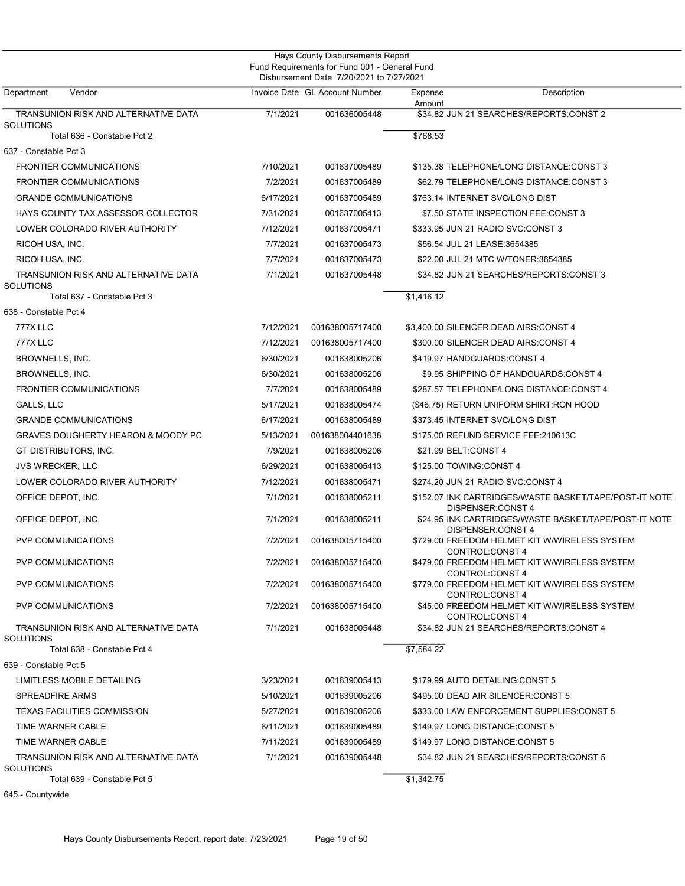Hays County Disbursements Report
Fund Requirements for Fund 001 - General Fund
Disbursement Date 7/20/2021 to 7/27/2021

| Department | Vendor | Invoice Date | GL Account Number | Expense Amount | Description |
|---|---|---|---|---|---|
| | TRANSUNION RISK AND ALTERNATIVE DATA SOLUTIONS | 7/1/2021 | 001636005448 | $34.82 | JUN 21 SEARCHES/REPORTS:CONST 2 |
| | Total 636 - Constable Pct 2 | | | $768.53 | |
| 637 - Constable Pct 3 | | | | | |
| | FRONTIER COMMUNICATIONS | 7/10/2021 | 001637005489 | $135.38 | TELEPHONE/LONG DISTANCE:CONST 3 |
| | FRONTIER COMMUNICATIONS | 7/2/2021 | 001637005489 | $62.79 | TELEPHONE/LONG DISTANCE:CONST 3 |
| | GRANDE COMMUNICATIONS | 6/17/2021 | 001637005489 | $763.14 | INTERNET SVC/LONG DIST |
| | HAYS COUNTY TAX ASSESSOR COLLECTOR | 7/31/2021 | 001637005413 | $7.50 | STATE INSPECTION FEE:CONST 3 |
| | LOWER COLORADO RIVER AUTHORITY | 7/12/2021 | 001637005471 | $333.95 | JUN 21 RADIO SVC:CONST 3 |
| | RICOH USA, INC. | 7/7/2021 | 001637005473 | $56.54 | JUL 21 LEASE:3654385 |
| | RICOH USA, INC. | 7/7/2021 | 001637005473 | $22.00 | JUL 21 MTC W/TONER:3654385 |
| | TRANSUNION RISK AND ALTERNATIVE DATA SOLUTIONS | 7/1/2021 | 001637005448 | $34.82 | JUN 21 SEARCHES/REPORTS:CONST 3 |
| | Total 637 - Constable Pct 3 | | | $1,416.12 | |
| 638 - Constable Pct 4 | | | | | |
| | 777X LLC | 7/12/2021 | 001638005717400 | $3,400.00 | SILENCER DEAD AIRS:CONST 4 |
| | 777X LLC | 7/12/2021 | 001638005717400 | $300.00 | SILENCER DEAD AIRS:CONST 4 |
| | BROWNELLS, INC. | 6/30/2021 | 001638005206 | $419.97 | HANDGUARDS:CONST 4 |
| | BROWNELLS, INC. | 6/30/2021 | 001638005206 | $9.95 | SHIPPING OF HANDGUARDS:CONST 4 |
| | FRONTIER COMMUNICATIONS | 7/7/2021 | 001638005489 | $287.57 | TELEPHONE/LONG DISTANCE:CONST 4 |
| | GALLS, LLC | 5/17/2021 | 001638005474 | ($46.75) | RETURN UNIFORM SHIRT:RON HOOD |
| | GRANDE COMMUNICATIONS | 6/17/2021 | 001638005489 | $373.45 | INTERNET SVC/LONG DIST |
| | GRAVES DOUGHERTY HEARON & MOODY PC | 5/13/2021 | 001638004401638 | $175.00 | REFUND SERVICE FEE:210613C |
| | GT DISTRIBUTORS, INC. | 7/9/2021 | 001638005206 | $21.99 | BELT:CONST 4 |
| | JVS WRECKER, LLC | 6/29/2021 | 001638005413 | $125.00 | TOWING:CONST 4 |
| | LOWER COLORADO RIVER AUTHORITY | 7/12/2021 | 001638005471 | $274.20 | JUN 21 RADIO SVC:CONST 4 |
| | OFFICE DEPOT, INC. | 7/1/2021 | 001638005211 | $152.07 | INK CARTRIDGES/WASTE BASKET/TAPE/POST-IT NOTE DISPENSER:CONST 4 |
| | OFFICE DEPOT, INC. | 7/1/2021 | 001638005211 | $24.95 | INK CARTRIDGES/WASTE BASKET/TAPE/POST-IT NOTE DISPENSER:CONST 4 |
| | PVP COMMUNICATIONS | 7/2/2021 | 001638005715400 | $729.00 | FREEDOM HELMET KIT W/WIRELESS SYSTEM CONTROL:CONST 4 |
| | PVP COMMUNICATIONS | 7/2/2021 | 001638005715400 | $479.00 | FREEDOM HELMET KIT W/WIRELESS SYSTEM CONTROL:CONST 4 |
| | PVP COMMUNICATIONS | 7/2/2021 | 001638005715400 | $779.00 | FREEDOM HELMET KIT W/WIRELESS SYSTEM CONTROL:CONST 4 |
| | PVP COMMUNICATIONS | 7/2/2021 | 001638005715400 | $45.00 | FREEDOM HELMET KIT W/WIRELESS SYSTEM CONTROL:CONST 4 |
| | TRANSUNION RISK AND ALTERNATIVE DATA SOLUTIONS | 7/1/2021 | 001638005448 | $34.82 | JUN 21 SEARCHES/REPORTS:CONST 4 |
| | Total 638 - Constable Pct 4 | | | $7,584.22 | |
| 639 - Constable Pct 5 | | | | | |
| | LIMITLESS MOBILE DETAILING | 3/23/2021 | 001639005413 | $179.99 | AUTO DETAILING:CONST 5 |
| | SPREADFIRE ARMS | 5/10/2021 | 001639005206 | $495.00 | DEAD AIR SILENCER:CONST 5 |
| | TEXAS FACILITIES COMMISSION | 5/27/2021 | 001639005206 | $333.00 | LAW ENFORCEMENT SUPPLIES:CONST 5 |
| | TIME WARNER CABLE | 6/11/2021 | 001639005489 | $149.97 | LONG DISTANCE:CONST 5 |
| | TIME WARNER CABLE | 7/11/2021 | 001639005489 | $149.97 | LONG DISTANCE:CONST 5 |
| | TRANSUNION RISK AND ALTERNATIVE DATA SOLUTIONS | 7/1/2021 | 001639005448 | $34.82 | JUN 21 SEARCHES/REPORTS:CONST 5 |
| | Total 639 - Constable Pct 5 | | | $1,342.75 | |
| 645 - Countywide | | | | | |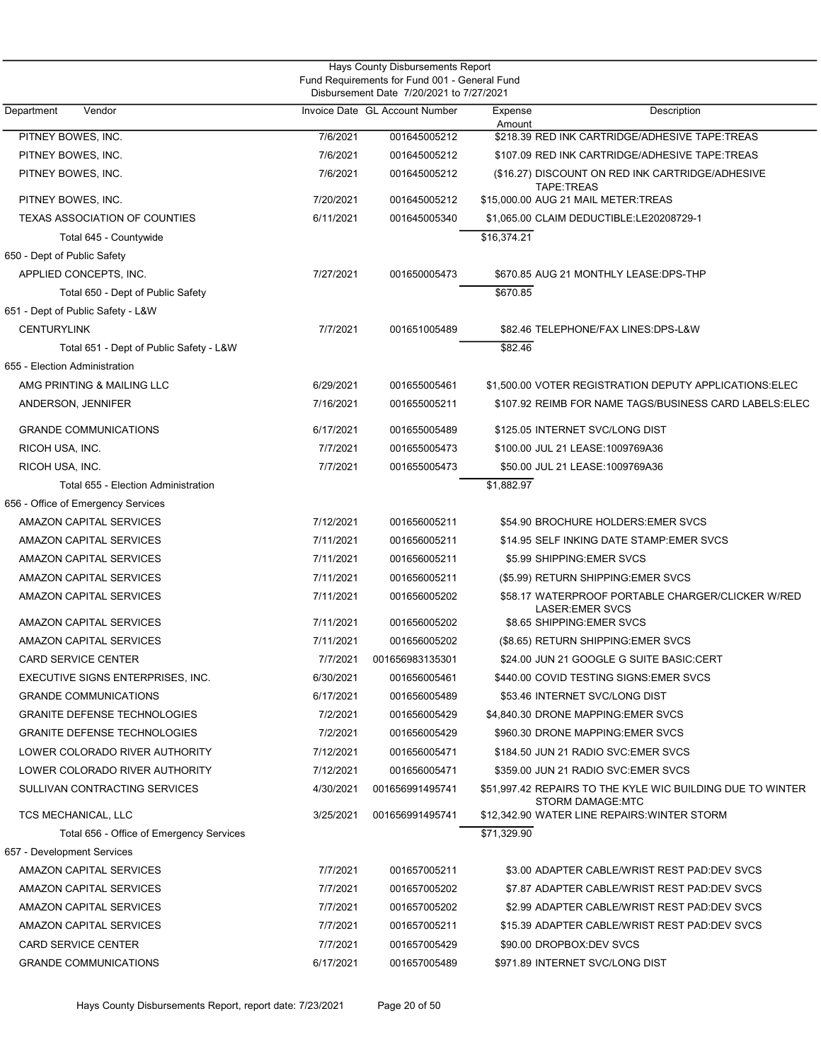Hays County Disbursements Report
Fund Requirements for Fund 001 - General Fund
Disbursement Date 7/20/2021 to 7/27/2021

| Department Vendor | Invoice Date | GL Account Number | Expense Amount | Description |
|---|---|---|---|---|
| PITNEY BOWES, INC. | 7/6/2021 | 001645005212 | $218.39 | RED INK CARTRIDGE/ADHESIVE TAPE:TREAS |
| PITNEY BOWES, INC. | 7/6/2021 | 001645005212 | $107.09 | RED INK CARTRIDGE/ADHESIVE TAPE:TREAS |
| PITNEY BOWES, INC. | 7/6/2021 | 001645005212 | ($16.27) | DISCOUNT ON RED INK CARTRIDGE/ADHESIVE TAPE:TREAS |
| PITNEY BOWES, INC. | 7/20/2021 | 001645005212 | $15,000.00 | AUG 21 MAIL METER:TREAS |
| TEXAS ASSOCIATION OF COUNTIES | 6/11/2021 | 001645005340 | $1,065.00 | CLAIM DEDUCTIBLE:LE20208729-1 |
| Total 645 - Countywide | | | $16,374.21 | |
| 650 - Dept of Public Safety | | | | |
| APPLIED CONCEPTS, INC. | 7/27/2021 | 001650005473 | $670.85 | AUG 21 MONTHLY LEASE:DPS-THP |
| Total 650 - Dept of Public Safety | | | $670.85 | |
| 651 - Dept of Public Safety - L&W | | | | |
| CENTURYLINK | 7/7/2021 | 001651005489 | $82.46 | TELEPHONE/FAX LINES:DPS-L&W |
| Total 651 - Dept of Public Safety - L&W | | | $82.46 | |
| 655 - Election Administration | | | | |
| AMG PRINTING & MAILING LLC | 6/29/2021 | 001655005461 | $1,500.00 | VOTER REGISTRATION DEPUTY APPLICATIONS:ELEC |
| ANDERSON, JENNIFER | 7/16/2021 | 001655005211 | $107.92 | REIMB FOR NAME TAGS/BUSINESS CARD LABELS:ELEC |
| GRANDE COMMUNICATIONS | 6/17/2021 | 001655005489 | $125.05 | INTERNET SVC/LONG DIST |
| RICOH USA, INC. | 7/7/2021 | 001655005473 | $100.00 | JUL 21 LEASE:1009769A36 |
| RICOH USA, INC. | 7/7/2021 | 001655005473 | $50.00 | JUL 21 LEASE:1009769A36 |
| Total 655 - Election Administration | | | $1,882.97 | |
| 656 - Office of Emergency Services | | | | |
| AMAZON CAPITAL SERVICES | 7/12/2021 | 001656005211 | $54.90 | BROCHURE HOLDERS:EMER SVCS |
| AMAZON CAPITAL SERVICES | 7/11/2021 | 001656005211 | $14.95 | SELF INKING DATE STAMP:EMER SVCS |
| AMAZON CAPITAL SERVICES | 7/11/2021 | 001656005211 | $5.99 | SHIPPING:EMER SVCS |
| AMAZON CAPITAL SERVICES | 7/11/2021 | 001656005211 | ($5.99) | RETURN SHIPPING:EMER SVCS |
| AMAZON CAPITAL SERVICES | 7/11/2021 | 001656005202 | $58.17 | WATERPROOF PORTABLE CHARGER/CLICKER W/RED LASER:EMER SVCS |
| AMAZON CAPITAL SERVICES | 7/11/2021 | 001656005202 | $8.65 | SHIPPING:EMER SVCS |
| AMAZON CAPITAL SERVICES | 7/11/2021 | 001656005202 | ($8.65) | RETURN SHIPPING:EMER SVCS |
| CARD SERVICE CENTER | 7/7/2021 | 001656983135301 | $24.00 | JUN 21 GOOGLE G SUITE BASIC:CERT |
| EXECUTIVE SIGNS ENTERPRISES, INC. | 6/30/2021 | 001656005461 | $440.00 | COVID TESTING SIGNS:EMER SVCS |
| GRANDE COMMUNICATIONS | 6/17/2021 | 001656005489 | $53.46 | INTERNET SVC/LONG DIST |
| GRANITE DEFENSE TECHNOLOGIES | 7/2/2021 | 001656005429 | $4,840.30 | DRONE MAPPING:EMER SVCS |
| GRANITE DEFENSE TECHNOLOGIES | 7/2/2021 | 001656005429 | $960.30 | DRONE MAPPING:EMER SVCS |
| LOWER COLORADO RIVER AUTHORITY | 7/12/2021 | 001656005471 | $184.50 | JUN 21 RADIO SVC:EMER SVCS |
| LOWER COLORADO RIVER AUTHORITY | 7/12/2021 | 001656005471 | $359.00 | JUN 21 RADIO SVC:EMER SVCS |
| SULLIVAN CONTRACTING SERVICES | 4/30/2021 | 001656991495741 | $51,997.42 | REPAIRS TO THE KYLE WIC BUILDING DUE TO WINTER STORM DAMAGE:MTC |
| TCS MECHANICAL, LLC | 3/25/2021 | 001656991495741 | $12,342.90 | WATER LINE REPAIRS:WINTER STORM |
| Total 656 - Office of Emergency Services | | | $71,329.90 | |
| 657 - Development Services | | | | |
| AMAZON CAPITAL SERVICES | 7/7/2021 | 001657005211 | $3.00 | ADAPTER CABLE/WRIST REST PAD:DEV SVCS |
| AMAZON CAPITAL SERVICES | 7/7/2021 | 001657005202 | $7.87 | ADAPTER CABLE/WRIST REST PAD:DEV SVCS |
| AMAZON CAPITAL SERVICES | 7/7/2021 | 001657005202 | $2.99 | ADAPTER CABLE/WRIST REST PAD:DEV SVCS |
| AMAZON CAPITAL SERVICES | 7/7/2021 | 001657005211 | $15.39 | ADAPTER CABLE/WRIST REST PAD:DEV SVCS |
| CARD SERVICE CENTER | 7/7/2021 | 001657005429 | $90.00 | DROPBOX:DEV SVCS |
| GRANDE COMMUNICATIONS | 6/17/2021 | 001657005489 | $971.89 | INTERNET SVC/LONG DIST |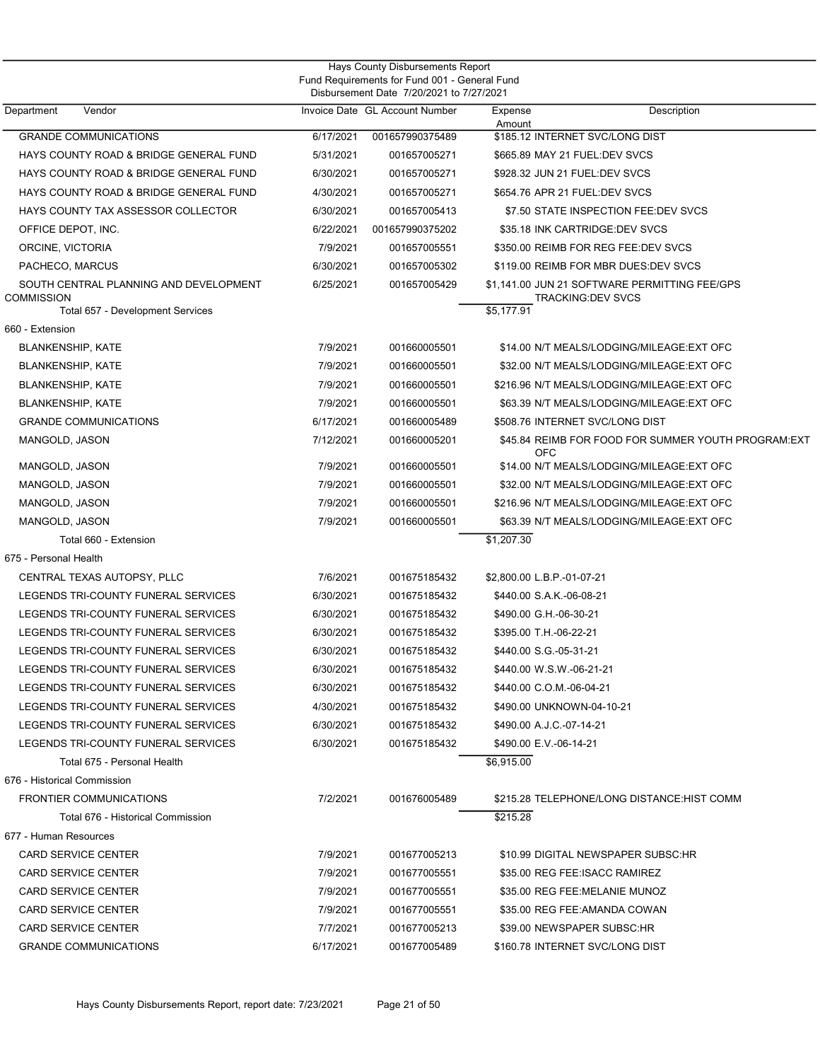Hays County Disbursements Report
Fund Requirements for Fund 001 - General Fund
Disbursement Date 7/20/2021 to 7/27/2021

| Department Vendor | Invoice Date | GL Account Number | Expense Amount | Description |
|---|---|---|---|---|
| GRANDE COMMUNICATIONS | 6/17/2021 | 001657990375489 | $185.12 | INTERNET SVC/LONG DIST |
| HAYS COUNTY ROAD & BRIDGE GENERAL FUND | 5/31/2021 | 001657005271 | $665.89 | MAY 21 FUEL:DEV SVCS |
| HAYS COUNTY ROAD & BRIDGE GENERAL FUND | 6/30/2021 | 001657005271 | $928.32 | JUN 21 FUEL:DEV SVCS |
| HAYS COUNTY ROAD & BRIDGE GENERAL FUND | 4/30/2021 | 001657005271 | $654.76 | APR 21 FUEL:DEV SVCS |
| HAYS COUNTY TAX ASSESSOR COLLECTOR | 6/30/2021 | 001657005413 | $7.50 | STATE INSPECTION FEE:DEV SVCS |
| OFFICE DEPOT, INC. | 6/22/2021 | 001657990375202 | $35.18 | INK CARTRIDGE:DEV SVCS |
| ORCINE, VICTORIA | 7/9/2021 | 001657005551 | $350.00 | REIMB FOR REG FEE:DEV SVCS |
| PACHECO, MARCUS | 6/30/2021 | 001657005302 | $119.00 | REIMB FOR MBR DUES:DEV SVCS |
| SOUTH CENTRAL PLANNING AND DEVELOPMENT COMMISSION | 6/25/2021 | 001657005429 | $1,141.00 | JUN 21 SOFTWARE PERMITTING FEE/GPS TRACKING:DEV SVCS |
| Total 657 - Development Services | | | $5,177.91 | |
| **660 - Extension** | | | | |
| BLANKENSHIP, KATE | 7/9/2021 | 001660005501 | $14.00 | N/T MEALS/LODGING/MILEAGE:EXT OFC |
| BLANKENSHIP, KATE | 7/9/2021 | 001660005501 | $32.00 | N/T MEALS/LODGING/MILEAGE:EXT OFC |
| BLANKENSHIP, KATE | 7/9/2021 | 001660005501 | $216.96 | N/T MEALS/LODGING/MILEAGE:EXT OFC |
| BLANKENSHIP, KATE | 7/9/2021 | 001660005501 | $63.39 | N/T MEALS/LODGING/MILEAGE:EXT OFC |
| GRANDE COMMUNICATIONS | 6/17/2021 | 001660005489 | $508.76 | INTERNET SVC/LONG DIST |
| MANGOLD, JASON | 7/12/2021 | 001660005201 | $45.84 | REIMB FOR FOOD FOR SUMMER YOUTH PROGRAM:EXT OFC |
| MANGOLD, JASON | 7/9/2021 | 001660005501 | $14.00 | N/T MEALS/LODGING/MILEAGE:EXT OFC |
| MANGOLD, JASON | 7/9/2021 | 001660005501 | $32.00 | N/T MEALS/LODGING/MILEAGE:EXT OFC |
| MANGOLD, JASON | 7/9/2021 | 001660005501 | $216.96 | N/T MEALS/LODGING/MILEAGE:EXT OFC |
| MANGOLD, JASON | 7/9/2021 | 001660005501 | $63.39 | N/T MEALS/LODGING/MILEAGE:EXT OFC |
| Total 660 - Extension | | | $1,207.30 | |
| **675 - Personal Health** | | | | |
| CENTRAL TEXAS AUTOPSY, PLLC | 7/6/2021 | 001675185432 | $2,800.00 | L.B.P.-01-07-21 |
| LEGENDS TRI-COUNTY FUNERAL SERVICES | 6/30/2021 | 001675185432 | $440.00 | S.A.K.-06-08-21 |
| LEGENDS TRI-COUNTY FUNERAL SERVICES | 6/30/2021 | 001675185432 | $490.00 | G.H.-06-30-21 |
| LEGENDS TRI-COUNTY FUNERAL SERVICES | 6/30/2021 | 001675185432 | $395.00 | T.H.-06-22-21 |
| LEGENDS TRI-COUNTY FUNERAL SERVICES | 6/30/2021 | 001675185432 | $440.00 | S.G.-05-31-21 |
| LEGENDS TRI-COUNTY FUNERAL SERVICES | 6/30/2021 | 001675185432 | $440.00 | W.S.W.-06-21-21 |
| LEGENDS TRI-COUNTY FUNERAL SERVICES | 6/30/2021 | 001675185432 | $440.00 | C.O.M.-06-04-21 |
| LEGENDS TRI-COUNTY FUNERAL SERVICES | 4/30/2021 | 001675185432 | $490.00 | UNKNOWN-04-10-21 |
| LEGENDS TRI-COUNTY FUNERAL SERVICES | 6/30/2021 | 001675185432 | $490.00 | A.J.C.-07-14-21 |
| LEGENDS TRI-COUNTY FUNERAL SERVICES | 6/30/2021 | 001675185432 | $490.00 | E.V.-06-14-21 |
| Total 675 - Personal Health | | | $6,915.00 | |
| **676 - Historical Commission** | | | | |
| FRONTIER COMMUNICATIONS | 7/2/2021 | 001676005489 | $215.28 | TELEPHONE/LONG DISTANCE:HIST COMM |
| Total 676 - Historical Commission | | | $215.28 | |
| **677 - Human Resources** | | | | |
| CARD SERVICE CENTER | 7/9/2021 | 001677005213 | $10.99 | DIGITAL NEWSPAPER SUBSC:HR |
| CARD SERVICE CENTER | 7/9/2021 | 001677005551 | $35.00 | REG FEE:ISACC RAMIREZ |
| CARD SERVICE CENTER | 7/9/2021 | 001677005551 | $35.00 | REG FEE:MELANIE MUNOZ |
| CARD SERVICE CENTER | 7/9/2021 | 001677005551 | $35.00 | REG FEE:AMANDA COWAN |
| CARD SERVICE CENTER | 7/7/2021 | 001677005213 | $39.00 | NEWSPAPER SUBSC:HR |
| GRANDE COMMUNICATIONS | 6/17/2021 | 001677005489 | $160.78 | INTERNET SVC/LONG DIST |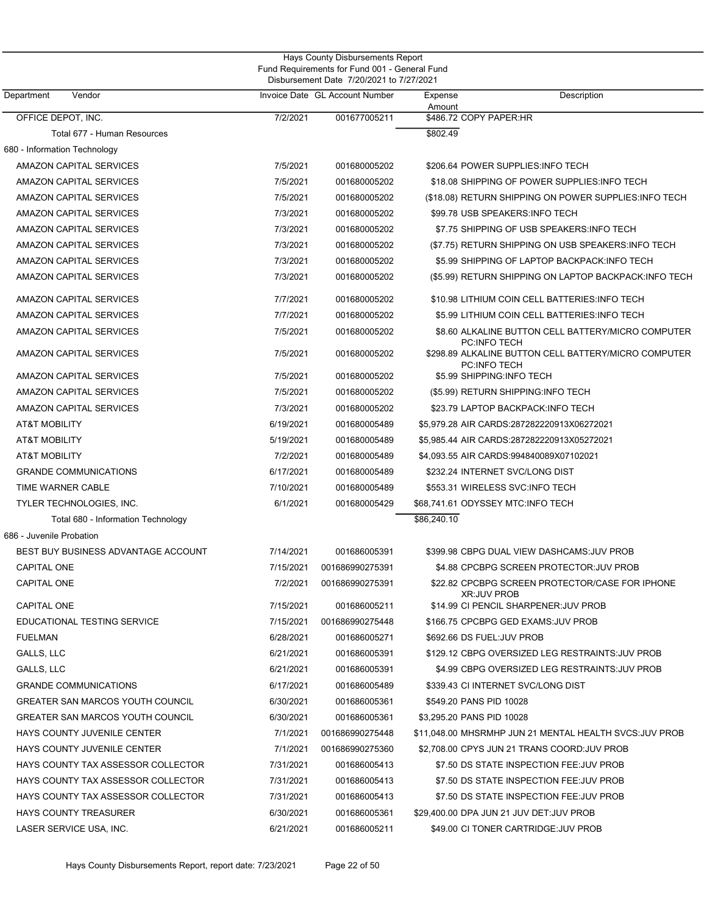Hays County Disbursements Report
Fund Requirements for Fund 001 - General Fund
Disbursement Date 7/20/2021 to 7/27/2021

| Department Vendor | Invoice Date | GL Account Number | Expense Amount | Description |
|---|---|---|---|---|
| OFFICE DEPOT, INC. | 7/2/2021 | 001677005211 | $486.72 | COPY PAPER:HR |
| Total 677 - Human Resources | | | $802.49 | |
| 680 - Information Technology | | | | |
| AMAZON CAPITAL SERVICES | 7/5/2021 | 001680005202 | $206.64 | POWER SUPPLIES:INFO TECH |
| AMAZON CAPITAL SERVICES | 7/5/2021 | 001680005202 | $18.08 | SHIPPING OF POWER SUPPLIES:INFO TECH |
| AMAZON CAPITAL SERVICES | 7/5/2021 | 001680005202 | ($18.08) | RETURN SHIPPING ON POWER SUPPLIES:INFO TECH |
| AMAZON CAPITAL SERVICES | 7/3/2021 | 001680005202 | $99.78 | USB SPEAKERS:INFO TECH |
| AMAZON CAPITAL SERVICES | 7/3/2021 | 001680005202 | $7.75 | SHIPPING OF USB SPEAKERS:INFO TECH |
| AMAZON CAPITAL SERVICES | 7/3/2021 | 001680005202 | ($7.75) | RETURN SHIPPING ON USB SPEAKERS:INFO TECH |
| AMAZON CAPITAL SERVICES | 7/3/2021 | 001680005202 | $5.99 | SHIPPING OF LAPTOP BACKPACK:INFO TECH |
| AMAZON CAPITAL SERVICES | 7/3/2021 | 001680005202 | ($5.99) | RETURN SHIPPING ON LAPTOP BACKPACK:INFO TECH |
| AMAZON CAPITAL SERVICES | 7/7/2021 | 001680005202 | $10.98 | LITHIUM COIN CELL BATTERIES:INFO TECH |
| AMAZON CAPITAL SERVICES | 7/7/2021 | 001680005202 | $5.99 | LITHIUM COIN CELL BATTERIES:INFO TECH |
| AMAZON CAPITAL SERVICES | 7/5/2021 | 001680005202 | $8.60 | ALKALINE BUTTON CELL BATTERY/MICRO COMPUTER PC:INFO TECH |
| AMAZON CAPITAL SERVICES | 7/5/2021 | 001680005202 | $298.89 | ALKALINE BUTTON CELL BATTERY/MICRO COMPUTER PC:INFO TECH |
| AMAZON CAPITAL SERVICES | 7/5/2021 | 001680005202 | $5.99 | SHIPPING:INFO TECH |
| AMAZON CAPITAL SERVICES | 7/5/2021 | 001680005202 | ($5.99) | RETURN SHIPPING:INFO TECH |
| AMAZON CAPITAL SERVICES | 7/3/2021 | 001680005202 | $23.79 | LAPTOP BACKPACK:INFO TECH |
| AT&T MOBILITY | 6/19/2021 | 001680005489 | $5,979.28 | AIR CARDS:287282220913X06272021 |
| AT&T MOBILITY | 5/19/2021 | 001680005489 | $5,985.44 | AIR CARDS:287282220913X05272021 |
| AT&T MOBILITY | 7/2/2021 | 001680005489 | $4,093.55 | AIR CARDS:994840089X07102021 |
| GRANDE COMMUNICATIONS | 6/17/2021 | 001680005489 | $232.24 | INTERNET SVC/LONG DIST |
| TIME WARNER CABLE | 7/10/2021 | 001680005489 | $553.31 | WIRELESS SVC:INFO TECH |
| TYLER TECHNOLOGIES, INC. | 6/1/2021 | 001680005429 | $68,741.61 | ODYSSEY MTC:INFO TECH |
| Total 680 - Information Technology | | | $86,240.10 | |
| 686 - Juvenile Probation | | | | |
| BEST BUY BUSINESS ADVANTAGE ACCOUNT | 7/14/2021 | 001686005391 | $399.98 | CBPG DUAL VIEW DASHCAMS:JUV PROB |
| CAPITAL ONE | 7/15/2021 | 001686990275391 | $4.88 | CPCBPG SCREEN PROTECTOR:JUV PROB |
| CAPITAL ONE | 7/2/2021 | 001686990275391 | $22.82 | CPCBPG SCREEN PROTECTOR/CASE FOR IPHONE XR:JUV PROB |
| CAPITAL ONE | 7/15/2021 | 001686005211 | $14.99 | CI PENCIL SHARPENER:JUV PROB |
| EDUCATIONAL TESTING SERVICE | 7/15/2021 | 001686990275448 | $166.75 | CPCBPG GED EXAMS:JUV PROB |
| FUELMAN | 6/28/2021 | 001686005271 | $692.66 | DS FUEL:JUV PROB |
| GALLS, LLC | 6/21/2021 | 001686005391 | $129.12 | CBPG OVERSIZED LEG RESTRAINTS:JUV PROB |
| GALLS, LLC | 6/21/2021 | 001686005391 | $4.99 | CBPG OVERSIZED LEG RESTRAINTS:JUV PROB |
| GRANDE COMMUNICATIONS | 6/17/2021 | 001686005489 | $339.43 | CI INTERNET SVC/LONG DIST |
| GREATER SAN MARCOS YOUTH COUNCIL | 6/30/2021 | 001686005361 | $549.20 | PANS PID 10028 |
| GREATER SAN MARCOS YOUTH COUNCIL | 6/30/2021 | 001686005361 | $3,295.20 | PANS PID 10028 |
| HAYS COUNTY JUVENILE CENTER | 7/1/2021 | 001686990275448 | $11,048.00 | MHSRMHP JUN 21 MENTAL HEALTH SVCS:JUV PROB |
| HAYS COUNTY JUVENILE CENTER | 7/1/2021 | 001686990275360 | $2,708.00 | CPYS JUN 21 TRANS COORD:JUV PROB |
| HAYS COUNTY TAX ASSESSOR COLLECTOR | 7/31/2021 | 001686005413 | $7.50 | DS STATE INSPECTION FEE:JUV PROB |
| HAYS COUNTY TAX ASSESSOR COLLECTOR | 7/31/2021 | 001686005413 | $7.50 | DS STATE INSPECTION FEE:JUV PROB |
| HAYS COUNTY TAX ASSESSOR COLLECTOR | 7/31/2021 | 001686005413 | $7.50 | DS STATE INSPECTION FEE:JUV PROB |
| HAYS COUNTY TREASURER | 6/30/2021 | 001686005361 | $29,400.00 | DPA JUN 21 JUV DET:JUV PROB |
| LASER SERVICE USA, INC. | 6/21/2021 | 001686005211 | $49.00 | CI TONER CARTRIDGE:JUV PROB |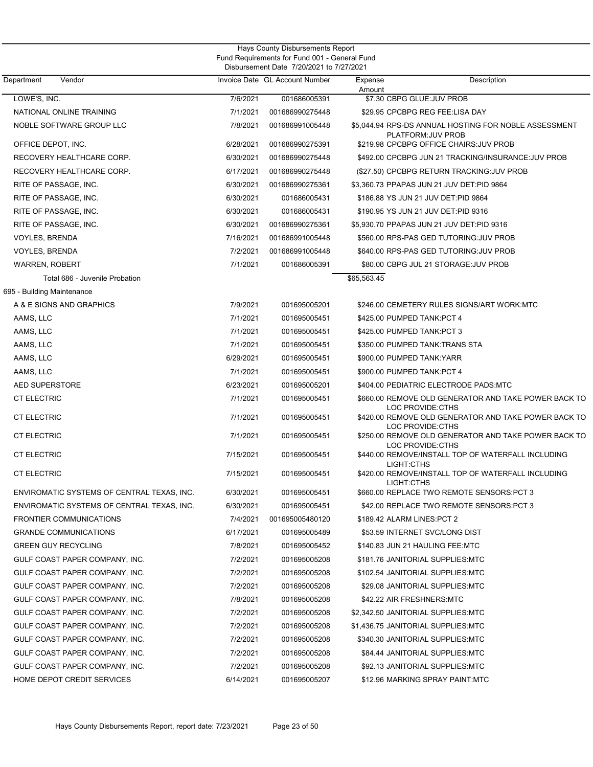Hays County Disbursements Report
Fund Requirements for Fund 001 - General Fund
Disbursement Date 7/20/2021 to 7/27/2021

| Department Vendor | Invoice Date | GL Account Number | Expense Amount | Description |
|---|---|---|---|---|
| LOWE'S, INC. | 7/6/2021 | 001686005391 | $7.30 | CBPG GLUE:JUV PROB |
| NATIONAL ONLINE TRAINING | 7/1/2021 | 001686990275448 | $29.95 | CPCBPG REG FEE:LISA DAY |
| NOBLE SOFTWARE GROUP LLC | 7/8/2021 | 001686991005448 | $5,044.94 | RPS-DS ANNUAL HOSTING FOR NOBLE ASSESSMENT PLATFORM:JUV PROB |
| OFFICE DEPOT, INC. | 6/28/2021 | 001686990275391 | $219.98 | CPCBPG OFFICE CHAIRS:JUV PROB |
| RECOVERY HEALTHCARE CORP. | 6/30/2021 | 001686990275448 | $492.00 | CPCBPG JUN 21 TRACKING/INSURANCE:JUV PROB |
| RECOVERY HEALTHCARE CORP. | 6/17/2021 | 001686990275448 | ($27.50) | CPCBPG RETURN TRACKING:JUV PROB |
| RITE OF PASSAGE, INC. | 6/30/2021 | 001686990275361 | $3,360.73 | PPAPAS JUN 21 JUV DET:PID 9864 |
| RITE OF PASSAGE, INC. | 6/30/2021 | 001686005431 | $186.88 | YS JUN 21 JUV DET:PID 9864 |
| RITE OF PASSAGE, INC. | 6/30/2021 | 001686005431 | $190.95 | YS JUN 21 JUV DET:PID 9316 |
| RITE OF PASSAGE, INC. | 6/30/2021 | 001686990275361 | $5,930.70 | PPAPAS JUN 21 JUV DET:PID 9316 |
| VOYLES, BRENDA | 7/16/2021 | 001686991005448 | $560.00 | RPS-PAS GED TUTORING:JUV PROB |
| VOYLES, BRENDA | 7/2/2021 | 001686991005448 | $640.00 | RPS-PAS GED TUTORING:JUV PROB |
| WARREN, ROBERT | 7/1/2021 | 001686005391 | $80.00 | CBPG JUL 21 STORAGE:JUV PROB |
| Total 686 - Juvenile Probation | | | $65,563.45 | |
| 695 - Building Maintenance | | | | |
| A & E SIGNS AND GRAPHICS | 7/9/2021 | 001695005201 | $246.00 | CEMETERY RULES SIGNS/ART WORK:MTC |
| AAMS, LLC | 7/1/2021 | 001695005451 | $425.00 | PUMPED TANK:PCT 4 |
| AAMS, LLC | 7/1/2021 | 001695005451 | $425.00 | PUMPED TANK:PCT 3 |
| AAMS, LLC | 7/1/2021 | 001695005451 | $350.00 | PUMPED TANK:TRANS STA |
| AAMS, LLC | 6/29/2021 | 001695005451 | $900.00 | PUMPED TANK:YARR |
| AAMS, LLC | 7/1/2021 | 001695005451 | $900.00 | PUMPED TANK:PCT 4 |
| AED SUPERSTORE | 6/23/2021 | 001695005201 | $404.00 | PEDIATRIC ELECTRODE PADS:MTC |
| CT ELECTRIC | 7/1/2021 | 001695005451 | $660.00 | REMOVE OLD GENERATOR AND TAKE POWER BACK TO LOC PROVIDE:CTHS |
| CT ELECTRIC | 7/1/2021 | 001695005451 | $420.00 | REMOVE OLD GENERATOR AND TAKE POWER BACK TO LOC PROVIDE:CTHS |
| CT ELECTRIC | 7/1/2021 | 001695005451 | $250.00 | REMOVE OLD GENERATOR AND TAKE POWER BACK TO LOC PROVIDE:CTHS |
| CT ELECTRIC | 7/15/2021 | 001695005451 | $440.00 | REMOVE/INSTALL TOP OF WATERFALL INCLUDING LIGHT:CTHS |
| CT ELECTRIC | 7/15/2021 | 001695005451 | $420.00 | REMOVE/INSTALL TOP OF WATERFALL INCLUDING LIGHT:CTHS |
| ENVIROMATIC SYSTEMS OF CENTRAL TEXAS, INC. | 6/30/2021 | 001695005451 | $660.00 | REPLACE TWO REMOTE SENSORS:PCT 3 |
| ENVIROMATIC SYSTEMS OF CENTRAL TEXAS, INC. | 6/30/2021 | 001695005451 | $42.00 | REPLACE TWO REMOTE SENSORS:PCT 3 |
| FRONTIER COMMUNICATIONS | 7/4/2021 | 001695005480120 | $189.42 | ALARM LINES:PCT 2 |
| GRANDE COMMUNICATIONS | 6/17/2021 | 001695005489 | $53.59 | INTERNET SVC/LONG DIST |
| GREEN GUY RECYCLING | 7/8/2021 | 001695005452 | $140.83 | JUN 21 HAULING FEE:MTC |
| GULF COAST PAPER COMPANY, INC. | 7/2/2021 | 001695005208 | $181.76 | JANITORIAL SUPPLIES:MTC |
| GULF COAST PAPER COMPANY, INC. | 7/2/2021 | 001695005208 | $102.54 | JANITORIAL SUPPLIES:MTC |
| GULF COAST PAPER COMPANY, INC. | 7/2/2021 | 001695005208 | $29.08 | JANITORIAL SUPPLIES:MTC |
| GULF COAST PAPER COMPANY, INC. | 7/8/2021 | 001695005208 | $42.22 | AIR FRESHNERS:MTC |
| GULF COAST PAPER COMPANY, INC. | 7/2/2021 | 001695005208 | $2,342.50 | JANITORIAL SUPPLIES:MTC |
| GULF COAST PAPER COMPANY, INC. | 7/2/2021 | 001695005208 | $1,436.75 | JANITORIAL SUPPLIES:MTC |
| GULF COAST PAPER COMPANY, INC. | 7/2/2021 | 001695005208 | $340.30 | JANITORIAL SUPPLIES:MTC |
| GULF COAST PAPER COMPANY, INC. | 7/2/2021 | 001695005208 | $84.44 | JANITORIAL SUPPLIES:MTC |
| GULF COAST PAPER COMPANY, INC. | 7/2/2021 | 001695005208 | $92.13 | JANITORIAL SUPPLIES:MTC |
| HOME DEPOT CREDIT SERVICES | 6/14/2021 | 001695005207 | $12.96 | MARKING SPRAY PAINT:MTC |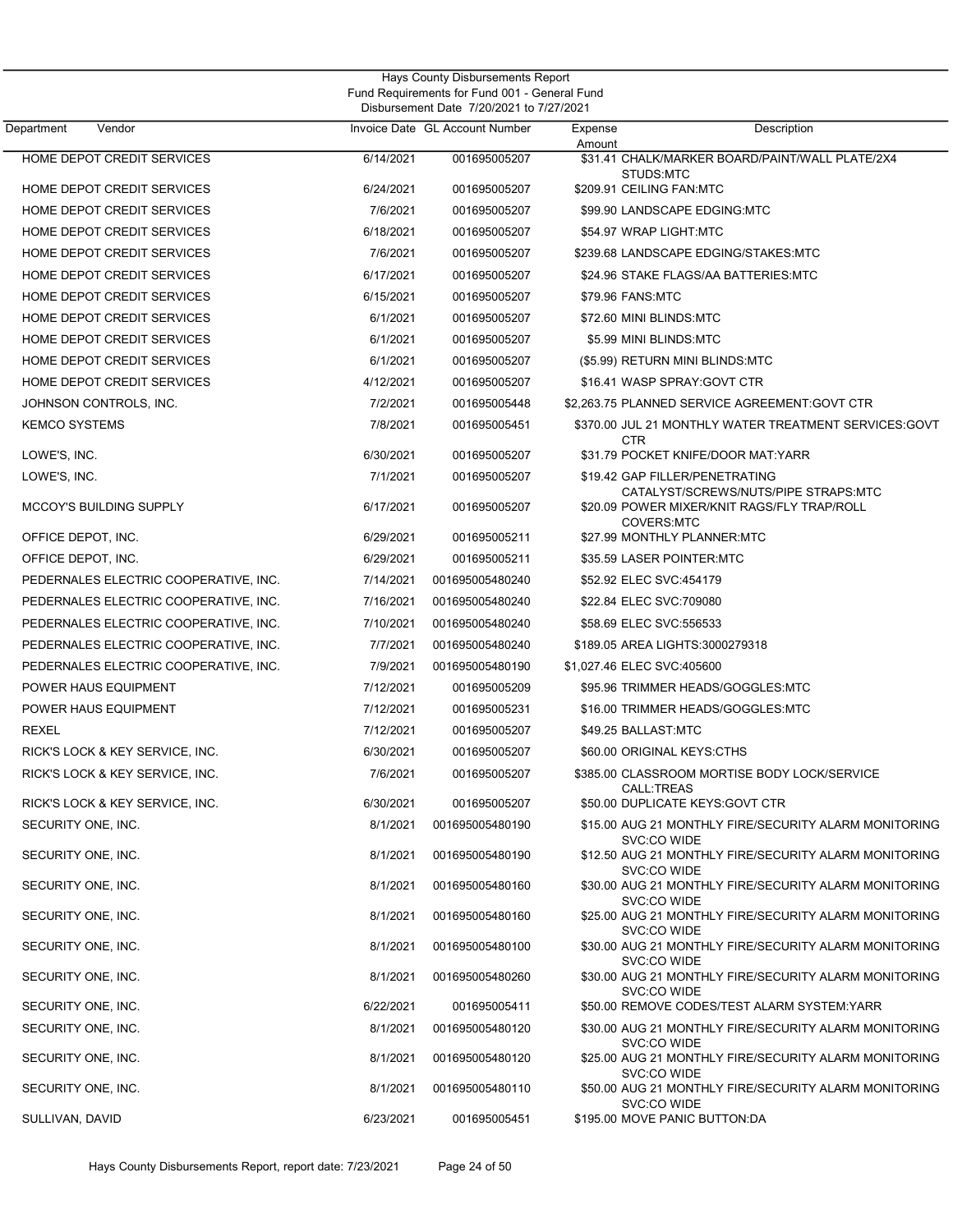Hays County Disbursements Report
Fund Requirements for Fund 001 - General Fund
Disbursement Date 7/20/2021 to 7/27/2021

| Department | Vendor | Invoice Date | GL Account Number | Expense Amount | Description |
|---|---|---|---|---|---|
| | HOME DEPOT CREDIT SERVICES | 6/14/2021 | 001695005207 | $31.41 | CHALK/MARKER BOARD/PAINT/WALL PLATE/2X4 STUDS:MTC |
| | HOME DEPOT CREDIT SERVICES | 6/24/2021 | 001695005207 | $209.91 | CEILING FAN:MTC |
| | HOME DEPOT CREDIT SERVICES | 7/6/2021 | 001695005207 | $99.90 | LANDSCAPE EDGING:MTC |
| | HOME DEPOT CREDIT SERVICES | 6/18/2021 | 001695005207 | $54.97 | WRAP LIGHT:MTC |
| | HOME DEPOT CREDIT SERVICES | 7/6/2021 | 001695005207 | $239.68 | LANDSCAPE EDGING/STAKES:MTC |
| | HOME DEPOT CREDIT SERVICES | 6/17/2021 | 001695005207 | $24.96 | STAKE FLAGS/AA BATTERIES:MTC |
| | HOME DEPOT CREDIT SERVICES | 6/15/2021 | 001695005207 | $79.96 | FANS:MTC |
| | HOME DEPOT CREDIT SERVICES | 6/1/2021 | 001695005207 | $72.60 | MINI BLINDS:MTC |
| | HOME DEPOT CREDIT SERVICES | 6/1/2021 | 001695005207 | $5.99 | MINI BLINDS:MTC |
| | HOME DEPOT CREDIT SERVICES | 6/1/2021 | 001695005207 | ($5.99) | RETURN MINI BLINDS:MTC |
| | HOME DEPOT CREDIT SERVICES | 4/12/2021 | 001695005207 | $16.41 | WASP SPRAY:GOVT CTR |
| | JOHNSON CONTROLS, INC. | 7/2/2021 | 001695005448 | $2,263.75 | PLANNED SERVICE AGREEMENT:GOVT CTR |
| | KEMCO SYSTEMS | 7/8/2021 | 001695005451 | $370.00 | JUL 21 MONTHLY WATER TREATMENT SERVICES:GOVT CTR |
| | LOWE'S, INC. | 6/30/2021 | 001695005207 | $31.79 | POCKET KNIFE/DOOR MAT:YARR |
| | LOWE'S, INC. | 7/1/2021 | 001695005207 | $19.42 | GAP FILLER/PENETRATING CATALYST/SCREWS/NUTS/PIPE STRAPS:MTC |
| | MCCOY'S BUILDING SUPPLY | 6/17/2021 | 001695005207 | $20.09 | POWER MIXER/KNIT RAGS/FLY TRAP/ROLL COVERS:MTC |
| | OFFICE DEPOT, INC. | 6/29/2021 | 001695005211 | $27.99 | MONTHLY PLANNER:MTC |
| | OFFICE DEPOT, INC. | 6/29/2021 | 001695005211 | $35.59 | LASER POINTER:MTC |
| | PEDERNALES ELECTRIC COOPERATIVE, INC. | 7/14/2021 | 001695005480240 | $52.92 | ELEC SVC:454179 |
| | PEDERNALES ELECTRIC COOPERATIVE, INC. | 7/16/2021 | 001695005480240 | $22.84 | ELEC SVC:709080 |
| | PEDERNALES ELECTRIC COOPERATIVE, INC. | 7/10/2021 | 001695005480240 | $58.69 | ELEC SVC:556533 |
| | PEDERNALES ELECTRIC COOPERATIVE, INC. | 7/7/2021 | 001695005480240 | $189.05 | AREA LIGHTS:3000279318 |
| | PEDERNALES ELECTRIC COOPERATIVE, INC. | 7/9/2021 | 001695005480190 | $1,027.46 | ELEC SVC:405600 |
| | POWER HAUS EQUIPMENT | 7/12/2021 | 001695005209 | $95.96 | TRIMMER HEADS/GOGGLES:MTC |
| | POWER HAUS EQUIPMENT | 7/12/2021 | 001695005231 | $16.00 | TRIMMER HEADS/GOGGLES:MTC |
| | REXEL | 7/12/2021 | 001695005207 | $49.25 | BALLAST:MTC |
| | RICK'S LOCK & KEY SERVICE, INC. | 6/30/2021 | 001695005207 | $60.00 | ORIGINAL KEYS:CTHS |
| | RICK'S LOCK & KEY SERVICE, INC. | 7/6/2021 | 001695005207 | $385.00 | CLASSROOM MORTISE BODY LOCK/SERVICE CALL:TREAS |
| | RICK'S LOCK & KEY SERVICE, INC. | 6/30/2021 | 001695005207 | $50.00 | DUPLICATE KEYS:GOVT CTR |
| | SECURITY ONE, INC. | 8/1/2021 | 001695005480190 | $15.00 | AUG 21 MONTHLY FIRE/SECURITY ALARM MONITORING SVC:CO WIDE |
| | SECURITY ONE, INC. | 8/1/2021 | 001695005480190 | $12.50 | AUG 21 MONTHLY FIRE/SECURITY ALARM MONITORING SVC:CO WIDE |
| | SECURITY ONE, INC. | 8/1/2021 | 001695005480160 | $30.00 | AUG 21 MONTHLY FIRE/SECURITY ALARM MONITORING SVC:CO WIDE |
| | SECURITY ONE, INC. | 8/1/2021 | 001695005480160 | $25.00 | AUG 21 MONTHLY FIRE/SECURITY ALARM MONITORING SVC:CO WIDE |
| | SECURITY ONE, INC. | 8/1/2021 | 001695005480100 | $30.00 | AUG 21 MONTHLY FIRE/SECURITY ALARM MONITORING SVC:CO WIDE |
| | SECURITY ONE, INC. | 8/1/2021 | 001695005480260 | $30.00 | AUG 21 MONTHLY FIRE/SECURITY ALARM MONITORING SVC:CO WIDE |
| | SECURITY ONE, INC. | 6/22/2021 | 001695005411 | $50.00 | REMOVE CODES/TEST ALARM SYSTEM:YARR |
| | SECURITY ONE, INC. | 8/1/2021 | 001695005480120 | $30.00 | AUG 21 MONTHLY FIRE/SECURITY ALARM MONITORING SVC:CO WIDE |
| | SECURITY ONE, INC. | 8/1/2021 | 001695005480120 | $25.00 | AUG 21 MONTHLY FIRE/SECURITY ALARM MONITORING SVC:CO WIDE |
| | SECURITY ONE, INC. | 8/1/2021 | 001695005480110 | $50.00 | AUG 21 MONTHLY FIRE/SECURITY ALARM MONITORING SVC:CO WIDE |
| | SULLIVAN, DAVID | 6/23/2021 | 001695005451 | $195.00 | MOVE PANIC BUTTON:DA |

Hays County Disbursements Report, report date: 7/23/2021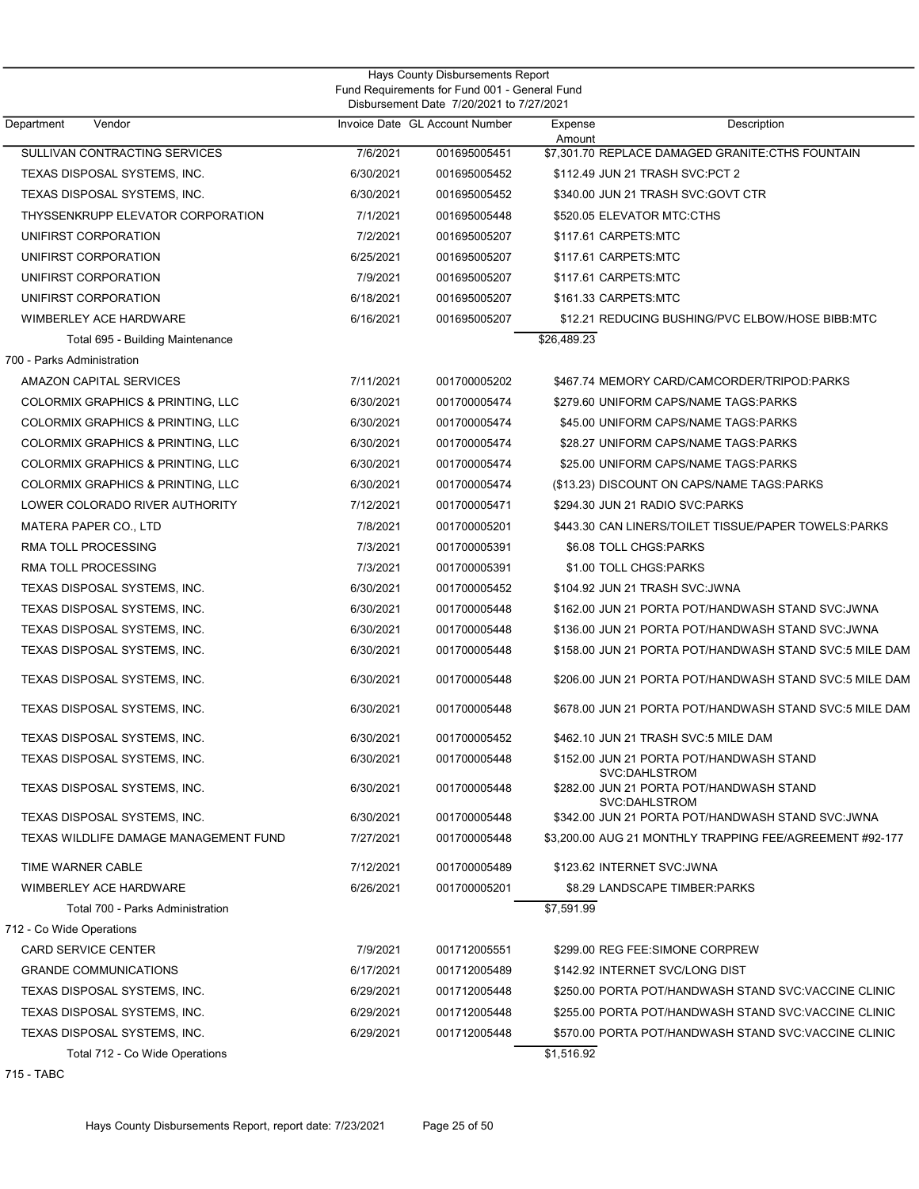Hays County Disbursements Report
Fund Requirements for Fund 001 - General Fund
Disbursement Date 7/20/2021 to 7/27/2021

| Department | Vendor | Invoice Date | GL Account Number | Expense Amount | Description |
|---|---|---|---|---|---|
| | SULLIVAN CONTRACTING SERVICES | 7/6/2021 | 001695005451 | $7,301.70 | REPLACE DAMAGED GRANITE:CTHS FOUNTAIN |
| | TEXAS DISPOSAL SYSTEMS, INC. | 6/30/2021 | 001695005452 | $112.49 | JUN 21 TRASH SVC:PCT 2 |
| | TEXAS DISPOSAL SYSTEMS, INC. | 6/30/2021 | 001695005452 | $340.00 | JUN 21 TRASH SVC:GOVT CTR |
| | THYSSENKRUPP ELEVATOR CORPORATION | 7/1/2021 | 001695005448 | $520.05 | ELEVATOR MTC:CTHS |
| | UNIFIRST CORPORATION | 7/2/2021 | 001695005207 | $117.61 | CARPETS:MTC |
| | UNIFIRST CORPORATION | 6/25/2021 | 001695005207 | $117.61 | CARPETS:MTC |
| | UNIFIRST CORPORATION | 7/9/2021 | 001695005207 | $117.61 | CARPETS:MTC |
| | UNIFIRST CORPORATION | 6/18/2021 | 001695005207 | $161.33 | CARPETS:MTC |
| | WIMBERLEY ACE HARDWARE | 6/16/2021 | 001695005207 | $12.21 | REDUCING BUSHING/PVC ELBOW/HOSE BIBB:MTC |
| | Total 695 - Building Maintenance | | | $26,489.23 | |
| 700 - Parks Administration | | | | | |
| | AMAZON CAPITAL SERVICES | 7/11/2021 | 001700005202 | $467.74 | MEMORY CARD/CAMCORDER/TRIPOD:PARKS |
| | COLORMIX GRAPHICS & PRINTING, LLC | 6/30/2021 | 001700005474 | $279.60 | UNIFORM CAPS/NAME TAGS:PARKS |
| | COLORMIX GRAPHICS & PRINTING, LLC | 6/30/2021 | 001700005474 | $45.00 | UNIFORM CAPS/NAME TAGS:PARKS |
| | COLORMIX GRAPHICS & PRINTING, LLC | 6/30/2021 | 001700005474 | $28.27 | UNIFORM CAPS/NAME TAGS:PARKS |
| | COLORMIX GRAPHICS & PRINTING, LLC | 6/30/2021 | 001700005474 | $25.00 | UNIFORM CAPS/NAME TAGS:PARKS |
| | COLORMIX GRAPHICS & PRINTING, LLC | 6/30/2021 | 001700005474 | ($13.23) | DISCOUNT ON CAPS/NAME TAGS:PARKS |
| | LOWER COLORADO RIVER AUTHORITY | 7/12/2021 | 001700005471 | $294.30 | JUN 21 RADIO SVC:PARKS |
| | MATERA PAPER CO., LTD | 7/8/2021 | 001700005201 | $443.30 | CAN LINERS/TOILET TISSUE/PAPER TOWELS:PARKS |
| | RMA TOLL PROCESSING | 7/3/2021 | 001700005391 | $6.08 | TOLL CHGS:PARKS |
| | RMA TOLL PROCESSING | 7/3/2021 | 001700005391 | $1.00 | TOLL CHGS:PARKS |
| | TEXAS DISPOSAL SYSTEMS, INC. | 6/30/2021 | 001700005452 | $104.92 | JUN 21 TRASH SVC:JWNA |
| | TEXAS DISPOSAL SYSTEMS, INC. | 6/30/2021 | 001700005448 | $162.00 | JUN 21 PORTA POT/HANDWASH STAND SVC:JWNA |
| | TEXAS DISPOSAL SYSTEMS, INC. | 6/30/2021 | 001700005448 | $136.00 | JUN 21 PORTA POT/HANDWASH STAND SVC:JWNA |
| | TEXAS DISPOSAL SYSTEMS, INC. | 6/30/2021 | 001700005448 | $158.00 | JUN 21 PORTA POT/HANDWASH STAND SVC:5 MILE DAM |
| | TEXAS DISPOSAL SYSTEMS, INC. | 6/30/2021 | 001700005448 | $206.00 | JUN 21 PORTA POT/HANDWASH STAND SVC:5 MILE DAM |
| | TEXAS DISPOSAL SYSTEMS, INC. | 6/30/2021 | 001700005448 | $678.00 | JUN 21 PORTA POT/HANDWASH STAND SVC:5 MILE DAM |
| | TEXAS DISPOSAL SYSTEMS, INC. | 6/30/2021 | 001700005452 | $462.10 | JUN 21 TRASH SVC:5 MILE DAM |
| | TEXAS DISPOSAL SYSTEMS, INC. | 6/30/2021 | 001700005448 | $152.00 | JUN 21 PORTA POT/HANDWASH STAND SVC:DAHLSTROM |
| | TEXAS DISPOSAL SYSTEMS, INC. | 6/30/2021 | 001700005448 | $282.00 | JUN 21 PORTA POT/HANDWASH STAND SVC:DAHLSTROM |
| | TEXAS DISPOSAL SYSTEMS, INC. | 6/30/2021 | 001700005448 | $342.00 | JUN 21 PORTA POT/HANDWASH STAND SVC:JWNA |
| | TEXAS WILDLIFE DAMAGE MANAGEMENT FUND | 7/27/2021 | 001700005448 | $3,200.00 | AUG 21 MONTHLY TRAPPING FEE/AGREEMENT #92-177 |
| | TIME WARNER CABLE | 7/12/2021 | 001700005489 | $123.62 | INTERNET SVC:JWNA |
| | WIMBERLEY ACE HARDWARE | 6/26/2021 | 001700005201 | $8.29 | LANDSCAPE TIMBER:PARKS |
| | Total 700 - Parks Administration | | | $7,591.99 | |
| 712 - Co Wide Operations | | | | | |
| | CARD SERVICE CENTER | 7/9/2021 | 001712005551 | $299.00 | REG FEE:SIMONE CORPREW |
| | GRANDE COMMUNICATIONS | 6/17/2021 | 001712005489 | $142.92 | INTERNET SVC/LONG DIST |
| | TEXAS DISPOSAL SYSTEMS, INC. | 6/29/2021 | 001712005448 | $250.00 | PORTA POT/HANDWASH STAND SVC:VACCINE CLINIC |
| | TEXAS DISPOSAL SYSTEMS, INC. | 6/29/2021 | 001712005448 | $255.00 | PORTA POT/HANDWASH STAND SVC:VACCINE CLINIC |
| | TEXAS DISPOSAL SYSTEMS, INC. | 6/29/2021 | 001712005448 | $570.00 | PORTA POT/HANDWASH STAND SVC:VACCINE CLINIC |
| | Total 712 - Co Wide Operations | | | $1,516.92 | |
| 715 - TABC | | | | | |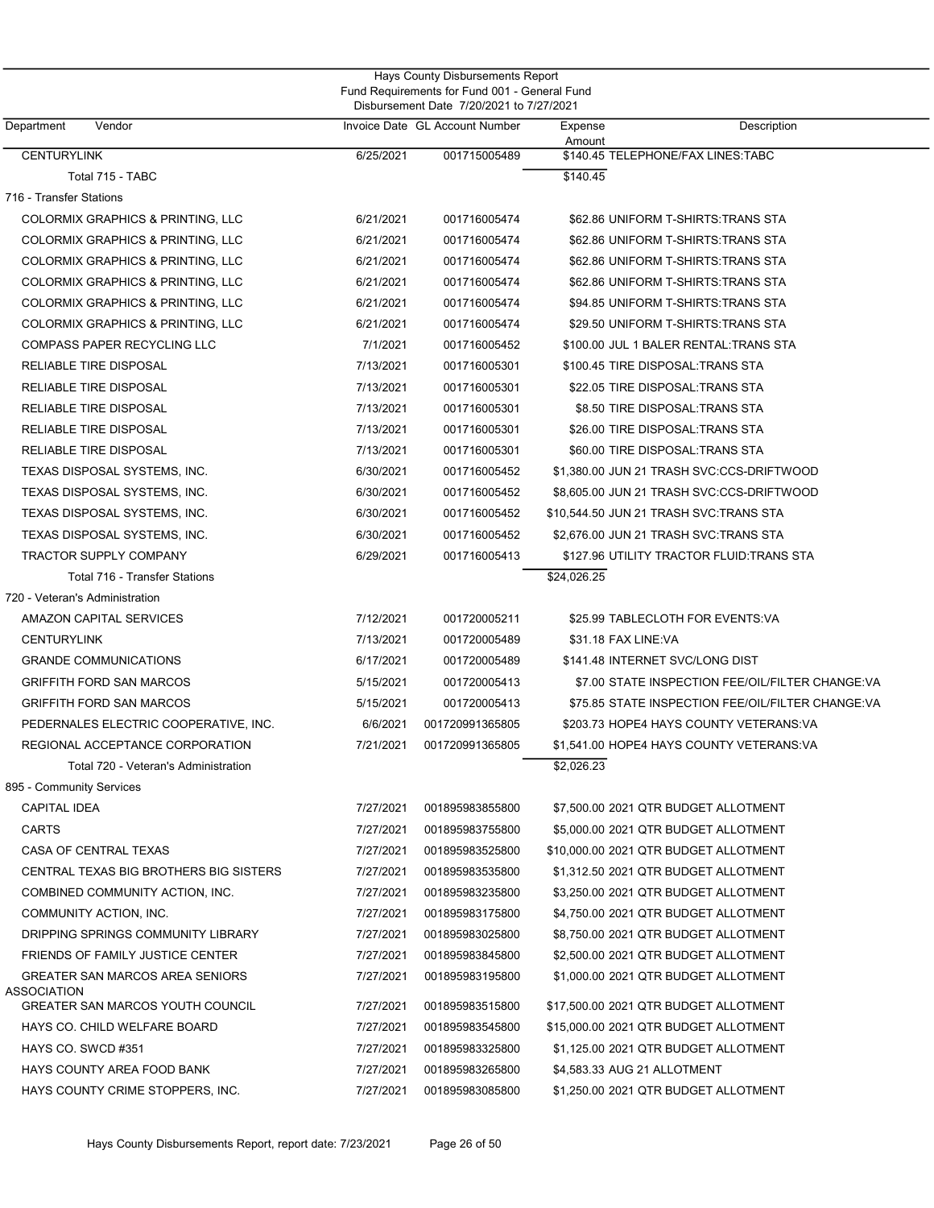Hays County Disbursements Report
Fund Requirements for Fund 001 - General Fund
Disbursement Date 7/20/2021 to 7/27/2021

| Department Vendor | Invoice Date | GL Account Number | Expense Amount | Description |
|---|---|---|---|---|
| CENTURYLINK | 6/25/2021 | 001715005489 | $140.45 | TELEPHONE/FAX LINES:TABC |
| Total 715 - TABC | | | $140.45 | |
| 716 - Transfer Stations | | | | |
| COLORMIX GRAPHICS & PRINTING, LLC | 6/21/2021 | 001716005474 | $62.86 | UNIFORM T-SHIRTS:TRANS STA |
| COLORMIX GRAPHICS & PRINTING, LLC | 6/21/2021 | 001716005474 | $62.86 | UNIFORM T-SHIRTS:TRANS STA |
| COLORMIX GRAPHICS & PRINTING, LLC | 6/21/2021 | 001716005474 | $62.86 | UNIFORM T-SHIRTS:TRANS STA |
| COLORMIX GRAPHICS & PRINTING, LLC | 6/21/2021 | 001716005474 | $62.86 | UNIFORM T-SHIRTS:TRANS STA |
| COLORMIX GRAPHICS & PRINTING, LLC | 6/21/2021 | 001716005474 | $94.85 | UNIFORM T-SHIRTS:TRANS STA |
| COLORMIX GRAPHICS & PRINTING, LLC | 6/21/2021 | 001716005474 | $29.50 | UNIFORM T-SHIRTS:TRANS STA |
| COMPASS PAPER RECYCLING LLC | 7/1/2021 | 001716005452 | $100.00 | JUL 1 BALER RENTAL:TRANS STA |
| RELIABLE TIRE DISPOSAL | 7/13/2021 | 001716005301 | $100.45 | TIRE DISPOSAL:TRANS STA |
| RELIABLE TIRE DISPOSAL | 7/13/2021 | 001716005301 | $22.05 | TIRE DISPOSAL:TRANS STA |
| RELIABLE TIRE DISPOSAL | 7/13/2021 | 001716005301 | $8.50 | TIRE DISPOSAL:TRANS STA |
| RELIABLE TIRE DISPOSAL | 7/13/2021 | 001716005301 | $26.00 | TIRE DISPOSAL:TRANS STA |
| RELIABLE TIRE DISPOSAL | 7/13/2021 | 001716005301 | $60.00 | TIRE DISPOSAL:TRANS STA |
| TEXAS DISPOSAL SYSTEMS, INC. | 6/30/2021 | 001716005452 | $1,380.00 | JUN 21 TRASH SVC:CCS-DRIFTWOOD |
| TEXAS DISPOSAL SYSTEMS, INC. | 6/30/2021 | 001716005452 | $8,605.00 | JUN 21 TRASH SVC:CCS-DRIFTWOOD |
| TEXAS DISPOSAL SYSTEMS, INC. | 6/30/2021 | 001716005452 | $10,544.50 | JUN 21 TRASH SVC:TRANS STA |
| TEXAS DISPOSAL SYSTEMS, INC. | 6/30/2021 | 001716005452 | $2,676.00 | JUN 21 TRASH SVC:TRANS STA |
| TRACTOR SUPPLY COMPANY | 6/29/2021 | 001716005413 | $127.96 | UTILITY TRACTOR FLUID:TRANS STA |
| Total 716 - Transfer Stations | | | $24,026.25 | |
| 720 - Veteran's Administration | | | | |
| AMAZON CAPITAL SERVICES | 7/12/2021 | 001720005211 | $25.99 | TABLECLOTH FOR EVENTS:VA |
| CENTURYLINK | 7/13/2021 | 001720005489 | $31.18 | FAX LINE:VA |
| GRANDE COMMUNICATIONS | 6/17/2021 | 001720005489 | $141.48 | INTERNET SVC/LONG DIST |
| GRIFFITH FORD SAN MARCOS | 5/15/2021 | 001720005413 | $7.00 | STATE INSPECTION FEE/OIL/FILTER CHANGE:VA |
| GRIFFITH FORD SAN MARCOS | 5/15/2021 | 001720005413 | $75.85 | STATE INSPECTION FEE/OIL/FILTER CHANGE:VA |
| PEDERNALES ELECTRIC COOPERATIVE, INC. | 6/6/2021 | 001720991365805 | $203.73 | HOPE4 HAYS COUNTY VETERANS:VA |
| REGIONAL ACCEPTANCE CORPORATION | 7/21/2021 | 001720991365805 | $1,541.00 | HOPE4 HAYS COUNTY VETERANS:VA |
| Total 720 - Veteran's Administration | | | $2,026.23 | |
| 895 - Community Services | | | | |
| CAPITAL IDEA | 7/27/2021 | 001895983855800 | $7,500.00 | 2021 QTR BUDGET ALLOTMENT |
| CARTS | 7/27/2021 | 001895983755800 | $5,000.00 | 2021 QTR BUDGET ALLOTMENT |
| CASA OF CENTRAL TEXAS | 7/27/2021 | 001895983525800 | $10,000.00 | 2021 QTR BUDGET ALLOTMENT |
| CENTRAL TEXAS BIG BROTHERS BIG SISTERS | 7/27/2021 | 001895983535800 | $1,312.50 | 2021 QTR BUDGET ALLOTMENT |
| COMBINED COMMUNITY ACTION, INC. | 7/27/2021 | 001895983235800 | $3,250.00 | 2021 QTR BUDGET ALLOTMENT |
| COMMUNITY ACTION, INC. | 7/27/2021 | 001895983175800 | $4,750.00 | 2021 QTR BUDGET ALLOTMENT |
| DRIPPING SPRINGS COMMUNITY LIBRARY | 7/27/2021 | 001895983025800 | $8,750.00 | 2021 QTR BUDGET ALLOTMENT |
| FRIENDS OF FAMILY JUSTICE CENTER | 7/27/2021 | 001895983845800 | $2,500.00 | 2021 QTR BUDGET ALLOTMENT |
| GREATER SAN MARCOS AREA SENIORS ASSOCIATION | 7/27/2021 | 001895983195800 | $1,000.00 | 2021 QTR BUDGET ALLOTMENT |
| GREATER SAN MARCOS YOUTH COUNCIL | 7/27/2021 | 001895983515800 | $17,500.00 | 2021 QTR BUDGET ALLOTMENT |
| HAYS CO. CHILD WELFARE BOARD | 7/27/2021 | 001895983545800 | $15,000.00 | 2021 QTR BUDGET ALLOTMENT |
| HAYS CO. SWCD #351 | 7/27/2021 | 001895983325800 | $1,125.00 | 2021 QTR BUDGET ALLOTMENT |
| HAYS COUNTY AREA FOOD BANK | 7/27/2021 | 001895983265800 | $4,583.33 | AUG 21 ALLOTMENT |
| HAYS COUNTY CRIME STOPPERS, INC. | 7/27/2021 | 001895983085800 | $1,250.00 | 2021 QTR BUDGET ALLOTMENT |

Hays County Disbursements Report, report date: 7/23/2021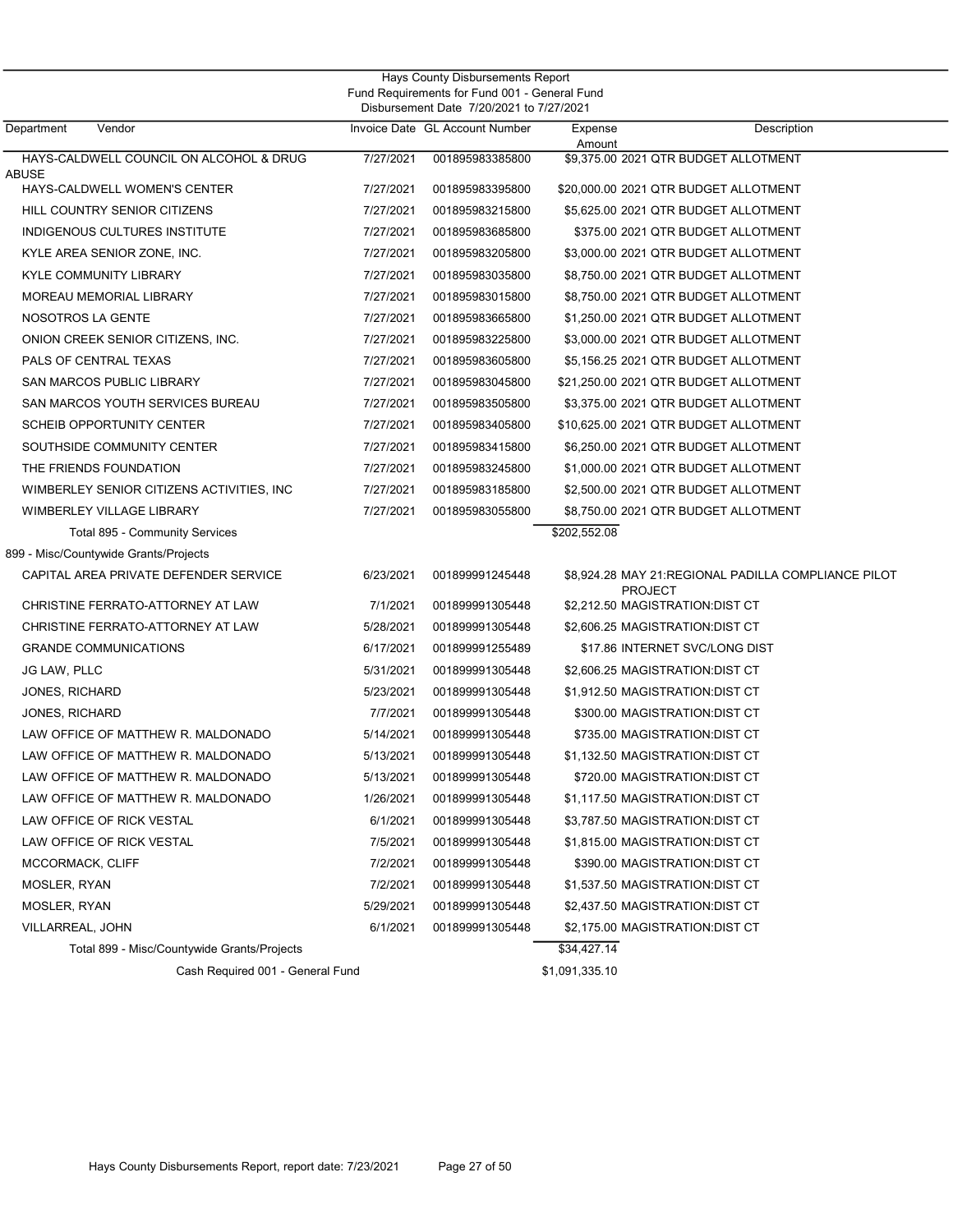Hays County Disbursements Report
Fund Requirements for Fund 001 - General Fund
Disbursement Date 7/20/2021 to 7/27/2021

| Department | Vendor | Invoice Date | GL Account Number | Expense Amount | Description |
|---|---|---|---|---|---|
| | HAYS-CALDWELL COUNCIL ON ALCOHOL & DRUG ABUSE | 7/27/2021 | 001895983385800 | $9,375.00 | 2021 QTR BUDGET ALLOTMENT |
| | HAYS-CALDWELL WOMEN'S CENTER | 7/27/2021 | 001895983395800 | $20,000.00 | 2021 QTR BUDGET ALLOTMENT |
| | HILL COUNTRY SENIOR CITIZENS | 7/27/2021 | 001895983215800 | $5,625.00 | 2021 QTR BUDGET ALLOTMENT |
| | INDIGENOUS CULTURES INSTITUTE | 7/27/2021 | 001895983685800 | $375.00 | 2021 QTR BUDGET ALLOTMENT |
| | KYLE AREA SENIOR ZONE, INC. | 7/27/2021 | 001895983205800 | $3,000.00 | 2021 QTR BUDGET ALLOTMENT |
| | KYLE COMMUNITY LIBRARY | 7/27/2021 | 001895983035800 | $8,750.00 | 2021 QTR BUDGET ALLOTMENT |
| | MOREAU MEMORIAL LIBRARY | 7/27/2021 | 001895983015800 | $8,750.00 | 2021 QTR BUDGET ALLOTMENT |
| | NOSOTROS LA GENTE | 7/27/2021 | 001895983665800 | $1,250.00 | 2021 QTR BUDGET ALLOTMENT |
| | ONION CREEK SENIOR CITIZENS, INC. | 7/27/2021 | 001895983225800 | $3,000.00 | 2021 QTR BUDGET ALLOTMENT |
| | PALS OF CENTRAL TEXAS | 7/27/2021 | 001895983605800 | $5,156.25 | 2021 QTR BUDGET ALLOTMENT |
| | SAN MARCOS PUBLIC LIBRARY | 7/27/2021 | 001895983045800 | $21,250.00 | 2021 QTR BUDGET ALLOTMENT |
| | SAN MARCOS YOUTH SERVICES BUREAU | 7/27/2021 | 001895983505800 | $3,375.00 | 2021 QTR BUDGET ALLOTMENT |
| | SCHEIB OPPORTUNITY CENTER | 7/27/2021 | 001895983405800 | $10,625.00 | 2021 QTR BUDGET ALLOTMENT |
| | SOUTHSIDE COMMUNITY CENTER | 7/27/2021 | 001895983415800 | $6,250.00 | 2021 QTR BUDGET ALLOTMENT |
| | THE FRIENDS FOUNDATION | 7/27/2021 | 001895983245800 | $1,000.00 | 2021 QTR BUDGET ALLOTMENT |
| | WIMBERLEY SENIOR CITIZENS ACTIVITIES, INC | 7/27/2021 | 001895983185800 | $2,500.00 | 2021 QTR BUDGET ALLOTMENT |
| | WIMBERLEY VILLAGE LIBRARY | 7/27/2021 | 001895983055800 | $8,750.00 | 2021 QTR BUDGET ALLOTMENT |
| | Total 895 - Community Services | | | $202,552.08 | |
| 899 - Misc/Countywide Grants/Projects | | | | | |
| | CAPITAL AREA PRIVATE DEFENDER SERVICE | 6/23/2021 | 001899991245448 | $8,924.28 | MAY 21:REGIONAL PADILLA COMPLIANCE PILOT PROJECT |
| | CHRISTINE FERRATO-ATTORNEY AT LAW | 7/1/2021 | 001899991305448 | $2,212.50 | MAGISTRATION:DIST CT |
| | CHRISTINE FERRATO-ATTORNEY AT LAW | 5/28/2021 | 001899991305448 | $2,606.25 | MAGISTRATION:DIST CT |
| | GRANDE COMMUNICATIONS | 6/17/2021 | 001899991255489 | $17.86 | INTERNET SVC/LONG DIST |
| | JG LAW, PLLC | 5/31/2021 | 001899991305448 | $2,606.25 | MAGISTRATION:DIST CT |
| | JONES, RICHARD | 5/23/2021 | 001899991305448 | $1,912.50 | MAGISTRATION:DIST CT |
| | JONES, RICHARD | 7/7/2021 | 001899991305448 | $300.00 | MAGISTRATION:DIST CT |
| | LAW OFFICE OF MATTHEW R. MALDONADO | 5/14/2021 | 001899991305448 | $735.00 | MAGISTRATION:DIST CT |
| | LAW OFFICE OF MATTHEW R. MALDONADO | 5/13/2021 | 001899991305448 | $1,132.50 | MAGISTRATION:DIST CT |
| | LAW OFFICE OF MATTHEW R. MALDONADO | 5/13/2021 | 001899991305448 | $720.00 | MAGISTRATION:DIST CT |
| | LAW OFFICE OF MATTHEW R. MALDONADO | 1/26/2021 | 001899991305448 | $1,117.50 | MAGISTRATION:DIST CT |
| | LAW OFFICE OF RICK VESTAL | 6/1/2021 | 001899991305448 | $3,787.50 | MAGISTRATION:DIST CT |
| | LAW OFFICE OF RICK VESTAL | 7/5/2021 | 001899991305448 | $1,815.00 | MAGISTRATION:DIST CT |
| | MCCORMACK, CLIFF | 7/2/2021 | 001899991305448 | $390.00 | MAGISTRATION:DIST CT |
| | MOSLER, RYAN | 7/2/2021 | 001899991305448 | $1,537.50 | MAGISTRATION:DIST CT |
| | MOSLER, RYAN | 5/29/2021 | 001899991305448 | $2,437.50 | MAGISTRATION:DIST CT |
| | VILLARREAL, JOHN | 6/1/2021 | 001899991305448 | $2,175.00 | MAGISTRATION:DIST CT |
| | Total 899 - Misc/Countywide Grants/Projects | | | $34,427.14 | |
| | Cash Required 001 - General Fund | | | $1,091,335.10 | |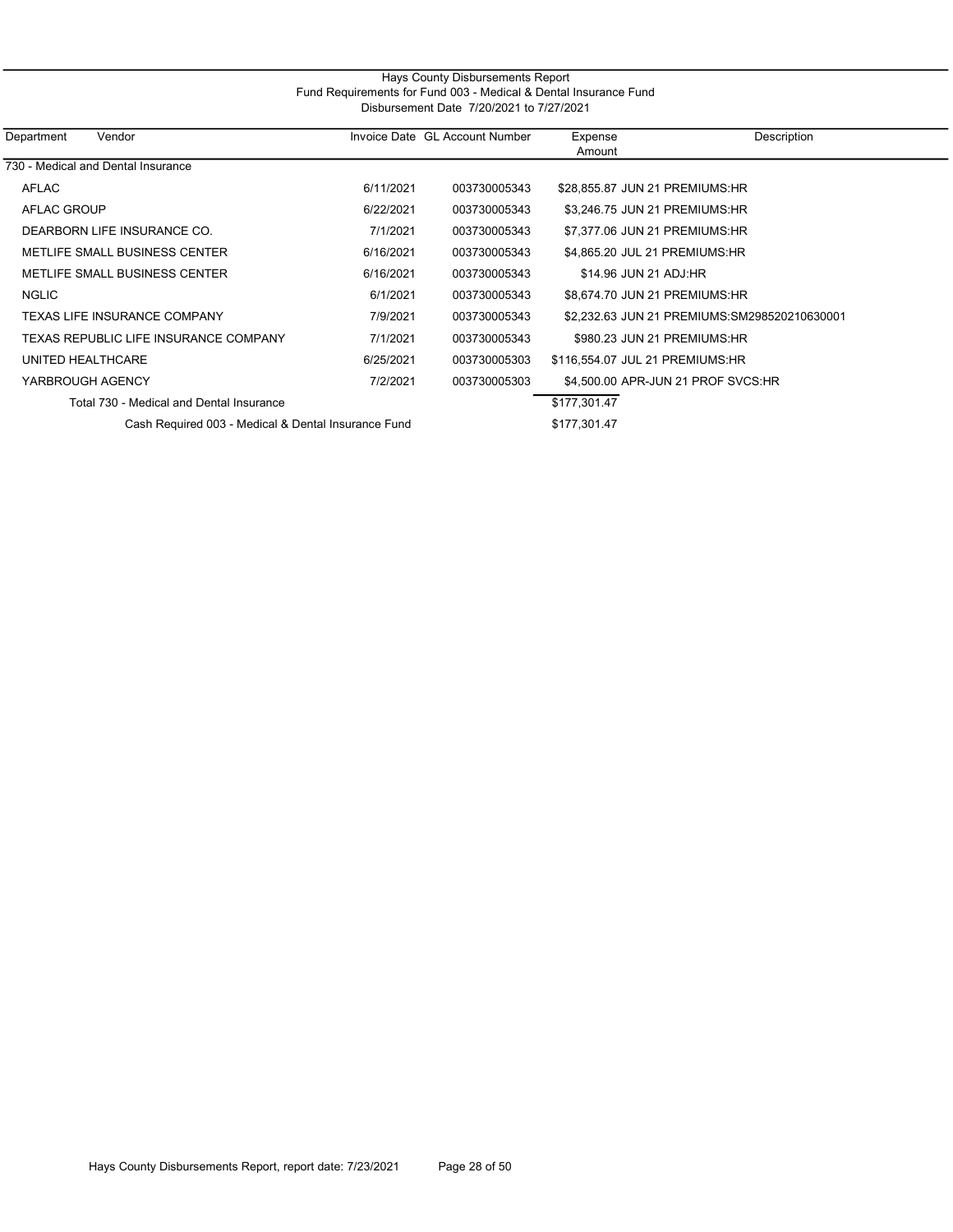# Hays County Disbursements Report

## Fund Requirements for Fund 003 - Medical & Dental Insurance Fund

### Disbursement Date 7/20/2021 to 7/27/2021

| Department | Vendor | Invoice Date | GL Account Number | Expense Amount | Description |
|---|---|---|---|---|---|
| 730 - Medical and Dental Insurance | | | | | |
| | AFLAC | 6/11/2021 | 003730005343 | $28,855.87 | JUN 21 PREMIUMS:HR |
| | AFLAC GROUP | 6/22/2021 | 003730005343 | $3,246.75 | JUN 21 PREMIUMS:HR |
| | DEARBORN LIFE INSURANCE CO. | 7/1/2021 | 003730005343 | $7,377.06 | JUN 21 PREMIUMS:HR |
| | METLIFE SMALL BUSINESS CENTER | 6/16/2021 | 003730005343 | $4,865.20 | JUL 21 PREMIUMS:HR |
| | METLIFE SMALL BUSINESS CENTER | 6/16/2021 | 003730005343 | $14.96 | JUN 21 ADJ:HR |
| | NGLIC | 6/1/2021 | 003730005343 | $8,674.70 | JUN 21 PREMIUMS:HR |
| | TEXAS LIFE INSURANCE COMPANY | 7/9/2021 | 003730005343 | $2,232.63 | JUN 21 PREMIUMS:SM298520210630001 |
| | TEXAS REPUBLIC LIFE INSURANCE COMPANY | 7/1/2021 | 003730005343 | $980.23 | JUN 21 PREMIUMS:HR |
| | UNITED HEALTHCARE | 6/25/2021 | 003730005303 | $116,554.07 | JUL 21 PREMIUMS:HR |
| | YARBROUGH AGENCY | 7/2/2021 | 003730005303 | $4,500.00 | APR-JUN 21 PROF SVCS:HR |
| | Total 730 - Medical and Dental Insurance | | | $177,301.47 | |
| | Cash Required 003 - Medical & Dental Insurance Fund | | | $177,301.47 | |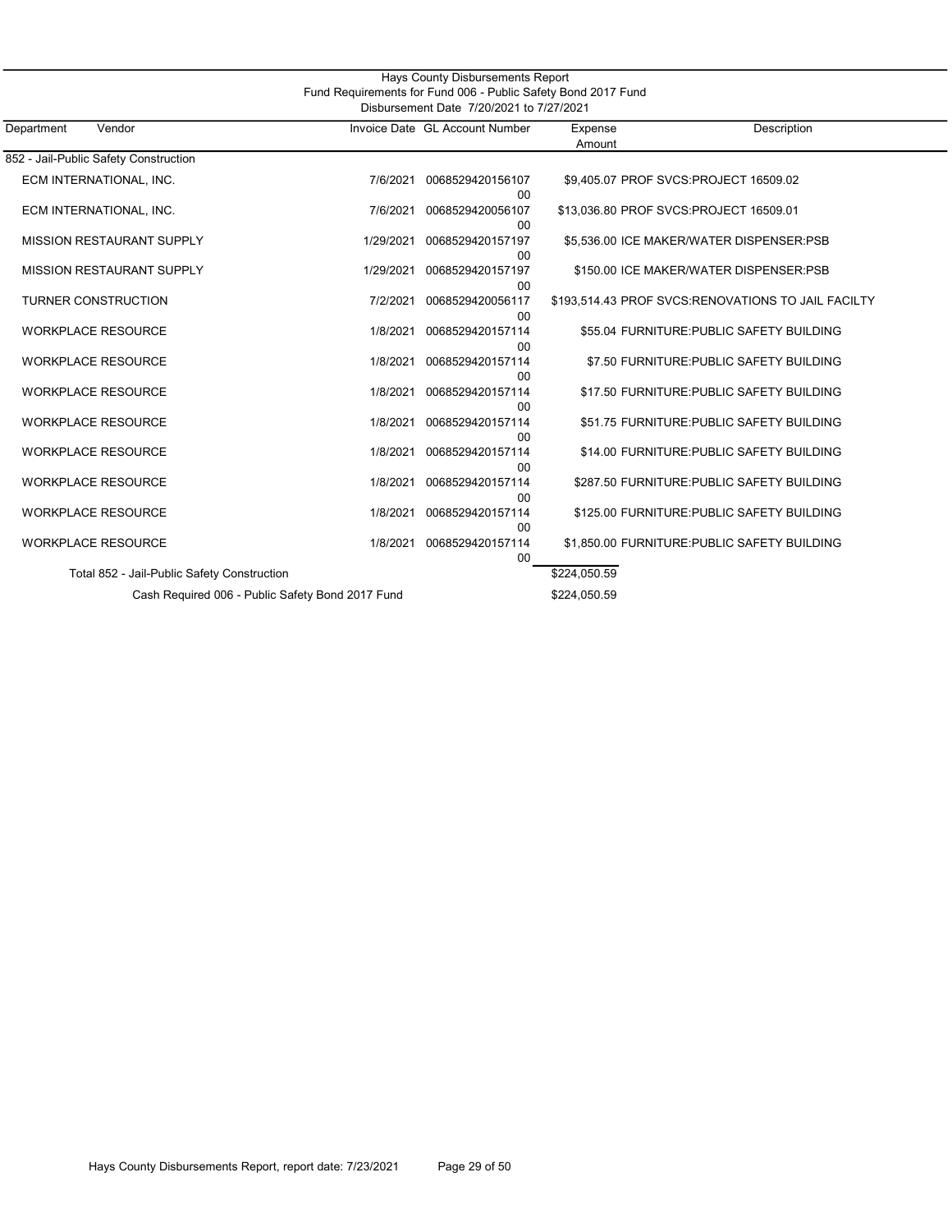Hays County Disbursements Report

Fund Requirements for Fund 006 - Public Safety Bond 2017 Fund

Disbursement Date 7/20/2021 to 7/27/2021

| Department | Vendor | Invoice Date | GL Account Number | Expense Amount | Description |
|---|---|---|---|---|---|
| 852 - Jail-Public Safety Construction | | | | | |
| | ECM INTERNATIONAL, INC. | 7/6/2021 | 006852942015610700 | $9,405.07 | PROF SVCS:PROJECT 16509.02 |
| | ECM INTERNATIONAL, INC. | 7/6/2021 | 006852942005610700 | $13,036.80 | PROF SVCS:PROJECT 16509.01 |
| | MISSION RESTAURANT SUPPLY | 1/29/2021 | 006852942015719700 | $5,536.00 | ICE MAKER/WATER DISPENSER:PSB |
| | MISSION RESTAURANT SUPPLY | 1/29/2021 | 006852942015719700 | $150.00 | ICE MAKER/WATER DISPENSER:PSB |
| | TURNER CONSTRUCTION | 7/2/2021 | 006852942005611700 | $193,514.43 | PROF SVCS:RENOVATIONS TO JAIL FACILTY |
| | WORKPLACE RESOURCE | 1/8/2021 | 006852942015711400 | $55.04 | FURNITURE:PUBLIC SAFETY BUILDING |
| | WORKPLACE RESOURCE | 1/8/2021 | 006852942015711400 | $7.50 | FURNITURE:PUBLIC SAFETY BUILDING |
| | WORKPLACE RESOURCE | 1/8/2021 | 006852942015711400 | $17.50 | FURNITURE:PUBLIC SAFETY BUILDING |
| | WORKPLACE RESOURCE | 1/8/2021 | 006852942015711400 | $51.75 | FURNITURE:PUBLIC SAFETY BUILDING |
| | WORKPLACE RESOURCE | 1/8/2021 | 006852942015711400 | $14.00 | FURNITURE:PUBLIC SAFETY BUILDING |
| | WORKPLACE RESOURCE | 1/8/2021 | 006852942015711400 | $287.50 | FURNITURE:PUBLIC SAFETY BUILDING |
| | WORKPLACE RESOURCE | 1/8/2021 | 006852942015711400 | $125.00 | FURNITURE:PUBLIC SAFETY BUILDING |
| | WORKPLACE RESOURCE | 1/8/2021 | 006852942015711400 | $1,850.00 | FURNITURE:PUBLIC SAFETY BUILDING |
| | Total 852 - Jail-Public Safety Construction | | | $224,050.59 | |
| | Cash Required 006 - Public Safety Bond 2017 Fund | | | $224,050.59 | |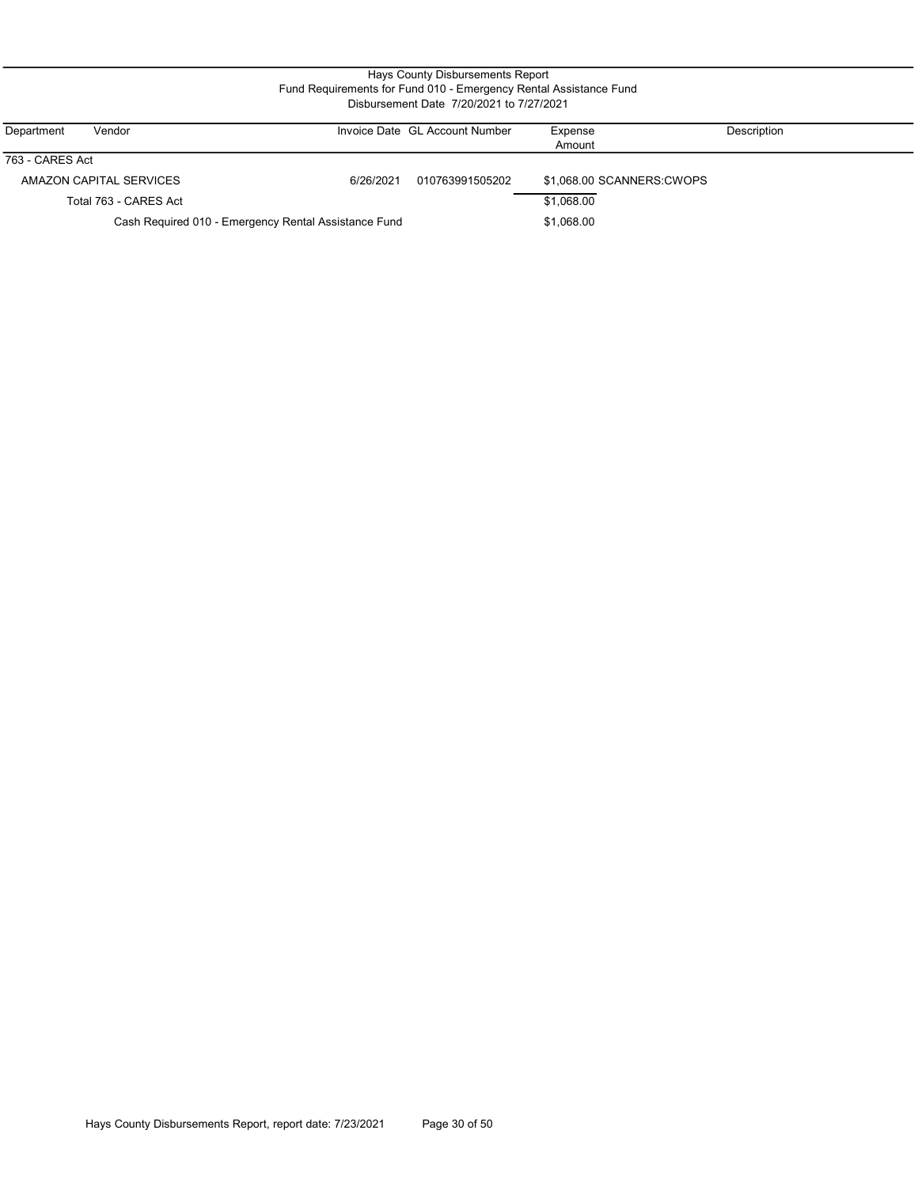# Hays County Disbursements Report

## Fund Requirements for Fund 010 - Emergency Rental Assistance Fund

### Disbursement Date 7/20/2021 to 7/27/2021

| Department | Vendor | Invoice Date | GL Account Number | Expense Amount | Description |
|---|---|---|---|---|---|
| 763 - CARES Act | | | | | |
| | AMAZON CAPITAL SERVICES | 6/26/2021 | 010763991505202 | $1,068.00 | SCANNERS:CWOPS |
| | Total 763 - CARES Act | | | $1,068.00 | |
| | Cash Required 010 - Emergency Rental Assistance Fund | | | $1,068.00 | |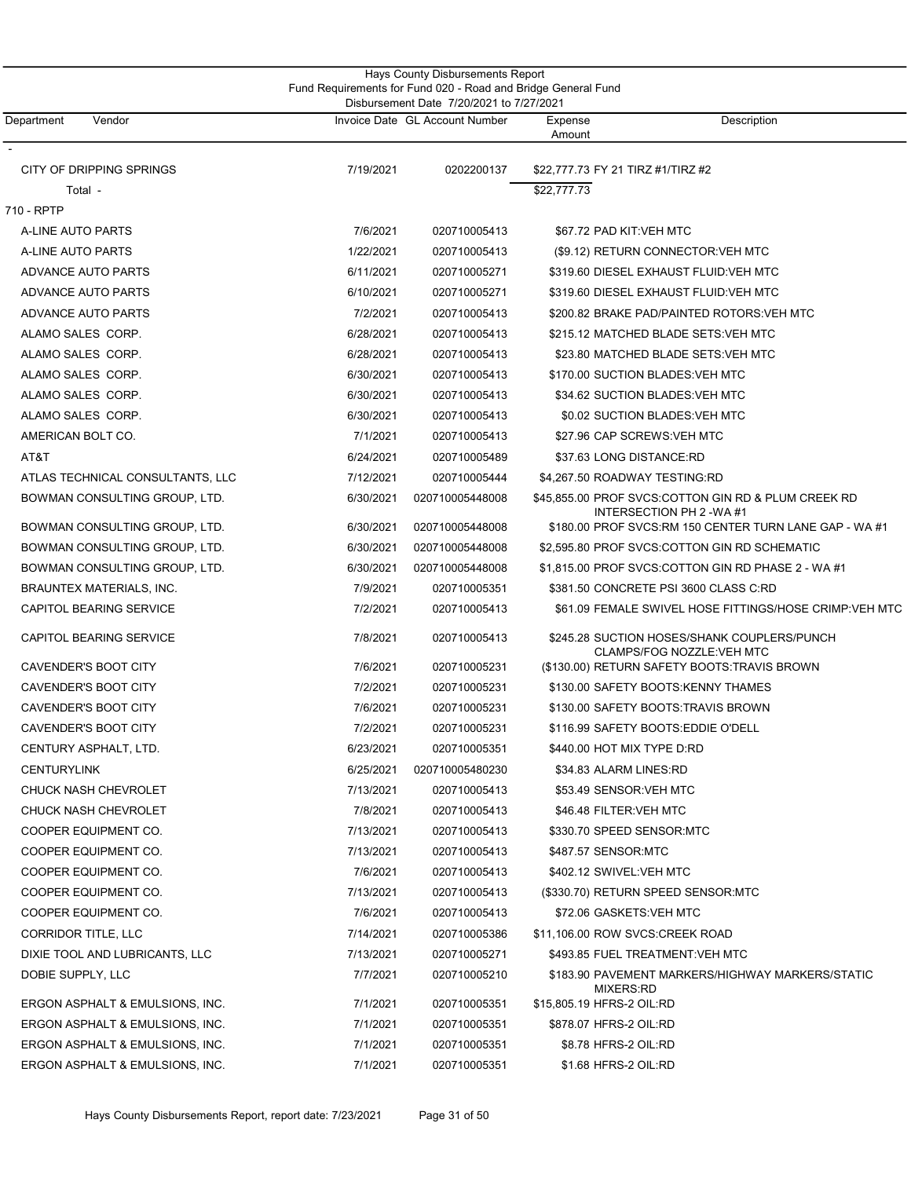Hays County Disbursements Report
Fund Requirements for Fund 020 - Road and Bridge General Fund
Disbursement Date 7/20/2021 to 7/27/2021

| Department Vendor | Invoice Date | GL Account Number | Expense Amount | Description |
|---|---|---|---|---|
| - | | | | |
| CITY OF DRIPPING SPRINGS | 7/19/2021 | 0202200137 | $22,777.73 | FY 21 TIRZ #1/TIRZ #2 |
| Total - | | | $22,777.73 | |
| 710 - RPTP | | | | |
| A-LINE AUTO PARTS | 7/6/2021 | 020710005413 | $67.72 | PAD KIT:VEH MTC |
| A-LINE AUTO PARTS | 1/22/2021 | 020710005413 | ($9.12) | RETURN CONNECTOR:VEH MTC |
| ADVANCE AUTO PARTS | 6/11/2021 | 020710005271 | $319.60 | DIESEL EXHAUST FLUID:VEH MTC |
| ADVANCE AUTO PARTS | 6/10/2021 | 020710005271 | $319.60 | DIESEL EXHAUST FLUID:VEH MTC |
| ADVANCE AUTO PARTS | 7/2/2021 | 020710005413 | $200.82 | BRAKE PAD/PAINTED ROTORS:VEH MTC |
| ALAMO SALES CORP. | 6/28/2021 | 020710005413 | $215.12 | MATCHED BLADE SETS:VEH MTC |
| ALAMO SALES CORP. | 6/28/2021 | 020710005413 | $23.80 | MATCHED BLADE SETS:VEH MTC |
| ALAMO SALES CORP. | 6/30/2021 | 020710005413 | $170.00 | SUCTION BLADES:VEH MTC |
| ALAMO SALES CORP. | 6/30/2021 | 020710005413 | $34.62 | SUCTION BLADES:VEH MTC |
| ALAMO SALES CORP. | 6/30/2021 | 020710005413 | $0.02 | SUCTION BLADES:VEH MTC |
| AMERICAN BOLT CO. | 7/1/2021 | 020710005413 | $27.96 | CAP SCREWS:VEH MTC |
| AT&T | 6/24/2021 | 020710005489 | $37.63 | LONG DISTANCE:RD |
| ATLAS TECHNICAL CONSULTANTS, LLC | 7/12/2021 | 020710005444 | $4,267.50 | ROADWAY TESTING:RD |
| BOWMAN CONSULTING GROUP, LTD. | 6/30/2021 | 020710005448008 | $45,855.00 | PROF SVCS:COTTON GIN RD & PLUM CREEK RD INTERSECTION PH 2 -WA #1 |
| BOWMAN CONSULTING GROUP, LTD. | 6/30/2021 | 020710005448008 | $180.00 | PROF SVCS:RM 150 CENTER TURN LANE GAP - WA #1 |
| BOWMAN CONSULTING GROUP, LTD. | 6/30/2021 | 020710005448008 | $2,595.80 | PROF SVCS:COTTON GIN RD SCHEMATIC |
| BOWMAN CONSULTING GROUP, LTD. | 6/30/2021 | 020710005448008 | $1,815.00 | PROF SVCS:COTTON GIN RD PHASE 2 - WA #1 |
| BRAUNTEX MATERIALS, INC. | 7/9/2021 | 020710005351 | $381.50 | CONCRETE PSI 3600 CLASS C:RD |
| CAPITOL BEARING SERVICE | 7/2/2021 | 020710005413 | $61.09 | FEMALE SWIVEL HOSE FITTINGS/HOSE CRIMP:VEH MTC |
| CAPITOL BEARING SERVICE | 7/8/2021 | 020710005413 | $245.28 | SUCTION HOSES/SHANK COUPLERS/PUNCH CLAMPS/FOG NOZZLE:VEH MTC |
| CAVENDER'S BOOT CITY | 7/6/2021 | 020710005231 | ($130.00) | RETURN SAFETY BOOTS:TRAVIS BROWN |
| CAVENDER'S BOOT CITY | 7/2/2021 | 020710005231 | $130.00 | SAFETY BOOTS:KENNY THAMES |
| CAVENDER'S BOOT CITY | 7/6/2021 | 020710005231 | $130.00 | SAFETY BOOTS:TRAVIS BROWN |
| CAVENDER'S BOOT CITY | 7/2/2021 | 020710005231 | $116.99 | SAFETY BOOTS:EDDIE O'DELL |
| CENTURY ASPHALT, LTD. | 6/23/2021 | 020710005351 | $440.00 | HOT MIX TYPE D:RD |
| CENTURYLINK | 6/25/2021 | 020710005480230 | $34.83 | ALARM LINES:RD |
| CHUCK NASH CHEVROLET | 7/13/2021 | 020710005413 | $53.49 | SENSOR:VEH MTC |
| CHUCK NASH CHEVROLET | 7/8/2021 | 020710005413 | $46.48 | FILTER:VEH MTC |
| COOPER EQUIPMENT CO. | 7/13/2021 | 020710005413 | $330.70 | SPEED SENSOR:MTC |
| COOPER EQUIPMENT CO. | 7/13/2021 | 020710005413 | $487.57 | SENSOR:MTC |
| COOPER EQUIPMENT CO. | 7/6/2021 | 020710005413 | $402.12 | SWIVEL:VEH MTC |
| COOPER EQUIPMENT CO. | 7/13/2021 | 020710005413 | ($330.70) | RETURN SPEED SENSOR:MTC |
| COOPER EQUIPMENT CO. | 7/6/2021 | 020710005413 | $72.06 | GASKETS:VEH MTC |
| CORRIDOR TITLE, LLC | 7/14/2021 | 020710005386 | $11,106.00 | ROW SVCS:CREEK ROAD |
| DIXIE TOOL AND LUBRICANTS, LLC | 7/13/2021 | 020710005271 | $493.85 | FUEL TREATMENT:VEH MTC |
| DOBIE SUPPLY, LLC | 7/7/2021 | 020710005210 | $183.90 | PAVEMENT MARKERS/HIGHWAY MARKERS/STATIC MIXERS:RD |
| ERGON ASPHALT & EMULSIONS, INC. | 7/1/2021 | 020710005351 | $15,805.19 | HFRS-2 OIL:RD |
| ERGON ASPHALT & EMULSIONS, INC. | 7/1/2021 | 020710005351 | $878.07 | HFRS-2 OIL:RD |
| ERGON ASPHALT & EMULSIONS, INC. | 7/1/2021 | 020710005351 | $8.78 | HFRS-2 OIL:RD |
| ERGON ASPHALT & EMULSIONS, INC. | 7/1/2021 | 020710005351 | $1.68 | HFRS-2 OIL:RD |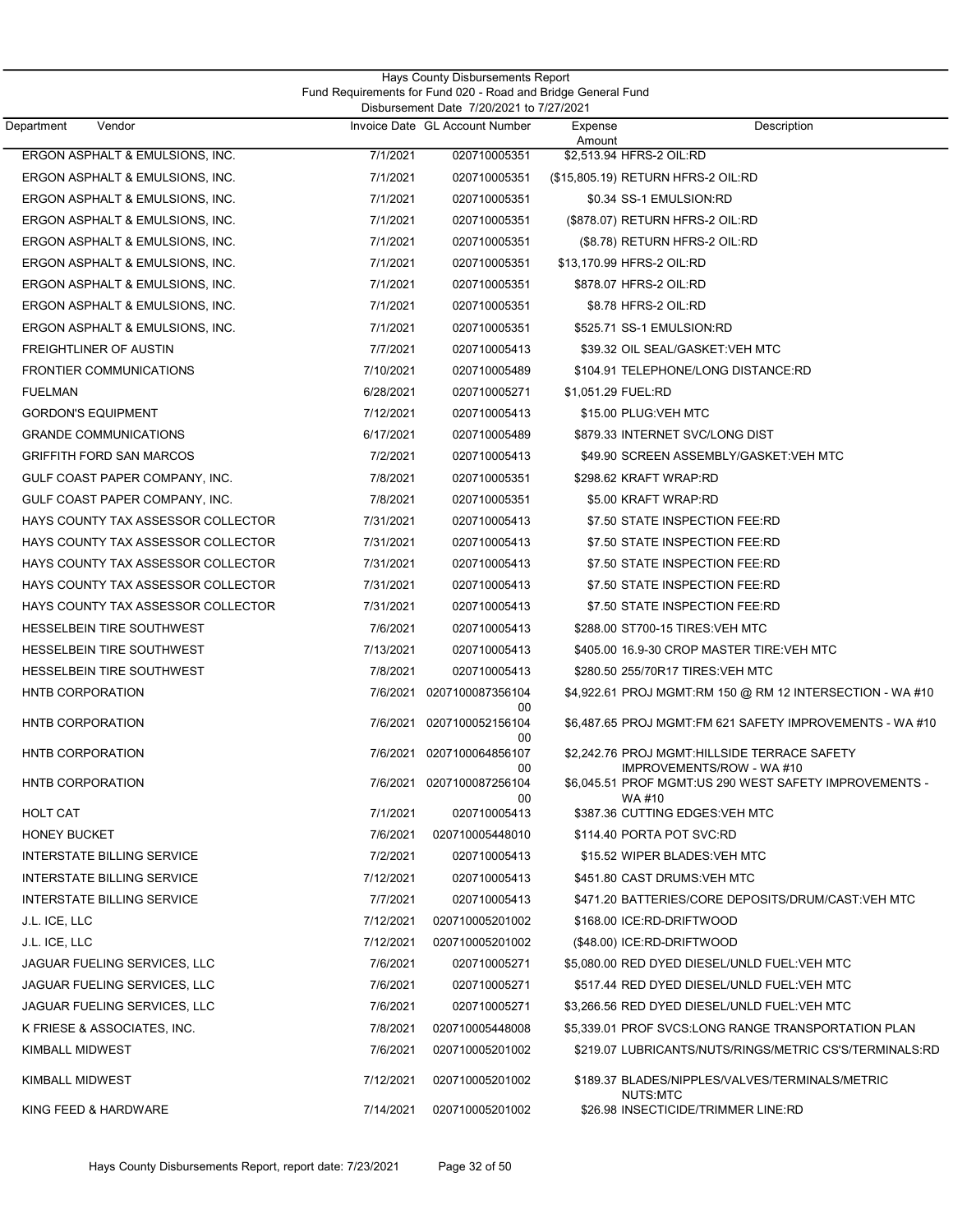Hays County Disbursements Report
Fund Requirements for Fund 020 - Road and Bridge General Fund
Disbursement Date 7/20/2021 to 7/27/2021

| Department | Vendor | Invoice Date | GL Account Number | Expense Amount | Description |
|---|---|---|---|---|---|
| | ERGON ASPHALT & EMULSIONS, INC. | 7/1/2021 | 020710005351 | $2,513.94 | HFRS-2 OIL:RD |
| | ERGON ASPHALT & EMULSIONS, INC. | 7/1/2021 | 020710005351 | ($15,805.19) | RETURN HFRS-2 OIL:RD |
| | ERGON ASPHALT & EMULSIONS, INC. | 7/1/2021 | 020710005351 | $0.34 | SS-1 EMULSION:RD |
| | ERGON ASPHALT & EMULSIONS, INC. | 7/1/2021 | 020710005351 | ($878.07) | RETURN HFRS-2 OIL:RD |
| | ERGON ASPHALT & EMULSIONS, INC. | 7/1/2021 | 020710005351 | ($8.78) | RETURN HFRS-2 OIL:RD |
| | ERGON ASPHALT & EMULSIONS, INC. | 7/1/2021 | 020710005351 | $13,170.99 | HFRS-2 OIL:RD |
| | ERGON ASPHALT & EMULSIONS, INC. | 7/1/2021 | 020710005351 | $878.07 | HFRS-2 OIL:RD |
| | ERGON ASPHALT & EMULSIONS, INC. | 7/1/2021 | 020710005351 | $8.78 | HFRS-2 OIL:RD |
| | ERGON ASPHALT & EMULSIONS, INC. | 7/1/2021 | 020710005351 | $525.71 | SS-1 EMULSION:RD |
| | FREIGHTLINER OF AUSTIN | 7/7/2021 | 020710005413 | $39.32 | OIL SEAL/GASKET:VEH MTC |
| | FRONTIER COMMUNICATIONS | 7/10/2021 | 020710005489 | $104.91 | TELEPHONE/LONG DISTANCE:RD |
| | FUELMAN | 6/28/2021 | 020710005271 | $1,051.29 | FUEL:RD |
| | GORDON'S EQUIPMENT | 7/12/2021 | 020710005413 | $15.00 | PLUG:VEH MTC |
| | GRANDE COMMUNICATIONS | 6/17/2021 | 020710005489 | $879.33 | INTERNET SVC/LONG DIST |
| | GRIFFITH FORD SAN MARCOS | 7/2/2021 | 020710005413 | $49.90 | SCREEN ASSEMBLY/GASKET:VEH MTC |
| | GULF COAST PAPER COMPANY, INC. | 7/8/2021 | 020710005351 | $298.62 | KRAFT WRAP:RD |
| | GULF COAST PAPER COMPANY, INC. | 7/8/2021 | 020710005351 | $5.00 | KRAFT WRAP:RD |
| | HAYS COUNTY TAX ASSESSOR COLLECTOR | 7/31/2021 | 020710005413 | $7.50 | STATE INSPECTION FEE:RD |
| | HAYS COUNTY TAX ASSESSOR COLLECTOR | 7/31/2021 | 020710005413 | $7.50 | STATE INSPECTION FEE:RD |
| | HAYS COUNTY TAX ASSESSOR COLLECTOR | 7/31/2021 | 020710005413 | $7.50 | STATE INSPECTION FEE:RD |
| | HAYS COUNTY TAX ASSESSOR COLLECTOR | 7/31/2021 | 020710005413 | $7.50 | STATE INSPECTION FEE:RD |
| | HAYS COUNTY TAX ASSESSOR COLLECTOR | 7/31/2021 | 020710005413 | $7.50 | STATE INSPECTION FEE:RD |
| | HESSELBEIN TIRE SOUTHWEST | 7/6/2021 | 020710005413 | $288.00 | ST700-15 TIRES:VEH MTC |
| | HESSELBEIN TIRE SOUTHWEST | 7/13/2021 | 020710005413 | $405.00 | 16.9-30 CROP MASTER TIRE:VEH MTC |
| | HESSELBEIN TIRE SOUTHWEST | 7/8/2021 | 020710005413 | $280.50 | 255/70R17 TIRES:VEH MTC |
| | HNTB CORPORATION | 7/6/2021 | 020710008735610400 | $4,922.61 | PROJ MGMT:RM 150 @ RM 12 INTERSECTION - WA #10 |
| | HNTB CORPORATION | 7/6/2021 | 020710005215610400 | $6,487.65 | PROJ MGMT:FM 621 SAFETY IMPROVEMENTS - WA #10 |
| | HNTB CORPORATION | 7/6/2021 | 020710006485610700 | $2,242.76 | PROJ MGMT:HILLSIDE TERRACE SAFETY IMPROVEMENTS/ROW - WA #10 |
| | HNTB CORPORATION | 7/6/2021 | 020710008725610400 | $6,045.51 | PROF MGMT:US 290 WEST SAFETY IMPROVEMENTS - WA #10 |
| | HOLT CAT | 7/1/2021 | 020710005413 | $387.36 | CUTTING EDGES:VEH MTC |
| | HONEY BUCKET | 7/6/2021 | 020710005448010 | $114.40 | PORTA POT SVC:RD |
| | INTERSTATE BILLING SERVICE | 7/2/2021 | 020710005413 | $15.52 | WIPER BLADES:VEH MTC |
| | INTERSTATE BILLING SERVICE | 7/12/2021 | 020710005413 | $451.80 | CAST DRUMS:VEH MTC |
| | INTERSTATE BILLING SERVICE | 7/7/2021 | 020710005413 | $471.20 | BATTERIES/CORE DEPOSITS/DRUM/CAST:VEH MTC |
| | J.L. ICE, LLC | 7/12/2021 | 020710005201002 | $168.00 | ICE:RD-DRIFTWOOD |
| | J.L. ICE, LLC | 7/12/2021 | 020710005201002 | ($48.00) | ICE:RD-DRIFTWOOD |
| | JAGUAR FUELING SERVICES, LLC | 7/6/2021 | 020710005271 | $5,080.00 | RED DYED DIESEL/UNLD FUEL:VEH MTC |
| | JAGUAR FUELING SERVICES, LLC | 7/6/2021 | 020710005271 | $517.44 | RED DYED DIESEL/UNLD FUEL:VEH MTC |
| | JAGUAR FUELING SERVICES, LLC | 7/6/2021 | 020710005271 | $3,266.56 | RED DYED DIESEL/UNLD FUEL:VEH MTC |
| | K FRIESE & ASSOCIATES, INC. | 7/8/2021 | 020710005448008 | $5,339.01 | PROF SVCS:LONG RANGE TRANSPORTATION PLAN |
| | KIMBALL MIDWEST | 7/6/2021 | 020710005201002 | $219.07 | LUBRICANTS/NUTS/RINGS/METRIC CS'S/TERMINALS:RD |
| | KIMBALL MIDWEST | 7/12/2021 | 020710005201002 | $189.37 | BLADES/NIPPLES/VALVES/TERMINALS/METRIC NUTS:MTC |
| | KING FEED & HARDWARE | 7/14/2021 | 020710005201002 | $26.98 | INSECTICIDE/TRIMMER LINE:RD |

Hays County Disbursements Report, report date: 7/23/2021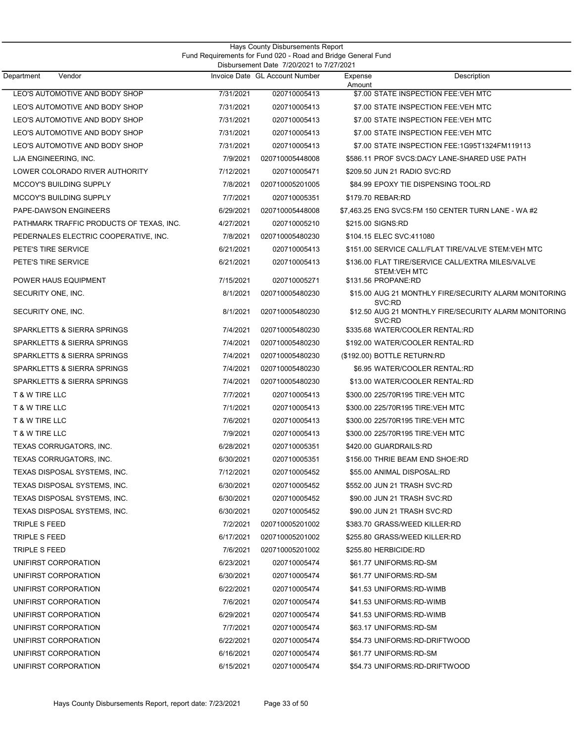Hays County Disbursements Report
Fund Requirements for Fund 020 - Road and Bridge General Fund
Disbursement Date 7/20/2021 to 7/27/2021

| Department Vendor | Invoice Date | GL Account Number | Expense Amount | Description |
|---|---|---|---|---|
| LEO'S AUTOMOTIVE AND BODY SHOP | 7/31/2021 | 020710005413 | $7.00 | STATE INSPECTION FEE:VEH MTC |
| LEO'S AUTOMOTIVE AND BODY SHOP | 7/31/2021 | 020710005413 | $7.00 | STATE INSPECTION FEE:VEH MTC |
| LEO'S AUTOMOTIVE AND BODY SHOP | 7/31/2021 | 020710005413 | $7.00 | STATE INSPECTION FEE:VEH MTC |
| LEO'S AUTOMOTIVE AND BODY SHOP | 7/31/2021 | 020710005413 | $7.00 | STATE INSPECTION FEE:VEH MTC |
| LEO'S AUTOMOTIVE AND BODY SHOP | 7/31/2021 | 020710005413 | $7.00 | STATE INSPECTION FEE:1G95T1324FM119113 |
| LJA ENGINEERING, INC. | 7/9/2021 | 020710005448008 | $586.11 | PROF SVCS:DACY LANE-SHARED USE PATH |
| LOWER COLORADO RIVER AUTHORITY | 7/12/2021 | 020710005471 | $209.50 | JUN 21 RADIO SVC:RD |
| MCCOY'S BUILDING SUPPLY | 7/8/2021 | 020710005201005 | $84.99 | EPOXY TIE DISPENSING TOOL:RD |
| MCCOY'S BUILDING SUPPLY | 7/7/2021 | 020710005351 | $179.70 | REBAR:RD |
| PAPE-DAWSON ENGINEERS | 6/29/2021 | 020710005448008 | $7,463.25 | ENG SVCS:FM 150 CENTER TURN LANE - WA #2 |
| PATHMARK TRAFFIC PRODUCTS OF TEXAS, INC. | 4/27/2021 | 020710005210 | $215.00 | SIGNS:RD |
| PEDERNALES ELECTRIC COOPERATIVE, INC. | 7/8/2021 | 020710005480230 | $104.15 | ELEC SVC:411080 |
| PETE'S TIRE SERVICE | 6/21/2021 | 020710005413 | $151.00 | SERVICE CALL/FLAT TIRE/VALVE STEM:VEH MTC |
| PETE'S TIRE SERVICE | 6/21/2021 | 020710005413 | $136.00 | FLAT TIRE/SERVICE CALL/EXTRA MILES/VALVE STEM:VEH MTC |
| POWER HAUS EQUIPMENT | 7/15/2021 | 020710005271 | $131.56 | PROPANE:RD |
| SECURITY ONE, INC. | 8/1/2021 | 020710005480230 | $15.00 | AUG 21 MONTHLY FIRE/SECURITY ALARM MONITORING SVC:RD |
| SECURITY ONE, INC. | 8/1/2021 | 020710005480230 | $12.50 | AUG 21 MONTHLY FIRE/SECURITY ALARM MONITORING SVC:RD |
| SPARKLETTS & SIERRA SPRINGS | 7/4/2021 | 020710005480230 | $335.68 | WATER/COOLER RENTAL:RD |
| SPARKLETTS & SIERRA SPRINGS | 7/4/2021 | 020710005480230 | $192.00 | WATER/COOLER RENTAL:RD |
| SPARKLETTS & SIERRA SPRINGS | 7/4/2021 | 020710005480230 | ($192.00) | BOTTLE RETURN:RD |
| SPARKLETTS & SIERRA SPRINGS | 7/4/2021 | 020710005480230 | $6.95 | WATER/COOLER RENTAL:RD |
| SPARKLETTS & SIERRA SPRINGS | 7/4/2021 | 020710005480230 | $13.00 | WATER/COOLER RENTAL:RD |
| T & W TIRE LLC | 7/7/2021 | 020710005413 | $300.00 | 225/70R195 TIRE:VEH MTC |
| T & W TIRE LLC | 7/1/2021 | 020710005413 | $300.00 | 225/70R195 TIRE:VEH MTC |
| T & W TIRE LLC | 7/6/2021 | 020710005413 | $300.00 | 225/70R195 TIRE:VEH MTC |
| T & W TIRE LLC | 7/9/2021 | 020710005413 | $300.00 | 225/70R195 TIRE:VEH MTC |
| TEXAS CORRUGATORS, INC. | 6/28/2021 | 020710005351 | $420.00 | GUARDRAILS:RD |
| TEXAS CORRUGATORS, INC. | 6/30/2021 | 020710005351 | $156.00 | THRIE BEAM END SHOE:RD |
| TEXAS DISPOSAL SYSTEMS, INC. | 7/12/2021 | 020710005452 | $55.00 | ANIMAL DISPOSAL:RD |
| TEXAS DISPOSAL SYSTEMS, INC. | 6/30/2021 | 020710005452 | $552.00 | JUN 21 TRASH SVC:RD |
| TEXAS DISPOSAL SYSTEMS, INC. | 6/30/2021 | 020710005452 | $90.00 | JUN 21 TRASH SVC:RD |
| TEXAS DISPOSAL SYSTEMS, INC. | 6/30/2021 | 020710005452 | $90.00 | JUN 21 TRASH SVC:RD |
| TRIPLE S FEED | 7/2/2021 | 020710005201002 | $383.70 | GRASS/WEED KILLER:RD |
| TRIPLE S FEED | 6/17/2021 | 020710005201002 | $255.80 | GRASS/WEED KILLER:RD |
| TRIPLE S FEED | 7/6/2021 | 020710005201002 | $255.80 | HERBICIDE:RD |
| UNIFIRST CORPORATION | 6/23/2021 | 020710005474 | $61.77 | UNIFORMS:RD-SM |
| UNIFIRST CORPORATION | 6/30/2021 | 020710005474 | $61.77 | UNIFORMS:RD-SM |
| UNIFIRST CORPORATION | 6/22/2021 | 020710005474 | $41.53 | UNIFORMS:RD-WIMB |
| UNIFIRST CORPORATION | 7/6/2021 | 020710005474 | $41.53 | UNIFORMS:RD-WIMB |
| UNIFIRST CORPORATION | 6/29/2021 | 020710005474 | $41.53 | UNIFORMS:RD-WIMB |
| UNIFIRST CORPORATION | 7/7/2021 | 020710005474 | $63.17 | UNIFORMS:RD-SM |
| UNIFIRST CORPORATION | 6/22/2021 | 020710005474 | $54.73 | UNIFORMS:RD-DRIFTWOOD |
| UNIFIRST CORPORATION | 6/16/2021 | 020710005474 | $61.77 | UNIFORMS:RD-SM |
| UNIFIRST CORPORATION | 6/15/2021 | 020710005474 | $54.73 | UNIFORMS:RD-DRIFTWOOD |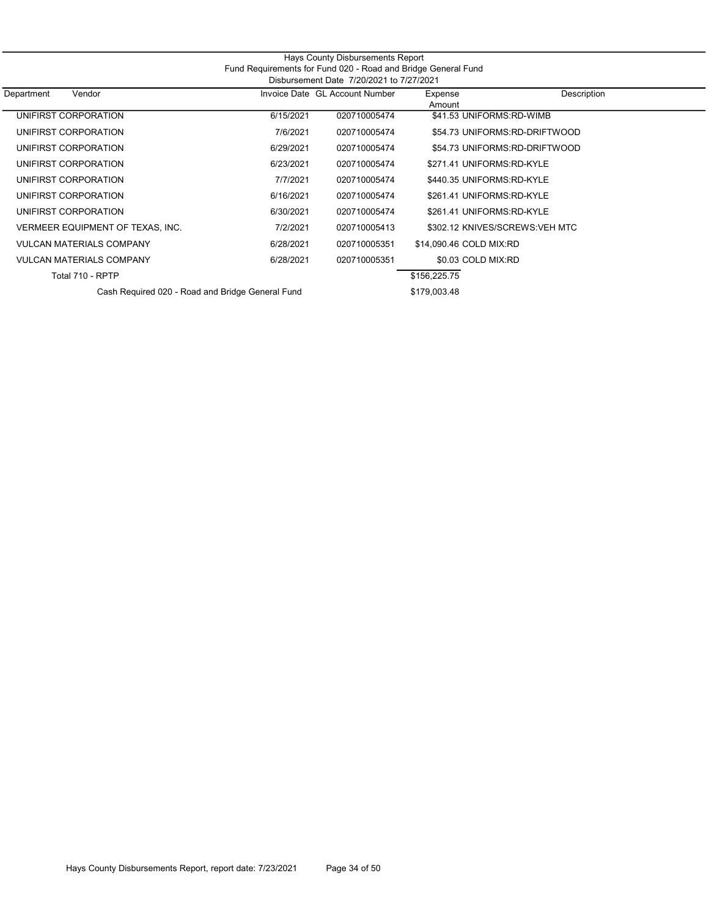Hays County Disbursements Report

Fund Requirements for Fund 020 - Road and Bridge General Fund

Disbursement Date 7/20/2021 to 7/27/2021

| Department | Vendor | Invoice Date | GL Account Number | Expense Amount | Description |
|---|---|---|---|---|---|
| | UNIFIRST CORPORATION | 6/15/2021 | 020710005474 | $41.53 | UNIFORMS:RD-WIMB |
| | UNIFIRST CORPORATION | 7/6/2021 | 020710005474 | $54.73 | UNIFORMS:RD-DRIFTWOOD |
| | UNIFIRST CORPORATION | 6/29/2021 | 020710005474 | $54.73 | UNIFORMS:RD-DRIFTWOOD |
| | UNIFIRST CORPORATION | 6/23/2021 | 020710005474 | $271.41 | UNIFORMS:RD-KYLE |
| | UNIFIRST CORPORATION | 7/7/2021 | 020710005474 | $440.35 | UNIFORMS:RD-KYLE |
| | UNIFIRST CORPORATION | 6/16/2021 | 020710005474 | $261.41 | UNIFORMS:RD-KYLE |
| | UNIFIRST CORPORATION | 6/30/2021 | 020710005474 | $261.41 | UNIFORMS:RD-KYLE |
| | VERMEER EQUIPMENT OF TEXAS, INC. | 7/2/2021 | 020710005413 | $302.12 | KNIVES/SCREWS:VEH MTC |
| | VULCAN MATERIALS COMPANY | 6/28/2021 | 020710005351 | $14,090.46 | COLD MIX:RD |
| | VULCAN MATERIALS COMPANY | 6/28/2021 | 020710005351 | $0.03 | COLD MIX:RD |
| | Total 710 - RPTP | | | $156,225.75 | |
| | Cash Required 020 - Road and Bridge General Fund | | | $179,003.48 | |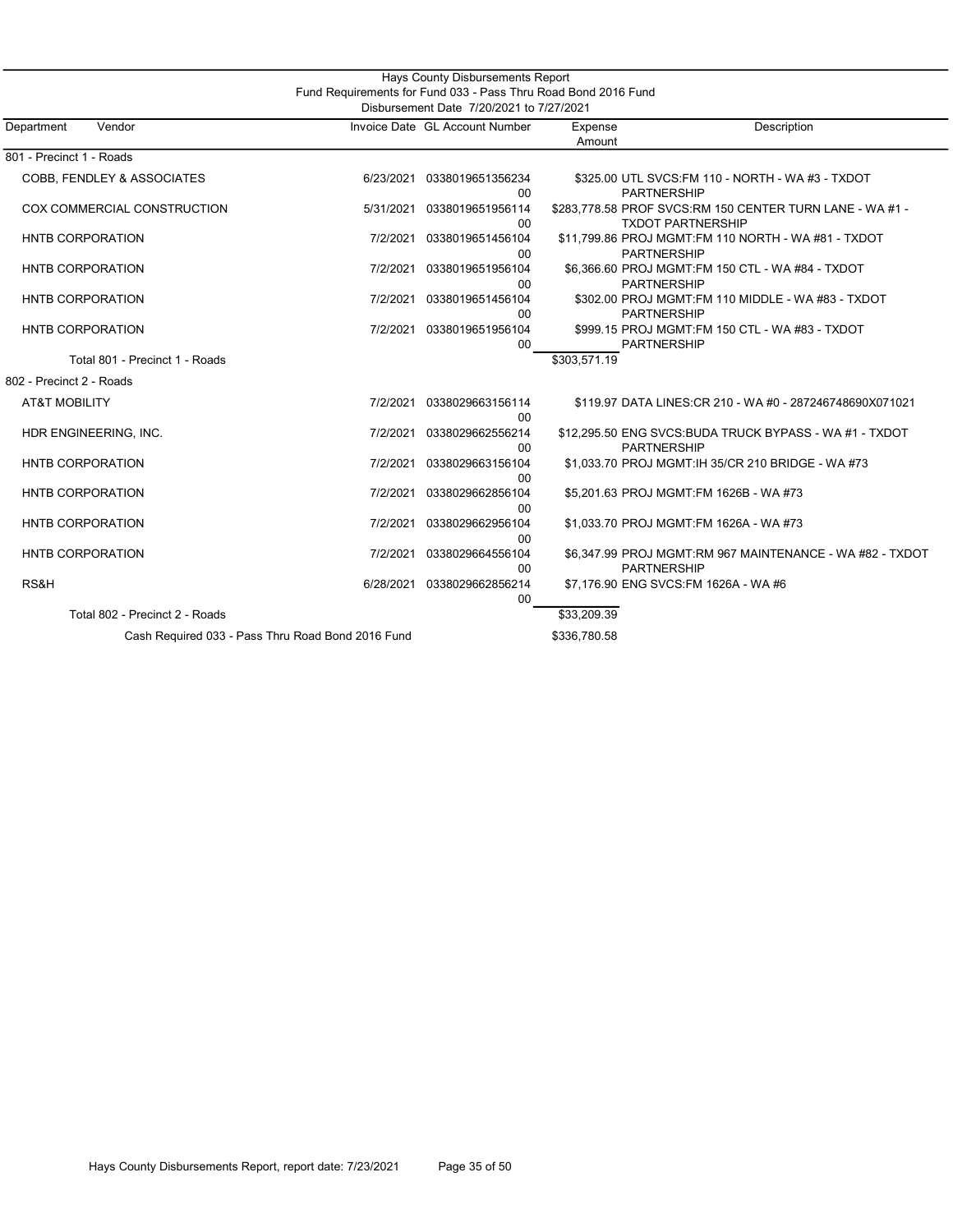# Hays County Disbursements Report

## Fund Requirements for Fund 033 - Pass Thru Road Bond 2016 Fund

### Disbursement Date 7/20/2021 to 7/27/2021

| Department | Vendor | Invoice Date | GL Account Number | Expense Amount | Description |
|---|---|---|---|---|---|
| 801 - Precinct 1 - Roads | | | | | |
| | COBB, FENDLEY & ASSOCIATES | 6/23/2021 | 033801965135623400 | $325.00 | UTL SVCS:FM 110 - NORTH - WA #3 - TXDOT PARTNERSHIP |
| | COX COMMERCIAL CONSTRUCTION | 5/31/2021 | 033801965195611400 | $283,778.58 | PROF SVCS:RM 150 CENTER TURN LANE - WA #1 - TXDOT PARTNERSHIP |
| | HNTB CORPORATION | 7/2/2021 | 033801965145610400 | $11,799.86 | PROJ MGMT:FM 110 NORTH - WA #81 - TXDOT PARTNERSHIP |
| | HNTB CORPORATION | 7/2/2021 | 033801965195610400 | $6,366.60 | PROJ MGMT:FM 150 CTL - WA #84 - TXDOT PARTNERSHIP |
| | HNTB CORPORATION | 7/2/2021 | 033801965145610400 | $302.00 | PROJ MGMT:FM 110 MIDDLE - WA #83 - TXDOT PARTNERSHIP |
| | HNTB CORPORATION | 7/2/2021 | 033801965195610400 | $999.15 | PROJ MGMT:FM 150 CTL - WA #83 - TXDOT PARTNERSHIP |
| | Total 801 - Precinct 1 - Roads | | | $303,571.19 | |
| 802 - Precinct 2 - Roads | | | | | |
| | AT&T MOBILITY | 7/2/2021 | 033802966315611400 | $119.97 | DATA LINES:CR 210 - WA #0 - 287246748690X071021 |
| | HDR ENGINEERING, INC. | 7/2/2021 | 033802966255621400 | $12,295.50 | ENG SVCS:BUDA TRUCK BYPASS - WA #1 - TXDOT PARTNERSHIP |
| | HNTB CORPORATION | 7/2/2021 | 033802966315610400 | $1,033.70 | PROJ MGMT:IH 35/CR 210 BRIDGE - WA #73 |
| | HNTB CORPORATION | 7/2/2021 | 033802966285610400 | $5,201.63 | PROJ MGMT:FM 1626B - WA #73 |
| | HNTB CORPORATION | 7/2/2021 | 033802966295610400 | $1,033.70 | PROJ MGMT:FM 1626A - WA #73 |
| | HNTB CORPORATION | 7/2/2021 | 033802966455610400 | $6,347.99 | PROJ MGMT:RM 967 MAINTENANCE - WA #82 - TXDOT PARTNERSHIP |
| | RS&H | 6/28/2021 | 033802966285621400 | $7,176.90 | ENG SVCS:FM 1626A - WA #6 |
| | Total 802 - Precinct 2 - Roads | | | $33,209.39 | |
| | Cash Required 033 - Pass Thru Road Bond 2016 Fund | | | $336,780.58 | |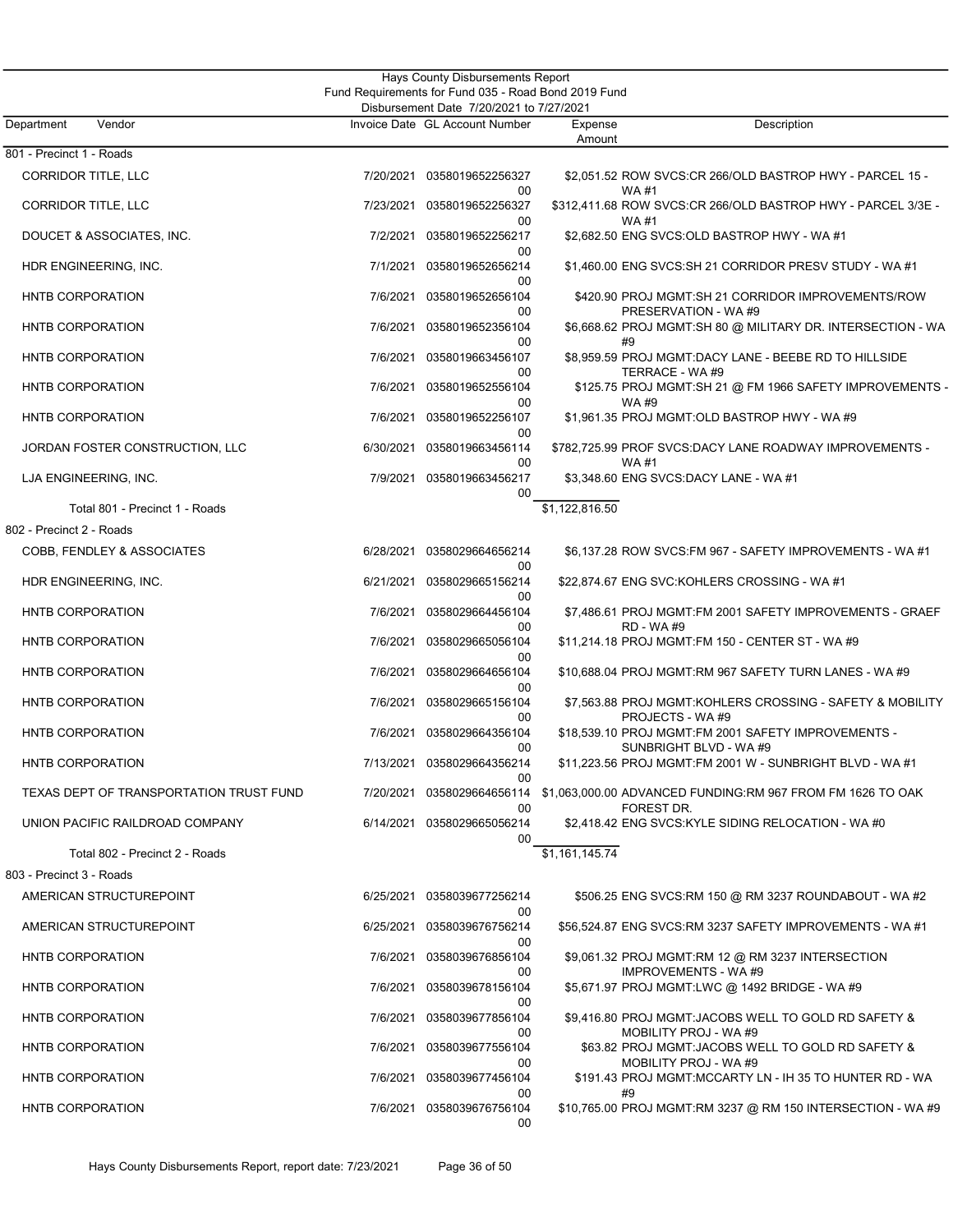Hays County Disbursements Report
Fund Requirements for Fund 035 - Road Bond 2019 Fund
Disbursement Date 7/20/2021 to 7/27/2021

| Department | Vendor | Invoice Date | GL Account Number | Expense Amount | Description |
|---|---|---|---|---|---|
| 801 - Precinct 1 - Roads | | | | | |
| | CORRIDOR TITLE, LLC | 7/20/2021 | 035801965225632700 | $2,051.52 | ROW SVCS:CR 266/OLD BASTROP HWY - PARCEL 15 - WA #1 |
| | CORRIDOR TITLE, LLC | 7/23/2021 | 035801965225632700 | $312,411.68 | ROW SVCS:CR 266/OLD BASTROP HWY - PARCEL 3/3E - WA #1 |
| | DOUCET & ASSOCIATES, INC. | 7/2/2021 | 035801965225621700 | $2,682.50 | ENG SVCS:OLD BASTROP HWY - WA #1 |
| | HDR ENGINEERING, INC. | 7/1/2021 | 035801965265621400 | $1,460.00 | ENG SVCS:SH 21 CORRIDOR PRESV STUDY - WA #1 |
| | HNTB CORPORATION | 7/6/2021 | 035801965265610400 | $420.90 | PROJ MGMT:SH 21 CORRIDOR IMPROVEMENTS/ROW PRESERVATION - WA #9 |
| | HNTB CORPORATION | 7/6/2021 | 035801965235610400 | $6,668.62 | PROJ MGMT:SH 80 @ MILITARY DR. INTERSECTION - WA #9 |
| | HNTB CORPORATION | 7/6/2021 | 035801966345610700 | $8,959.59 | PROJ MGMT:DACY LANE - BEEBE RD TO HILLSIDE TERRACE - WA #9 |
| | HNTB CORPORATION | 7/6/2021 | 035801965255610400 | $125.75 | PROJ MGMT:SH 21 @ FM 1966 SAFETY IMPROVEMENTS - WA #9 |
| | HNTB CORPORATION | 7/6/2021 | 035801965225610700 | $1,961.35 | PROJ MGMT:OLD BASTROP HWY - WA #9 |
| | JORDAN FOSTER CONSTRUCTION, LLC | 6/30/2021 | 035801966345611400 | $782,725.99 | PROF SVCS:DACY LANE ROADWAY IMPROVEMENTS - WA #1 |
| | LJA ENGINEERING, INC. | 7/9/2021 | 035801966345621700 | $3,348.60 | ENG SVCS:DACY LANE - WA #1 |
| | Total 801 - Precinct 1 - Roads | | | $1,122,816.50 | |
| 802 - Precinct 2 - Roads | | | | | |
| | COBB, FENDLEY & ASSOCIATES | 6/28/2021 | 035802966465621400 | $6,137.28 | ROW SVCS:FM 967 - SAFETY IMPROVEMENTS - WA #1 |
| | HDR ENGINEERING, INC. | 6/21/2021 | 035802966515621400 | $22,874.67 | ENG SVC:KOHLERS CROSSING - WA #1 |
| | HNTB CORPORATION | 7/6/2021 | 035802966445610400 | $7,486.61 | PROJ MGMT:FM 2001 SAFETY IMPROVEMENTS - GRAEF RD - WA #9 |
| | HNTB CORPORATION | 7/6/2021 | 035802966505610400 | $11,214.18 | PROJ MGMT:FM 150 - CENTER ST - WA #9 |
| | HNTB CORPORATION | 7/6/2021 | 035802966465610400 | $10,688.04 | PROJ MGMT:RM 967 SAFETY TURN LANES - WA #9 |
| | HNTB CORPORATION | 7/6/2021 | 035802966515610400 | $7,563.88 | PROJ MGMT:KOHLERS CROSSING - SAFETY & MOBILITY PROJECTS - WA #9 |
| | HNTB CORPORATION | 7/6/2021 | 035802966435610400 | $18,539.10 | PROJ MGMT:FM 2001 SAFETY IMPROVEMENTS - SUNBRIGHT BLVD - WA #9 |
| | HNTB CORPORATION | 7/13/2021 | 035802966435621400 | $11,223.56 | PROJ MGMT:FM 2001 W - SUNBRIGHT BLVD - WA #1 |
| | TEXAS DEPT OF TRANSPORTATION TRUST FUND | 7/20/2021 | 035802966465611400 | $1,063,000.00 | ADVANCED FUNDING:RM 967 FROM FM 1626 TO OAK FOREST DR. |
| | UNION PACIFIC RAILDROAD COMPANY | 6/14/2021 | 035802966505621400 | $2,418.42 | ENG SVCS:KYLE SIDING RELOCATION - WA #0 |
| | Total 802 - Precinct 2 - Roads | | | $1,161,145.74 | |
| 803 - Precinct 3 - Roads | | | | | |
| | AMERICAN STRUCTUREPOINT | 6/25/2021 | 035803967725621400 | $506.25 | ENG SVCS:RM 150 @ RM 3237 ROUNDABOUT - WA #2 |
| | AMERICAN STRUCTUREPOINT | 6/25/2021 | 035803967675621400 | $56,524.87 | ENG SVCS:RM 3237 SAFETY IMPROVEMENTS - WA #1 |
| | HNTB CORPORATION | 7/6/2021 | 035803967685610400 | $9,061.32 | PROJ MGMT:RM 12 @ RM 3237 INTERSECTION IMPROVEMENTS - WA #9 |
| | HNTB CORPORATION | 7/6/2021 | 035803967815610400 | $5,671.97 | PROJ MGMT:LWC @ 1492 BRIDGE - WA #9 |
| | HNTB CORPORATION | 7/6/2021 | 035803967785610400 | $9,416.80 | PROJ MGMT:JACOBS WELL TO GOLD RD SAFETY & MOBILITY PROJ - WA #9 |
| | HNTB CORPORATION | 7/6/2021 | 035803967755610400 | $63.82 | PROJ MGMT:JACOBS WELL TO GOLD RD SAFETY & MOBILITY PROJ - WA #9 |
| | HNTB CORPORATION | 7/6/2021 | 035803967745610400 | $191.43 | PROJ MGMT:MCCARTY LN - IH 35 TO HUNTER RD - WA #9 |
| | HNTB CORPORATION | 7/6/2021 | 035803967675610400 | $10,765.00 | PROJ MGMT:RM 3237 @ RM 150 INTERSECTION - WA #9 |

Hays County Disbursements Report, report date: 7/23/2021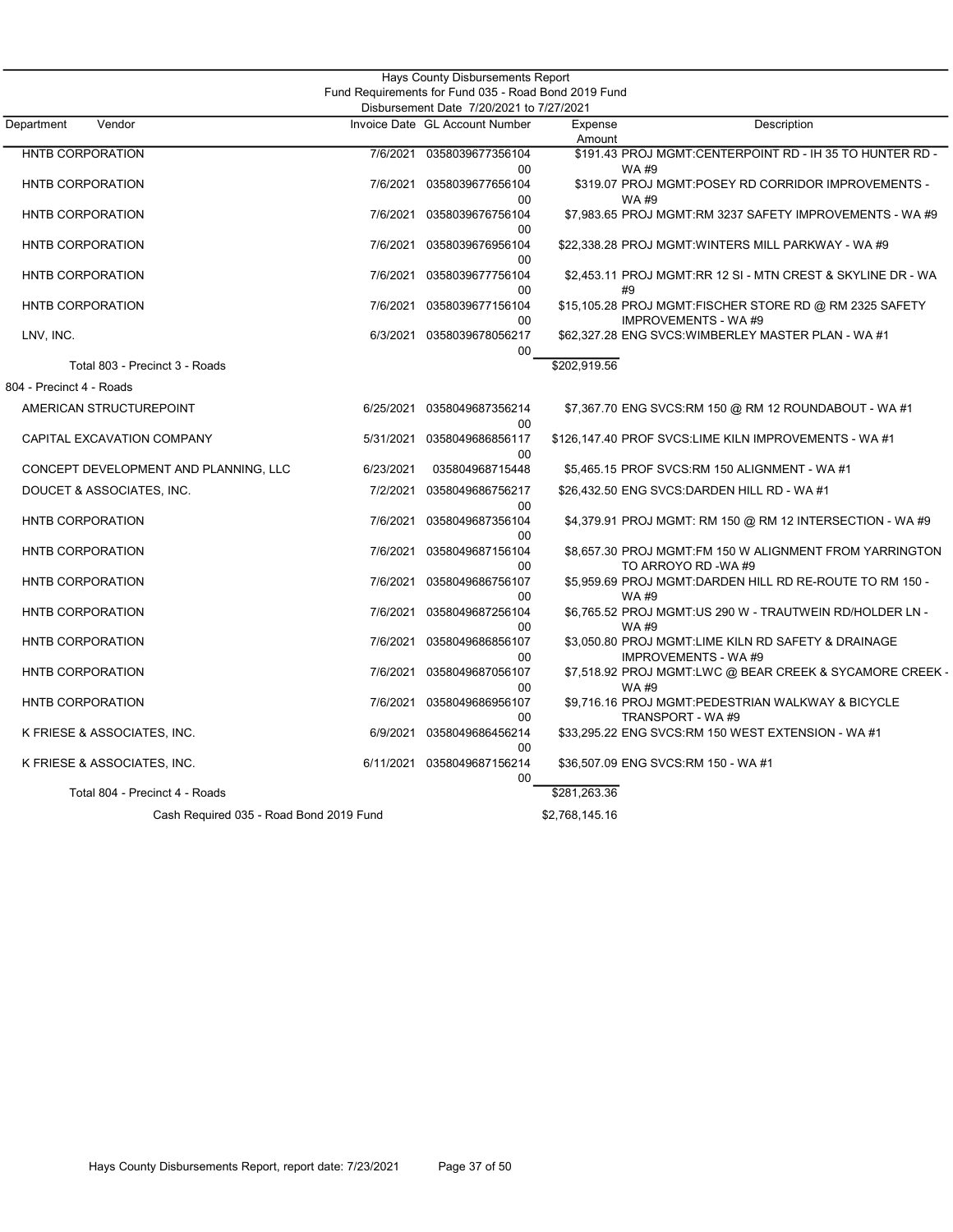Hays County Disbursements Report
Fund Requirements for Fund 035 - Road Bond 2019 Fund
Disbursement Date 7/20/2021 to 7/27/2021

| Department | Vendor | Invoice Date | GL Account Number | Expense Amount | Description |
|---|---|---|---|---|---|
| | HNTB CORPORATION | 7/6/2021 | 035803967735610400 | $191.43 | PROJ MGMT:CENTERPOINT RD - IH 35 TO HUNTER RD - WA #9 |
| | HNTB CORPORATION | 7/6/2021 | 035803967765610400 | $319.07 | PROJ MGMT:POSEY RD CORRIDOR IMPROVEMENTS - WA #9 |
| | HNTB CORPORATION | 7/6/2021 | 035803967675610400 | $7,983.65 | PROJ MGMT:RM 3237 SAFETY IMPROVEMENTS - WA #9 |
| | HNTB CORPORATION | 7/6/2021 | 035803967695610400 | $22,338.28 | PROJ MGMT:WINTERS MILL PARKWAY - WA #9 |
| | HNTB CORPORATION | 7/6/2021 | 035803967775610400 | $2,453.11 | PROJ MGMT:RR 12 SI - MTN CREST & SKYLINE DR - WA #9 |
| | HNTB CORPORATION | 7/6/2021 | 035803967715610400 | $15,105.28 | PROJ MGMT:FISCHER STORE RD @ RM 2325 SAFETY IMPROVEMENTS - WA #9 |
| | LNV, INC. | 6/3/2021 | 035803967805621700 | $62,327.28 | ENG SVCS:WIMBERLEY MASTER PLAN - WA #1 |
| | Total 803 - Precinct 3 - Roads | | | $202,919.56 | |
| 804 - Precinct 4 - Roads | | | | | |
| | AMERICAN STRUCTUREPOINT | 6/25/2021 | 035804968735621400 | $7,367.70 | ENG SVCS:RM 150 @ RM 12 ROUNDABOUT - WA #1 |
| | CAPITAL EXCAVATION COMPANY | 5/31/2021 | 035804968685611700 | $126,147.40 | PROF SVCS:LIME KILN IMPROVEMENTS - WA #1 |
| | CONCEPT DEVELOPMENT AND PLANNING, LLC | 6/23/2021 | 035804968715448 | $5,465.15 | PROF SVCS:RM 150 ALIGNMENT - WA #1 |
| | DOUCET & ASSOCIATES, INC. | 7/2/2021 | 035804968675621700 | $26,432.50 | ENG SVCS:DARDEN HILL RD - WA #1 |
| | HNTB CORPORATION | 7/6/2021 | 035804968735610400 | $4,379.91 | PROJ MGMT: RM 150 @ RM 12 INTERSECTION - WA #9 |
| | HNTB CORPORATION | 7/6/2021 | 035804968715610400 | $8,657.30 | PROJ MGMT:FM 150 W ALIGNMENT FROM YARRINGTON TO ARROYO RD -WA #9 |
| | HNTB CORPORATION | 7/6/2021 | 035804968675610700 | $5,959.69 | PROJ MGMT:DARDEN HILL RD RE-ROUTE TO RM 150 - WA #9 |
| | HNTB CORPORATION | 7/6/2021 | 035804968725610400 | $6,765.52 | PROJ MGMT:US 290 W - TRAUTWEIN RD/HOLDER LN - WA #9 |
| | HNTB CORPORATION | 7/6/2021 | 035804968685610700 | $3,050.80 | PROJ MGMT:LIME KILN RD SAFETY & DRAINAGE IMPROVEMENTS - WA #9 |
| | HNTB CORPORATION | 7/6/2021 | 035804968705610700 | $7,518.92 | PROJ MGMT:LWC @ BEAR CREEK & SYCAMORE CREEK - WA #9 |
| | HNTB CORPORATION | 7/6/2021 | 035804968695610700 | $9,716.16 | PROJ MGMT:PEDESTRIAN WALKWAY & BICYCLE TRANSPORT - WA #9 |
| | K FRIESE & ASSOCIATES, INC. | 6/9/2021 | 035804968645621400 | $33,295.22 | ENG SVCS:RM 150 WEST EXTENSION - WA #1 |
| | K FRIESE & ASSOCIATES, INC. | 6/11/2021 | 035804968715621400 | $36,507.09 | ENG SVCS:RM 150 - WA #1 |
| | Total 804 - Precinct 4 - Roads | | | $281,263.36 | |
| | Cash Required 035 - Road Bond 2019 Fund | | | $2,768,145.16 | |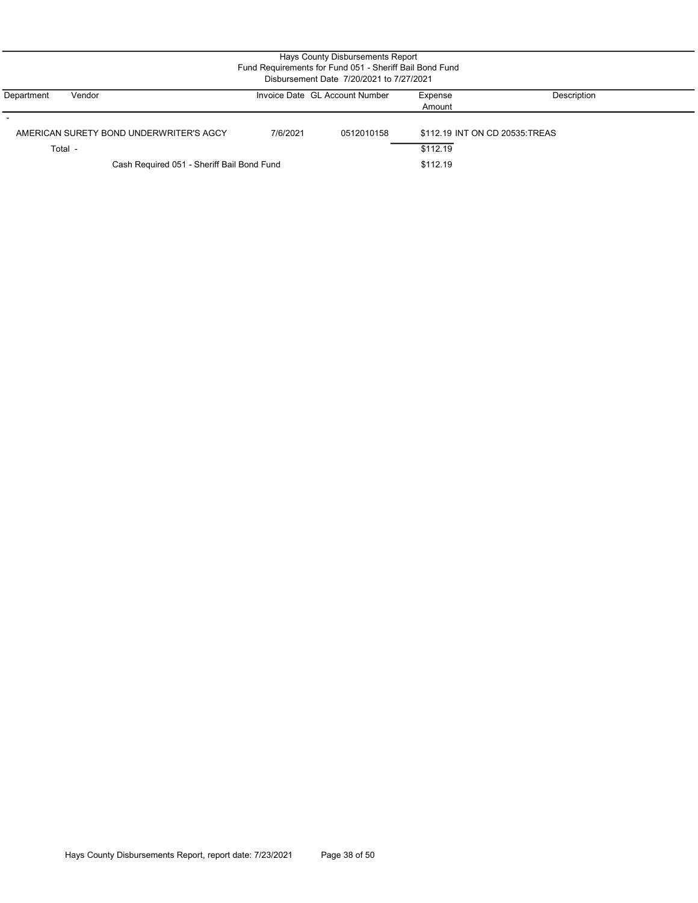# Hays County Disbursements Report

## Fund Requirements for Fund 051 - Sheriff Bail Bond Fund

### Disbursement Date 7/20/2021 to 7/27/2021

| Department | Vendor | Invoice Date | GL Account Number | Expense Amount | Description |
|---|---|---|---|---|---|
| - | | | | | |
| | AMERICAN SURETY BOND UNDERWRITER'S AGCY | 7/6/2021 | 0512010158 | $112.19 | INT ON CD 20535:TREAS |
| Total - | | | | $112.19 | |
| | Cash Required 051 - Sheriff Bail Bond Fund | | | $112.19 | |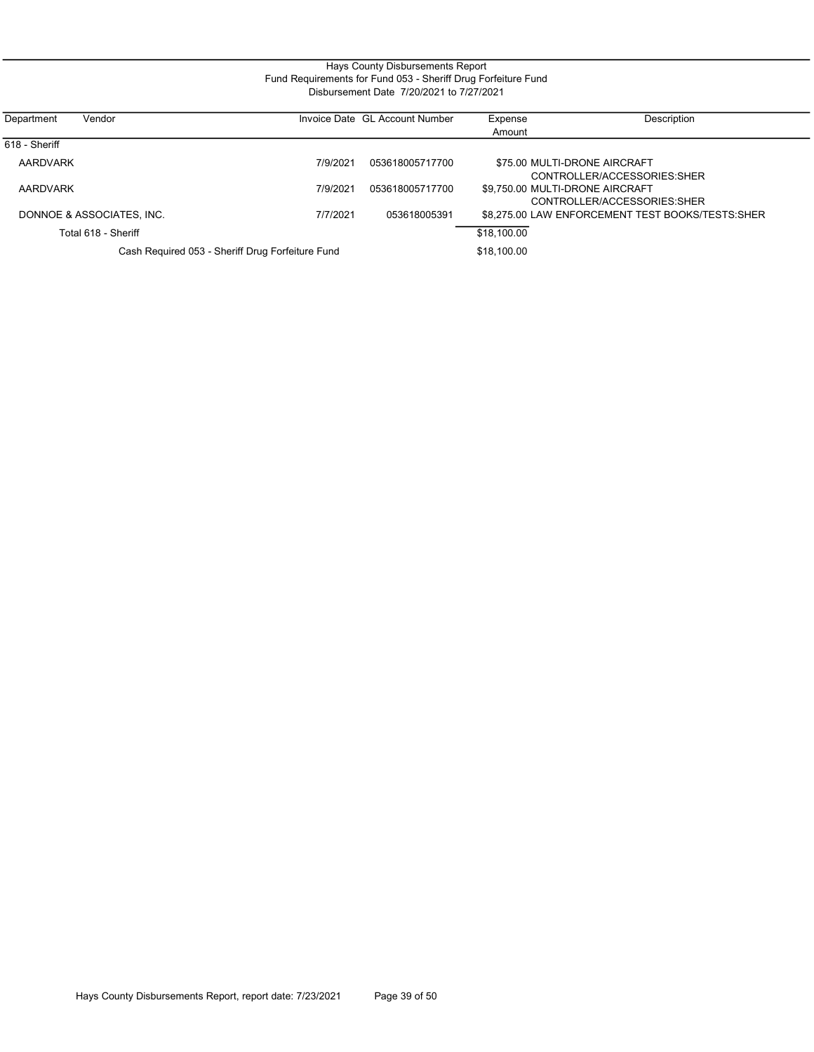# Hays County Disbursements Report

## Fund Requirements for Fund 053 - Sheriff Drug Forfeiture Fund

### Disbursement Date 7/20/2021 to 7/27/2021

| Department | Vendor | Invoice Date | GL Account Number | Expense Amount | Description |
|---|---|---|---|---|---|
| 618 - Sheriff | | | | | |
| | AARDVARK | 7/9/2021 | 053618005717700 | $75.00 | MULTI-DRONE AIRCRAFT CONTROLLER/ACCESSORIES:SHER |
| | AARDVARK | 7/9/2021 | 053618005717700 | $9,750.00 | MULTI-DRONE AIRCRAFT CONTROLLER/ACCESSORIES:SHER |
| | DONNOE & ASSOCIATES, INC. | 7/7/2021 | 053618005391 | $8,275.00 | LAW ENFORCEMENT TEST BOOKS/TESTS:SHER |
| | Total 618 - Sheriff | | | $18,100.00 | |
| | Cash Required 053 - Sheriff Drug Forfeiture Fund | | | $18,100.00 | |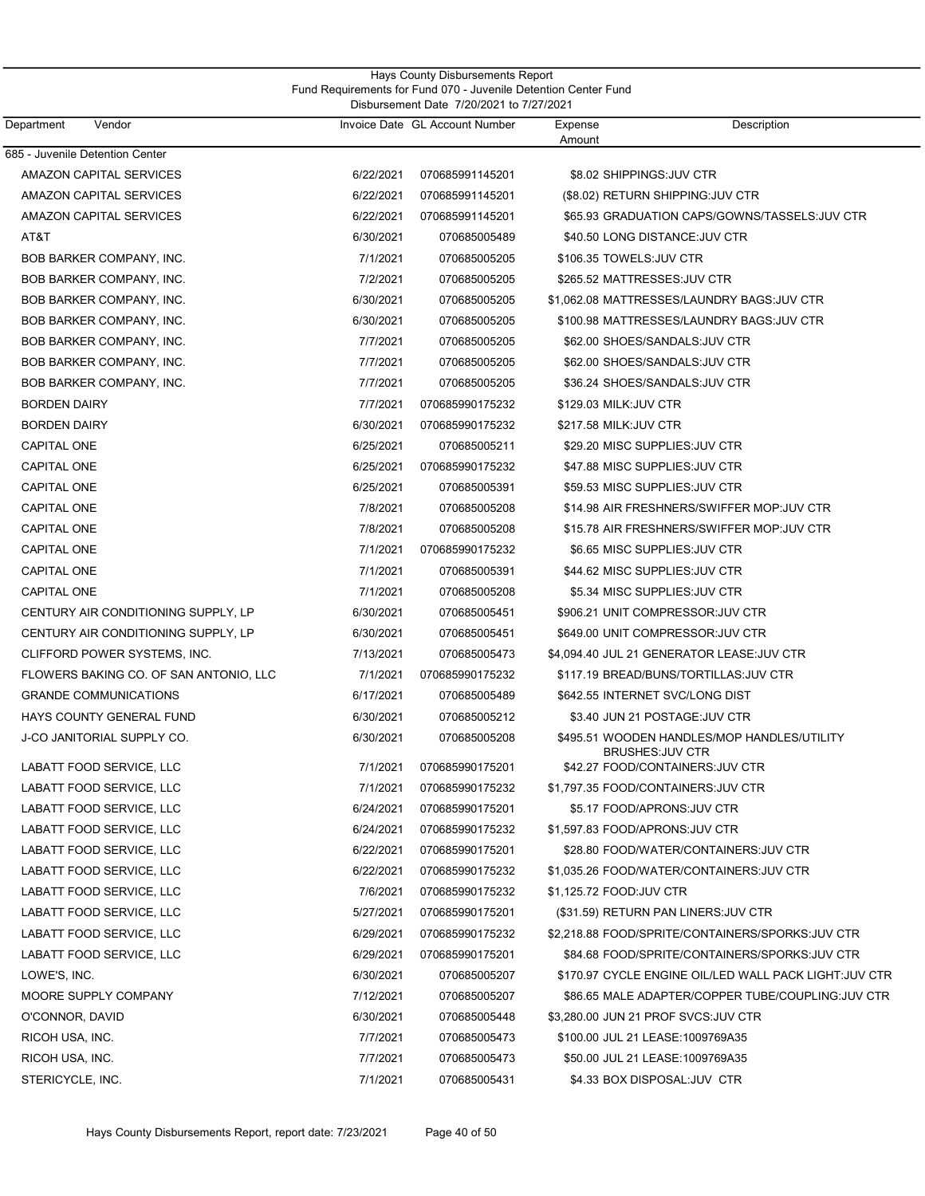Hays County Disbursements Report
Fund Requirements for Fund 070 - Juvenile Detention Center Fund
Disbursement Date 7/20/2021 to 7/27/2021

| Department Vendor | Invoice Date | GL Account Number | Expense Amount | Description |
|---|---|---|---|---|
| 685 - Juvenile Detention Center | | | | |
| AMAZON CAPITAL SERVICES | 6/22/2021 | 070685991145201 | $8.02 | SHIPPINGS:JUV CTR |
| AMAZON CAPITAL SERVICES | 6/22/2021 | 070685991145201 | ($8.02) | RETURN SHIPPING:JUV CTR |
| AMAZON CAPITAL SERVICES | 6/22/2021 | 070685991145201 | $65.93 | GRADUATION CAPS/GOWNS/TASSELS:JUV CTR |
| AT&T | 6/30/2021 | 070685005489 | $40.50 | LONG DISTANCE:JUV CTR |
| BOB BARKER COMPANY, INC. | 7/1/2021 | 070685005205 | $106.35 | TOWELS:JUV CTR |
| BOB BARKER COMPANY, INC. | 7/2/2021 | 070685005205 | $265.52 | MATTRESSES:JUV CTR |
| BOB BARKER COMPANY, INC. | 6/30/2021 | 070685005205 | $1,062.08 | MATTRESSES/LAUNDRY BAGS:JUV CTR |
| BOB BARKER COMPANY, INC. | 6/30/2021 | 070685005205 | $100.98 | MATTRESSES/LAUNDRY BAGS:JUV CTR |
| BOB BARKER COMPANY, INC. | 7/7/2021 | 070685005205 | $62.00 | SHOES/SANDALS:JUV CTR |
| BOB BARKER COMPANY, INC. | 7/7/2021 | 070685005205 | $62.00 | SHOES/SANDALS:JUV CTR |
| BOB BARKER COMPANY, INC. | 7/7/2021 | 070685005205 | $36.24 | SHOES/SANDALS:JUV CTR |
| BORDEN DAIRY | 7/7/2021 | 070685990175232 | $129.03 | MILK:JUV CTR |
| BORDEN DAIRY | 6/30/2021 | 070685990175232 | $217.58 | MILK:JUV CTR |
| CAPITAL ONE | 6/25/2021 | 070685005211 | $29.20 | MISC SUPPLIES:JUV CTR |
| CAPITAL ONE | 6/25/2021 | 070685990175232 | $47.88 | MISC SUPPLIES:JUV CTR |
| CAPITAL ONE | 6/25/2021 | 070685005391 | $59.53 | MISC SUPPLIES:JUV CTR |
| CAPITAL ONE | 7/8/2021 | 070685005208 | $14.98 | AIR FRESHNERS/SWIFFER MOP:JUV CTR |
| CAPITAL ONE | 7/8/2021 | 070685005208 | $15.78 | AIR FRESHNERS/SWIFFER MOP:JUV CTR |
| CAPITAL ONE | 7/1/2021 | 070685990175232 | $6.65 | MISC SUPPLIES:JUV CTR |
| CAPITAL ONE | 7/1/2021 | 070685005391 | $44.62 | MISC SUPPLIES:JUV CTR |
| CAPITAL ONE | 7/1/2021 | 070685005208 | $5.34 | MISC SUPPLIES:JUV CTR |
| CENTURY AIR CONDITIONING SUPPLY, LP | 6/30/2021 | 070685005451 | $906.21 | UNIT COMPRESSOR:JUV CTR |
| CENTURY AIR CONDITIONING SUPPLY, LP | 6/30/2021 | 070685005451 | $649.00 | UNIT COMPRESSOR:JUV CTR |
| CLIFFORD POWER SYSTEMS, INC. | 7/13/2021 | 070685005473 | $4,094.40 | JUL 21 GENERATOR LEASE:JUV CTR |
| FLOWERS BAKING CO. OF SAN ANTONIO, LLC | 7/1/2021 | 070685990175232 | $117.19 | BREAD/BUNS/TORTILLAS:JUV CTR |
| GRANDE COMMUNICATIONS | 6/17/2021 | 070685005489 | $642.55 | INTERNET SVC/LONG DIST |
| HAYS COUNTY GENERAL FUND | 6/30/2021 | 070685005212 | $3.40 | JUN 21 POSTAGE:JUV CTR |
| J-CO JANITORIAL SUPPLY CO. | 6/30/2021 | 070685005208 | $495.51 | WOODEN HANDLES/MOP HANDLES/UTILITY BRUSHES:JUV CTR |
| LABATT FOOD SERVICE, LLC | 7/1/2021 | 070685990175201 | $42.27 | FOOD/CONTAINERS:JUV CTR |
| LABATT FOOD SERVICE, LLC | 7/1/2021 | 070685990175232 | $1,797.35 | FOOD/CONTAINERS:JUV CTR |
| LABATT FOOD SERVICE, LLC | 6/24/2021 | 070685990175201 | $5.17 | FOOD/APRONS:JUV CTR |
| LABATT FOOD SERVICE, LLC | 6/24/2021 | 070685990175232 | $1,597.83 | FOOD/APRONS:JUV CTR |
| LABATT FOOD SERVICE, LLC | 6/22/2021 | 070685990175201 | $28.80 | FOOD/WATER/CONTAINERS:JUV CTR |
| LABATT FOOD SERVICE, LLC | 6/22/2021 | 070685990175232 | $1,035.26 | FOOD/WATER/CONTAINERS:JUV CTR |
| LABATT FOOD SERVICE, LLC | 7/6/2021 | 070685990175232 | $1,125.72 | FOOD:JUV CTR |
| LABATT FOOD SERVICE, LLC | 5/27/2021 | 070685990175201 | ($31.59) | RETURN PAN LINERS:JUV CTR |
| LABATT FOOD SERVICE, LLC | 6/29/2021 | 070685990175232 | $2,218.88 | FOOD/SPRITE/CONTAINERS/SPORKS:JUV CTR |
| LABATT FOOD SERVICE, LLC | 6/29/2021 | 070685990175201 | $84.68 | FOOD/SPRITE/CONTAINERS/SPORKS:JUV CTR |
| LOWE'S, INC. | 6/30/2021 | 070685005207 | $170.97 | CYCLE ENGINE OIL/LED WALL PACK LIGHT:JUV CTR |
| MOORE SUPPLY COMPANY | 7/12/2021 | 070685005207 | $86.65 | MALE ADAPTER/COPPER TUBE/COUPLING:JUV CTR |
| O'CONNOR, DAVID | 6/30/2021 | 070685005448 | $3,280.00 | JUN 21 PROF SVCS:JUV CTR |
| RICOH USA, INC. | 7/7/2021 | 070685005473 | $100.00 | JUL 21 LEASE:1009769A35 |
| RICOH USA, INC. | 7/7/2021 | 070685005473 | $50.00 | JUL 21 LEASE:1009769A35 |
| STERICYCLE, INC. | 7/1/2021 | 070685005431 | $4.33 | BOX DISPOSAL:JUV CTR |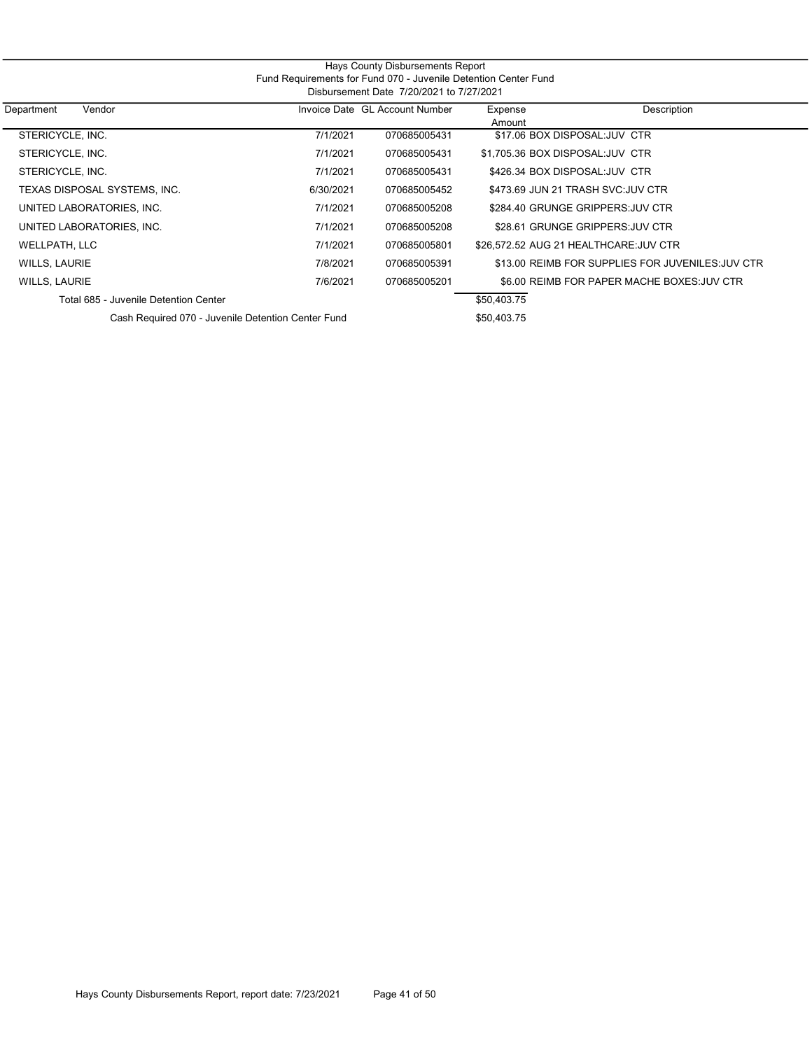Hays County Disbursements Report
Fund Requirements for Fund 070 - Juvenile Detention Center Fund
Disbursement Date 7/20/2021 to 7/27/2021

| Department | Vendor | Invoice Date | GL Account Number | Expense Amount | Description |
|---|---|---|---|---|---|
| STERICYCLE, INC. | | 7/1/2021 | 070685005431 | $17.06 | BOX DISPOSAL:JUV CTR |
| STERICYCLE, INC. | | 7/1/2021 | 070685005431 | $1,705.36 | BOX DISPOSAL:JUV CTR |
| STERICYCLE, INC. | | 7/1/2021 | 070685005431 | $426.34 | BOX DISPOSAL:JUV CTR |
| TEXAS DISPOSAL SYSTEMS, INC. | | 6/30/2021 | 070685005452 | $473.69 | JUN 21 TRASH SVC:JUV CTR |
| UNITED LABORATORIES, INC. | | 7/1/2021 | 070685005208 | $284.40 | GRUNGE GRIPPERS:JUV CTR |
| UNITED LABORATORIES, INC. | | 7/1/2021 | 070685005208 | $28.61 | GRUNGE GRIPPERS:JUV CTR |
| WELLPATH, LLC | | 7/1/2021 | 070685005801 | $26,572.52 | AUG 21 HEALTHCARE:JUV CTR |
| WILLS, LAURIE | | 7/8/2021 | 070685005391 | $13.00 | REIMB FOR SUPPLIES FOR JUVENILES:JUV CTR |
| WILLS, LAURIE | | 7/6/2021 | 070685005201 | $6.00 | REIMB FOR PAPER MACHE BOXES:JUV CTR |
| Total 685 - Juvenile Detention Center | | | | $50,403.75 | |
| Cash Required 070 - Juvenile Detention Center Fund | | | | $50,403.75 | |

Hays County Disbursements Report, report date: 7/23/2021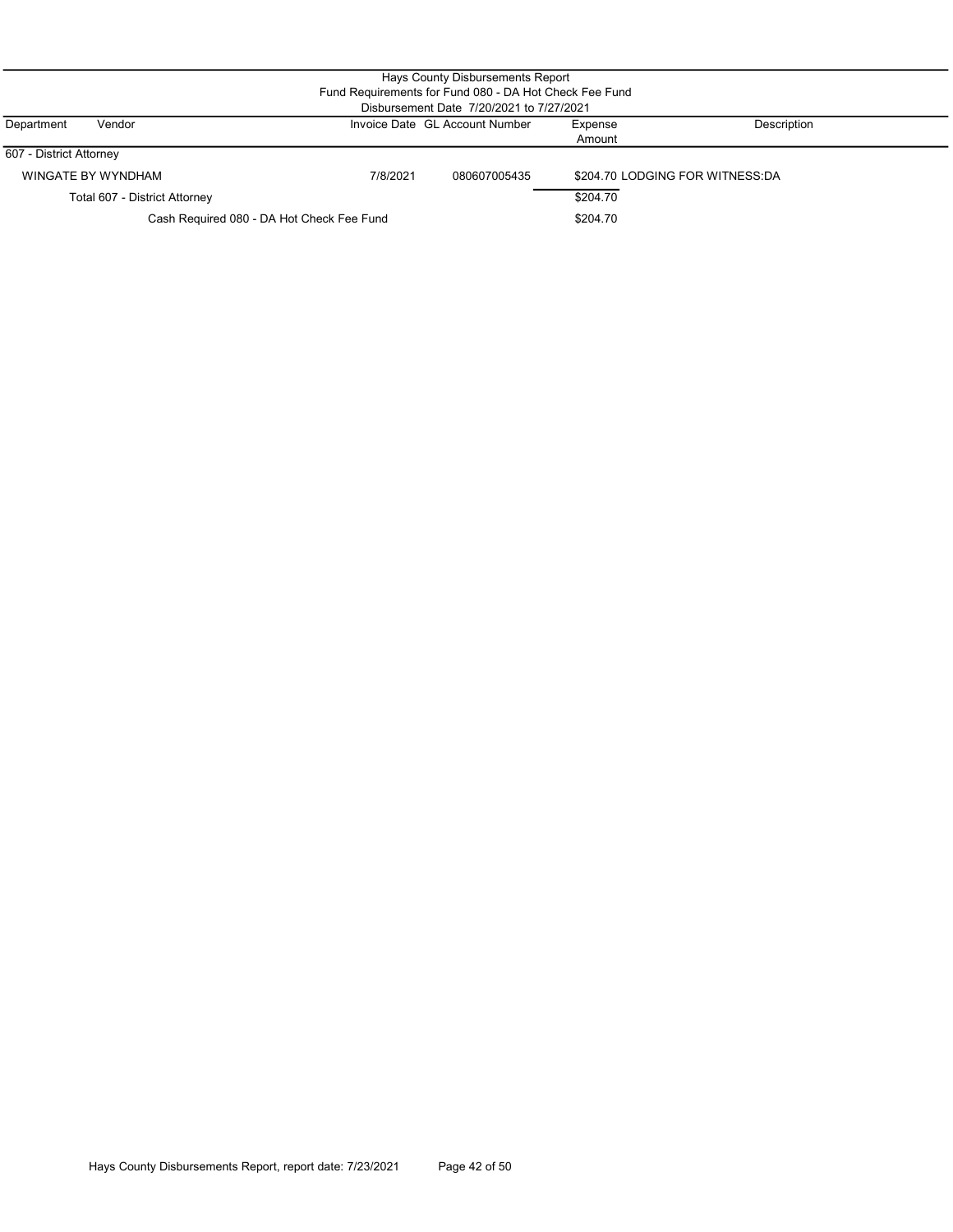# Hays County Disbursements Report

## Fund Requirements for Fund 080 - DA Hot Check Fee Fund

### Disbursement Date 7/20/2021 to 7/27/2021

| Department | Vendor | Invoice Date | GL Account Number | Expense Amount | Description |
|---|---|---|---|---|---|
| 607 - District Attorney | | | | | |
| | WINGATE BY WYNDHAM | 7/8/2021 | 080607005435 | $204.70 | LODGING FOR WITNESS:DA |
| | Total 607 - District Attorney | | | $204.70 | |
| | Cash Required 080 - DA Hot Check Fee Fund | | | $204.70 | |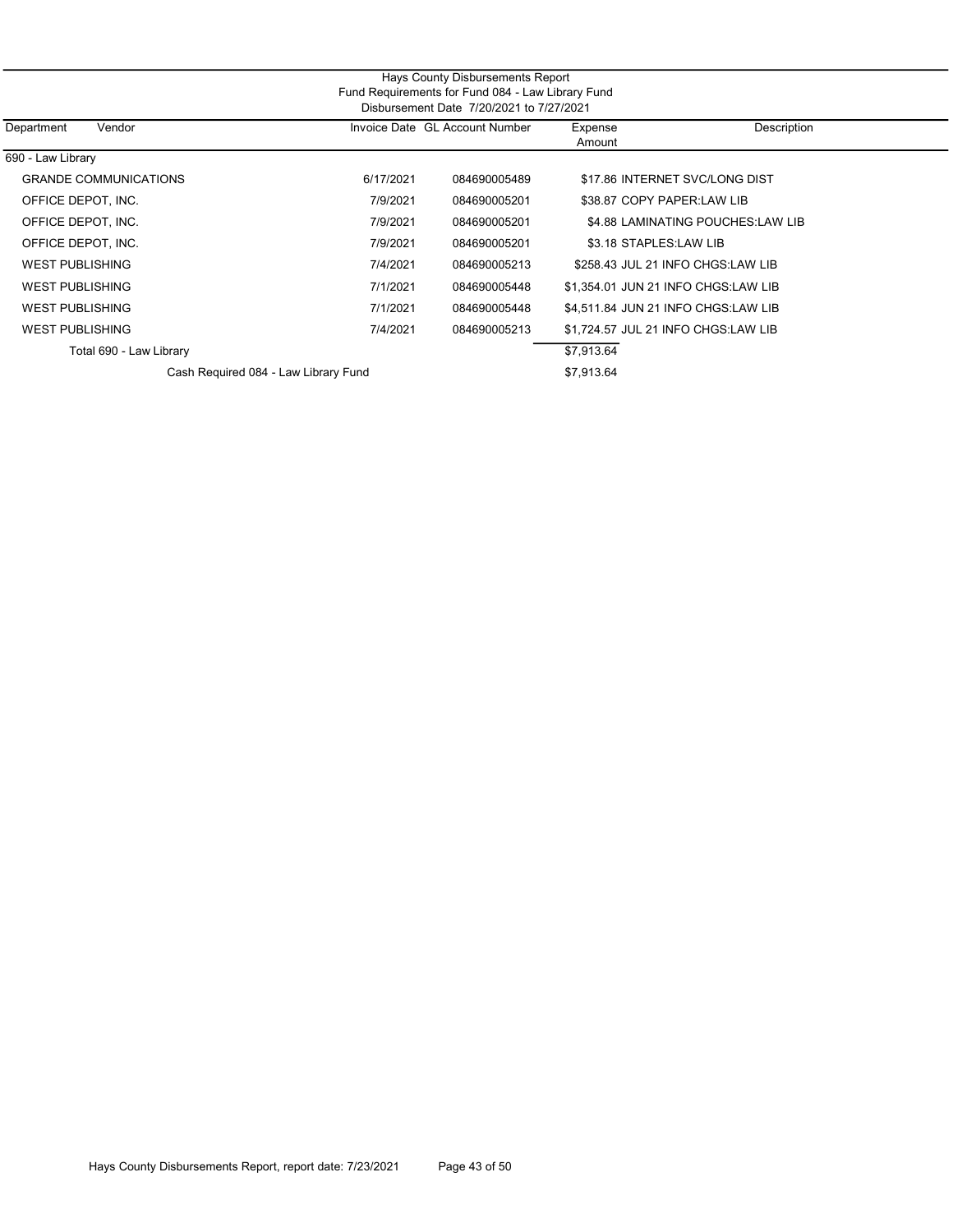# Hays County Disbursements Report

## Fund Requirements for Fund 084 - Law Library Fund

### Disbursement Date 7/20/2021 to 7/27/2021

| Department | Vendor | Invoice Date | GL Account Number | Expense Amount | Description |
|---|---|---|---|---|---|
| 690 - Law Library | | | | | |
| | GRANDE COMMUNICATIONS | 6/17/2021 | 084690005489 | $17.86 | INTERNET SVC/LONG DIST |
| | OFFICE DEPOT, INC. | 7/9/2021 | 084690005201 | $38.87 | COPY PAPER:LAW LIB |
| | OFFICE DEPOT, INC. | 7/9/2021 | 084690005201 | $4.88 | LAMINATING POUCHES:LAW LIB |
| | OFFICE DEPOT, INC. | 7/9/2021 | 084690005201 | $3.18 | STAPLES:LAW LIB |
| | WEST PUBLISHING | 7/4/2021 | 084690005213 | $258.43 | JUL 21 INFO CHGS:LAW LIB |
| | WEST PUBLISHING | 7/1/2021 | 084690005448 | $1,354.01 | JUN 21 INFO CHGS:LAW LIB |
| | WEST PUBLISHING | 7/1/2021 | 084690005448 | $4,511.84 | JUN 21 INFO CHGS:LAW LIB |
| | WEST PUBLISHING | 7/4/2021 | 084690005213 | $1,724.57 | JUL 21 INFO CHGS:LAW LIB |
| | Total 690 - Law Library | | | $7,913.64 | |
| | Cash Required 084 - Law Library Fund | | | $7,913.64 | |

Hays County Disbursements Report, report date: 7/23/2021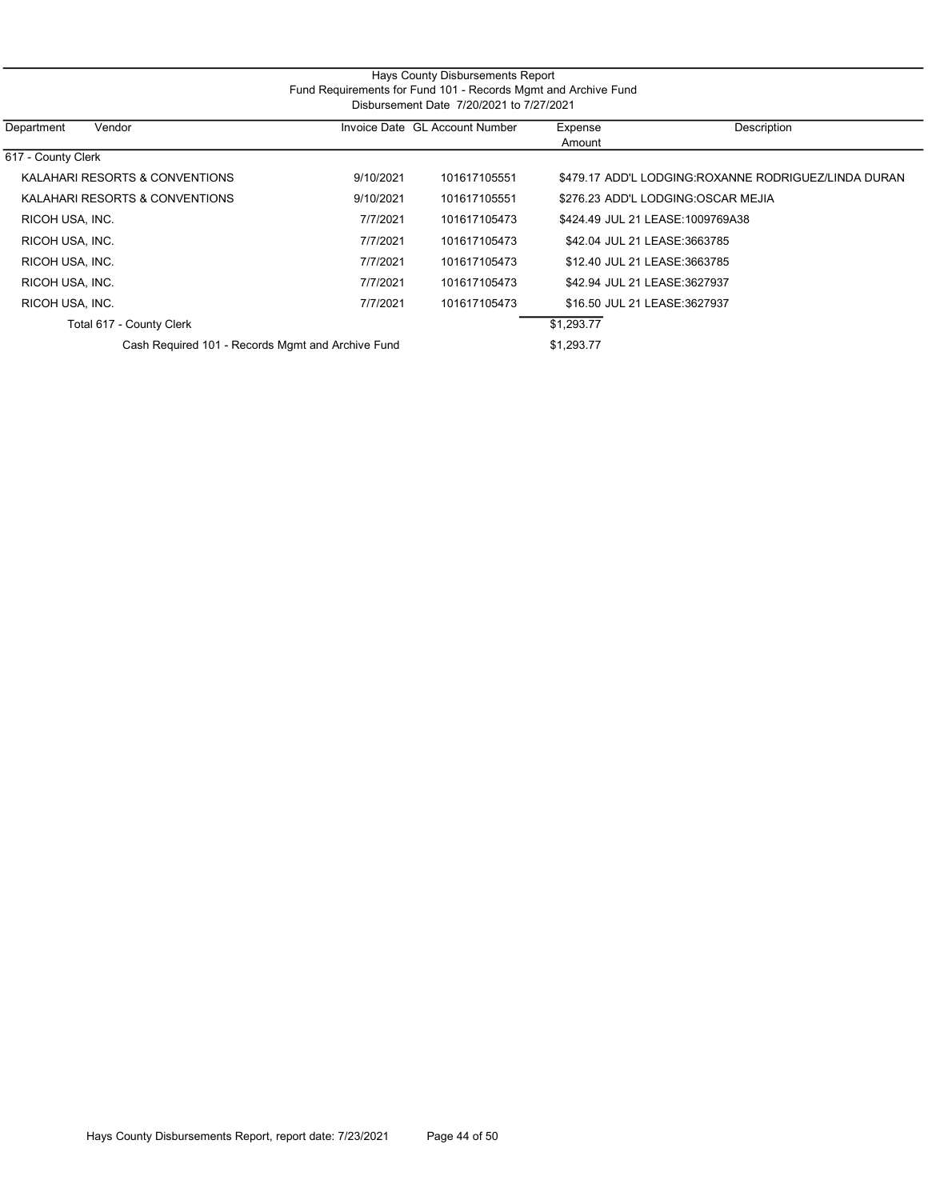Hays County Disbursements Report
Fund Requirements for Fund 101 - Records Mgmt and Archive Fund
Disbursement Date 7/20/2021 to 7/27/2021

| Department | Vendor | Invoice Date | GL Account Number | Expense Amount | Description |
|---|---|---|---|---|---|
| 617 - County Clerk | | | | | |
| | KALAHARI RESORTS & CONVENTIONS | 9/10/2021 | 101617105551 | $479.17 | ADD'L LODGING:ROXANNE RODRIGUEZ/LINDA DURAN |
| | KALAHARI RESORTS & CONVENTIONS | 9/10/2021 | 101617105551 | $276.23 | ADD'L LODGING:OSCAR MEJIA |
| | RICOH USA, INC. | 7/7/2021 | 101617105473 | $424.49 | JUL 21 LEASE:1009769A38 |
| | RICOH USA, INC. | 7/7/2021 | 101617105473 | $42.04 | JUL 21 LEASE:3663785 |
| | RICOH USA, INC. | 7/7/2021 | 101617105473 | $12.40 | JUL 21 LEASE:3663785 |
| | RICOH USA, INC. | 7/7/2021 | 101617105473 | $42.94 | JUL 21 LEASE:3627937 |
| | RICOH USA, INC. | 7/7/2021 | 101617105473 | $16.50 | JUL 21 LEASE:3627937 |
| | Total 617 - County Clerk | | | $1,293.77 | |
| | Cash Required 101 - Records Mgmt and Archive Fund | | | $1,293.77 | |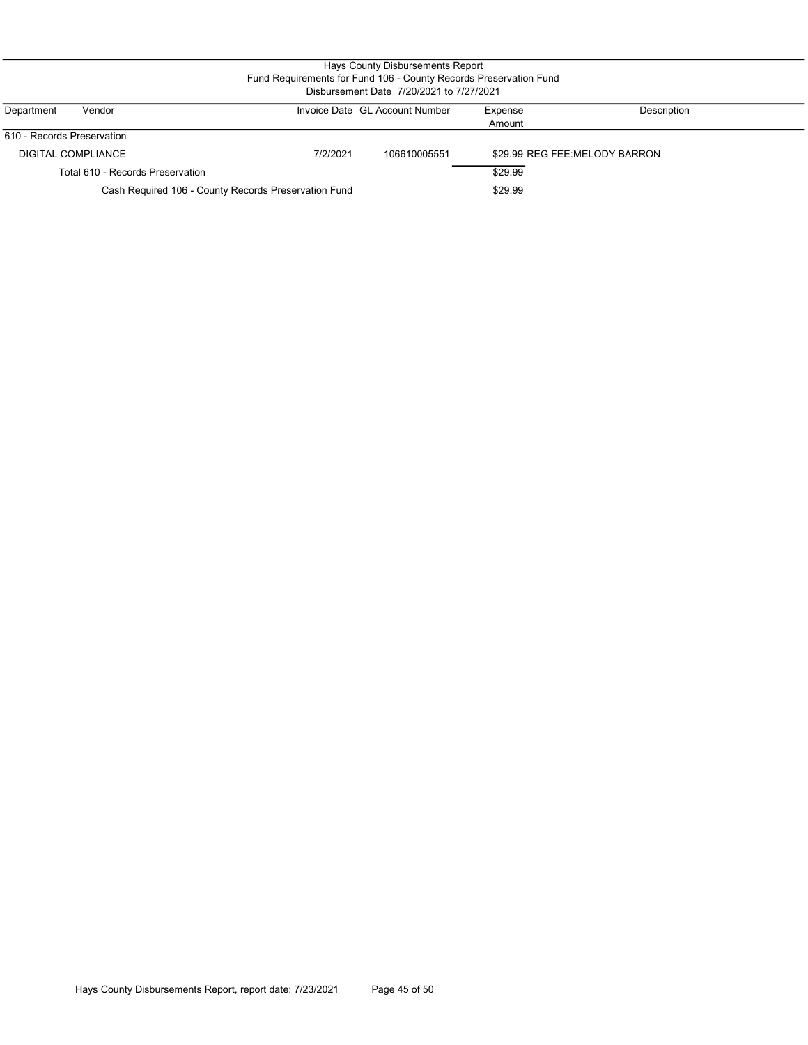Hays County Disbursements Report

Fund Requirements for Fund 106 - County Records Preservation Fund

Disbursement Date 7/20/2021 to 7/27/2021

| Department | Vendor | Invoice Date | GL Account Number | Expense Amount | Description |
|---|---|---|---|---|---|
| 610 - Records Preservation | | | | | |
| | DIGITAL COMPLIANCE | 7/2/2021 | 106610005551 | $29.99 | REG FEE:MELODY BARRON |
| | Total 610 - Records Preservation | | | $29.99 | |
| | Cash Required 106 - County Records Preservation Fund | | | $29.99 | |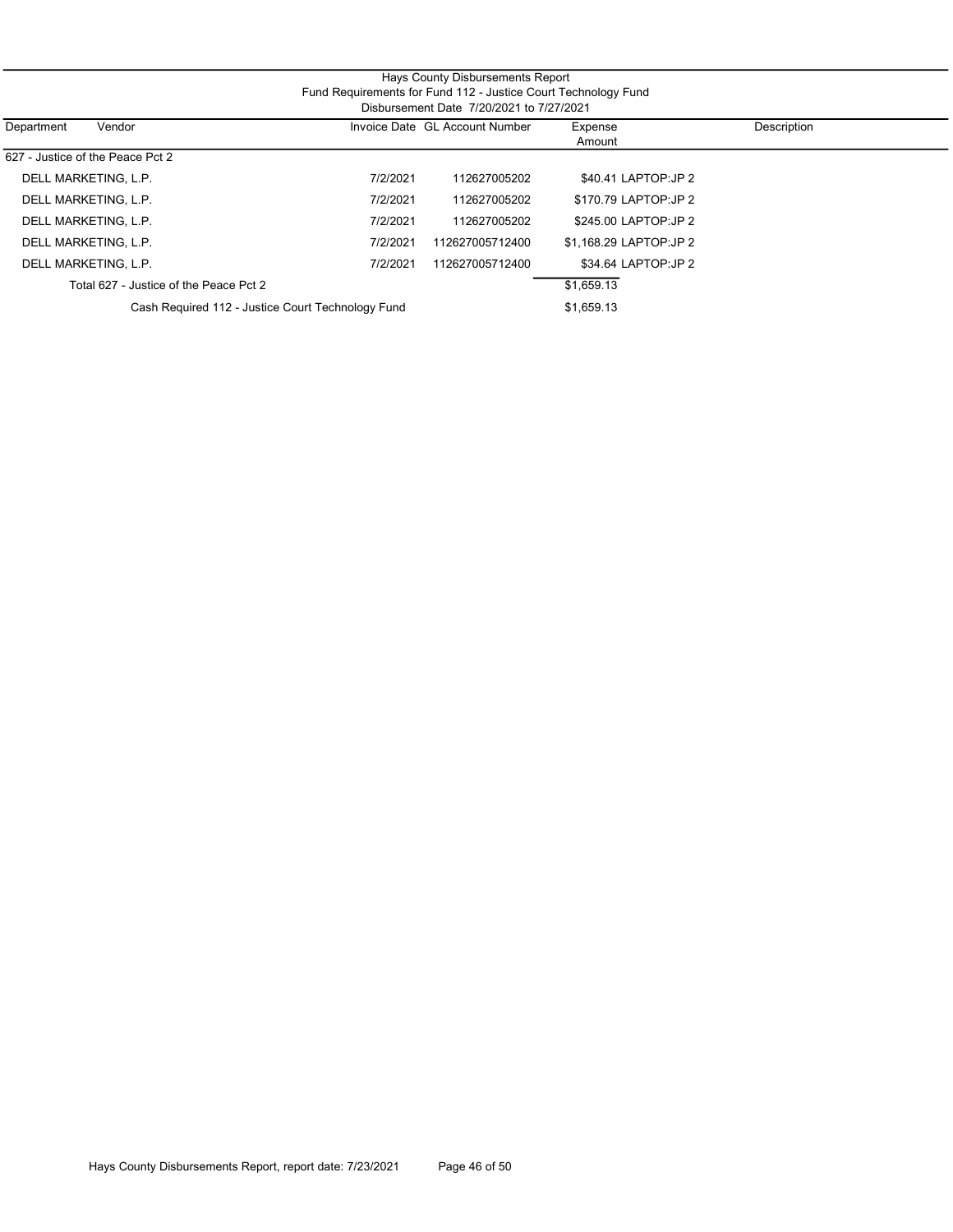# Hays County Disbursements Report

## Fund Requirements for Fund 112 - Justice Court Technology Fund

### Disbursement Date 7/20/2021 to 7/27/2021

| Department | Vendor | Invoice Date | GL Account Number | Expense Amount | Description |
|---|---|---|---|---|---|
| 627 - Justice of the Peace Pct 2 | | | | | |
| | DELL MARKETING, L.P. | 7/2/2021 | 112627005202 | $40.41 | LAPTOP:JP 2 |
| | DELL MARKETING, L.P. | 7/2/2021 | 112627005202 | $170.79 | LAPTOP:JP 2 |
| | DELL MARKETING, L.P. | 7/2/2021 | 112627005202 | $245.00 | LAPTOP:JP 2 |
| | DELL MARKETING, L.P. | 7/2/2021 | 112627005712400 | $1,168.29 | LAPTOP:JP 2 |
| | DELL MARKETING, L.P. | 7/2/2021 | 112627005712400 | $34.64 | LAPTOP:JP 2 |
| | Total 627 - Justice of the Peace Pct 2 | | | $1,659.13 | |
| | Cash Required 112 - Justice Court Technology Fund | | | $1,659.13 | |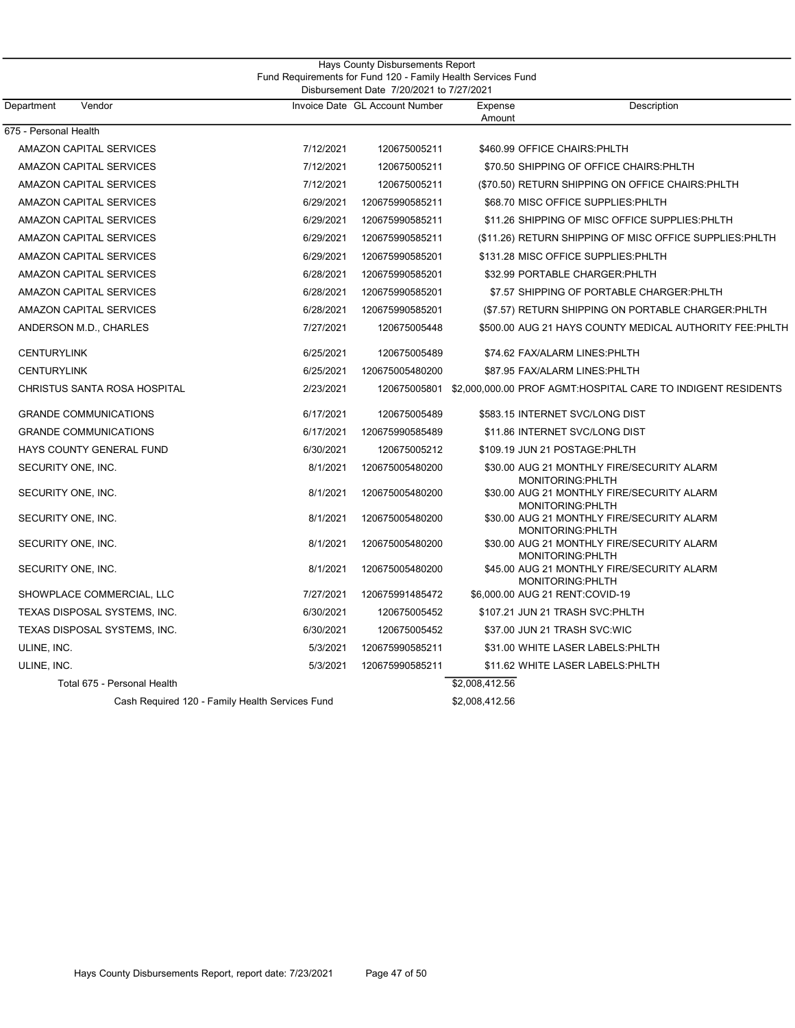# Hays County Disbursements Report

## Fund Requirements for Fund 120 - Family Health Services Fund

Disbursement Date 7/20/2021 to 7/27/2021

| Department | Vendor | Invoice Date | GL Account Number | Expense Amount | Description |
|---|---|---|---|---|---|
| 675 - Personal Health | | | | | |
| | AMAZON CAPITAL SERVICES | 7/12/2021 | 120675005211 | $460.99 | OFFICE CHAIRS:PHLTH |
| | AMAZON CAPITAL SERVICES | 7/12/2021 | 120675005211 | $70.50 | SHIPPING OF OFFICE CHAIRS:PHLTH |
| | AMAZON CAPITAL SERVICES | 7/12/2021 | 120675005211 | ($70.50) | RETURN SHIPPING ON OFFICE CHAIRS:PHLTH |
| | AMAZON CAPITAL SERVICES | 6/29/2021 | 120675990585211 | $68.70 | MISC OFFICE SUPPLIES:PHLTH |
| | AMAZON CAPITAL SERVICES | 6/29/2021 | 120675990585211 | $11.26 | SHIPPING OF MISC OFFICE SUPPLIES:PHLTH |
| | AMAZON CAPITAL SERVICES | 6/29/2021 | 120675990585211 | ($11.26) | RETURN SHIPPING OF MISC OFFICE SUPPLIES:PHLTH |
| | AMAZON CAPITAL SERVICES | 6/29/2021 | 120675990585201 | $131.28 | MISC OFFICE SUPPLIES:PHLTH |
| | AMAZON CAPITAL SERVICES | 6/28/2021 | 120675990585201 | $32.99 | PORTABLE CHARGER:PHLTH |
| | AMAZON CAPITAL SERVICES | 6/28/2021 | 120675990585201 | $7.57 | SHIPPING OF PORTABLE CHARGER:PHLTH |
| | AMAZON CAPITAL SERVICES | 6/28/2021 | 120675990585201 | ($7.57) | RETURN SHIPPING ON PORTABLE CHARGER:PHLTH |
| | ANDERSON M.D., CHARLES | 7/27/2021 | 120675005448 | $500.00 | AUG 21 HAYS COUNTY MEDICAL AUTHORITY FEE:PHLTH |
| | CENTURYLINK | 6/25/2021 | 120675005489 | $74.62 | FAX/ALARM LINES:PHLTH |
| | CENTURYLINK | 6/25/2021 | 120675005480200 | $87.95 | FAX/ALARM LINES:PHLTH |
| | CHRISTUS SANTA ROSA HOSPITAL | 2/23/2021 | 120675005801 | $2,000,000.00 | PROF AGMT:HOSPITAL CARE TO INDIGENT RESIDENTS |
| | GRANDE COMMUNICATIONS | 6/17/2021 | 120675005489 | $583.15 | INTERNET SVC/LONG DIST |
| | GRANDE COMMUNICATIONS | 6/17/2021 | 120675990585489 | $11.86 | INTERNET SVC/LONG DIST |
| | HAYS COUNTY GENERAL FUND | 6/30/2021 | 120675005212 | $109.19 | JUN 21 POSTAGE:PHLTH |
| | SECURITY ONE, INC. | 8/1/2021 | 120675005480200 | $30.00 | AUG 21 MONTHLY FIRE/SECURITY ALARM MONITORING:PHLTH |
| | SECURITY ONE, INC. | 8/1/2021 | 120675005480200 | $30.00 | AUG 21 MONTHLY FIRE/SECURITY ALARM MONITORING:PHLTH |
| | SECURITY ONE, INC. | 8/1/2021 | 120675005480200 | $30.00 | AUG 21 MONTHLY FIRE/SECURITY ALARM MONITORING:PHLTH |
| | SECURITY ONE, INC. | 8/1/2021 | 120675005480200 | $30.00 | AUG 21 MONTHLY FIRE/SECURITY ALARM MONITORING:PHLTH |
| | SECURITY ONE, INC. | 8/1/2021 | 120675005480200 | $45.00 | AUG 21 MONTHLY FIRE/SECURITY ALARM MONITORING:PHLTH |
| | SHOWPLACE COMMERCIAL, LLC | 7/27/2021 | 120675991485472 | $6,000.00 | AUG 21 RENT:COVID-19 |
| | TEXAS DISPOSAL SYSTEMS, INC. | 6/30/2021 | 120675005452 | $107.21 | JUN 21 TRASH SVC:PHLTH |
| | TEXAS DISPOSAL SYSTEMS, INC. | 6/30/2021 | 120675005452 | $37.00 | JUN 21 TRASH SVC:WIC |
| | ULINE, INC. | 5/3/2021 | 120675990585211 | $31.00 | WHITE LASER LABELS:PHLTH |
| | ULINE, INC. | 5/3/2021 | 120675990585211 | $11.62 | WHITE LASER LABELS:PHLTH |
| | Total 675 - Personal Health | | | $2,008,412.56 | |
| | Cash Required 120 - Family Health Services Fund | | | $2,008,412.56 | |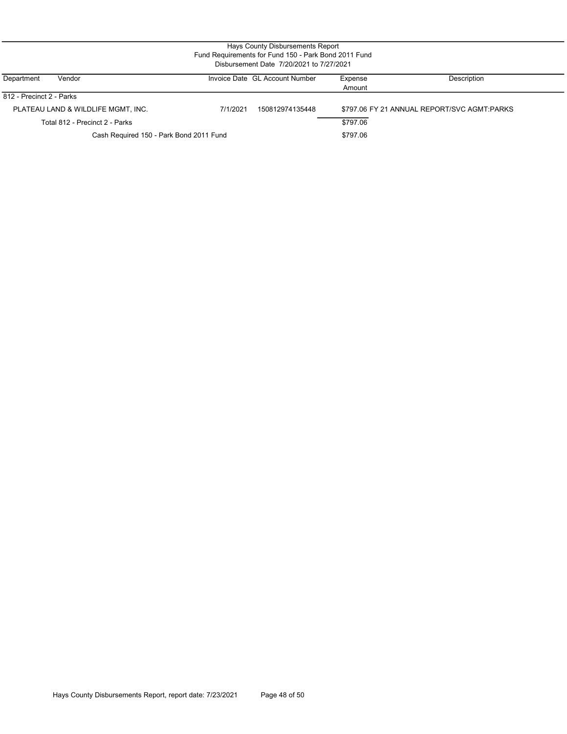# Hays County Disbursements Report

## Fund Requirements for Fund 150 - Park Bond 2011 Fund

Disbursement Date 7/20/2021 to 7/27/2021

| Department | Vendor | Invoice Date | GL Account Number | Expense Amount | Description |
|---|---|---|---|---|---|
| 812 - Precinct 2 - Parks | | | | | |
| | PLATEAU LAND & WILDLIFE MGMT, INC. | 7/1/2021 | 150812974135448 | $797.06 | FY 21 ANNUAL REPORT/SVC AGMT:PARKS |
| | Total 812 - Precinct 2 - Parks | | | $797.06 | |
| | Cash Required 150 - Park Bond 2011 Fund | | | $797.06 | |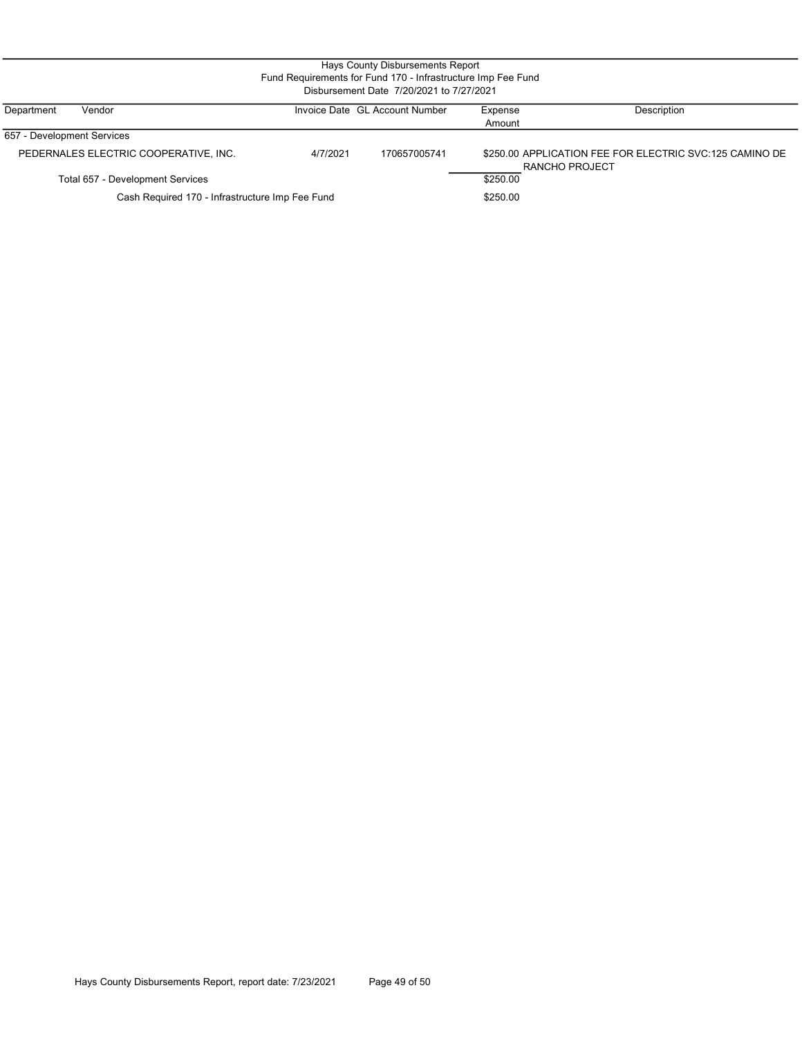# Hays County Disbursements Report

## Fund Requirements for Fund 170 - Infrastructure Imp Fee Fund

### Disbursement Date 7/20/2021 to 7/27/2021

| Department | Vendor | Invoice Date | GL Account Number | Expense Amount | Description |
|---|---|---|---|---|---|
| 657 - Development Services | | | | | |
| | PEDERNALES ELECTRIC COOPERATIVE, INC. | 4/7/2021 | 170657005741 | $250.00 | APPLICATION FEE FOR ELECTRIC SVC:125 CAMINO DE RANCHO PROJECT |
| | Total 657 - Development Services | | | $250.00 | |
| | Cash Required 170 - Infrastructure Imp Fee Fund | | | $250.00 | |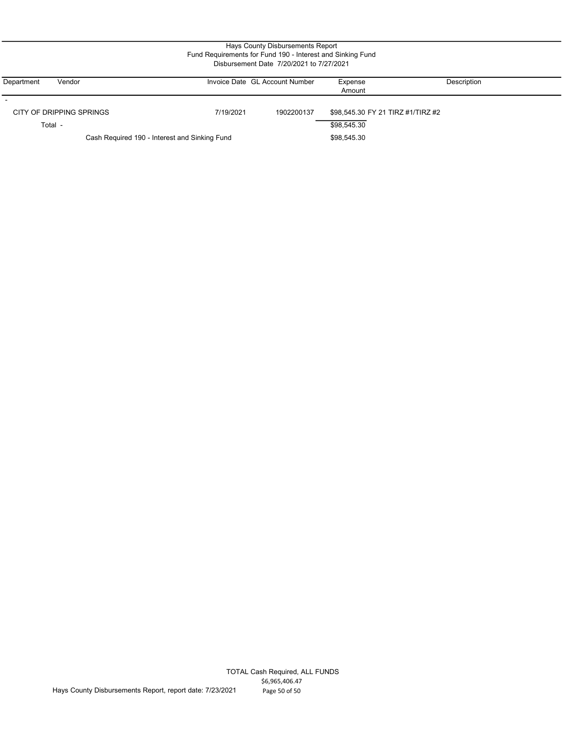Hays County Disbursements Report
Fund Requirements for Fund 190 - Interest and Sinking Fund
Disbursement Date 7/20/2021 to 7/27/2021

| Department | Vendor | Invoice Date | GL Account Number | Expense Amount | Description |
|---|---|---|---|---|---|
| - | | | | | |
| | CITY OF DRIPPING SPRINGS | 7/19/2021 | 1902200137 | $98,545.30 | FY 21 TIRZ #1/TIRZ #2 |
| | Total - | | | $98,545.30 | |
| | Cash Required 190 - Interest and Sinking Fund | | | $98,545.30 | |

TOTAL Cash Required, ALL FUNDS
$6,965,406.47

Hays County Disbursements Report, report date: 7/23/2021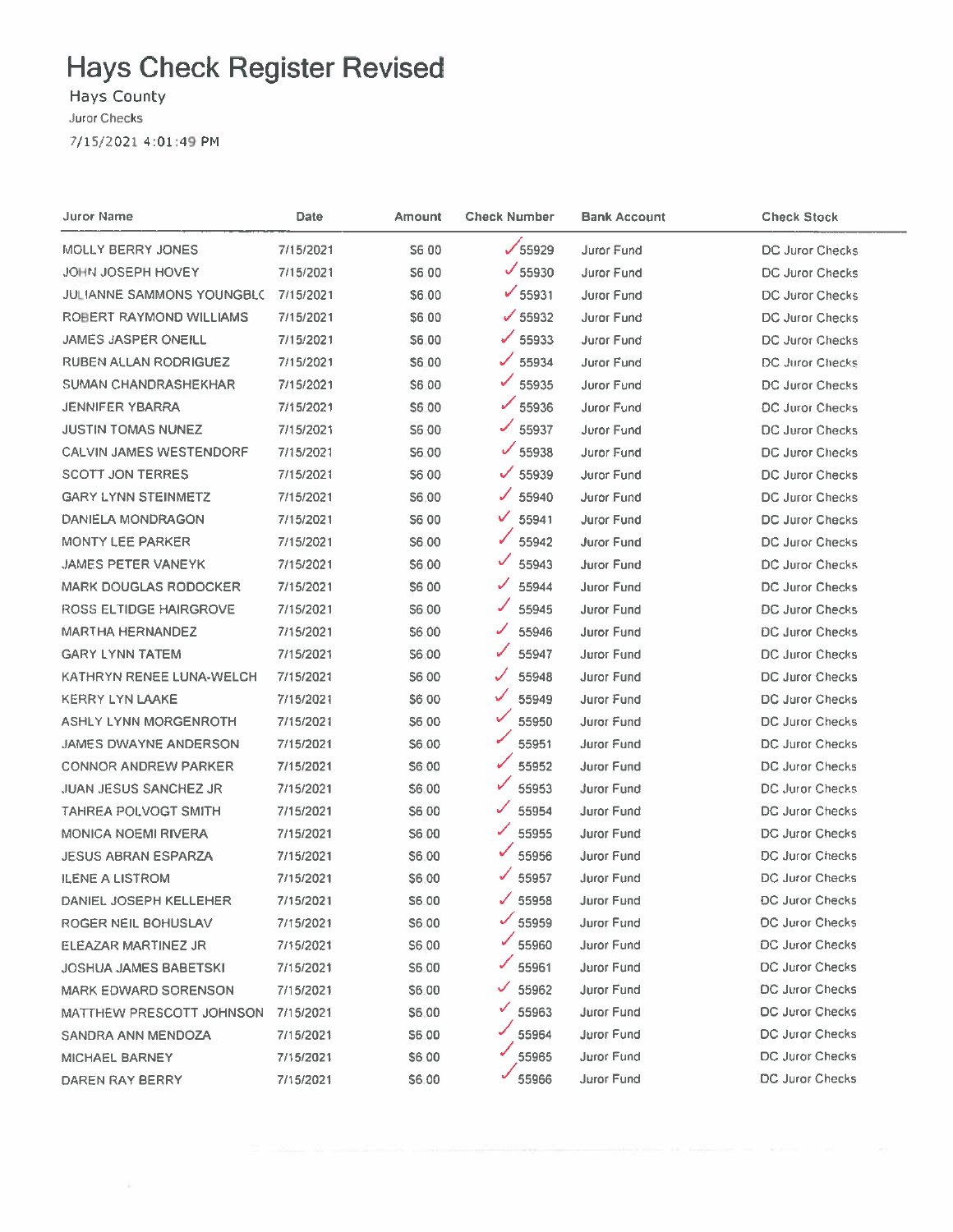# Hays Check Register Revised

Hays County

Juror Checks

7/15/2021 4:01:49 PM

| Juror Name | Date | Amount | Check Number | Bank Account | Check Stock |
|---|---|---|---|---|---|
| MOLLY BERRY JONES | 7/15/2021 | $6.00 | ✓55929 | Juror Fund | DC Juror Checks |
| JOHN JOSEPH HOVEY | 7/15/2021 | $6.00 | ✓55930 | Juror Fund | DC Juror Checks |
| JULIANNE SAMMONS YOUNGBL( | 7/15/2021 | $6.00 | ✓55931 | Juror Fund | DC Juror Checks |
| ROBERT RAYMOND WILLIAMS | 7/15/2021 | $6.00 | ✓55932 | Juror Fund | DC Juror Checks |
| JAMES JASPER ONEILL | 7/15/2021 | $6.00 | ✓55933 | Juror Fund | DC Juror Checks |
| RUBEN ALLAN RODRIGUEZ | 7/15/2021 | $6.00 | ✓55934 | Juror Fund | DC Juror Checks |
| SUMAN CHANDRASHEKHAR | 7/15/2021 | $6.00 | ✓55935 | Juror Fund | DC Juror Checks |
| JENNIFER YBARRA | 7/15/2021 | $6.00 | ✓55936 | Juror Fund | DC Juror Checks |
| JUSTIN TOMAS NUNEZ | 7/15/2021 | $6.00 | ✓55937 | Juror Fund | DC Juror Checks |
| CALVIN JAMES WESTENDORF | 7/15/2021 | $6.00 | ✓55938 | Juror Fund | DC Juror Checks |
| SCOTT JON TERRES | 7/15/2021 | $6.00 | ✓55939 | Juror Fund | DC Juror Checks |
| GARY LYNN STEINMETZ | 7/15/2021 | $6.00 | ✓55940 | Juror Fund | DC Juror Checks |
| DANIELA MONDRAGON | 7/15/2021 | $6.00 | ✓55941 | Juror Fund | DC Juror Checks |
| MONTY LEE PARKER | 7/15/2021 | $6.00 | ✓55942 | Juror Fund | DC Juror Checks |
| JAMES PETER VANEYK | 7/15/2021 | $6.00 | ✓55943 | Juror Fund | DC Juror Checks |
| MARK DOUGLAS RODOCKER | 7/15/2021 | $6.00 | ✓55944 | Juror Fund | DC Juror Checks |
| ROSS ELTIDGE HAIRGROVE | 7/15/2021 | $6.00 | ✓55945 | Juror Fund | DC Juror Checks |
| MARTHA HERNANDEZ | 7/15/2021 | $6.00 | ✓55946 | Juror Fund | DC Juror Checks |
| GARY LYNN TATEM | 7/15/2021 | $6.00 | ✓55947 | Juror Fund | DC Juror Checks |
| KATHRYN RENEE LUNA-WELCH | 7/15/2021 | $6.00 | ✓55948 | Juror Fund | DC Juror Checks |
| KERRY LYN LAAKE | 7/15/2021 | $6.00 | ✓55949 | Juror Fund | DC Juror Checks |
| ASHLY LYNN MORGENROTH | 7/15/2021 | $6.00 | ✓55950 | Juror Fund | DC Juror Checks |
| JAMES DWAYNE ANDERSON | 7/15/2021 | $6.00 | ✓55951 | Juror Fund | DC Juror Checks |
| CONNOR ANDREW PARKER | 7/15/2021 | $6.00 | ✓55952 | Juror Fund | DC Juror Checks |
| JUAN JESUS SANCHEZ JR | 7/15/2021 | $6.00 | ✓55953 | Juror Fund | DC Juror Checks |
| TAHREA POLVOGT SMITH | 7/15/2021 | $6.00 | ✓55954 | Juror Fund | DC Juror Checks |
| MONICA NOEMI RIVERA | 7/15/2021 | $6.00 | ✓55955 | Juror Fund | DC Juror Checks |
| JESUS ABRAN ESPARZA | 7/15/2021 | $6.00 | ✓55956 | Juror Fund | DC Juror Checks |
| ILENE A LISTROM | 7/15/2021 | $6.00 | ✓55957 | Juror Fund | DC Juror Checks |
| DANIEL JOSEPH KELLEHER | 7/15/2021 | $6.00 | ✓55958 | Juror Fund | DC Juror Checks |
| ROGER NEIL BOHUSLAV | 7/15/2021 | $6.00 | ✓55959 | Juror Fund | DC Juror Checks |
| ELEAZAR MARTINEZ JR | 7/15/2021 | $6.00 | ✓55960 | Juror Fund | DC Juror Checks |
| JOSHUA JAMES BABETSKI | 7/15/2021 | $6.00 | ✓55961 | Juror Fund | DC Juror Checks |
| MARK EDWARD SORENSON | 7/15/2021 | $6.00 | ✓55962 | Juror Fund | DC Juror Checks |
| MATTHEW PRESCOTT JOHNSON | 7/15/2021 | $6.00 | ✓55963 | Juror Fund | DC Juror Checks |
| SANDRA ANN MENDOZA | 7/15/2021 | $6.00 | ✓55964 | Juror Fund | DC Juror Checks |
| MICHAEL BARNEY | 7/15/2021 | $6.00 | ✓55965 | Juror Fund | DC Juror Checks |
| DAREN RAY BERRY | 7/15/2021 | $6.00 | ✓55966 | Juror Fund | DC Juror Checks |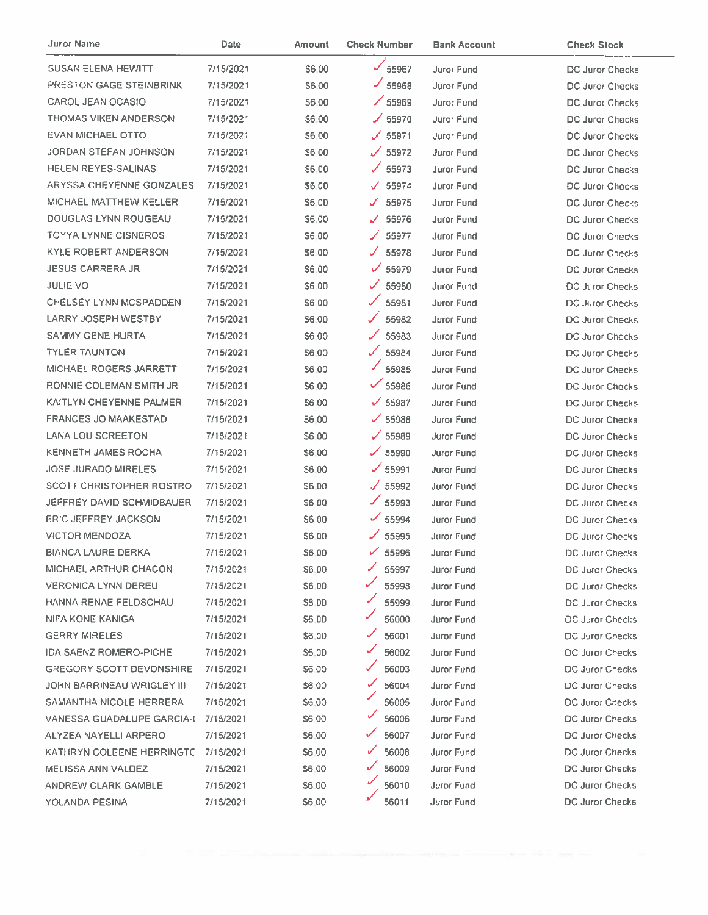| Juror Name | Date | Amount | Check Number | Bank Account | Check Stock |
|---|---|---|---|---|---|
| SUSAN ELENA HEWITT | 7/15/2021 | $6.00 | 55967 | Juror Fund | DC Juror Checks |
| PRESTON GAGE STEINBRINK | 7/15/2021 | $6.00 | 55968 | Juror Fund | DC Juror Checks |
| CAROL JEAN OCASIO | 7/15/2021 | $6.00 | 55969 | Juror Fund | DC Juror Checks |
| THOMAS VIKEN ANDERSON | 7/15/2021 | $6.00 | 55970 | Juror Fund | DC Juror Checks |
| EVAN MICHAEL OTTO | 7/15/2021 | $6.00 | 55971 | Juror Fund | DC Juror Checks |
| JORDAN STEFAN JOHNSON | 7/15/2021 | $6.00 | 55972 | Juror Fund | DC Juror Checks |
| HELEN REYES-SALINAS | 7/15/2021 | $6.00 | 55973 | Juror Fund | DC Juror Checks |
| ARYSSA CHEYENNE GONZALES | 7/15/2021 | $6.00 | 55974 | Juror Fund | DC Juror Checks |
| MICHAEL MATTHEW KELLER | 7/15/2021 | $6.00 | 55975 | Juror Fund | DC Juror Checks |
| DOUGLAS LYNN ROUGEAU | 7/15/2021 | $6.00 | 55976 | Juror Fund | DC Juror Checks |
| TOYYA LYNNE CISNEROS | 7/15/2021 | $6.00 | 55977 | Juror Fund | DC Juror Checks |
| KYLE ROBERT ANDERSON | 7/15/2021 | $6.00 | 55978 | Juror Fund | DC Juror Checks |
| JESUS CARRERA JR | 7/15/2021 | $6.00 | 55979 | Juror Fund | DC Juror Checks |
| JULIE VO | 7/15/2021 | $6.00 | 55980 | Juror Fund | DC Juror Checks |
| CHELSEY LYNN MCSPADDEN | 7/15/2021 | $6.00 | 55981 | Juror Fund | DC Juror Checks |
| LARRY JOSEPH WESTBY | 7/15/2021 | $6.00 | 55982 | Juror Fund | DC Juror Checks |
| SAMMY GENE HURTA | 7/15/2021 | $6.00 | 55983 | Juror Fund | DC Juror Checks |
| TYLER TAUNTON | 7/15/2021 | $6.00 | 55984 | Juror Fund | DC Juror Checks |
| MICHAEL ROGERS JARRETT | 7/15/2021 | $6.00 | 55985 | Juror Fund | DC Juror Checks |
| RONNIE COLEMAN SMITH JR | 7/15/2021 | $6.00 | 55986 | Juror Fund | DC Juror Checks |
| KAITLYN CHEYENNE PALMER | 7/15/2021 | $6.00 | 55987 | Juror Fund | DC Juror Checks |
| FRANCES JO MAAKESTAD | 7/15/2021 | $6.00 | 55988 | Juror Fund | DC Juror Checks |
| LANA LOU SCREETON | 7/15/2021 | $6.00 | 55989 | Juror Fund | DC Juror Checks |
| KENNETH JAMES ROCHA | 7/15/2021 | $6.00 | 55990 | Juror Fund | DC Juror Checks |
| JOSE JURADO MIRELES | 7/15/2021 | $6.00 | 55991 | Juror Fund | DC Juror Checks |
| SCOTT CHRISTOPHER ROSTRO | 7/15/2021 | $6.00 | 55992 | Juror Fund | DC Juror Checks |
| JEFFREY DAVID SCHMIDBAUER | 7/15/2021 | $6.00 | 55993 | Juror Fund | DC Juror Checks |
| ERIC JEFFREY JACKSON | 7/15/2021 | $6.00 | 55994 | Juror Fund | DC Juror Checks |
| VICTOR MENDOZA | 7/15/2021 | $6.00 | 55995 | Juror Fund | DC Juror Checks |
| BIANCA LAURE DERKA | 7/15/2021 | $6.00 | 55996 | Juror Fund | DC Juror Checks |
| MICHAEL ARTHUR CHACON | 7/15/2021 | $6.00 | 55997 | Juror Fund | DC Juror Checks |
| VERONICA LYNN DEREU | 7/15/2021 | $6.00 | 55998 | Juror Fund | DC Juror Checks |
| HANNA RENAE FELDSCHAU | 7/15/2021 | $6.00 | 55999 | Juror Fund | DC Juror Checks |
| NIFA KONE KANIGA | 7/15/2021 | $6.00 | 56000 | Juror Fund | DC Juror Checks |
| GERRY MIRELES | 7/15/2021 | $6.00 | 56001 | Juror Fund | DC Juror Checks |
| IDA SAENZ ROMERO-PICHE | 7/15/2021 | $6.00 | 56002 | Juror Fund | DC Juror Checks |
| GREGORY SCOTT DEVONSHIRE | 7/15/2021 | $6.00 | 56003 | Juror Fund | DC Juror Checks |
| JOHN BARRINEAU WRIGLEY III | 7/15/2021 | $6.00 | 56004 | Juror Fund | DC Juror Checks |
| SAMANTHA NICOLE HERRERA | 7/15/2021 | $6.00 | 56005 | Juror Fund | DC Juror Checks |
| VANESSA GUADALUPE GARCIA-( | 7/15/2021 | $6.00 | 56006 | Juror Fund | DC Juror Checks |
| ALYZEA NAYELLI ARPERO | 7/15/2021 | $6.00 | 56007 | Juror Fund | DC Juror Checks |
| KATHRYN COLEENE HERRINGTC | 7/15/2021 | $6.00 | 56008 | Juror Fund | DC Juror Checks |
| MELISSA ANN VALDEZ | 7/15/2021 | $6.00 | 56009 | Juror Fund | DC Juror Checks |
| ANDREW CLARK GAMBLE | 7/15/2021 | $6.00 | 56010 | Juror Fund | DC Juror Checks |
| YOLANDA PESINA | 7/15/2021 | $6.00 | 56011 | Juror Fund | DC Juror Checks |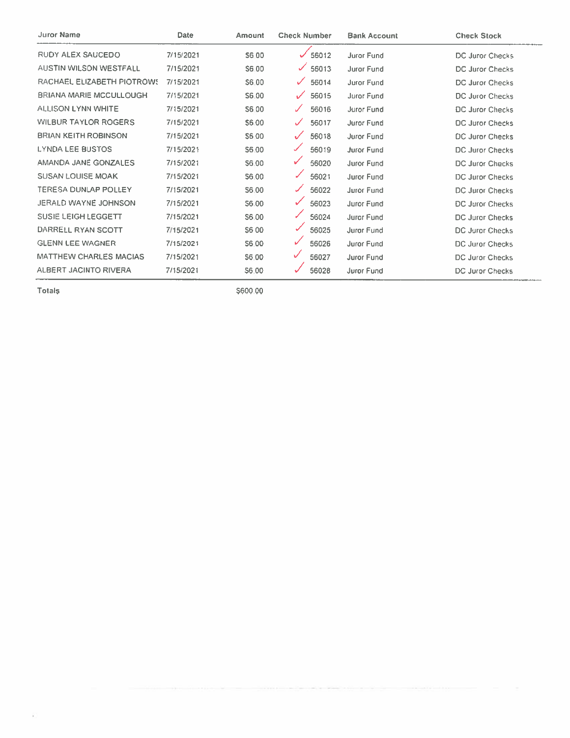| Juror Name | Date | Amount | Check Number | Bank Account | Check Stock |
|---|---|---|---|---|---|
| RUDY ALEX SAUCEDO | 7/15/2021 | $6.00 | ✓ 56012 | Juror Fund | DC Juror Checks |
| AUSTIN WILSON WESTFALL | 7/15/2021 | $6.00 | ✓ 56013 | Juror Fund | DC Juror Checks |
| RACHAEL ELIZABETH PIOTROWS | 7/15/2021 | $6.00 | ✓ 56014 | Juror Fund | DC Juror Checks |
| BRIANA MARIE MCCULLOUGH | 7/15/2021 | $6.00 | ✓ 56015 | Juror Fund | DC Juror Checks |
| ALLISON LYNN WHITE | 7/15/2021 | $6.00 | ✓ 56016 | Juror Fund | DC Juror Checks |
| WILBUR TAYLOR ROGERS | 7/15/2021 | $6.00 | ✓ 56017 | Juror Fund | DC Juror Checks |
| BRIAN KEITH ROBINSON | 7/15/2021 | $6.00 | ✓ 56018 | Juror Fund | DC Juror Checks |
| LYNDA LEE BUSTOS | 7/15/2021 | $6.00 | ✓ 56019 | Juror Fund | DC Juror Checks |
| AMANDA JANE GONZALES | 7/15/2021 | $6.00 | ✓ 56020 | Juror Fund | DC Juror Checks |
| SUSAN LOUISE MOAK | 7/15/2021 | $6.00 | ✓ 56021 | Juror Fund | DC Juror Checks |
| TERESA DUNLAP POLLEY | 7/15/2021 | $6.00 | ✓ 56022 | Juror Fund | DC Juror Checks |
| JERALD WAYNE JOHNSON | 7/15/2021 | $6.00 | ✓ 56023 | Juror Fund | DC Juror Checks |
| SUSIE LEIGH LEGGETT | 7/15/2021 | $6.00 | ✓ 56024 | Juror Fund | DC Juror Checks |
| DARRELL RYAN SCOTT | 7/15/2021 | $6.00 | ✓ 56025 | Juror Fund | DC Juror Checks |
| GLENN LEE WAGNER | 7/15/2021 | $6.00 | ✓ 56026 | Juror Fund | DC Juror Checks |
| MATTHEW CHARLES MACIAS | 7/15/2021 | $6.00 | ✓ 56027 | Juror Fund | DC Juror Checks |
| ALBERT JACINTO RIVERA | 7/15/2021 | $6.00 | ✓ 56028 | Juror Fund | DC Juror Checks |
| **Totals** | | $600.00 | | | |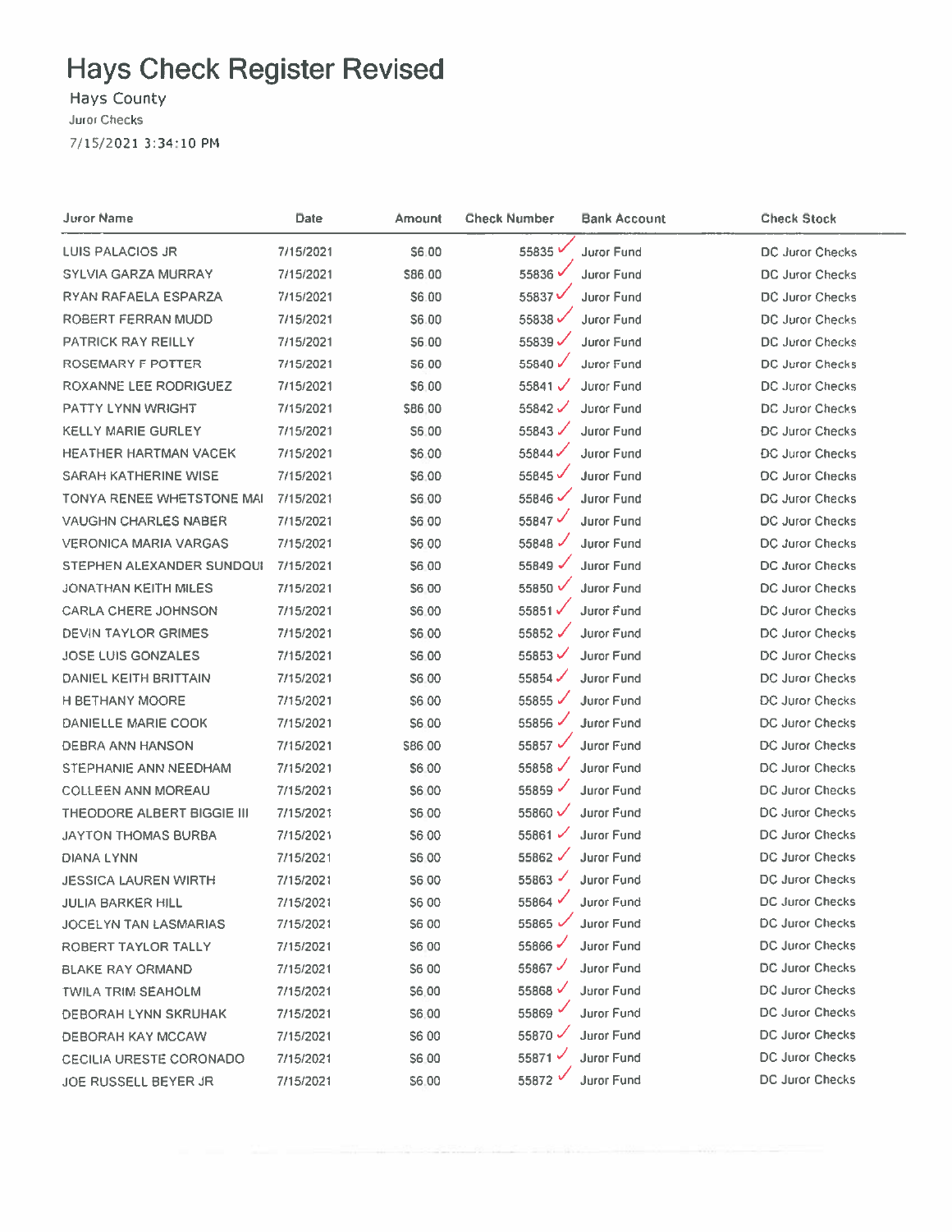# Hays Check Register Revised

Hays County

Juror Checks

7/15/2021 3:34:10 PM

| Juror Name | Date | Amount | Check Number | Bank Account | Check Stock |
|---|---|---|---|---|---|
| LUIS PALACIOS JR | 7/15/2021 | $6.00 | 55835 | Juror Fund | DC Juror Checks |
| SYLVIA GARZA MURRAY | 7/15/2021 | $86.00 | 55836 | Juror Fund | DC Juror Checks |
| RYAN RAFAELA ESPARZA | 7/15/2021 | $6.00 | 55837 | Juror Fund | DC Juror Checks |
| ROBERT FERRAN MUDD | 7/15/2021 | $6.00 | 55838 | Juror Fund | DC Juror Checks |
| PATRICK RAY REILLY | 7/15/2021 | $6.00 | 55839 | Juror Fund | DC Juror Checks |
| ROSEMARY F POTTER | 7/15/2021 | $6.00 | 55840 | Juror Fund | DC Juror Checks |
| ROXANNE LEE RODRIGUEZ | 7/15/2021 | $6.00 | 55841 | Juror Fund | DC Juror Checks |
| PATTY LYNN WRIGHT | 7/15/2021 | $86.00 | 55842 | Juror Fund | DC Juror Checks |
| KELLY MARIE GURLEY | 7/15/2021 | $6.00 | 55843 | Juror Fund | DC Juror Checks |
| HEATHER HARTMAN VACEK | 7/15/2021 | $6.00 | 55844 | Juror Fund | DC Juror Checks |
| SARAH KATHERINE WISE | 7/15/2021 | $6.00 | 55845 | Juror Fund | DC Juror Checks |
| TONYA RENEE WHETSTONE MAI | 7/15/2021 | $6.00 | 55846 | Juror Fund | DC Juror Checks |
| VAUGHN CHARLES NABER | 7/15/2021 | $6.00 | 55847 | Juror Fund | DC Juror Checks |
| VERONICA MARIA VARGAS | 7/15/2021 | $6.00 | 55848 | Juror Fund | DC Juror Checks |
| STEPHEN ALEXANDER SUNDQUI | 7/15/2021 | $6.00 | 55849 | Juror Fund | DC Juror Checks |
| JONATHAN KEITH MILES | 7/15/2021 | $6.00 | 55850 | Juror Fund | DC Juror Checks |
| CARLA CHERE JOHNSON | 7/15/2021 | $6.00 | 55851 | Juror Fund | DC Juror Checks |
| DEVIN TAYLOR GRIMES | 7/15/2021 | $6.00 | 55852 | Juror Fund | DC Juror Checks |
| JOSE LUIS GONZALES | 7/15/2021 | $6.00 | 55853 | Juror Fund | DC Juror Checks |
| DANIEL KEITH BRITTAIN | 7/15/2021 | $6.00 | 55854 | Juror Fund | DC Juror Checks |
| H BETHANY MOORE | 7/15/2021 | $6.00 | 55855 | Juror Fund | DC Juror Checks |
| DANIELLE MARIE COOK | 7/15/2021 | $6.00 | 55856 | Juror Fund | DC Juror Checks |
| DEBRA ANN HANSON | 7/15/2021 | $86.00 | 55857 | Juror Fund | DC Juror Checks |
| STEPHANIE ANN NEEDHAM | 7/15/2021 | $6.00 | 55858 | Juror Fund | DC Juror Checks |
| COLLEEN ANN MOREAU | 7/15/2021 | $6.00 | 55859 | Juror Fund | DC Juror Checks |
| THEODORE ALBERT BIGGIE III | 7/15/2021 | $6.00 | 55860 | Juror Fund | DC Juror Checks |
| JAYTON THOMAS BURBA | 7/15/2021 | $6.00 | 55861 | Juror Fund | DC Juror Checks |
| DIANA LYNN | 7/15/2021 | $6.00 | 55862 | Juror Fund | DC Juror Checks |
| JESSICA LAUREN WIRTH | 7/15/2021 | $6.00 | 55863 | Juror Fund | DC Juror Checks |
| JULIA BARKER HILL | 7/15/2021 | $6.00 | 55864 | Juror Fund | DC Juror Checks |
| JOCELYN TAN LASMARIAS | 7/15/2021 | $6.00 | 55865 | Juror Fund | DC Juror Checks |
| ROBERT TAYLOR TALLY | 7/15/2021 | $6.00 | 55866 | Juror Fund | DC Juror Checks |
| BLAKE RAY ORMAND | 7/15/2021 | $6.00 | 55867 | Juror Fund | DC Juror Checks |
| TWILA TRIM SEAHOLM | 7/15/2021 | $6.00 | 55868 | Juror Fund | DC Juror Checks |
| DEBORAH LYNN SKRUHAK | 7/15/2021 | $6.00 | 55869 | Juror Fund | DC Juror Checks |
| DEBORAH KAY MCCAW | 7/15/2021 | $6.00 | 55870 | Juror Fund | DC Juror Checks |
| CECILIA URESTE CORONADO | 7/15/2021 | $6.00 | 55871 | Juror Fund | DC Juror Checks |
| JOE RUSSELL BEYER JR | 7/15/2021 | $6.00 | 55872 | Juror Fund | DC Juror Checks |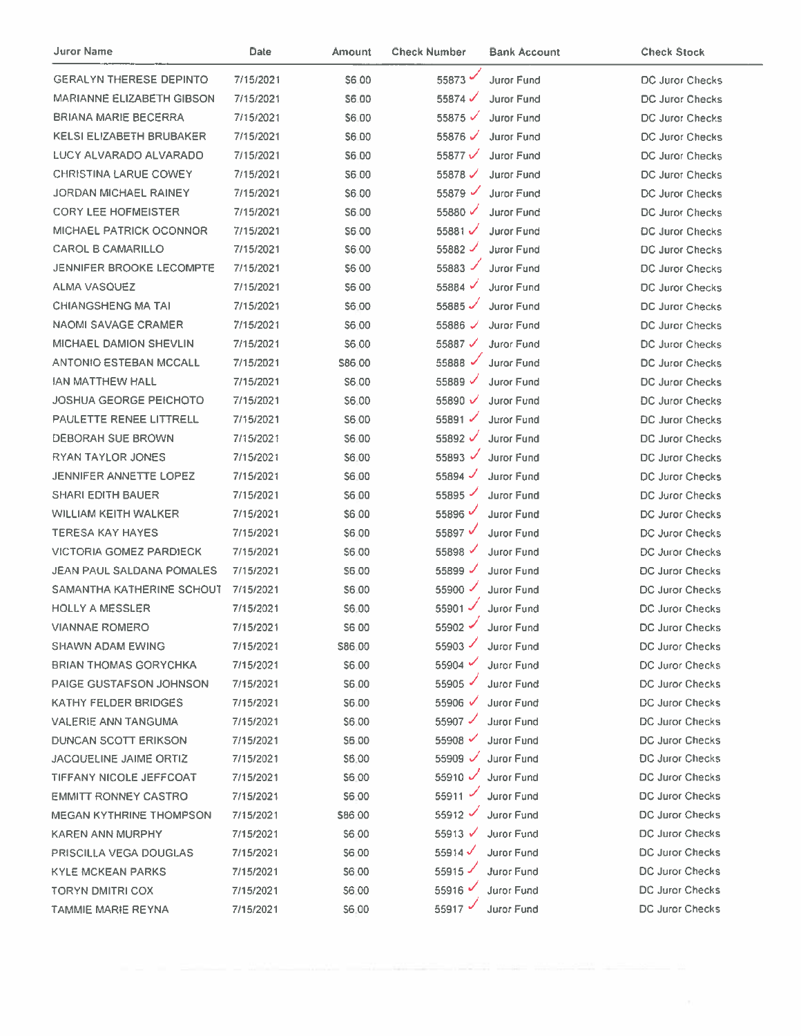| Juror Name | Date | Amount | Check Number | Bank Account | Check Stock |
|---|---|---|---|---|---|
| GERALYN THERESE DEPINTO | 7/15/2021 | $6.00 | 55873 ✓ | Juror Fund | DC Juror Checks |
| MARIANNE ELIZABETH GIBSON | 7/15/2021 | $6.00 | 55874 ✓ | Juror Fund | DC Juror Checks |
| BRIANA MARIE BECERRA | 7/15/2021 | $6.00 | 55875 ✓ | Juror Fund | DC Juror Checks |
| KELSI ELIZABETH BRUBAKER | 7/15/2021 | $6.00 | 55876 ✓ | Juror Fund | DC Juror Checks |
| LUCY ALVARADO ALVARADO | 7/15/2021 | $6.00 | 55877 ✓ | Juror Fund | DC Juror Checks |
| CHRISTINA LARUE COWEY | 7/15/2021 | $6.00 | 55878 ✓ | Juror Fund | DC Juror Checks |
| JORDAN MICHAEL RAINEY | 7/15/2021 | $6.00 | 55879 ✓ | Juror Fund | DC Juror Checks |
| CORY LEE HOFMEISTER | 7/15/2021 | $6.00 | 55880 ✓ | Juror Fund | DC Juror Checks |
| MICHAEL PATRICK OCONNOR | 7/15/2021 | $6.00 | 55881 ✓ | Juror Fund | DC Juror Checks |
| CAROL B CAMARILLO | 7/15/2021 | $6.00 | 55882 ✓ | Juror Fund | DC Juror Checks |
| JENNIFER BROOKE LECOMPTE | 7/15/2021 | $6.00 | 55883 ✓ | Juror Fund | DC Juror Checks |
| ALMA VASQUEZ | 7/15/2021 | $6.00 | 55884 ✓ | Juror Fund | DC Juror Checks |
| CHIANGSHENG MA TAI | 7/15/2021 | $6.00 | 55885 ✓ | Juror Fund | DC Juror Checks |
| NAOMI SAVAGE CRAMER | 7/15/2021 | $6.00 | 55886 ✓ | Juror Fund | DC Juror Checks |
| MICHAEL DAMION SHEVLIN | 7/15/2021 | $6.00 | 55887 ✓ | Juror Fund | DC Juror Checks |
| ANTONIO ESTEBAN MCCALL | 7/15/2021 | $86.00 | 55888 ✓ | Juror Fund | DC Juror Checks |
| IAN MATTHEW HALL | 7/15/2021 | $6.00 | 55889 ✓ | Juror Fund | DC Juror Checks |
| JOSHUA GEORGE PEICHOTO | 7/15/2021 | $6.00 | 55890 ✓ | Juror Fund | DC Juror Checks |
| PAULETTE RENEE LITTRELL | 7/15/2021 | $6.00 | 55891 ✓ | Juror Fund | DC Juror Checks |
| DEBORAH SUE BROWN | 7/15/2021 | $6.00 | 55892 ✓ | Juror Fund | DC Juror Checks |
| RYAN TAYLOR JONES | 7/15/2021 | $6.00 | 55893 ✓ | Juror Fund | DC Juror Checks |
| JENNIFER ANNETTE LOPEZ | 7/15/2021 | $6.00 | 55894 ✓ | Juror Fund | DC Juror Checks |
| SHARI EDITH BAUER | 7/15/2021 | $6.00 | 55895 ✓ | Juror Fund | DC Juror Checks |
| WILLIAM KEITH WALKER | 7/15/2021 | $6.00 | 55896 ✓ | Juror Fund | DC Juror Checks |
| TERESA KAY HAYES | 7/15/2021 | $6.00 | 55897 ✓ | Juror Fund | DC Juror Checks |
| VICTORIA GOMEZ PARDIECK | 7/15/2021 | $6.00 | 55898 ✓ | Juror Fund | DC Juror Checks |
| JEAN PAUL SALDANA POMALES | 7/15/2021 | $6.00 | 55899 ✓ | Juror Fund | DC Juror Checks |
| SAMANTHA KATHERINE SCHOUT | 7/15/2021 | $6.00 | 55900 ✓ | Juror Fund | DC Juror Checks |
| HOLLY A MESSLER | 7/15/2021 | $6.00 | 55901 ✓ | Juror Fund | DC Juror Checks |
| VIANNAE ROMERO | 7/15/2021 | $6.00 | 55902 ✓ | Juror Fund | DC Juror Checks |
| SHAWN ADAM EWING | 7/15/2021 | $86.00 | 55903 ✓ | Juror Fund | DC Juror Checks |
| BRIAN THOMAS GORYCHKA | 7/15/2021 | $6.00 | 55904 ✓ | Juror Fund | DC Juror Checks |
| PAIGE GUSTAFSON JOHNSON | 7/15/2021 | $6.00 | 55905 ✓ | Juror Fund | DC Juror Checks |
| KATHY FELDER BRIDGES | 7/15/2021 | $6.00 | 55906 ✓ | Juror Fund | DC Juror Checks |
| VALERIE ANN TANGUMA | 7/15/2021 | $6.00 | 55907 ✓ | Juror Fund | DC Juror Checks |
| DUNCAN SCOTT ERIKSON | 7/15/2021 | $6.00 | 55908 ✓ | Juror Fund | DC Juror Checks |
| JACQUELINE JAIME ORTIZ | 7/15/2021 | $6.00 | 55909 ✓ | Juror Fund | DC Juror Checks |
| TIFFANY NICOLE JEFFCOAT | 7/15/2021 | $6.00 | 55910 ✓ | Juror Fund | DC Juror Checks |
| EMMITT RONNEY CASTRO | 7/15/2021 | $6.00 | 55911 ✓ | Juror Fund | DC Juror Checks |
| MEGAN KYTHRINE THOMPSON | 7/15/2021 | $86.00 | 55912 ✓ | Juror Fund | DC Juror Checks |
| KAREN ANN MURPHY | 7/15/2021 | $6.00 | 55913 ✓ | Juror Fund | DC Juror Checks |
| PRISCILLA VEGA DOUGLAS | 7/15/2021 | $6.00 | 55914 ✓ | Juror Fund | DC Juror Checks |
| KYLE MCKEAN PARKS | 7/15/2021 | $6.00 | 55915 ✓ | Juror Fund | DC Juror Checks |
| TORYN DMITRI COX | 7/15/2021 | $6.00 | 55916 ✓ | Juror Fund | DC Juror Checks |
| TAMMIE MARIE REYNA | 7/15/2021 | $6.00 | 55917 ✓ | Juror Fund | DC Juror Checks |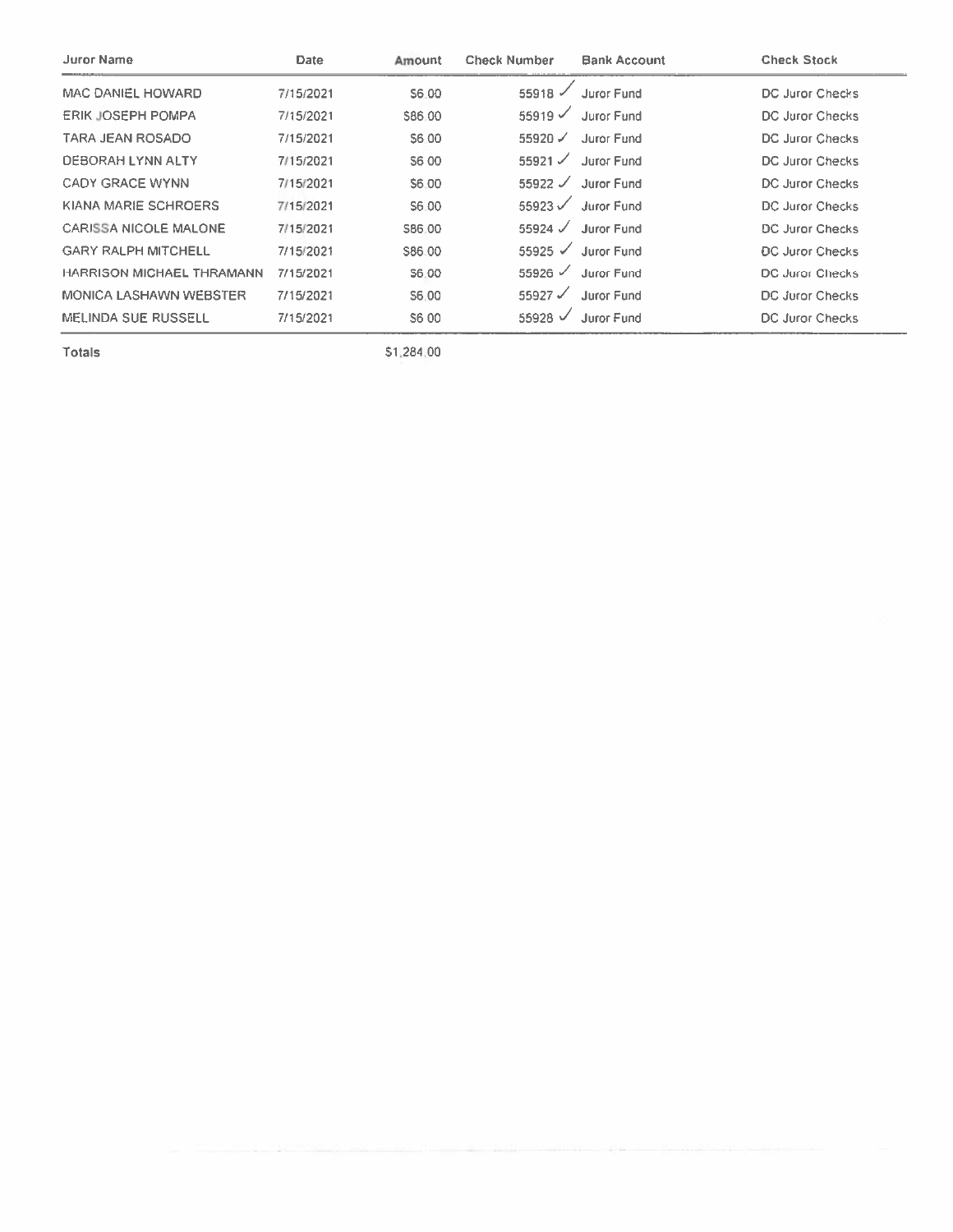| Juror Name | Date | Amount | Check Number | Bank Account | Check Stock |
|---|---|---|---|---|---|
| MAC DANIEL HOWARD | 7/15/2021 | $6.00 | 55918 ✓ | Juror Fund | DC Juror Checks |
| ERIK JOSEPH POMPA | 7/15/2021 | $86.00 | 55919 ✓ | Juror Fund | DC Juror Checks |
| TARA JEAN ROSADO | 7/15/2021 | $6.00 | 55920 ✓ | Juror Fund | DC Juror Checks |
| DEBORAH LYNN ALTY | 7/15/2021 | $6.00 | 55921 ✓ | Juror Fund | DC Juror Checks |
| CADY GRACE WYNN | 7/15/2021 | $6.00 | 55922 ✓ | Juror Fund | DC Juror Checks |
| KIANA MARIE SCHROERS | 7/15/2021 | $6.00 | 55923 ✓ | Juror Fund | DC Juror Checks |
| CARISSA NICOLE MALONE | 7/15/2021 | $86.00 | 55924 ✓ | Juror Fund | DC Juror Checks |
| GARY RALPH MITCHELL | 7/15/2021 | $86.00 | 55925 ✓ | Juror Fund | DC Juror Checks |
| HARRISON MICHAEL THRAMANN | 7/15/2021 | $6.00 | 55926 ✓ | Juror Fund | DC Juror Checks |
| MONICA LASHAWN WEBSTER | 7/15/2021 | $6.00 | 55927 ✓ | Juror Fund | DC Juror Checks |
| MELINDA SUE RUSSELL | 7/15/2021 | $6.00 | 55928 ✓ | Juror Fund | DC Juror Checks |
| **Totals** | | $1,284.00 | | | |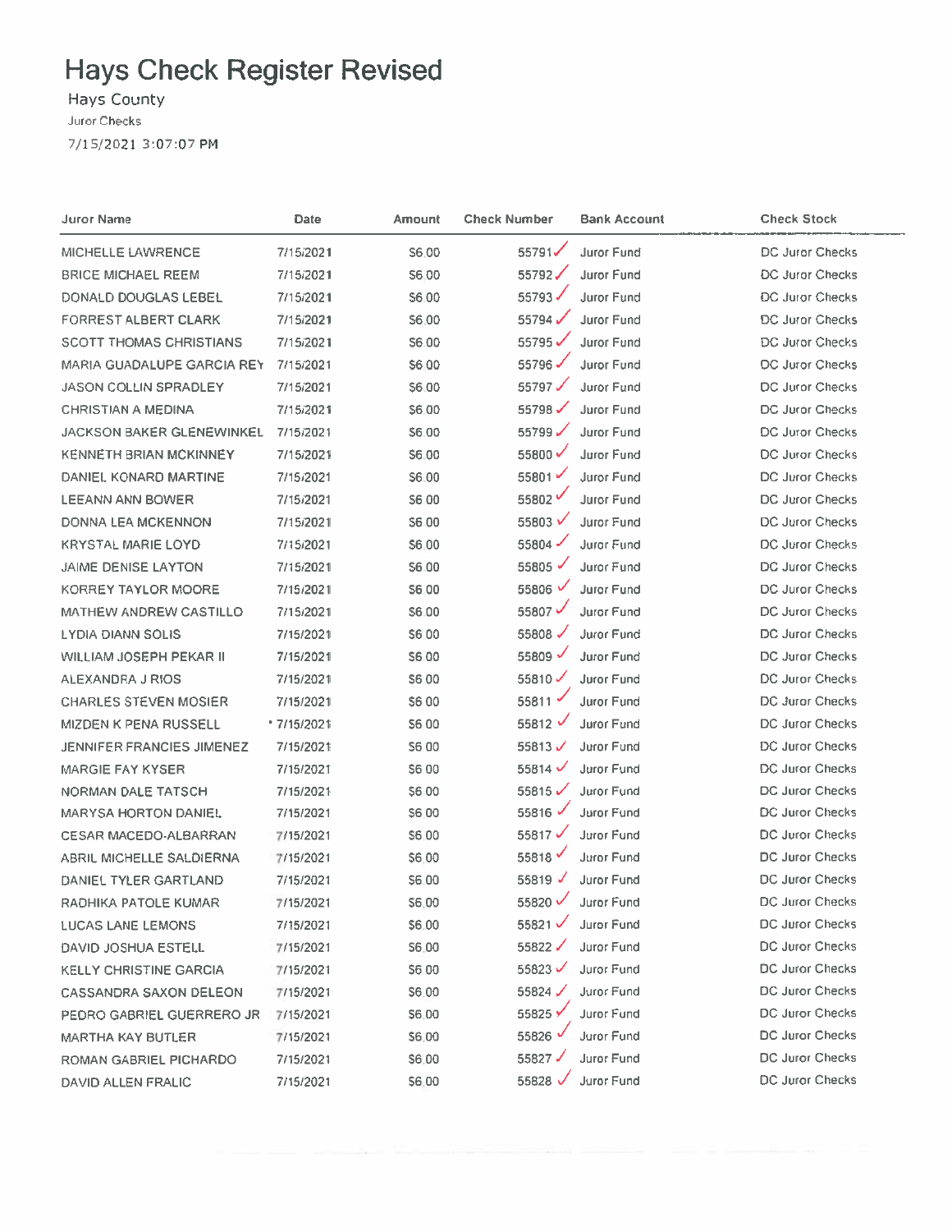# Hays Check Register Revised

Hays County

Juror Checks

7/15/2021 3:07:07 PM

| Juror Name | Date | Amount | Check Number | Bank Account | Check Stock |
|---|---|---|---|---|---|
| MICHELLE LAWRENCE | 7/15/2021 | $6.00 | 55791 | Juror Fund | DC Juror Checks |
| BRICE MICHAEL REEM | 7/15/2021 | $6.00 | 55792 | Juror Fund | DC Juror Checks |
| DONALD DOUGLAS LEBEL | 7/15/2021 | $6.00 | 55793 | Juror Fund | DC Juror Checks |
| FORREST ALBERT CLARK | 7/15/2021 | $6.00 | 55794 | Juror Fund | DC Juror Checks |
| SCOTT THOMAS CHRISTIANS | 7/15/2021 | $6.00 | 55795 | Juror Fund | DC Juror Checks |
| MARIA GUADALUPE GARCIA REY | 7/15/2021 | $6.00 | 55796 | Juror Fund | DC Juror Checks |
| JASON COLLIN SPRADLEY | 7/15/2021 | $6.00 | 55797 | Juror Fund | DC Juror Checks |
| CHRISTIAN A MEDINA | 7/15/2021 | $6.00 | 55798 | Juror Fund | DC Juror Checks |
| JACKSON BAKER GLENEWINKEL | 7/15/2021 | $6.00 | 55799 | Juror Fund | DC Juror Checks |
| KENNETH BRIAN MCKINNEY | 7/15/2021 | $6.00 | 55800 | Juror Fund | DC Juror Checks |
| DANIEL KONARD MARTINE | 7/15/2021 | $6.00 | 55801 | Juror Fund | DC Juror Checks |
| LEEANN ANN BOWER | 7/15/2021 | $6.00 | 55802 | Juror Fund | DC Juror Checks |
| DONNA LEA MCKENNON | 7/15/2021 | $6.00 | 55803 | Juror Fund | DC Juror Checks |
| KRYSTAL MARIE LOYD | 7/15/2021 | $6.00 | 55804 | Juror Fund | DC Juror Checks |
| JAIME DENISE LAYTON | 7/15/2021 | $6.00 | 55805 | Juror Fund | DC Juror Checks |
| KORREY TAYLOR MOORE | 7/15/2021 | $6.00 | 55806 | Juror Fund | DC Juror Checks |
| MATHEW ANDREW CASTILLO | 7/15/2021 | $6.00 | 55807 | Juror Fund | DC Juror Checks |
| LYDIA DIANN SOLIS | 7/15/2021 | $6.00 | 55808 | Juror Fund | DC Juror Checks |
| WILLIAM JOSEPH PEKAR II | 7/15/2021 | $6.00 | 55809 | Juror Fund | DC Juror Checks |
| ALEXANDRA J RIOS | 7/15/2021 | $6.00 | 55810 | Juror Fund | DC Juror Checks |
| CHARLES STEVEN MOSIER | 7/15/2021 | $6.00 | 55811 | Juror Fund | DC Juror Checks |
| MIZDEN K PENA RUSSELL | 7/15/2021 | $6.00 | 55812 | Juror Fund | DC Juror Checks |
| JENNIFER FRANCIES JIMENEZ | 7/15/2021 | $6.00 | 55813 | Juror Fund | DC Juror Checks |
| MARGIE FAY KYSER | 7/15/2021 | $6.00 | 55814 | Juror Fund | DC Juror Checks |
| NORMAN DALE TATSCH | 7/15/2021 | $6.00 | 55815 | Juror Fund | DC Juror Checks |
| MARYSA HORTON DANIEL | 7/15/2021 | $6.00 | 55816 | Juror Fund | DC Juror Checks |
| CESAR MACEDO-ALBARRAN | 7/15/2021 | $6.00 | 55817 | Juror Fund | DC Juror Checks |
| ABRIL MICHELLE SALDIERNA | 7/15/2021 | $6.00 | 55818 | Juror Fund | DC Juror Checks |
| DANIEL TYLER GARTLAND | 7/15/2021 | $6.00 | 55819 | Juror Fund | DC Juror Checks |
| RADHIKA PATOLE KUMAR | 7/15/2021 | $6.00 | 55820 | Juror Fund | DC Juror Checks |
| LUCAS LANE LEMONS | 7/15/2021 | $6.00 | 55821 | Juror Fund | DC Juror Checks |
| DAVID JOSHUA ESTELL | 7/15/2021 | $6.00 | 55822 | Juror Fund | DC Juror Checks |
| KELLY CHRISTINE GARCIA | 7/15/2021 | $6.00 | 55823 | Juror Fund | DC Juror Checks |
| CASSANDRA SAXON DELEON | 7/15/2021 | $6.00 | 55824 | Juror Fund | DC Juror Checks |
| PEDRO GABRIEL GUERRERO JR | 7/15/2021 | $6.00 | 55825 | Juror Fund | DC Juror Checks |
| MARTHA KAY BUTLER | 7/15/2021 | $6.00 | 55826 | Juror Fund | DC Juror Checks |
| ROMAN GABRIEL PICHARDO | 7/15/2021 | $6.00 | 55827 | Juror Fund | DC Juror Checks |
| DAVID ALLEN FRALIC | 7/15/2021 | $6.00 | 55828 | Juror Fund | DC Juror Checks |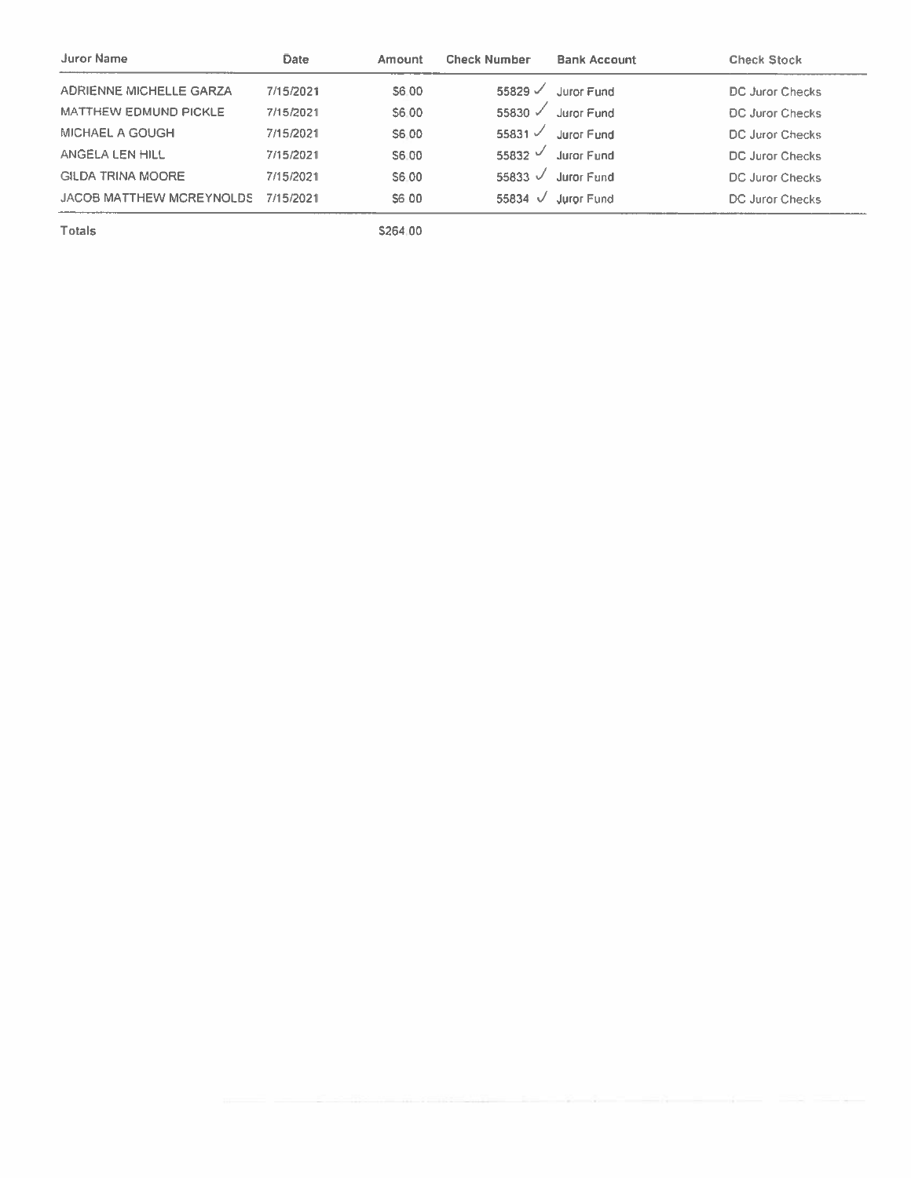| Juror Name | Date | Amount | Check Number | Bank Account | Check Stock |
|---|---|---|---|---|---|
| ADRIENNE MICHELLE GARZA | 7/15/2021 | $6.00 | 55829 ✓ | Juror Fund | DC Juror Checks |
| MATTHEW EDMUND PICKLE | 7/15/2021 | $6.00 | 55830 ✓ | Juror Fund | DC Juror Checks |
| MICHAEL A GOUGH | 7/15/2021 | $6.00 | 55831 ✓ | Juror Fund | DC Juror Checks |
| ANGELA LEN HILL | 7/15/2021 | $6.00 | 55832 ✓ | Juror Fund | DC Juror Checks |
| GILDA TRINA MOORE | 7/15/2021 | $6.00 | 55833 ✓ | Juror Fund | DC Juror Checks |
| JACOB MATTHEW MCREYNOLDS | 7/15/2021 | $6.00 | 55834 ✓ | Juror Fund | DC Juror Checks |
| **Totals** | | $264.00 | | | |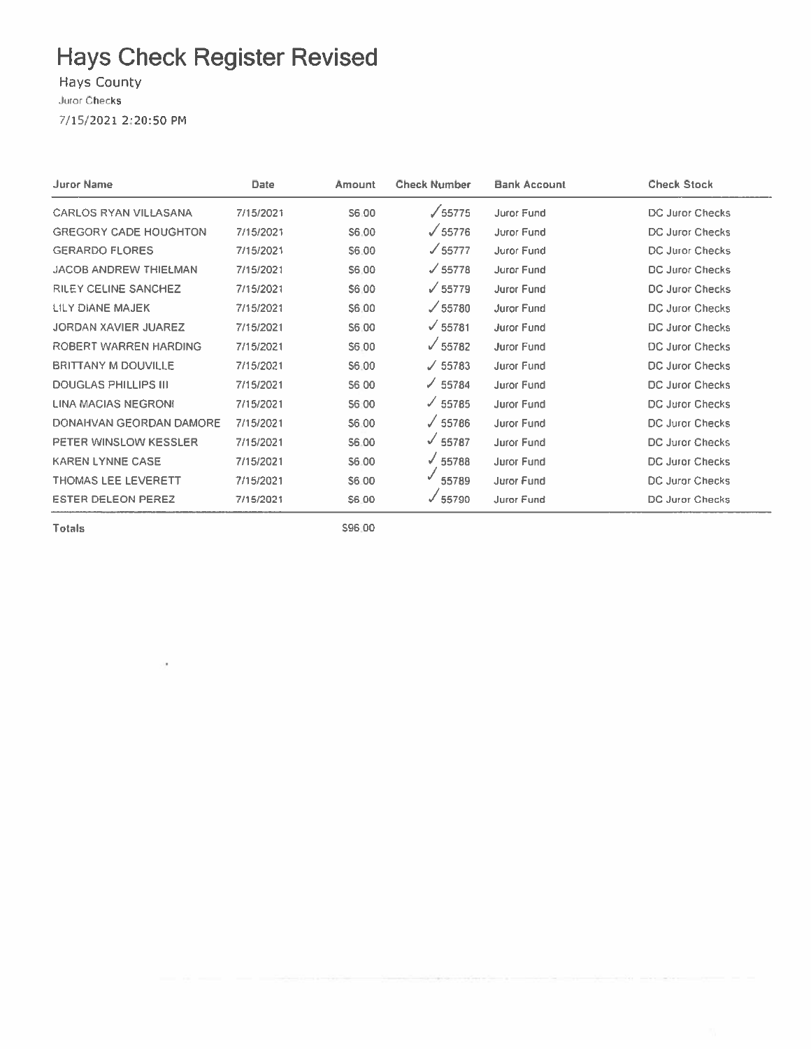# Hays Check Register Revised

Hays County

Juror Checks

7/15/2021 2:20:50 PM

| Juror Name | Date | Amount | Check Number | Bank Account | Check Stock |
|---|---|---|---|---|---|
| CARLOS RYAN VILLASANA | 7/15/2021 | $6.00 | ✓55775 | Juror Fund | DC Juror Checks |
| GREGORY CADE HOUGHTON | 7/15/2021 | $6.00 | ✓55776 | Juror Fund | DC Juror Checks |
| GERARDO FLORES | 7/15/2021 | $6.00 | ✓55777 | Juror Fund | DC Juror Checks |
| JACOB ANDREW THIELMAN | 7/15/2021 | $6.00 | ✓55778 | Juror Fund | DC Juror Checks |
| RILEY CELINE SANCHEZ | 7/15/2021 | $6.00 | ✓55779 | Juror Fund | DC Juror Checks |
| LILY DIANE MAJEK | 7/15/2021 | $6.00 | ✓55780 | Juror Fund | DC Juror Checks |
| JORDAN XAVIER JUAREZ | 7/15/2021 | $6.00 | ✓55781 | Juror Fund | DC Juror Checks |
| ROBERT WARREN HARDING | 7/15/2021 | $6.00 | ✓55782 | Juror Fund | DC Juror Checks |
| BRITTANY M DOUVILLE | 7/15/2021 | $6.00 | ✓55783 | Juror Fund | DC Juror Checks |
| DOUGLAS PHILLIPS III | 7/15/2021 | $6.00 | ✓55784 | Juror Fund | DC Juror Checks |
| LINA MACIAS NEGRONI | 7/15/2021 | $6.00 | ✓55785 | Juror Fund | DC Juror Checks |
| DONAHVAN GEORDAN DAMORE | 7/15/2021 | $6.00 | ✓55786 | Juror Fund | DC Juror Checks |
| PETER WINSLOW KESSLER | 7/15/2021 | $6.00 | ✓55787 | Juror Fund | DC Juror Checks |
| KAREN LYNNE CASE | 7/15/2021 | $6.00 | ✓55788 | Juror Fund | DC Juror Checks |
| THOMAS LEE LEVERETT | 7/15/2021 | $6.00 | ✓55789 | Juror Fund | DC Juror Checks |
| ESTER DELEON PEREZ | 7/15/2021 | $6.00 | ✓55790 | Juror Fund | DC Juror Checks |
| **Totals** | | $96.00 | | | |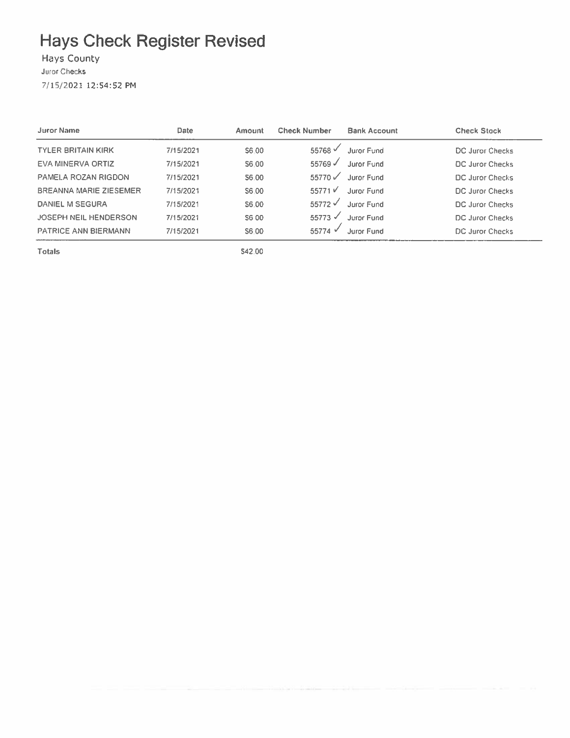# Hays Check Register Revised

Hays County

Juror Checks

7/15/2021 12:54:52 PM

| Juror Name | Date | Amount | Check Number | Bank Account | Check Stock |
|---|---|---|---|---|---|
| TYLER BRITAIN KIRK | 7/15/2021 | $6.00 | 55768 ✓ | Juror Fund | DC Juror Checks |
| EVA MINERVA ORTIZ | 7/15/2021 | $6.00 | 55769 ✓ | Juror Fund | DC Juror Checks |
| PAMELA ROZAN RIGDON | 7/15/2021 | $6.00 | 55770 ✓ | Juror Fund | DC Juror Checks |
| BREANNA MARIE ZIESEMER | 7/15/2021 | $6.00 | 55771 ✓ | Juror Fund | DC Juror Checks |
| DANIEL M SEGURA | 7/15/2021 | $6.00 | 55772 ✓ | Juror Fund | DC Juror Checks |
| JOSEPH NEIL HENDERSON | 7/15/2021 | $6.00 | 55773 ✓ | Juror Fund | DC Juror Checks |
| PATRICE ANN BIERMANN | 7/15/2021 | $6.00 | 55774 ✓ | Juror Fund | DC Juror Checks |
| **Totals** | | $42.00 | | | |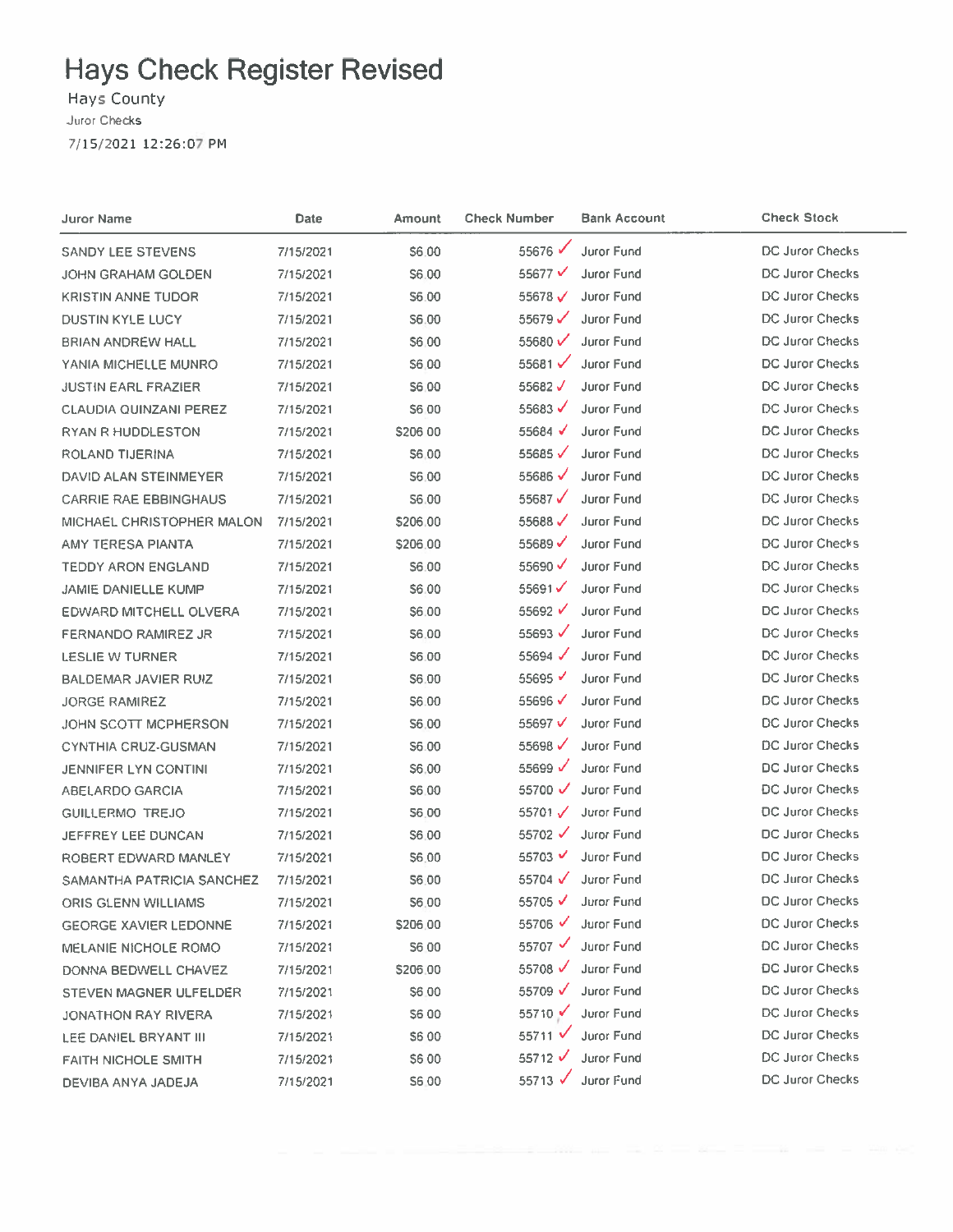# Hays Check Register Revised

Hays County

Juror Checks

7/15/2021 12:26:07 PM

| Juror Name | Date | Amount | Check Number | Bank Account | Check Stock |
|---|---|---|---|---|---|
| SANDY LEE STEVENS | 7/15/2021 | $6.00 | 55676 ✓ | Juror Fund | DC Juror Checks |
| JOHN GRAHAM GOLDEN | 7/15/2021 | $6.00 | 55677 ✓ | Juror Fund | DC Juror Checks |
| KRISTIN ANNE TUDOR | 7/15/2021 | $6.00 | 55678 ✓ | Juror Fund | DC Juror Checks |
| DUSTIN KYLE LUCY | 7/15/2021 | $6.00 | 55679 ✓ | Juror Fund | DC Juror Checks |
| BRIAN ANDREW HALL | 7/15/2021 | $6.00 | 55680 ✓ | Juror Fund | DC Juror Checks |
| YANIA MICHELLE MUNRO | 7/15/2021 | $6.00 | 55681 ✓ | Juror Fund | DC Juror Checks |
| JUSTIN EARL FRAZIER | 7/15/2021 | $6.00 | 55682 ✓ | Juror Fund | DC Juror Checks |
| CLAUDIA QUINZANI PEREZ | 7/15/2021 | $6.00 | 55683 ✓ | Juror Fund | DC Juror Checks |
| RYAN R HUDDLESTON | 7/15/2021 | $206.00 | 55684 ✓ | Juror Fund | DC Juror Checks |
| ROLAND TIJERINA | 7/15/2021 | $6.00 | 55685 ✓ | Juror Fund | DC Juror Checks |
| DAVID ALAN STEINMEYER | 7/15/2021 | $6.00 | 55686 ✓ | Juror Fund | DC Juror Checks |
| CARRIE RAE EBBINGHAUS | 7/15/2021 | $6.00 | 55687 ✓ | Juror Fund | DC Juror Checks |
| MICHAEL CHRISTOPHER MALON | 7/15/2021 | $206.00 | 55688 ✓ | Juror Fund | DC Juror Checks |
| AMY TERESA PIANTA | 7/15/2021 | $206.00 | 55689 ✓ | Juror Fund | DC Juror Checks |
| TEDDY ARON ENGLAND | 7/15/2021 | $6.00 | 55690 ✓ | Juror Fund | DC Juror Checks |
| JAMIE DANIELLE KUMP | 7/15/2021 | $6.00 | 55691 ✓ | Juror Fund | DC Juror Checks |
| EDWARD MITCHELL OLVERA | 7/15/2021 | $6.00 | 55692 ✓ | Juror Fund | DC Juror Checks |
| FERNANDO RAMIREZ JR | 7/15/2021 | $6.00 | 55693 ✓ | Juror Fund | DC Juror Checks |
| LESLIE W TURNER | 7/15/2021 | $6.00 | 55694 ✓ | Juror Fund | DC Juror Checks |
| BALDEMAR JAVIER RUIZ | 7/15/2021 | $6.00 | 55695 ✓ | Juror Fund | DC Juror Checks |
| JORGE RAMIREZ | 7/15/2021 | $6.00 | 55696 ✓ | Juror Fund | DC Juror Checks |
| JOHN SCOTT MCPHERSON | 7/15/2021 | $6.00 | 55697 ✓ | Juror Fund | DC Juror Checks |
| CYNTHIA CRUZ-GUSMAN | 7/15/2021 | $6.00 | 55698 ✓ | Juror Fund | DC Juror Checks |
| JENNIFER LYN CONTINI | 7/15/2021 | $6.00 | 55699 ✓ | Juror Fund | DC Juror Checks |
| ABELARDO GARCIA | 7/15/2021 | $6.00 | 55700 ✓ | Juror Fund | DC Juror Checks |
| GUILLERMO TREJO | 7/15/2021 | $6.00 | 55701 ✓ | Juror Fund | DC Juror Checks |
| JEFFREY LEE DUNCAN | 7/15/2021 | $6.00 | 55702 ✓ | Juror Fund | DC Juror Checks |
| ROBERT EDWARD MANLEY | 7/15/2021 | $6.00 | 55703 ✓ | Juror Fund | DC Juror Checks |
| SAMANTHA PATRICIA SANCHEZ | 7/15/2021 | $6.00 | 55704 ✓ | Juror Fund | DC Juror Checks |
| ORIS GLENN WILLIAMS | 7/15/2021 | $6.00 | 55705 ✓ | Juror Fund | DC Juror Checks |
| GEORGE XAVIER LEDONNE | 7/15/2021 | $206.00 | 55706 ✓ | Juror Fund | DC Juror Checks |
| MELANIE NICHOLE ROMO | 7/15/2021 | $6.00 | 55707 ✓ | Juror Fund | DC Juror Checks |
| DONNA BEDWELL CHAVEZ | 7/15/2021 | $206.00 | 55708 ✓ | Juror Fund | DC Juror Checks |
| STEVEN MAGNER ULFELDER | 7/15/2021 | $6.00 | 55709 ✓ | Juror Fund | DC Juror Checks |
| JONATHON RAY RIVERA | 7/15/2021 | $6.00 | 55710 ✓ | Juror Fund | DC Juror Checks |
| LEE DANIEL BRYANT III | 7/15/2021 | $6.00 | 55711 ✓ | Juror Fund | DC Juror Checks |
| FAITH NICHOLE SMITH | 7/15/2021 | $6.00 | 55712 ✓ | Juror Fund | DC Juror Checks |
| DEVIBA ANYA JADEJA | 7/15/2021 | $6.00 | 55713 ✓ | Juror Fund | DC Juror Checks |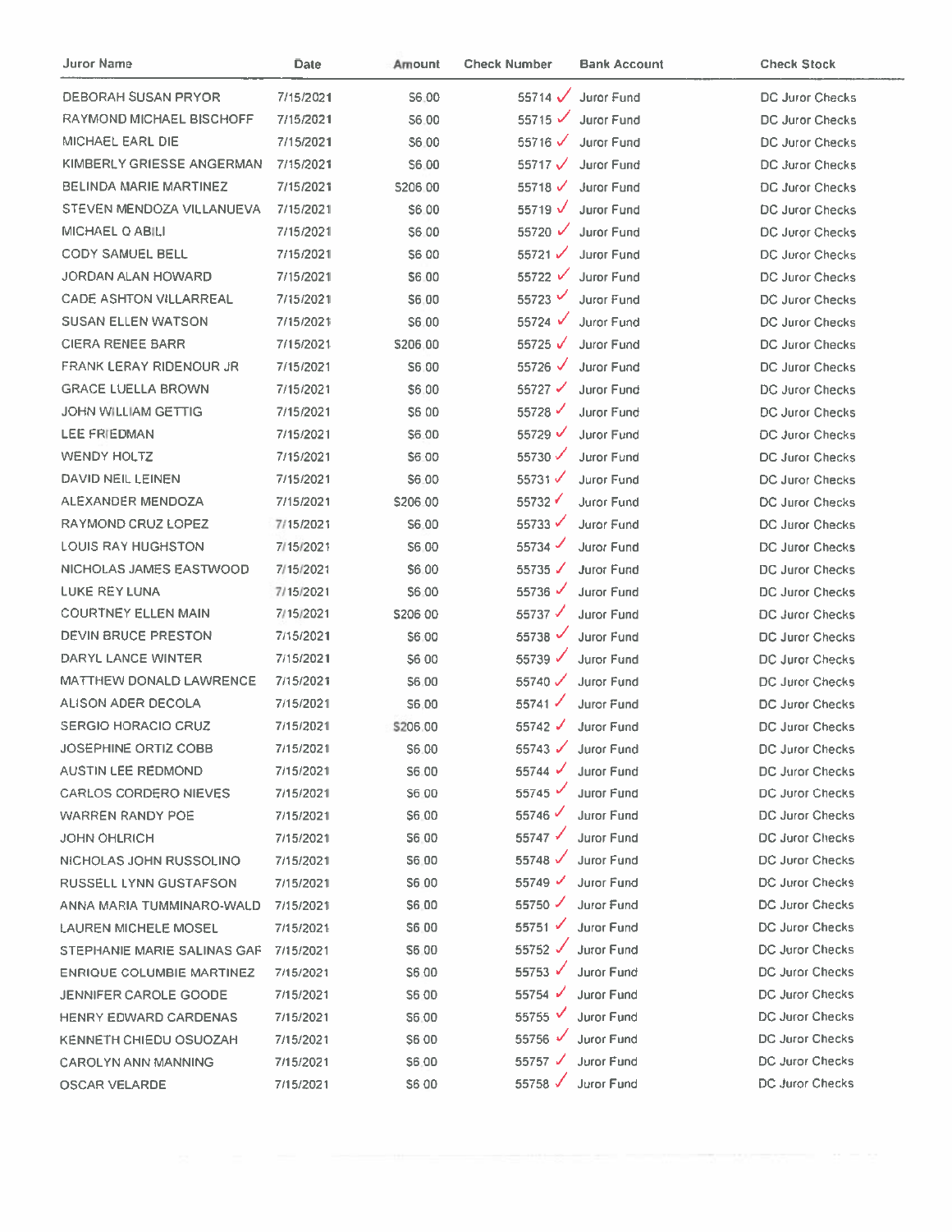| Juror Name | Date | Amount | Check Number | Bank Account | Check Stock |
|---|---|---|---|---|---|
| DEBORAH SUSAN PRYOR | 7/15/2021 | $6.00 | 55714 ✓ | Juror Fund | DC Juror Checks |
| RAYMOND MICHAEL BISCHOFF | 7/15/2021 | $6.00 | 55715 ✓ | Juror Fund | DC Juror Checks |
| MICHAEL EARL DIE | 7/15/2021 | $6.00 | 55716 ✓ | Juror Fund | DC Juror Checks |
| KIMBERLY GRIESSE ANGERMAN | 7/15/2021 | $6.00 | 55717 ✓ | Juror Fund | DC Juror Checks |
| BELINDA MARIE MARTINEZ | 7/15/2021 | $206.00 | 55718 ✓ | Juror Fund | DC Juror Checks |
| STEVEN MENDOZA VILLANUEVA | 7/15/2021 | $6.00 | 55719 ✓ | Juror Fund | DC Juror Checks |
| MICHAEL O ABILI | 7/15/2021 | $6.00 | 55720 ✓ | Juror Fund | DC Juror Checks |
| CODY SAMUEL BELL | 7/15/2021 | $6.00 | 55721 ✓ | Juror Fund | DC Juror Checks |
| JORDAN ALAN HOWARD | 7/15/2021 | $6.00 | 55722 ✓ | Juror Fund | DC Juror Checks |
| CADE ASHTON VILLARREAL | 7/15/2021 | $6.00 | 55723 ✓ | Juror Fund | DC Juror Checks |
| SUSAN ELLEN WATSON | 7/15/2021 | $6.00 | 55724 ✓ | Juror Fund | DC Juror Checks |
| CIERA RENEE BARR | 7/15/2021 | $206.00 | 55725 ✓ | Juror Fund | DC Juror Checks |
| FRANK LERAY RIDENOUR JR | 7/15/2021 | $6.00 | 55726 ✓ | Juror Fund | DC Juror Checks |
| GRACE LUELLA BROWN | 7/15/2021 | $6.00 | 55727 ✓ | Juror Fund | DC Juror Checks |
| JOHN WILLIAM GETTIG | 7/15/2021 | $6.00 | 55728 ✓ | Juror Fund | DC Juror Checks |
| LEE FRIEDMAN | 7/15/2021 | $6.00 | 55729 ✓ | Juror Fund | DC Juror Checks |
| WENDY HOLTZ | 7/15/2021 | $6.00 | 55730 ✓ | Juror Fund | DC Juror Checks |
| DAVID NEIL LEINEN | 7/15/2021 | $6.00 | 55731 ✓ | Juror Fund | DC Juror Checks |
| ALEXANDER MENDOZA | 7/15/2021 | $206.00 | 55732 ✓ | Juror Fund | DC Juror Checks |
| RAYMOND CRUZ LOPEZ | 7/15/2021 | $6.00 | 55733 ✓ | Juror Fund | DC Juror Checks |
| LOUIS RAY HUGHSTON | 7/15/2021 | $6.00 | 55734 ✓ | Juror Fund | DC Juror Checks |
| NICHOLAS JAMES EASTWOOD | 7/15/2021 | $6.00 | 55735 ✓ | Juror Fund | DC Juror Checks |
| LUKE REY LUNA | 7/15/2021 | $6.00 | 55736 ✓ | Juror Fund | DC Juror Checks |
| COURTNEY ELLEN MAIN | 7/15/2021 | $206.00 | 55737 ✓ | Juror Fund | DC Juror Checks |
| DEVIN BRUCE PRESTON | 7/15/2021 | $6.00 | 55738 ✓ | Juror Fund | DC Juror Checks |
| DARYL LANCE WINTER | 7/15/2021 | $6.00 | 55739 ✓ | Juror Fund | DC Juror Checks |
| MATTHEW DONALD LAWRENCE | 7/15/2021 | $6.00 | 55740 ✓ | Juror Fund | DC Juror Checks |
| ALISON ADER DECOLA | 7/15/2021 | $6.00 | 55741 ✓ | Juror Fund | DC Juror Checks |
| SERGIO HORACIO CRUZ | 7/15/2021 | $206.00 | 55742 ✓ | Juror Fund | DC Juror Checks |
| JOSEPHINE ORTIZ COBB | 7/15/2021 | $6.00 | 55743 ✓ | Juror Fund | DC Juror Checks |
| AUSTIN LEE REDMOND | 7/15/2021 | $6.00 | 55744 ✓ | Juror Fund | DC Juror Checks |
| CARLOS CORDERO NIEVES | 7/15/2021 | $6.00 | 55745 ✓ | Juror Fund | DC Juror Checks |
| WARREN RANDY POE | 7/15/2021 | $6.00 | 55746 ✓ | Juror Fund | DC Juror Checks |
| JOHN OHLRICH | 7/15/2021 | $6.00 | 55747 ✓ | Juror Fund | DC Juror Checks |
| NICHOLAS JOHN RUSSOLINO | 7/15/2021 | $6.00 | 55748 ✓ | Juror Fund | DC Juror Checks |
| RUSSELL LYNN GUSTAFSON | 7/15/2021 | $6.00 | 55749 ✓ | Juror Fund | DC Juror Checks |
| ANNA MARIA TUMMINARO-WALD | 7/15/2021 | $6.00 | 55750 ✓ | Juror Fund | DC Juror Checks |
| LAUREN MICHELE MOSEL | 7/15/2021 | $6.00 | 55751 ✓ | Juror Fund | DC Juror Checks |
| STEPHANIE MARIE SALINAS GAF | 7/15/2021 | $6.00 | 55752 ✓ | Juror Fund | DC Juror Checks |
| ENRIQUE COLUMBIE MARTINEZ | 7/15/2021 | $6.00 | 55753 ✓ | Juror Fund | DC Juror Checks |
| JENNIFER CAROLE GOODE | 7/15/2021 | $6.00 | 55754 ✓ | Juror Fund | DC Juror Checks |
| HENRY EDWARD CARDENAS | 7/15/2021 | $6.00 | 55755 ✓ | Juror Fund | DC Juror Checks |
| KENNETH CHIEDU OSUOZAH | 7/15/2021 | $6.00 | 55756 ✓ | Juror Fund | DC Juror Checks |
| CAROLYN ANN MANNING | 7/15/2021 | $6.00 | 55757 ✓ | Juror Fund | DC Juror Checks |
| OSCAR VELARDE | 7/15/2021 | $6.00 | 55758 ✓ | Juror Fund | DC Juror Checks |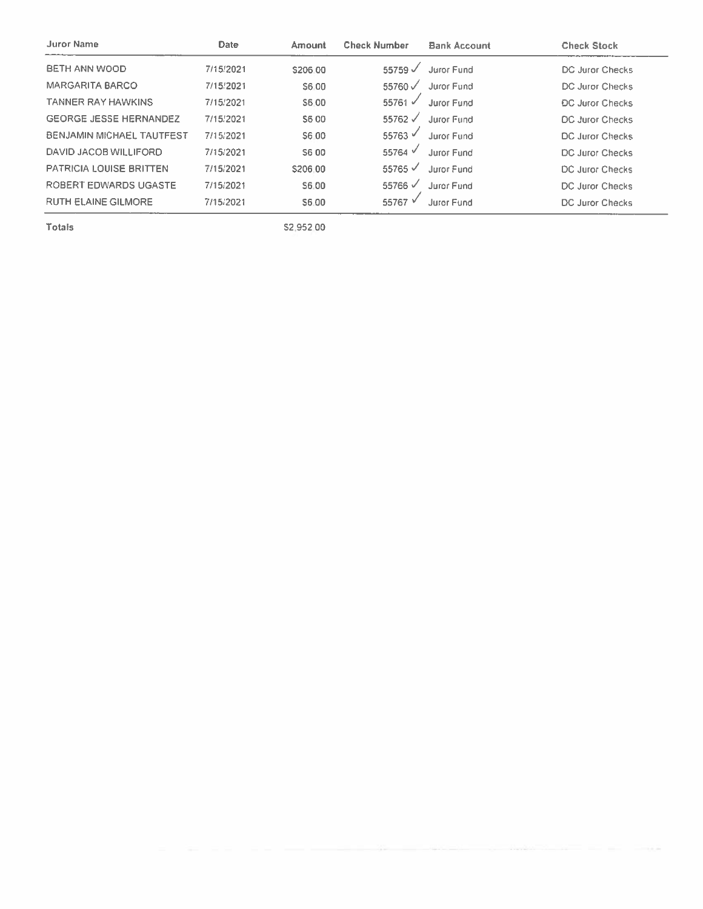| Juror Name | Date | Amount | Check Number | Bank Account | Check Stock |
|---|---|---|---|---|---|
| BETH ANN WOOD | 7/15/2021 | $206.00 | 55759 ✓ | Juror Fund | DC Juror Checks |
| MARGARITA BARCO | 7/15/2021 | $6.00 | 55760 ✓ | Juror Fund | DC Juror Checks |
| TANNER RAY HAWKINS | 7/15/2021 | $6.00 | 55761 ✓ | Juror Fund | DC Juror Checks |
| GEORGE JESSE HERNANDEZ | 7/15/2021 | $6.00 | 55762 ✓ | Juror Fund | DC Juror Checks |
| BENJAMIN MICHAEL TAUTFEST | 7/15/2021 | $6.00 | 55763 ✓ | Juror Fund | DC Juror Checks |
| DAVID JACOB WILLIFORD | 7/15/2021 | $6.00 | 55764 ✓ | Juror Fund | DC Juror Checks |
| PATRICIA LOUISE BRITTEN | 7/15/2021 | $206.00 | 55765 ✓ | Juror Fund | DC Juror Checks |
| ROBERT EDWARDS UGASTE | 7/15/2021 | $6.00 | 55766 ✓ | Juror Fund | DC Juror Checks |
| RUTH ELAINE GILMORE | 7/15/2021 | $6.00 | 55767 ✓ | Juror Fund | DC Juror Checks |
| **Totals** | | $2,952.00 | | | |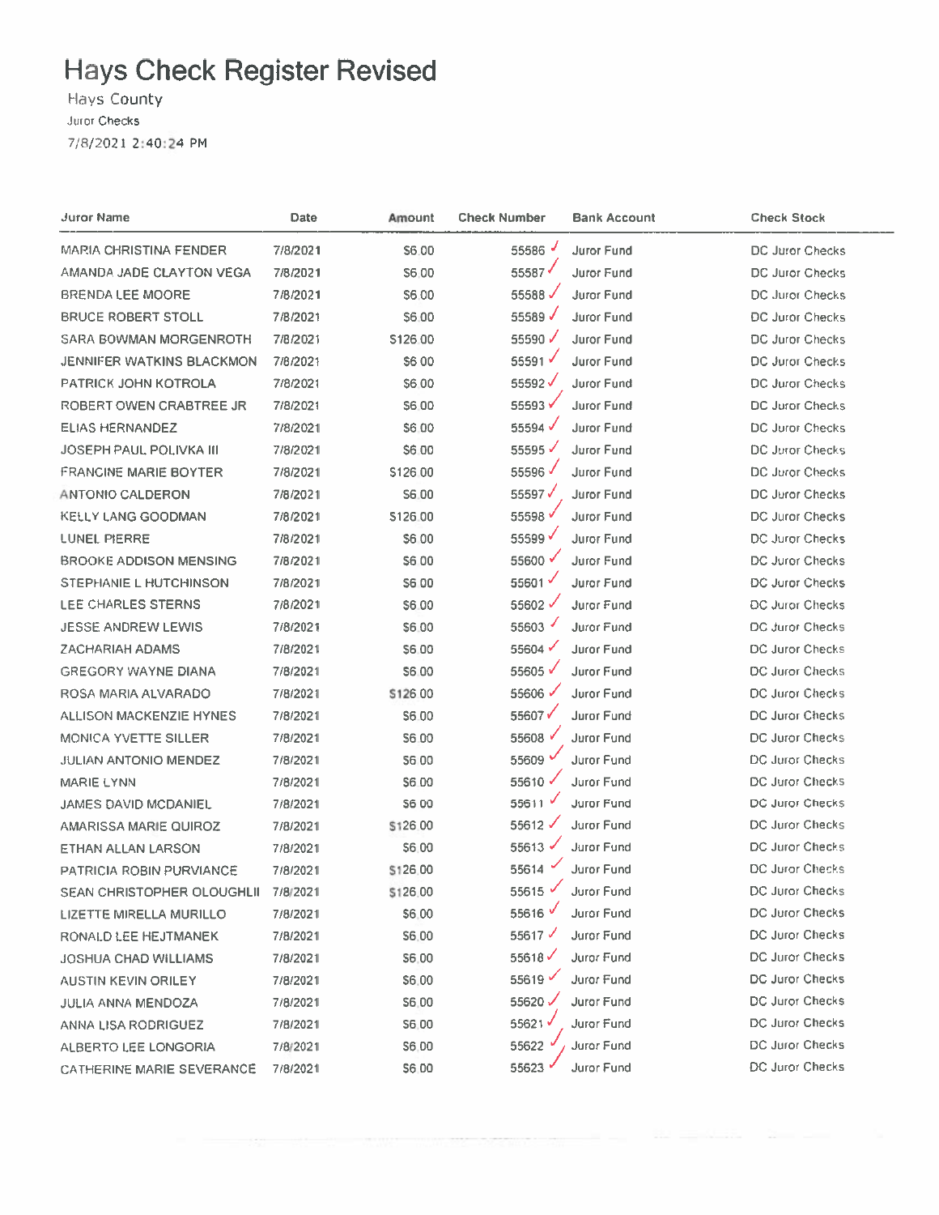# Hays Check Register Revised

Hays County

Juror Checks

7/8/2021 2:40:24 PM

| Juror Name | Date | Amount | Check Number | Bank Account | Check Stock |
|---|---|---|---|---|---|
| MARIA CHRISTINA FENDER | 7/8/2021 | $6.00 | 55586 | Juror Fund | DC Juror Checks |
| AMANDA JADE CLAYTON VEGA | 7/8/2021 | $6.00 | 55587 | Juror Fund | DC Juror Checks |
| BRENDA LEE MOORE | 7/8/2021 | $6.00 | 55588 | Juror Fund | DC Juror Checks |
| BRUCE ROBERT STOLL | 7/8/2021 | $6.00 | 55589 | Juror Fund | DC Juror Checks |
| SARA BOWMAN MORGENROTH | 7/8/2021 | $126.00 | 55590 | Juror Fund | DC Juror Checks |
| JENNIFER WATKINS BLACKMON | 7/8/2021 | $6.00 | 55591 | Juror Fund | DC Juror Checks |
| PATRICK JOHN KOTROLA | 7/8/2021 | $6.00 | 55592 | Juror Fund | DC Juror Checks |
| ROBERT OWEN CRABTREE JR | 7/8/2021 | $6.00 | 55593 | Juror Fund | DC Juror Checks |
| ELIAS HERNANDEZ | 7/8/2021 | $6.00 | 55594 | Juror Fund | DC Juror Checks |
| JOSEPH PAUL POLIVKA III | 7/8/2021 | $6.00 | 55595 | Juror Fund | DC Juror Checks |
| FRANCINE MARIE BOYTER | 7/8/2021 | $126.00 | 55596 | Juror Fund | DC Juror Checks |
| ANTONIO CALDERON | 7/8/2021 | $6.00 | 55597 | Juror Fund | DC Juror Checks |
| KELLY LANG GOODMAN | 7/8/2021 | $126.00 | 55598 | Juror Fund | DC Juror Checks |
| LUNEL PIERRE | 7/8/2021 | $6.00 | 55599 | Juror Fund | DC Juror Checks |
| BROOKE ADDISON MENSING | 7/8/2021 | $6.00 | 55600 | Juror Fund | DC Juror Checks |
| STEPHANIE L HUTCHINSON | 7/8/2021 | $6.00 | 55601 | Juror Fund | DC Juror Checks |
| LEE CHARLES STERNS | 7/8/2021 | $6.00 | 55602 | Juror Fund | DC Juror Checks |
| JESSE ANDREW LEWIS | 7/8/2021 | $6.00 | 55603 | Juror Fund | DC Juror Checks |
| ZACHARIAH ADAMS | 7/8/2021 | $6.00 | 55604 | Juror Fund | DC Juror Checks |
| GREGORY WAYNE DIANA | 7/8/2021 | $6.00 | 55605 | Juror Fund | DC Juror Checks |
| ROSA MARIA ALVARADO | 7/8/2021 | $126.00 | 55606 | Juror Fund | DC Juror Checks |
| ALLISON MACKENZIE HYNES | 7/8/2021 | $6.00 | 55607 | Juror Fund | DC Juror Checks |
| MONICA YVETTE SILLER | 7/8/2021 | $6.00 | 55608 | Juror Fund | DC Juror Checks |
| JULIAN ANTONIO MENDEZ | 7/8/2021 | $6.00 | 55609 | Juror Fund | DC Juror Checks |
| MARIE LYNN | 7/8/2021 | $6.00 | 55610 | Juror Fund | DC Juror Checks |
| JAMES DAVID MCDANIEL | 7/8/2021 | $6.00 | 55611 | Juror Fund | DC Juror Checks |
| AMARISSA MARIE QUIROZ | 7/8/2021 | $126.00 | 55612 | Juror Fund | DC Juror Checks |
| ETHAN ALLAN LARSON | 7/8/2021 | $6.00 | 55613 | Juror Fund | DC Juror Checks |
| PATRICIA ROBIN PURVIANCE | 7/8/2021 | $126.00 | 55614 | Juror Fund | DC Juror Checks |
| SEAN CHRISTOPHER OLOUGHLII | 7/8/2021 | $126.00 | 55615 | Juror Fund | DC Juror Checks |
| LIZETTE MIRELLA MURILLO | 7/8/2021 | $6.00 | 55616 | Juror Fund | DC Juror Checks |
| RONALD LEE HEJTMANEK | 7/8/2021 | $6.00 | 55617 | Juror Fund | DC Juror Checks |
| JOSHUA CHAD WILLIAMS | 7/8/2021 | $6.00 | 55618 | Juror Fund | DC Juror Checks |
| AUSTIN KEVIN ORILEY | 7/8/2021 | $6.00 | 55619 | Juror Fund | DC Juror Checks |
| JULIA ANNA MENDOZA | 7/8/2021 | $6.00 | 55620 | Juror Fund | DC Juror Checks |
| ANNA LISA RODRIGUEZ | 7/8/2021 | $6.00 | 55621 | Juror Fund | DC Juror Checks |
| ALBERTO LEE LONGORIA | 7/8/2021 | $6.00 | 55622 | Juror Fund | DC Juror Checks |
| CATHERINE MARIE SEVERANCE | 7/8/2021 | $6.00 | 55623 | Juror Fund | DC Juror Checks |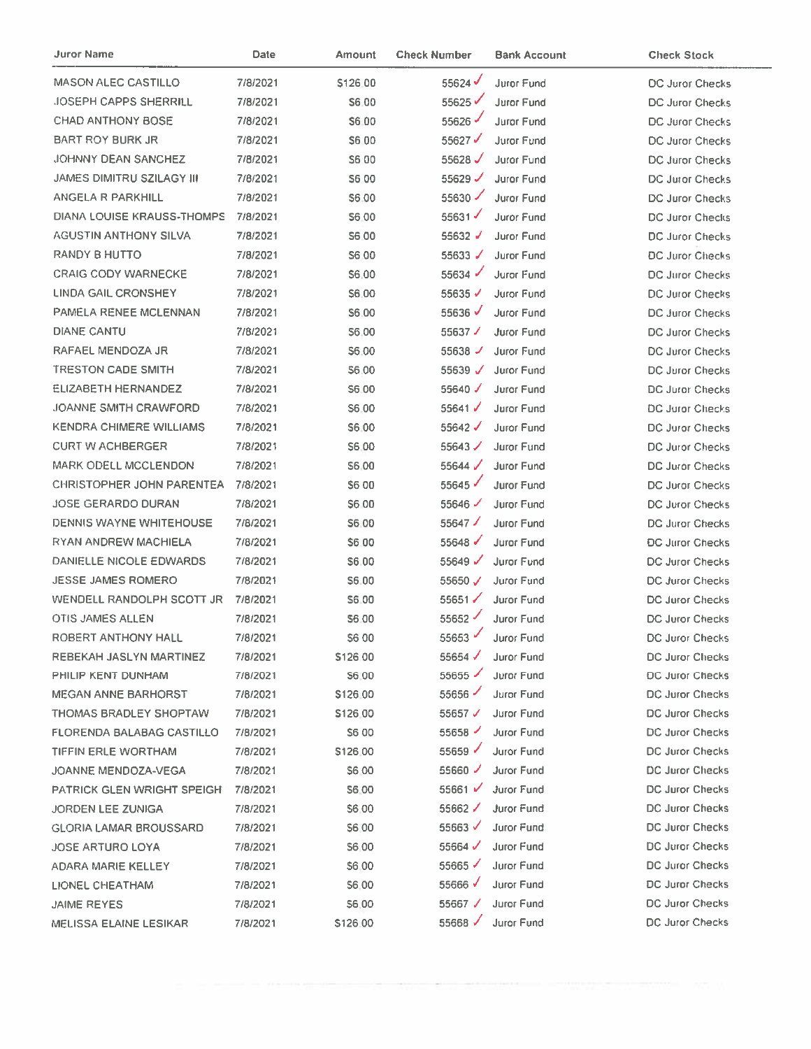| Juror Name | Date | Amount | Check Number | Bank Account | Check Stock |
|---|---|---|---|---|---|
| MASON ALEC CASTILLO | 7/8/2021 | $126 00 | 55624 ✓ | Juror Fund | DC Juror Checks |
| JOSEPH CAPPS SHERRILL | 7/8/2021 | $6 00 | 55625 ✓ | Juror Fund | DC Juror Checks |
| CHAD ANTHONY BOSE | 7/8/2021 | $6 00 | 55626 ✓ | Juror Fund | DC Juror Checks |
| BART ROY BURK JR | 7/8/2021 | $6 00 | 55627 ✓ | Juror Fund | DC Juror Checks |
| JOHNNY DEAN SANCHEZ | 7/8/2021 | $6 00 | 55628 ✓ | Juror Fund | DC Juror Checks |
| JAMES DIMITRU SZILAGY III | 7/8/2021 | $6 00 | 55629 ✓ | Juror Fund | DC Juror Checks |
| ANGELA R PARKHILL | 7/8/2021 | $6 00 | 55630 ✓ | Juror Fund | DC Juror Checks |
| DIANA LOUISE KRAUSS-THOMPS | 7/8/2021 | $6 00 | 55631 ✓ | Juror Fund | DC Juror Checks |
| AGUSTIN ANTHONY SILVA | 7/8/2021 | $6 00 | 55632 ✓ | Juror Fund | DC Juror Checks |
| RANDY B HUTTO | 7/8/2021 | $6 00 | 55633 ✓ | Juror Fund | DC Juror Checks |
| CRAIG CODY WARNECKE | 7/8/2021 | $6 00 | 55634 ✓ | Juror Fund | DC Juror Checks |
| LINDA GAIL CRONSHEY | 7/8/2021 | $6 00 | 55635 ✓ | Juror Fund | DC Juror Checks |
| PAMELA RENEE MCLENNAN | 7/8/2021 | $6 00 | 55636 ✓ | Juror Fund | DC Juror Checks |
| DIANE CANTU | 7/8/2021 | $6 00 | 55637 ✓ | Juror Fund | DC Juror Checks |
| RAFAEL MENDOZA JR | 7/8/2021 | $6 00 | 55638 ✓ | Juror Fund | DC Juror Checks |
| TRESTON CADE SMITH | 7/8/2021 | $6 00 | 55639 ✓ | Juror Fund | DC Juror Checks |
| ELIZABETH HERNANDEZ | 7/8/2021 | $6 00 | 55640 ✓ | Juror Fund | DC Juror Checks |
| JOANNE SMITH CRAWFORD | 7/8/2021 | $6 00 | 55641 ✓ | Juror Fund | DC Juror Checks |
| KENDRA CHIMERE WILLIAMS | 7/8/2021 | $6 00 | 55642 ✓ | Juror Fund | DC Juror Checks |
| CURT W ACHBERGER | 7/8/2021 | $6 00 | 55643 ✓ | Juror Fund | DC Juror Checks |
| MARK ODELL MCCLENDON | 7/8/2021 | $6 00 | 55644 ✓ | Juror Fund | DC Juror Checks |
| CHRISTOPHER JOHN PARENTEA | 7/8/2021 | $6 00 | 55645 ✓ | Juror Fund | DC Juror Checks |
| JOSE GERARDO DURAN | 7/8/2021 | $6 00 | 55646 ✓ | Juror Fund | DC Juror Checks |
| DENNIS WAYNE WHITEHOUSE | 7/8/2021 | $6 00 | 55647 ✓ | Juror Fund | DC Juror Checks |
| RYAN ANDREW MACHIELA | 7/8/2021 | $6 00 | 55648 ✓ | Juror Fund | DC Juror Checks |
| DANIELLE NICOLE EDWARDS | 7/8/2021 | $6 00 | 55649 ✓ | Juror Fund | DC Juror Checks |
| JESSE JAMES ROMERO | 7/8/2021 | $6 00 | 55650 ✓ | Juror Fund | DC Juror Checks |
| WENDELL RANDOLPH SCOTT JR | 7/8/2021 | $6 00 | 55651 ✓ | Juror Fund | DC Juror Checks |
| OTIS JAMES ALLEN | 7/8/2021 | $6 00 | 55652 ✓ | Juror Fund | DC Juror Checks |
| ROBERT ANTHONY HALL | 7/8/2021 | $6 00 | 55653 ✓ | Juror Fund | DC Juror Checks |
| REBEKAH JASLYN MARTINEZ | 7/8/2021 | $126 00 | 55654 ✓ | Juror Fund | DC Juror Checks |
| PHILIP KENT DUNHAM | 7/8/2021 | $6 00 | 55655 ✓ | Juror Fund | DC Juror Checks |
| MEGAN ANNE BARHORST | 7/8/2021 | $126 00 | 55656 ✓ | Juror Fund | DC Juror Checks |
| THOMAS BRADLEY SHOPTAW | 7/8/2021 | $126 00 | 55657 ✓ | Juror Fund | DC Juror Checks |
| FLORENDA BALABAG CASTILLO | 7/8/2021 | $6 00 | 55658 ✓ | Juror Fund | DC Juror Checks |
| TIFFIN ERLE WORTHAM | 7/8/2021 | $126 00 | 55659 ✓ | Juror Fund | DC Juror Checks |
| JOANNE MENDOZA-VEGA | 7/8/2021 | $6 00 | 55660 ✓ | Juror Fund | DC Juror Checks |
| PATRICK GLEN WRIGHT SPEIGH | 7/8/2021 | $6 00 | 55661 ✓ | Juror Fund | DC Juror Checks |
| JORDEN LEE ZUNIGA | 7/8/2021 | $6 00 | 55662 ✓ | Juror Fund | DC Juror Checks |
| GLORIA LAMAR BROUSSARD | 7/8/2021 | $6 00 | 55663 ✓ | Juror Fund | DC Juror Checks |
| JOSE ARTURO LOYA | 7/8/2021 | $6 00 | 55664 ✓ | Juror Fund | DC Juror Checks |
| ADARA MARIE KELLEY | 7/8/2021 | $6 00 | 55665 ✓ | Juror Fund | DC Juror Checks |
| LIONEL CHEATHAM | 7/8/2021 | $6 00 | 55666 ✓ | Juror Fund | DC Juror Checks |
| JAIME REYES | 7/8/2021 | $6 00 | 55667 ✓ | Juror Fund | DC Juror Checks |
| MELISSA ELAINE LESIKAR | 7/8/2021 | $126 00 | 55668 ✓ | Juror Fund | DC Juror Checks |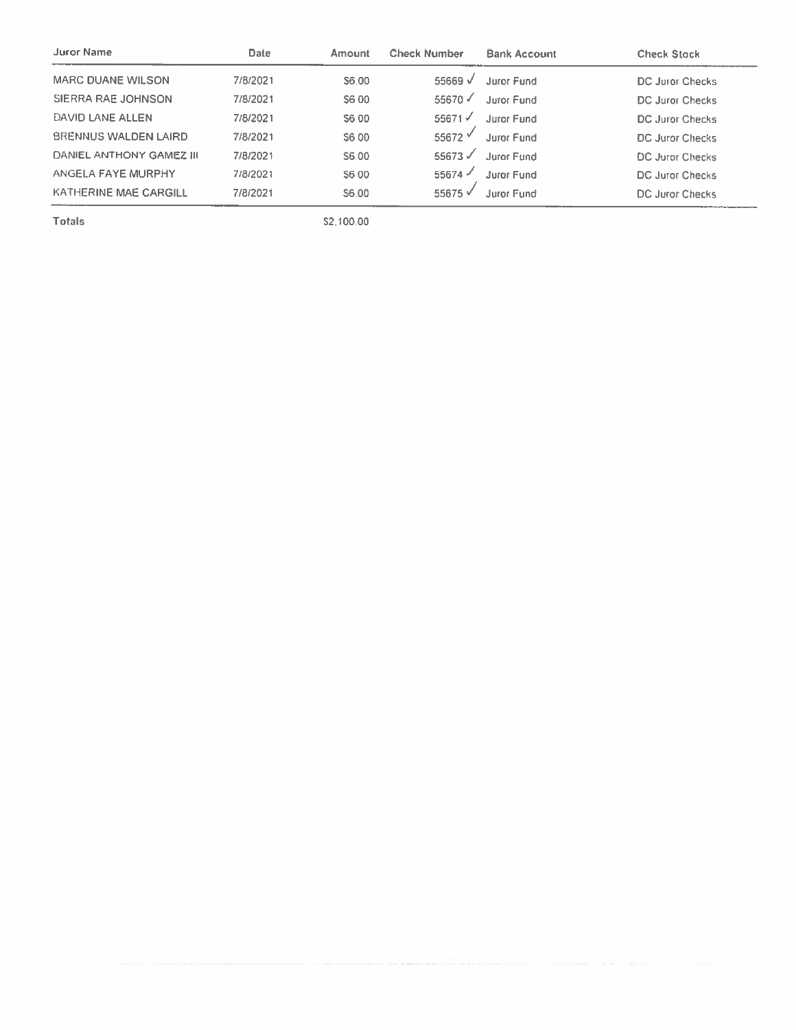| Juror Name | Date | Amount | Check Number | Bank Account | Check Stock |
|---|---|---|---|---|---|
| MARC DUANE WILSON | 7/8/2021 | $6.00 | 55669 ✓ | Juror Fund | DC Juror Checks |
| SIERRA RAE JOHNSON | 7/8/2021 | $6.00 | 55670 ✓ | Juror Fund | DC Juror Checks |
| DAVID LANE ALLEN | 7/8/2021 | $6.00 | 55671 ✓ | Juror Fund | DC Juror Checks |
| BRENNUS WALDEN LAIRD | 7/8/2021 | $6.00 | 55672 ✓ | Juror Fund | DC Juror Checks |
| DANIEL ANTHONY GAMEZ III | 7/8/2021 | $6.00 | 55673 ✓ | Juror Fund | DC Juror Checks |
| ANGELA FAYE MURPHY | 7/8/2021 | $6.00 | 55674 ✓ | Juror Fund | DC Juror Checks |
| KATHERINE MAE CARGILL | 7/8/2021 | $6.00 | 55675 ✓ | Juror Fund | DC Juror Checks |
| **Totals** | | $2,100.00 | | | |